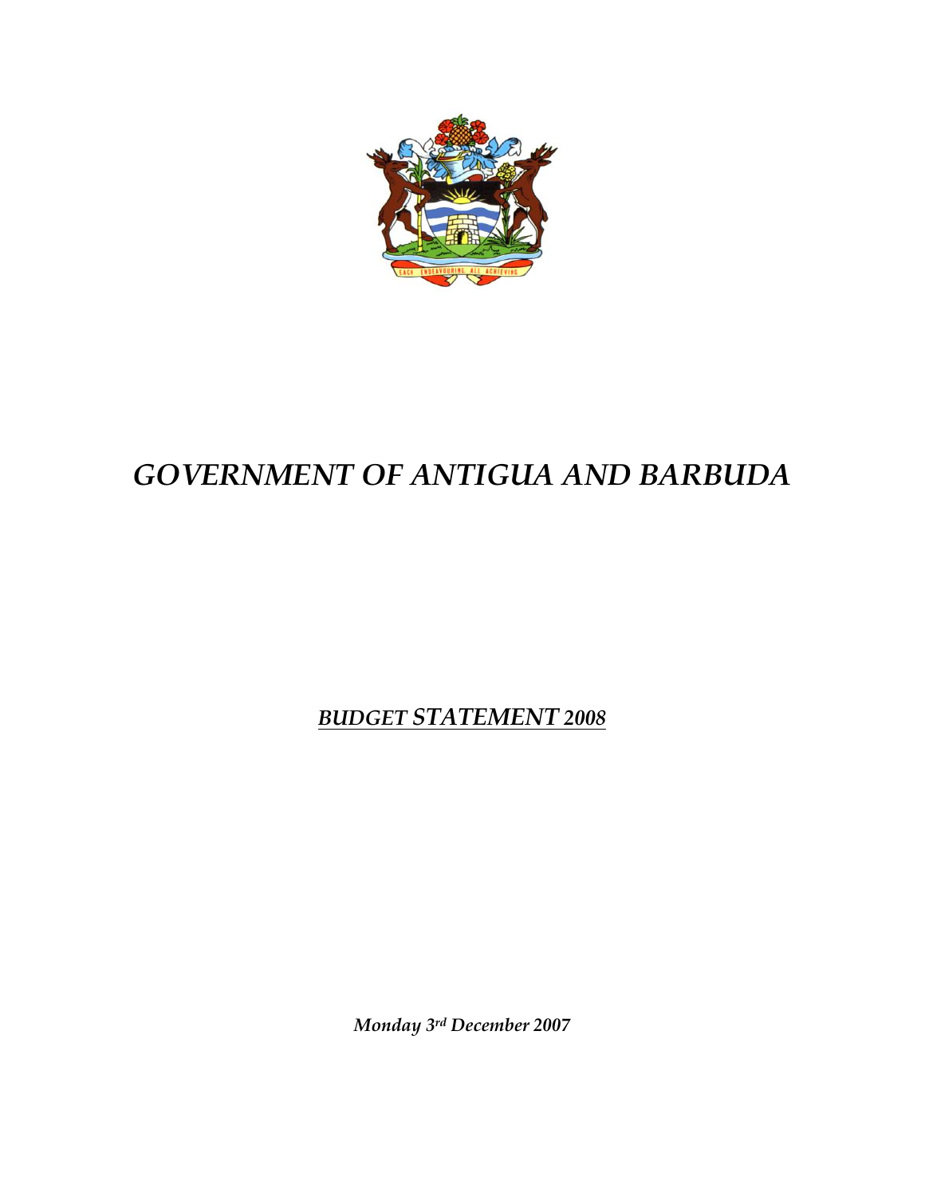# *GOVERNMENT OF ANTIGUA AND BARBUDA*

***BUDGET STATEMENT 2008***

***Monday 3rd December 2007***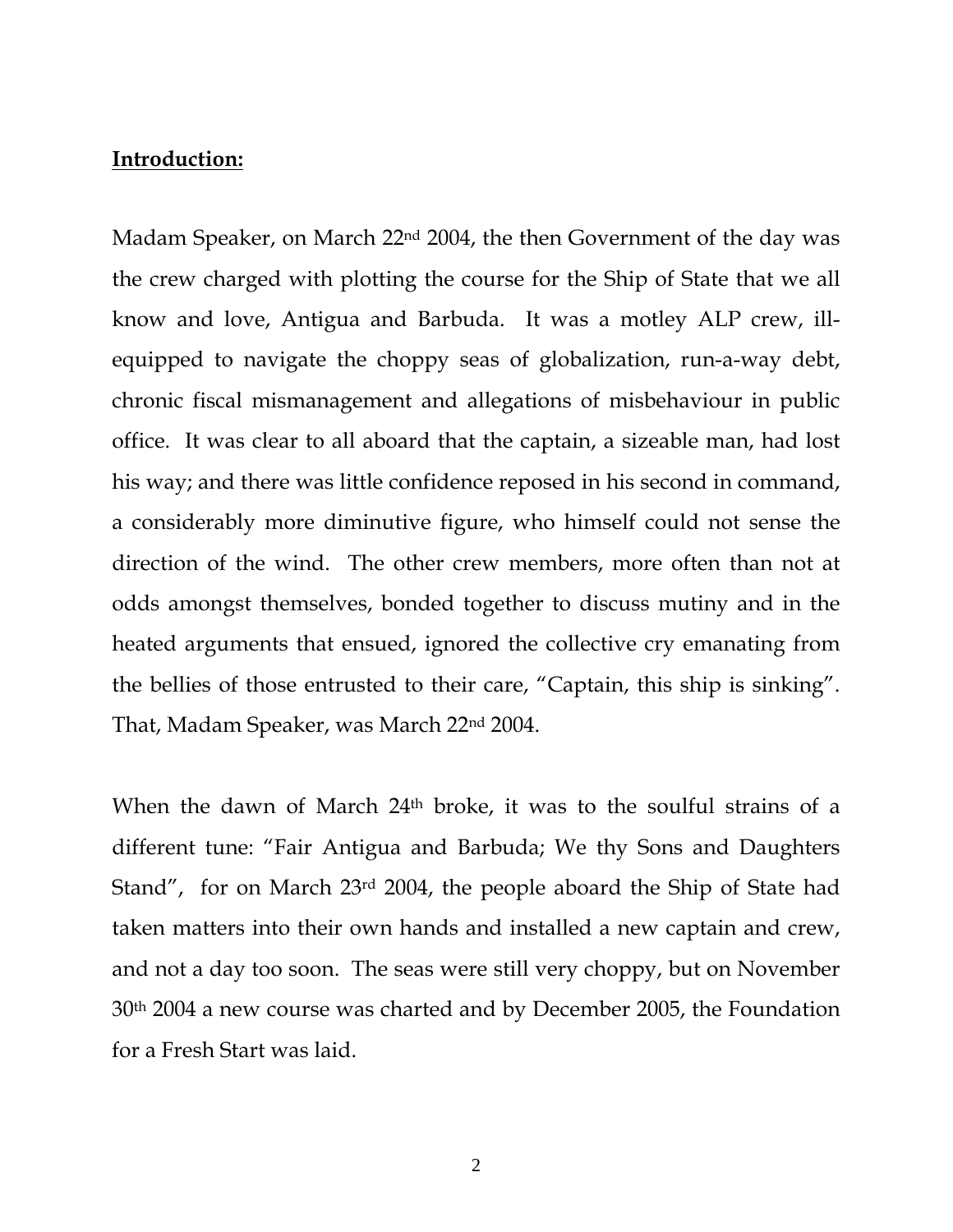**Introduction:**

Madam Speaker, on March 22nd 2004, the then Government of the day was the crew charged with plotting the course for the Ship of State that we all know and love, Antigua and Barbuda. It was a motley ALP crew, ill-equipped to navigate the choppy seas of globalization, run-a-way debt, chronic fiscal mismanagement and allegations of misbehaviour in public office. It was clear to all aboard that the captain, a sizeable man, had lost his way; and there was little confidence reposed in his second in command, a considerably more diminutive figure, who himself could not sense the direction of the wind. The other crew members, more often than not at odds amongst themselves, bonded together to discuss mutiny and in the heated arguments that ensued, ignored the collective cry emanating from the bellies of those entrusted to their care, "Captain, this ship is sinking". That, Madam Speaker, was March 22nd 2004.

When the dawn of March 24th broke, it was to the soulful strains of a different tune: "Fair Antigua and Barbuda; We thy Sons and Daughters Stand", for on March 23rd 2004, the people aboard the Ship of State had taken matters into their own hands and installed a new captain and crew, and not a day too soon. The seas were still very choppy, but on November 30th 2004 a new course was charted and by December 2005, the Foundation for a Fresh Start was laid.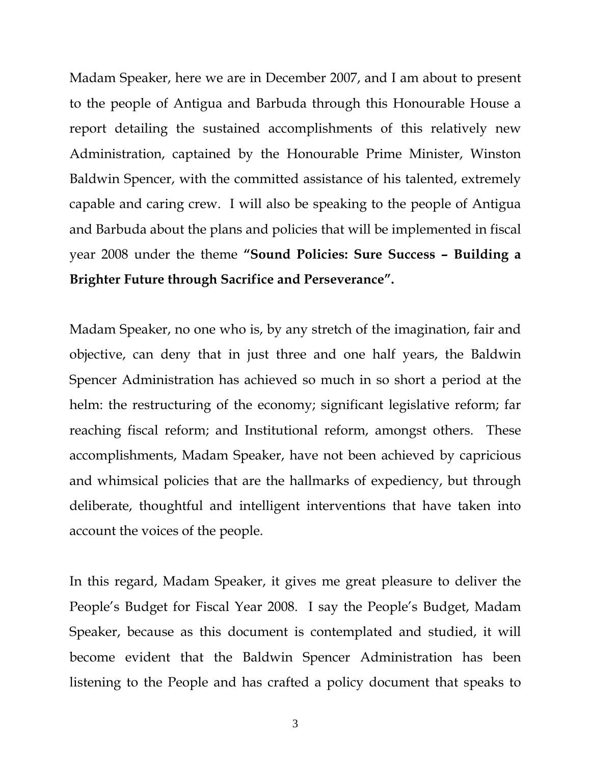Madam Speaker, here we are in December 2007, and I am about to present to the people of Antigua and Barbuda through this Honourable House a report detailing the sustained accomplishments of this relatively new Administration, captained by the Honourable Prime Minister, Winston Baldwin Spencer, with the committed assistance of his talented, extremely capable and caring crew. I will also be speaking to the people of Antigua and Barbuda about the plans and policies that will be implemented in fiscal year 2008 under the theme **"Sound Policies: Sure Success – Building a Brighter Future through Sacrifice and Perseverance".**

Madam Speaker, no one who is, by any stretch of the imagination, fair and objective, can deny that in just three and one half years, the Baldwin Spencer Administration has achieved so much in so short a period at the helm: the restructuring of the economy; significant legislative reform; far reaching fiscal reform; and Institutional reform, amongst others. These accomplishments, Madam Speaker, have not been achieved by capricious and whimsical policies that are the hallmarks of expediency, but through deliberate, thoughtful and intelligent interventions that have taken into account the voices of the people.

In this regard, Madam Speaker, it gives me great pleasure to deliver the People's Budget for Fiscal Year 2008. I say the People's Budget, Madam Speaker, because as this document is contemplated and studied, it will become evident that the Baldwin Spencer Administration has been listening to the People and has crafted a policy document that speaks to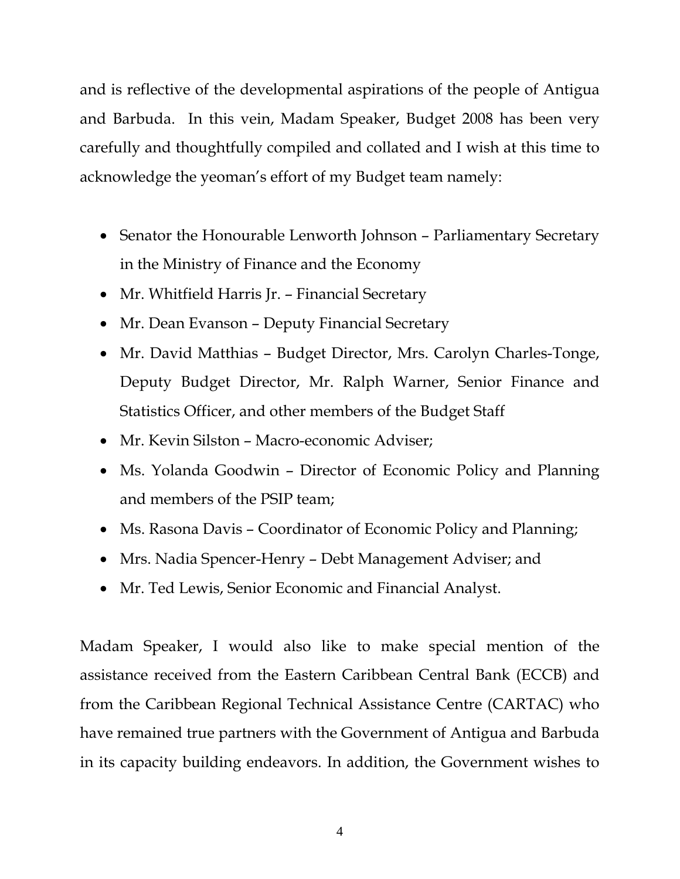and is reflective of the developmental aspirations of the people of Antigua and Barbuda. In this vein, Madam Speaker, Budget 2008 has been very carefully and thoughtfully compiled and collated and I wish at this time to acknowledge the yeoman's effort of my Budget team namely:

- Senator the Honourable Lenworth Johnson – Parliamentary Secretary in the Ministry of Finance and the Economy
- Mr. Whitfield Harris Jr. – Financial Secretary
- Mr. Dean Evanson – Deputy Financial Secretary
- Mr. David Matthias – Budget Director, Mrs. Carolyn Charles-Tonge, Deputy Budget Director, Mr. Ralph Warner, Senior Finance and Statistics Officer, and other members of the Budget Staff
- Mr. Kevin Silston – Macro-economic Adviser;
- Ms. Yolanda Goodwin – Director of Economic Policy and Planning and members of the PSIP team;
- Ms. Rasona Davis – Coordinator of Economic Policy and Planning;
- Mrs. Nadia Spencer-Henry – Debt Management Adviser; and
- Mr. Ted Lewis, Senior Economic and Financial Analyst.

Madam Speaker, I would also like to make special mention of the assistance received from the Eastern Caribbean Central Bank (ECCB) and from the Caribbean Regional Technical Assistance Centre (CARTAC) who have remained true partners with the Government of Antigua and Barbuda in its capacity building endeavors. In addition, the Government wishes to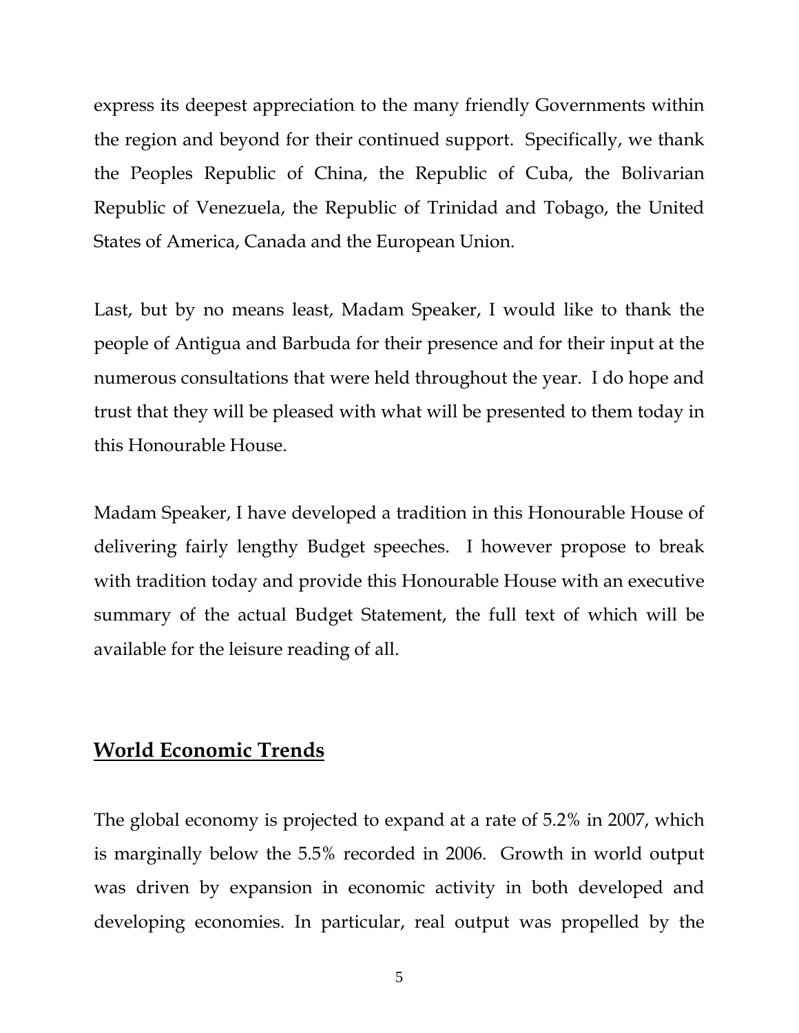express its deepest appreciation to the many friendly Governments within the region and beyond for their continued support. Specifically, we thank the Peoples Republic of China, the Republic of Cuba, the Bolivarian Republic of Venezuela, the Republic of Trinidad and Tobago, the United States of America, Canada and the European Union.

Last, but by no means least, Madam Speaker, I would like to thank the people of Antigua and Barbuda for their presence and for their input at the numerous consultations that were held throughout the year. I do hope and trust that they will be pleased with what will be presented to them today in this Honourable House.

Madam Speaker, I have developed a tradition in this Honourable House of delivering fairly lengthy Budget speeches. I however propose to break with tradition today and provide this Honourable House with an executive summary of the actual Budget Statement, the full text of which will be available for the leisure reading of all.

## World Economic Trends

The global economy is projected to expand at a rate of 5.2% in 2007, which is marginally below the 5.5% recorded in 2006. Growth in world output was driven by expansion in economic activity in both developed and developing economies. In particular, real output was propelled by the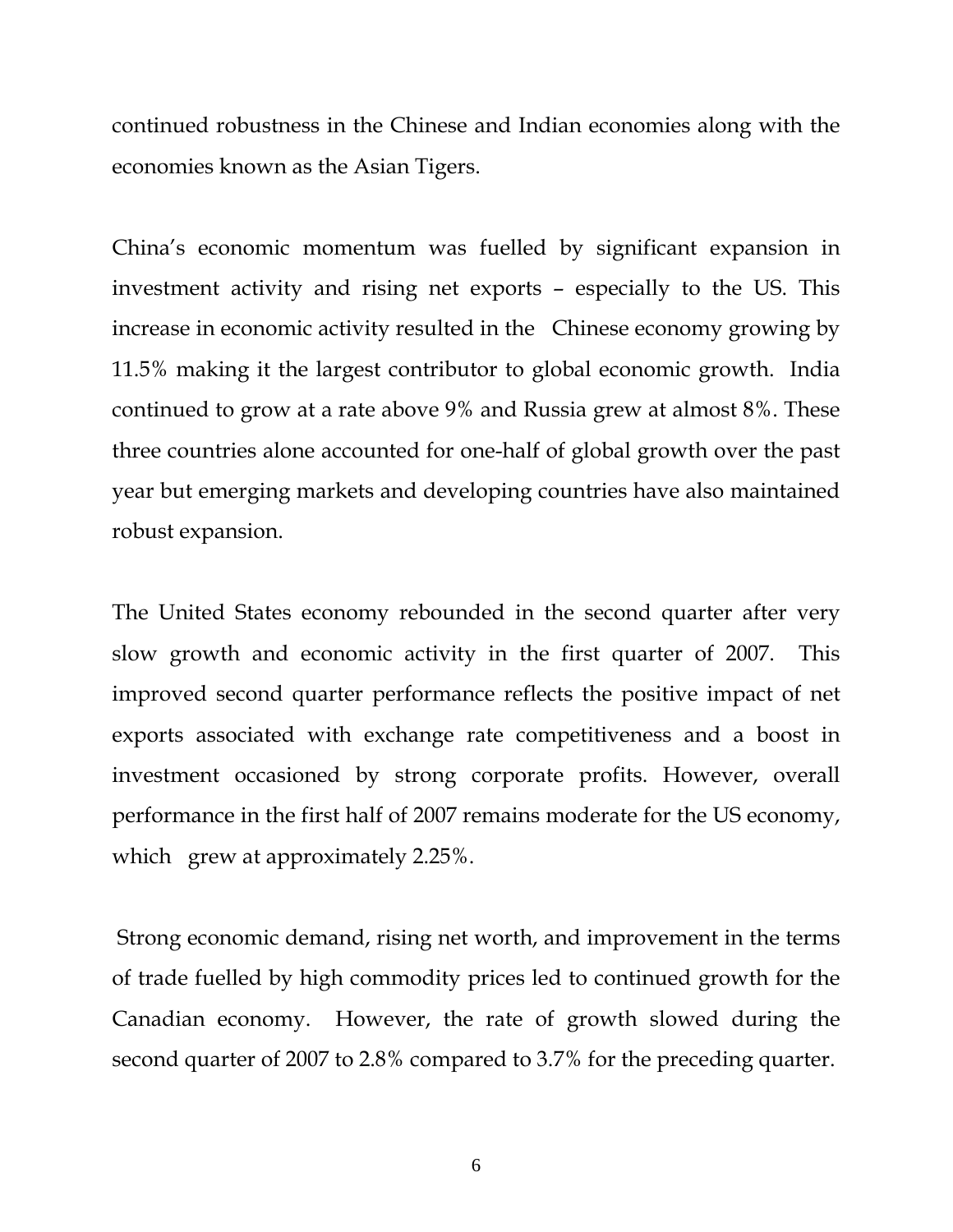continued robustness in the Chinese and Indian economies along with the economies known as the Asian Tigers.

China's economic momentum was fuelled by significant expansion in investment activity and rising net exports – especially to the US. This increase in economic activity resulted in the Chinese economy growing by 11.5% making it the largest contributor to global economic growth. India continued to grow at a rate above 9% and Russia grew at almost 8%. These three countries alone accounted for one-half of global growth over the past year but emerging markets and developing countries have also maintained robust expansion.

The United States economy rebounded in the second quarter after very slow growth and economic activity in the first quarter of 2007. This improved second quarter performance reflects the positive impact of net exports associated with exchange rate competitiveness and a boost in investment occasioned by strong corporate profits. However, overall performance in the first half of 2007 remains moderate for the US economy, which grew at approximately 2.25%.

Strong economic demand, rising net worth, and improvement in the terms of trade fuelled by high commodity prices led to continued growth for the Canadian economy. However, the rate of growth slowed during the second quarter of 2007 to 2.8% compared to 3.7% for the preceding quarter.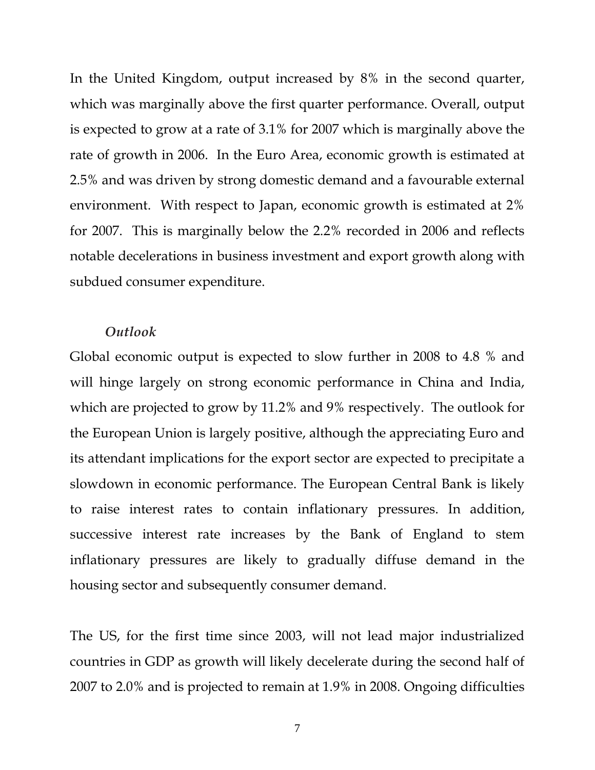In the United Kingdom, output increased by 8% in the second quarter, which was marginally above the first quarter performance. Overall, output is expected to grow at a rate of 3.1% for 2007 which is marginally above the rate of growth in 2006. In the Euro Area, economic growth is estimated at 2.5% and was driven by strong domestic demand and a favourable external environment. With respect to Japan, economic growth is estimated at 2% for 2007. This is marginally below the 2.2% recorded in 2006 and reflects notable decelerations in business investment and export growth along with subdued consumer expenditure.

***Outlook***

Global economic output is expected to slow further in 2008 to 4.8 % and will hinge largely on strong economic performance in China and India, which are projected to grow by 11.2% and 9% respectively. The outlook for the European Union is largely positive, although the appreciating Euro and its attendant implications for the export sector are expected to precipitate a slowdown in economic performance. The European Central Bank is likely to raise interest rates to contain inflationary pressures. In addition, successive interest rate increases by the Bank of England to stem inflationary pressures are likely to gradually diffuse demand in the housing sector and subsequently consumer demand.

The US, for the first time since 2003, will not lead major industrialized countries in GDP as growth will likely decelerate during the second half of 2007 to 2.0% and is projected to remain at 1.9% in 2008. Ongoing difficulties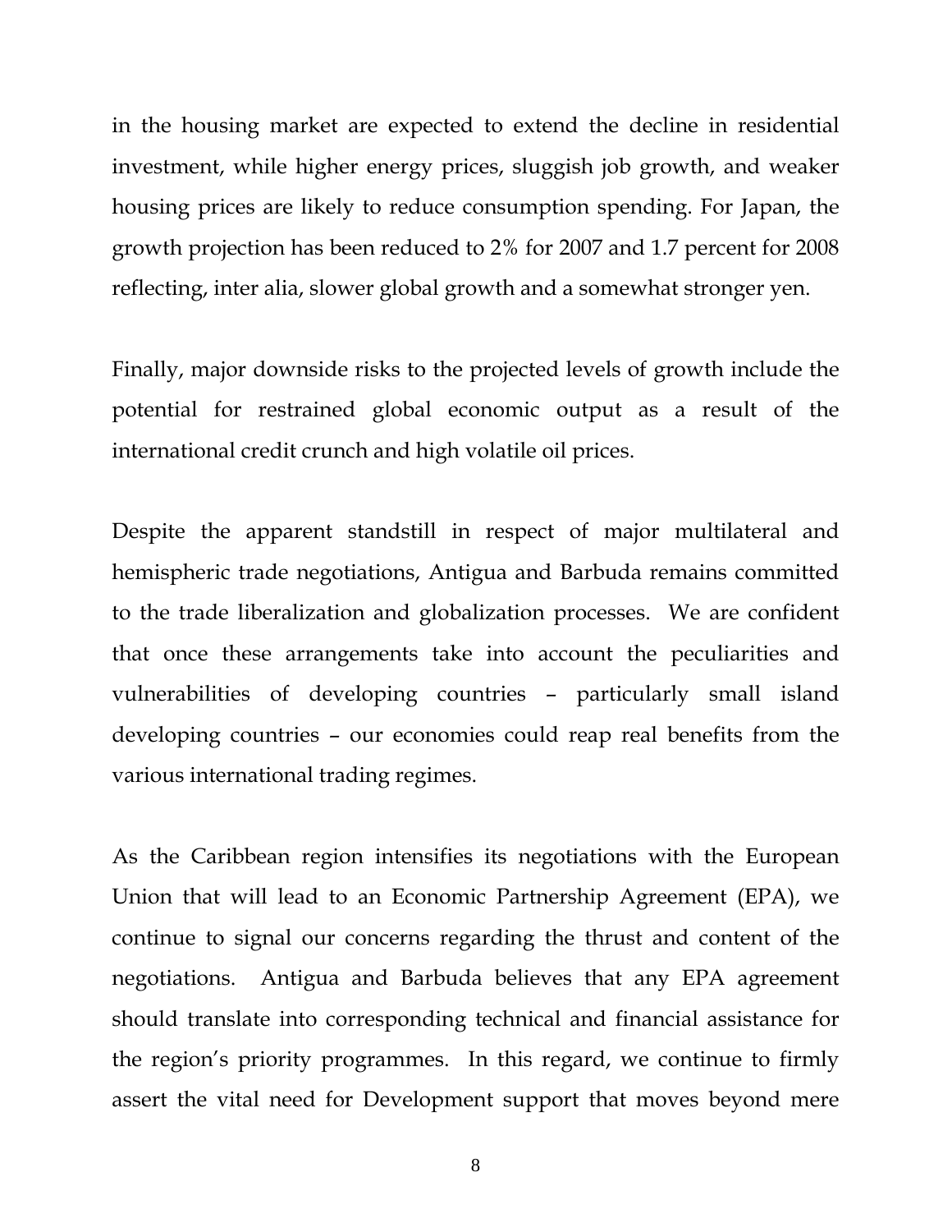in the housing market are expected to extend the decline in residential investment, while higher energy prices, sluggish job growth, and weaker housing prices are likely to reduce consumption spending. For Japan, the growth projection has been reduced to 2% for 2007 and 1.7 percent for 2008 reflecting, inter alia, slower global growth and a somewhat stronger yen.

Finally, major downside risks to the projected levels of growth include the potential for restrained global economic output as a result of the international credit crunch and high volatile oil prices.

Despite the apparent standstill in respect of major multilateral and hemispheric trade negotiations, Antigua and Barbuda remains committed to the trade liberalization and globalization processes. We are confident that once these arrangements take into account the peculiarities and vulnerabilities of developing countries – particularly small island developing countries – our economies could reap real benefits from the various international trading regimes.

As the Caribbean region intensifies its negotiations with the European Union that will lead to an Economic Partnership Agreement (EPA), we continue to signal our concerns regarding the thrust and content of the negotiations. Antigua and Barbuda believes that any EPA agreement should translate into corresponding technical and financial assistance for the region's priority programmes. In this regard, we continue to firmly assert the vital need for Development support that moves beyond mere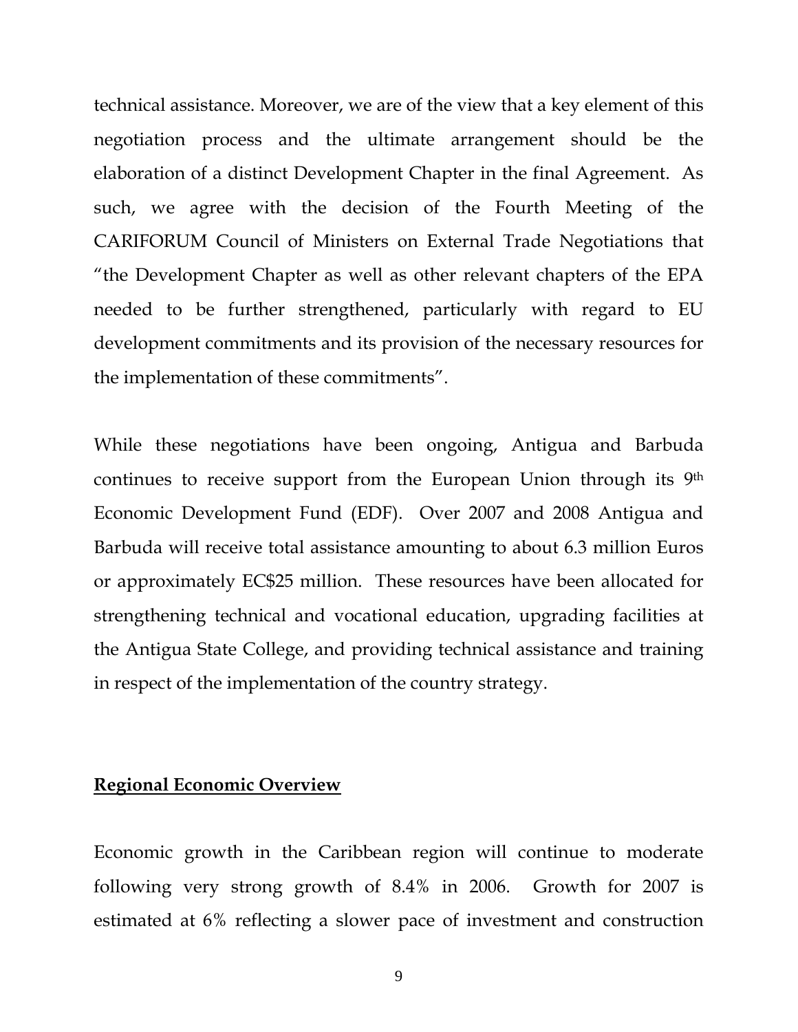technical assistance. Moreover, we are of the view that a key element of this negotiation process and the ultimate arrangement should be the elaboration of a distinct Development Chapter in the final Agreement. As such, we agree with the decision of the Fourth Meeting of the CARIFORUM Council of Ministers on External Trade Negotiations that "the Development Chapter as well as other relevant chapters of the EPA needed to be further strengthened, particularly with regard to EU development commitments and its provision of the necessary resources for the implementation of these commitments".

While these negotiations have been ongoing, Antigua and Barbuda continues to receive support from the European Union through its 9th Economic Development Fund (EDF). Over 2007 and 2008 Antigua and Barbuda will receive total assistance amounting to about 6.3 million Euros or approximately EC$25 million. These resources have been allocated for strengthening technical and vocational education, upgrading facilities at the Antigua State College, and providing technical assistance and training in respect of the implementation of the country strategy.

## Regional Economic Overview

Economic growth in the Caribbean region will continue to moderate following very strong growth of 8.4% in 2006. Growth for 2007 is estimated at 6% reflecting a slower pace of investment and construction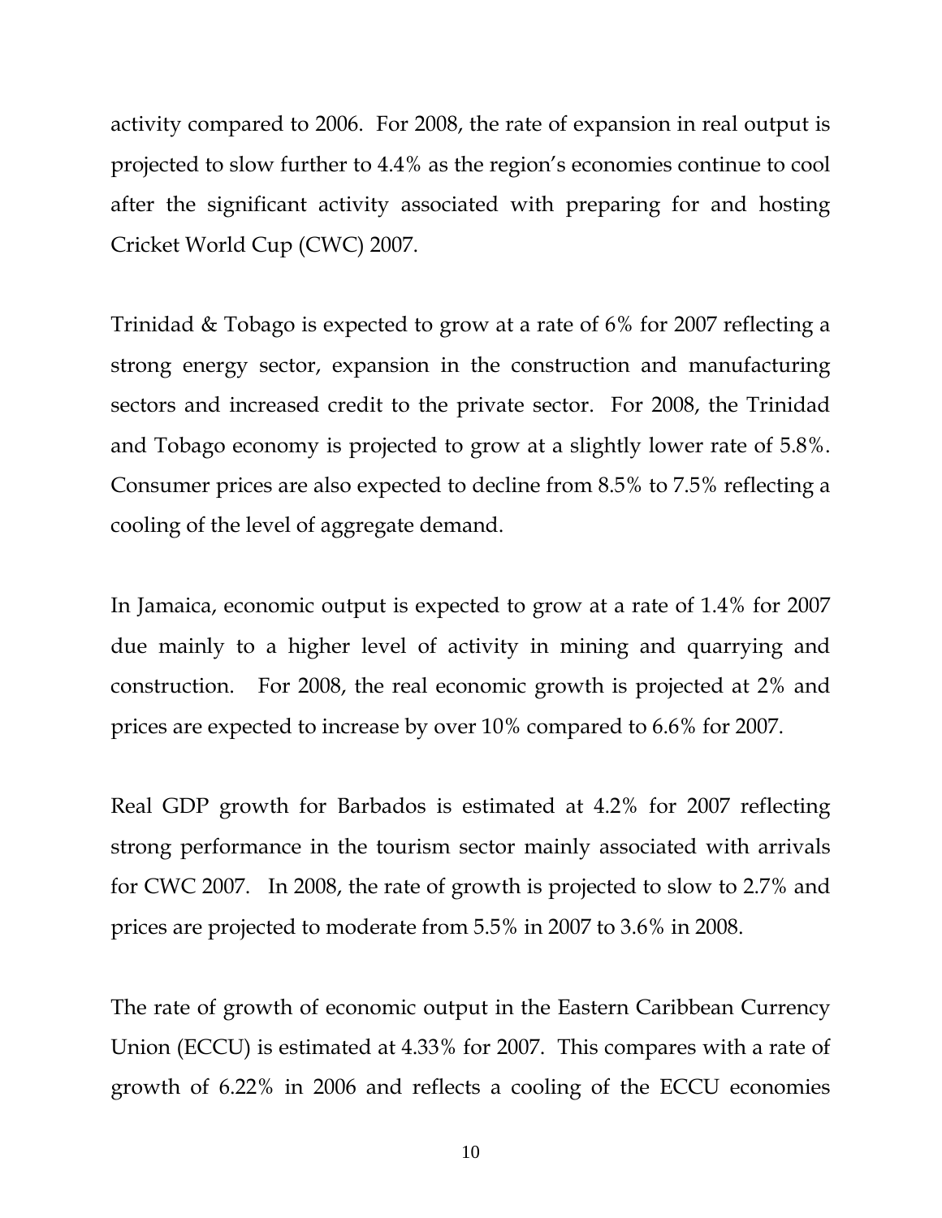activity compared to 2006. For 2008, the rate of expansion in real output is projected to slow further to 4.4% as the region's economies continue to cool after the significant activity associated with preparing for and hosting Cricket World Cup (CWC) 2007.

Trinidad & Tobago is expected to grow at a rate of 6% for 2007 reflecting a strong energy sector, expansion in the construction and manufacturing sectors and increased credit to the private sector. For 2008, the Trinidad and Tobago economy is projected to grow at a slightly lower rate of 5.8%. Consumer prices are also expected to decline from 8.5% to 7.5% reflecting a cooling of the level of aggregate demand.

In Jamaica, economic output is expected to grow at a rate of 1.4% for 2007 due mainly to a higher level of activity in mining and quarrying and construction. For 2008, the real economic growth is projected at 2% and prices are expected to increase by over 10% compared to 6.6% for 2007.

Real GDP growth for Barbados is estimated at 4.2% for 2007 reflecting strong performance in the tourism sector mainly associated with arrivals for CWC 2007. In 2008, the rate of growth is projected to slow to 2.7% and prices are projected to moderate from 5.5% in 2007 to 3.6% in 2008.

The rate of growth of economic output in the Eastern Caribbean Currency Union (ECCU) is estimated at 4.33% for 2007. This compares with a rate of growth of 6.22% in 2006 and reflects a cooling of the ECCU economies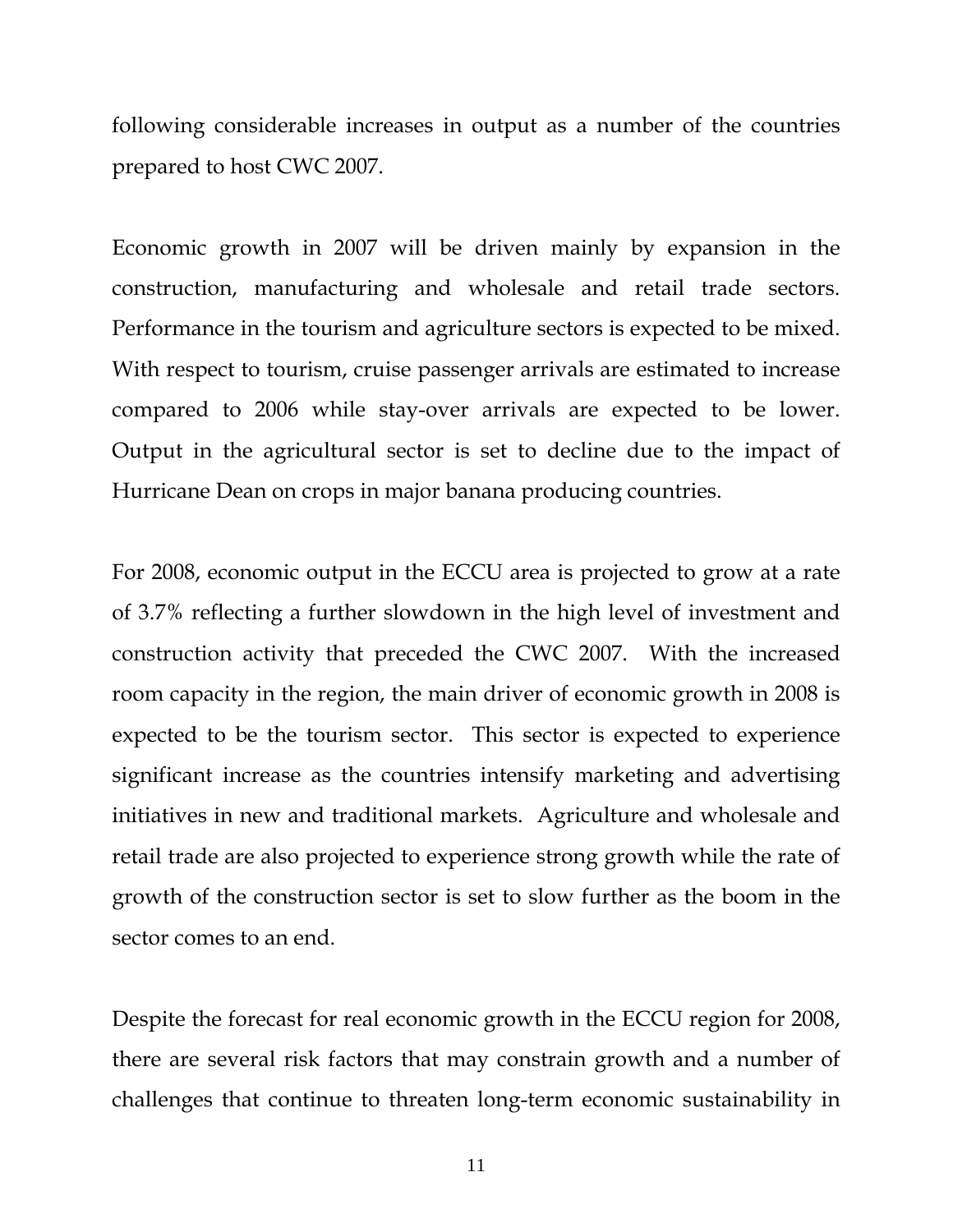following considerable increases in output as a number of the countries prepared to host CWC 2007.

Economic growth in 2007 will be driven mainly by expansion in the construction, manufacturing and wholesale and retail trade sectors. Performance in the tourism and agriculture sectors is expected to be mixed. With respect to tourism, cruise passenger arrivals are estimated to increase compared to 2006 while stay-over arrivals are expected to be lower. Output in the agricultural sector is set to decline due to the impact of Hurricane Dean on crops in major banana producing countries.

For 2008, economic output in the ECCU area is projected to grow at a rate of 3.7% reflecting a further slowdown in the high level of investment and construction activity that preceded the CWC 2007. With the increased room capacity in the region, the main driver of economic growth in 2008 is expected to be the tourism sector. This sector is expected to experience significant increase as the countries intensify marketing and advertising initiatives in new and traditional markets. Agriculture and wholesale and retail trade are also projected to experience strong growth while the rate of growth of the construction sector is set to slow further as the boom in the sector comes to an end.

Despite the forecast for real economic growth in the ECCU region for 2008, there are several risk factors that may constrain growth and a number of challenges that continue to threaten long-term economic sustainability in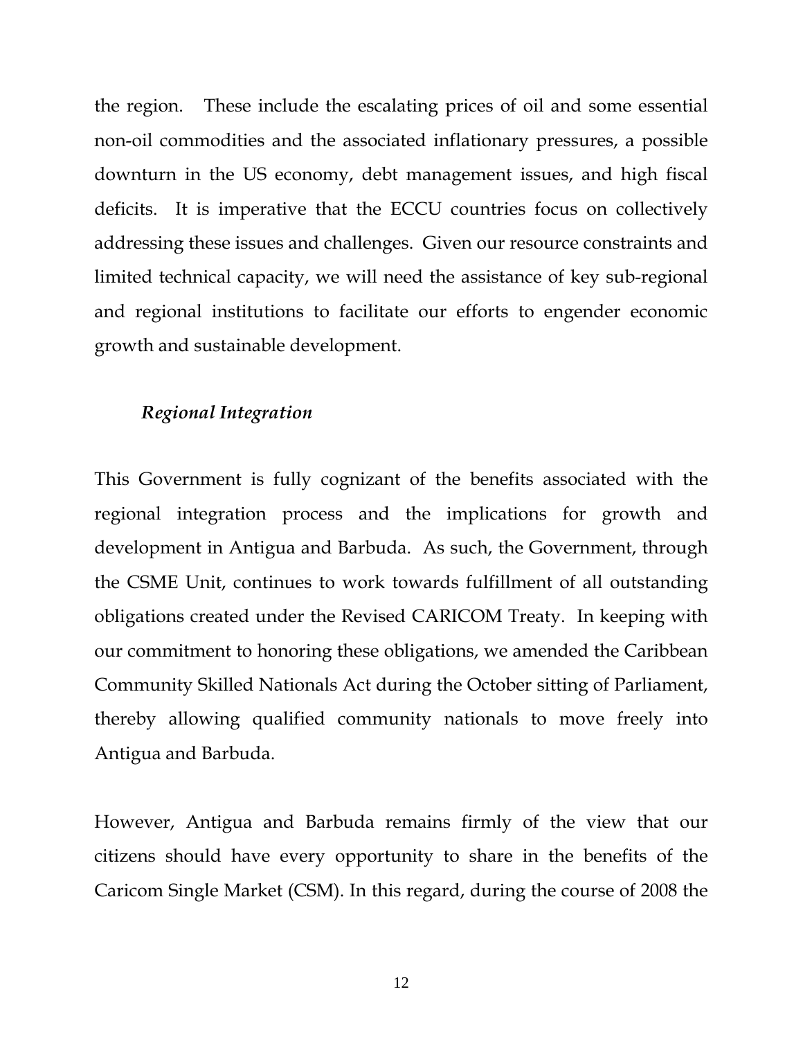the region. These include the escalating prices of oil and some essential non-oil commodities and the associated inflationary pressures, a possible downturn in the US economy, debt management issues, and high fiscal deficits. It is imperative that the ECCU countries focus on collectively addressing these issues and challenges. Given our resource constraints and limited technical capacity, we will need the assistance of key sub-regional and regional institutions to facilitate our efforts to engender economic growth and sustainable development.

### *Regional Integration*

This Government is fully cognizant of the benefits associated with the regional integration process and the implications for growth and development in Antigua and Barbuda. As such, the Government, through the CSME Unit, continues to work towards fulfillment of all outstanding obligations created under the Revised CARICOM Treaty. In keeping with our commitment to honoring these obligations, we amended the Caribbean Community Skilled Nationals Act during the October sitting of Parliament, thereby allowing qualified community nationals to move freely into Antigua and Barbuda.

However, Antigua and Barbuda remains firmly of the view that our citizens should have every opportunity to share in the benefits of the Caricom Single Market (CSM). In this regard, during the course of 2008 the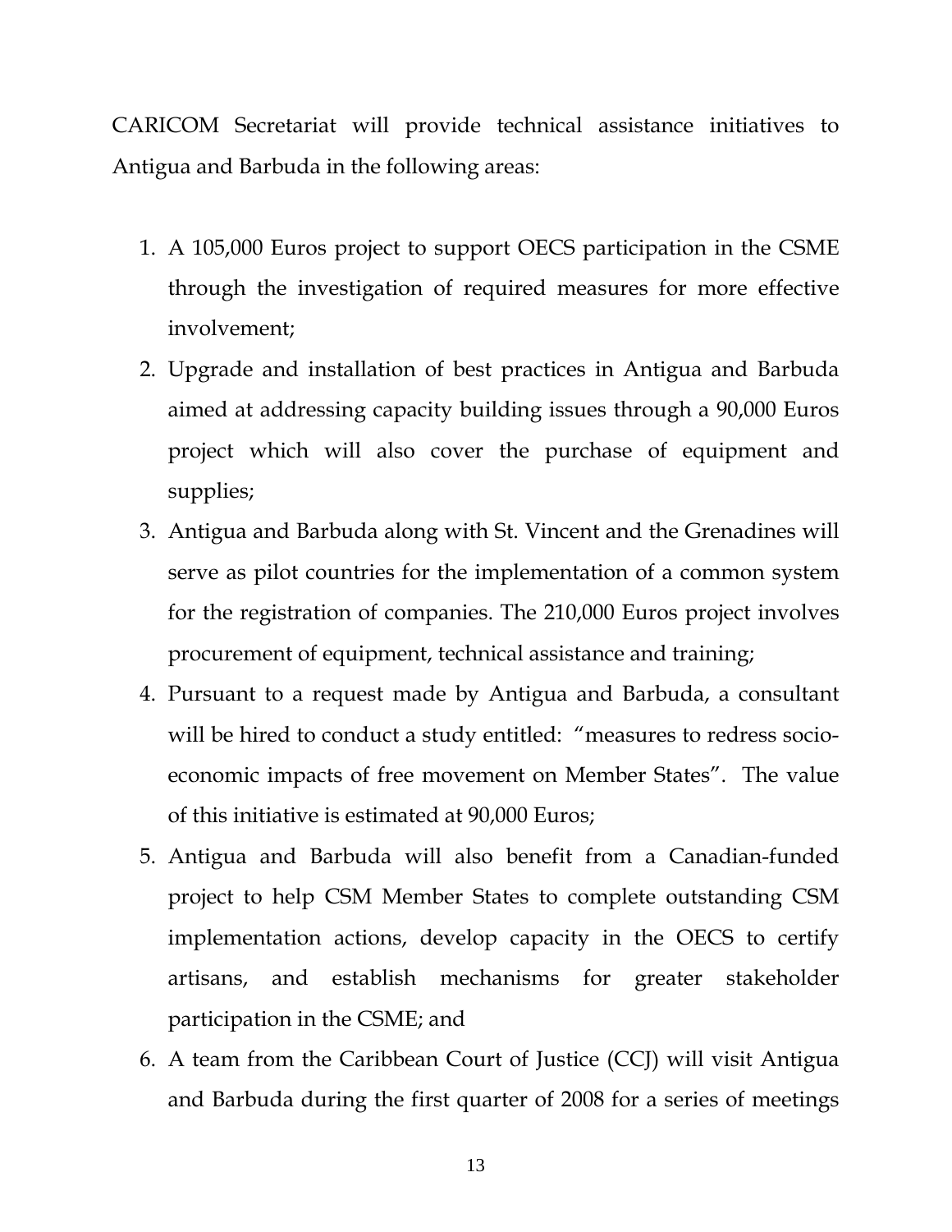CARICOM Secretariat will provide technical assistance initiatives to Antigua and Barbuda in the following areas:

1. A 105,000 Euros project to support OECS participation in the CSME through the investigation of required measures for more effective involvement;
2. Upgrade and installation of best practices in Antigua and Barbuda aimed at addressing capacity building issues through a 90,000 Euros project which will also cover the purchase of equipment and supplies;
3. Antigua and Barbuda along with St. Vincent and the Grenadines will serve as pilot countries for the implementation of a common system for the registration of companies. The 210,000 Euros project involves procurement of equipment, technical assistance and training;
4. Pursuant to a request made by Antigua and Barbuda, a consultant will be hired to conduct a study entitled: "measures to redress socio-economic impacts of free movement on Member States". The value of this initiative is estimated at 90,000 Euros;
5. Antigua and Barbuda will also benefit from a Canadian-funded project to help CSM Member States to complete outstanding CSM implementation actions, develop capacity in the OECS to certify artisans, and establish mechanisms for greater stakeholder participation in the CSME; and
6. A team from the Caribbean Court of Justice (CCJ) will visit Antigua and Barbuda during the first quarter of 2008 for a series of meetings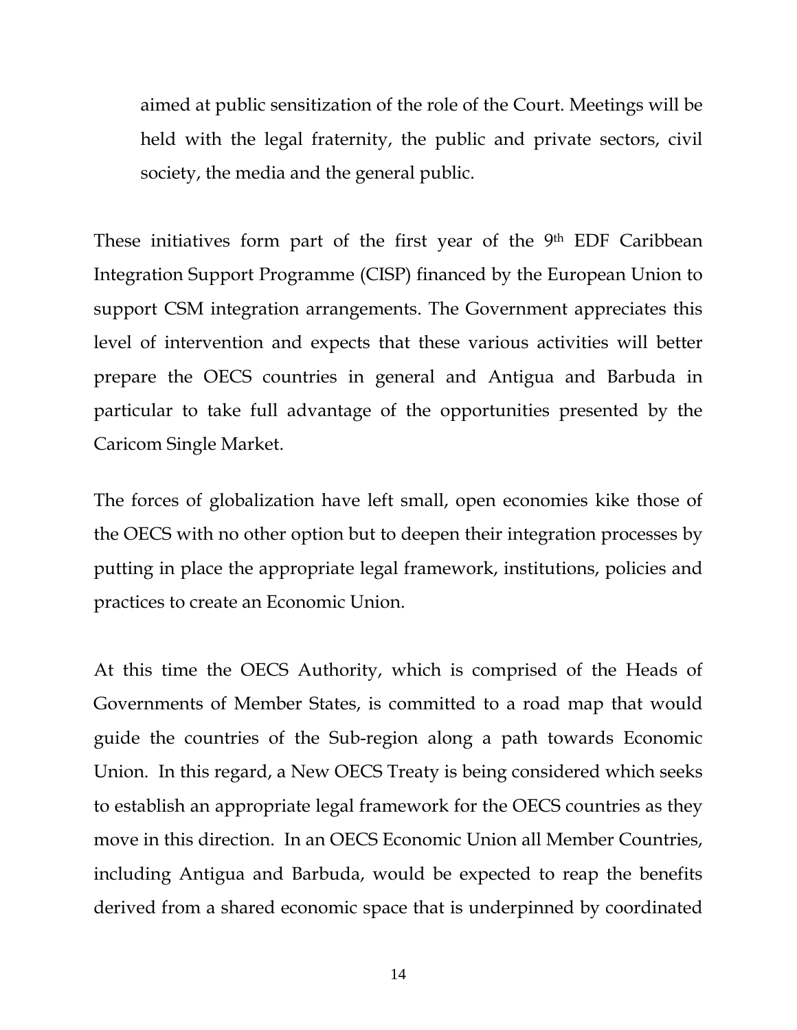aimed at public sensitization of the role of the Court. Meetings will be held with the legal fraternity, the public and private sectors, civil society, the media and the general public.

These initiatives form part of the first year of the 9th EDF Caribbean Integration Support Programme (CISP) financed by the European Union to support CSM integration arrangements. The Government appreciates this level of intervention and expects that these various activities will better prepare the OECS countries in general and Antigua and Barbuda in particular to take full advantage of the opportunities presented by the Caricom Single Market.

The forces of globalization have left small, open economies kike those of the OECS with no other option but to deepen their integration processes by putting in place the appropriate legal framework, institutions, policies and practices to create an Economic Union.

At this time the OECS Authority, which is comprised of the Heads of Governments of Member States, is committed to a road map that would guide the countries of the Sub-region along a path towards Economic Union. In this regard, a New OECS Treaty is being considered which seeks to establish an appropriate legal framework for the OECS countries as they move in this direction. In an OECS Economic Union all Member Countries, including Antigua and Barbuda, would be expected to reap the benefits derived from a shared economic space that is underpinned by coordinated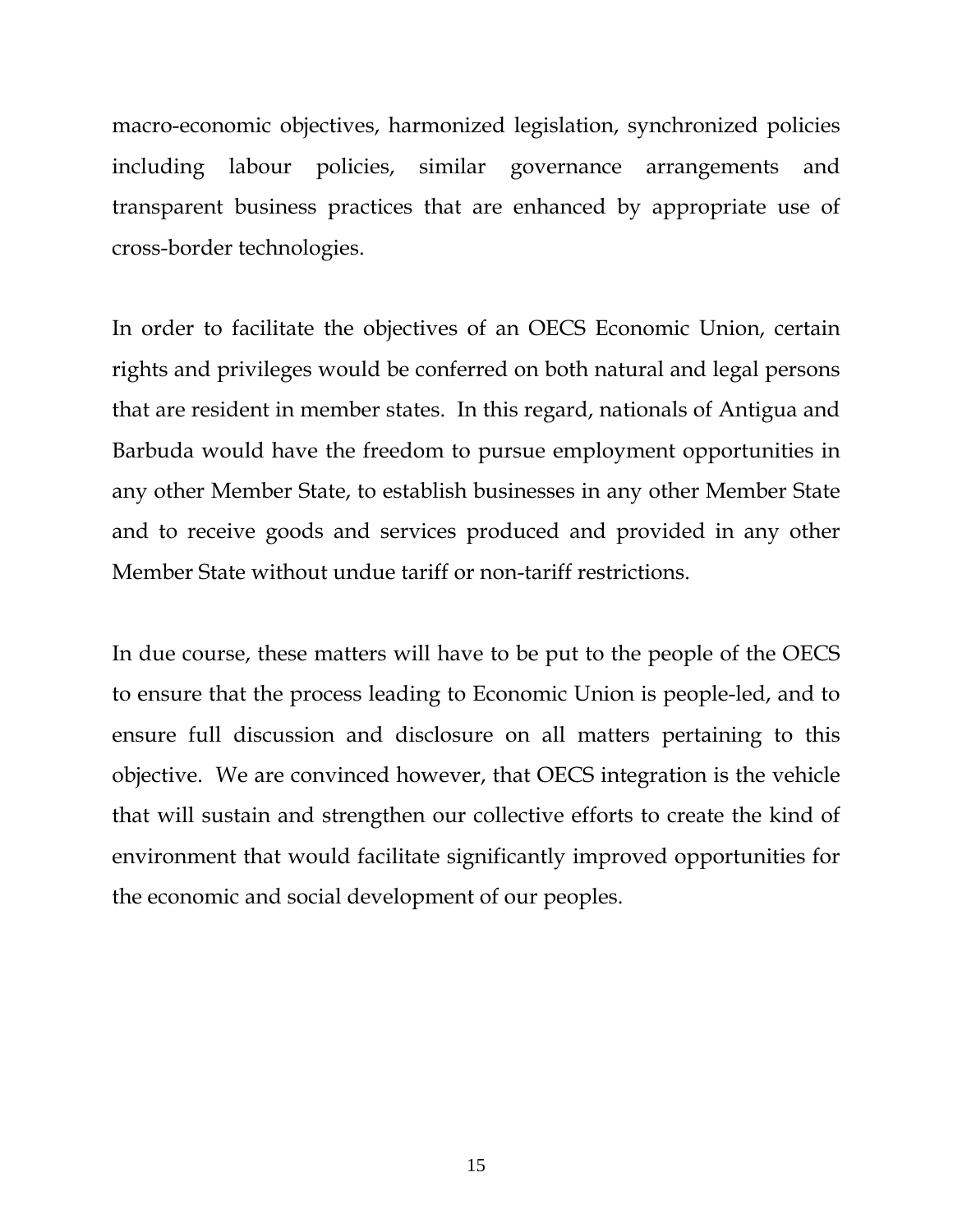macro-economic objectives, harmonized legislation, synchronized policies including labour policies, similar governance arrangements and transparent business practices that are enhanced by appropriate use of cross-border technologies.

In order to facilitate the objectives of an OECS Economic Union, certain rights and privileges would be conferred on both natural and legal persons that are resident in member states. In this regard, nationals of Antigua and Barbuda would have the freedom to pursue employment opportunities in any other Member State, to establish businesses in any other Member State and to receive goods and services produced and provided in any other Member State without undue tariff or non-tariff restrictions.

In due course, these matters will have to be put to the people of the OECS to ensure that the process leading to Economic Union is people-led, and to ensure full discussion and disclosure on all matters pertaining to this objective. We are convinced however, that OECS integration is the vehicle that will sustain and strengthen our collective efforts to create the kind of environment that would facilitate significantly improved opportunities for the economic and social development of our peoples.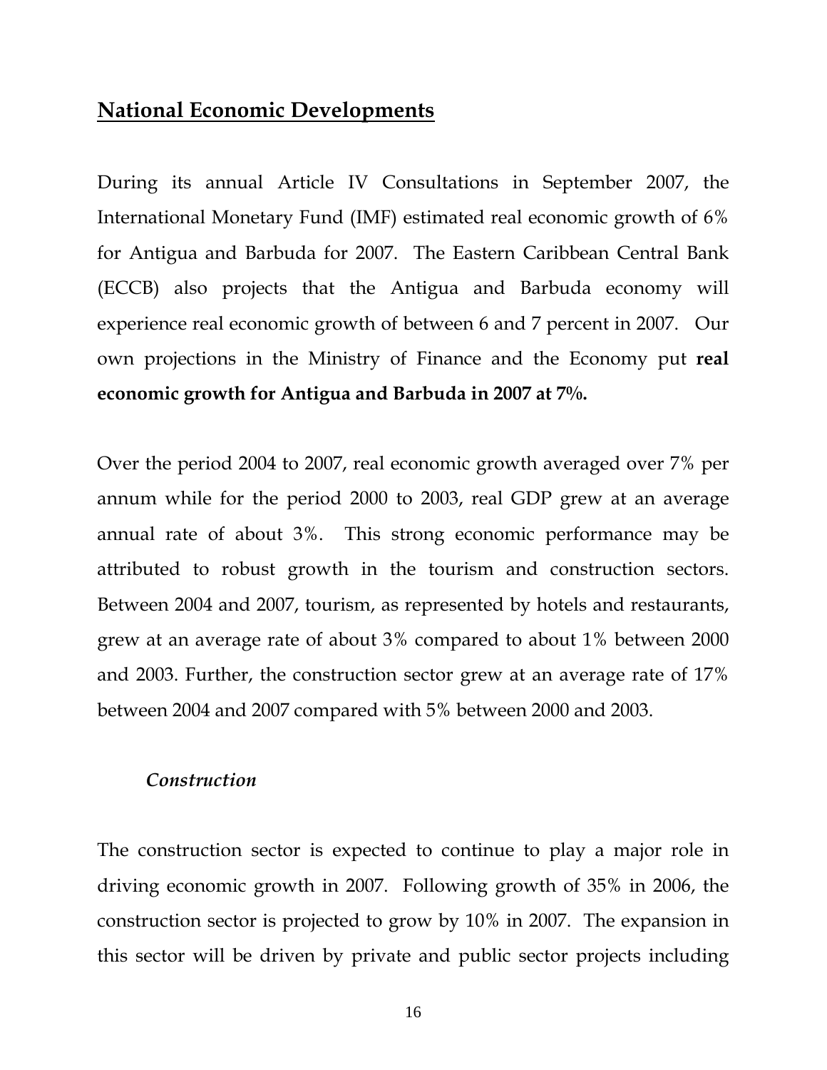## National Economic Developments

During its annual Article IV Consultations in September 2007, the International Monetary Fund (IMF) estimated real economic growth of 6% for Antigua and Barbuda for 2007. The Eastern Caribbean Central Bank (ECCB) also projects that the Antigua and Barbuda economy will experience real economic growth of between 6 and 7 percent in 2007. Our own projections in the Ministry of Finance and the Economy put **real economic growth for Antigua and Barbuda in 2007 at 7%.**

Over the period 2004 to 2007, real economic growth averaged over 7% per annum while for the period 2000 to 2003, real GDP grew at an average annual rate of about 3%. This strong economic performance may be attributed to robust growth in the tourism and construction sectors. Between 2004 and 2007, tourism, as represented by hotels and restaurants, grew at an average rate of about 3% compared to about 1% between 2000 and 2003. Further, the construction sector grew at an average rate of 17% between 2004 and 2007 compared with 5% between 2000 and 2003.

### *Construction*

The construction sector is expected to continue to play a major role in driving economic growth in 2007. Following growth of 35% in 2006, the construction sector is projected to grow by 10% in 2007. The expansion in this sector will be driven by private and public sector projects including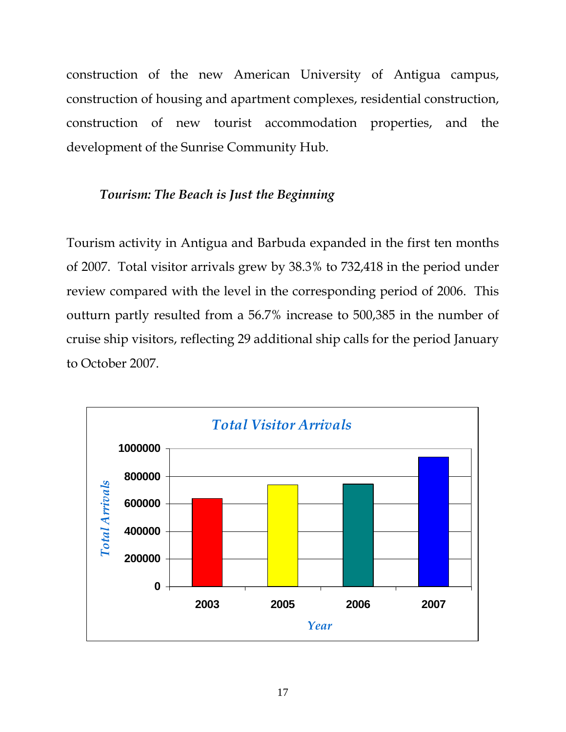construction of the new American University of Antigua campus, construction of housing and apartment complexes, residential construction, construction of new tourist accommodation properties, and the development of the Sunrise Community Hub.

### *Tourism: The Beach is Just the Beginning*

Tourism activity in Antigua and Barbuda expanded in the first ten months of 2007. Total visitor arrivals grew by 38.3% to 732,418 in the period under review compared with the level in the corresponding period of 2006. This outturn partly resulted from a 56.7% increase to 500,385 in the number of cruise ship visitors, reflecting 29 additional ship calls for the period January to October 2007.

*Total Visitor Arrivals*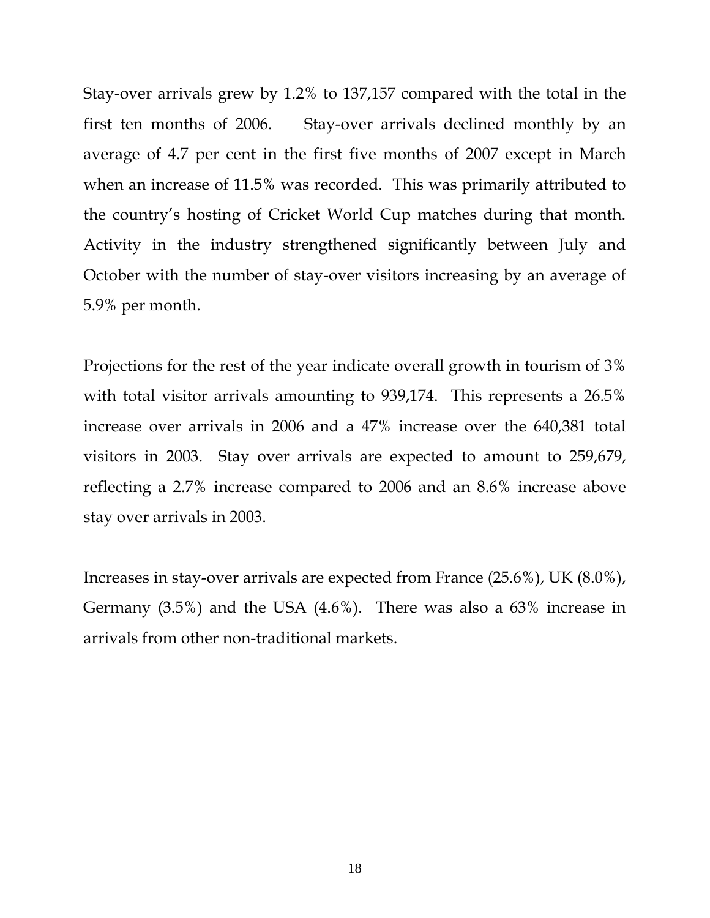Stay-over arrivals grew by 1.2% to 137,157 compared with the total in the first ten months of 2006. Stay-over arrivals declined monthly by an average of 4.7 per cent in the first five months of 2007 except in March when an increase of 11.5% was recorded. This was primarily attributed to the country's hosting of Cricket World Cup matches during that month. Activity in the industry strengthened significantly between July and October with the number of stay-over visitors increasing by an average of 5.9% per month.

Projections for the rest of the year indicate overall growth in tourism of 3% with total visitor arrivals amounting to 939,174. This represents a 26.5% increase over arrivals in 2006 and a 47% increase over the 640,381 total visitors in 2003. Stay over arrivals are expected to amount to 259,679, reflecting a 2.7% increase compared to 2006 and an 8.6% increase above stay over arrivals in 2003.

Increases in stay-over arrivals are expected from France (25.6%), UK (8.0%), Germany (3.5%) and the USA (4.6%). There was also a 63% increase in arrivals from other non-traditional markets.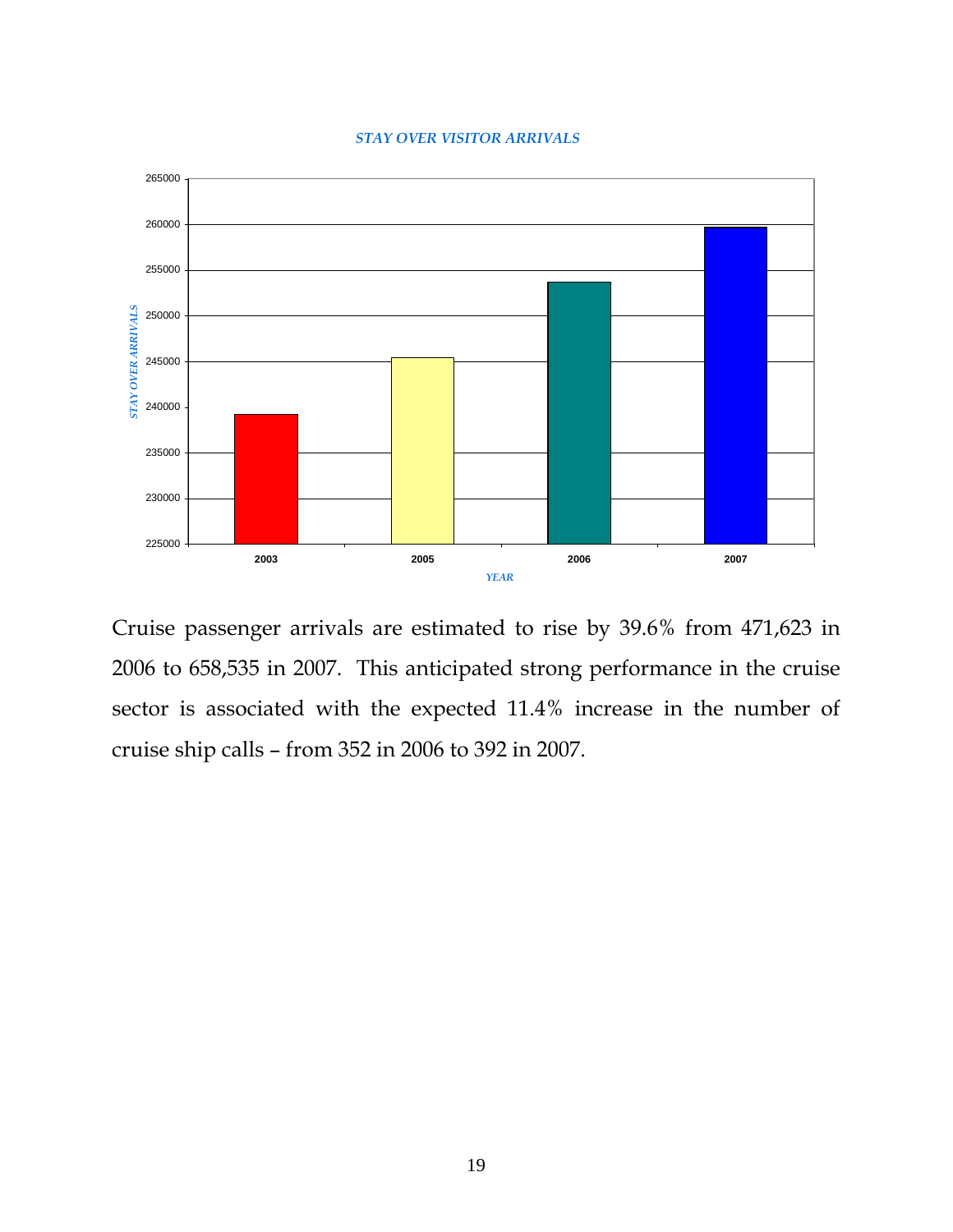*STAY OVER VISITOR ARRIVALS*

Cruise passenger arrivals are estimated to rise by 39.6% from 471,623 in 2006 to 658,535 in 2007. This anticipated strong performance in the cruise sector is associated with the expected 11.4% increase in the number of cruise ship calls – from 352 in 2006 to 392 in 2007.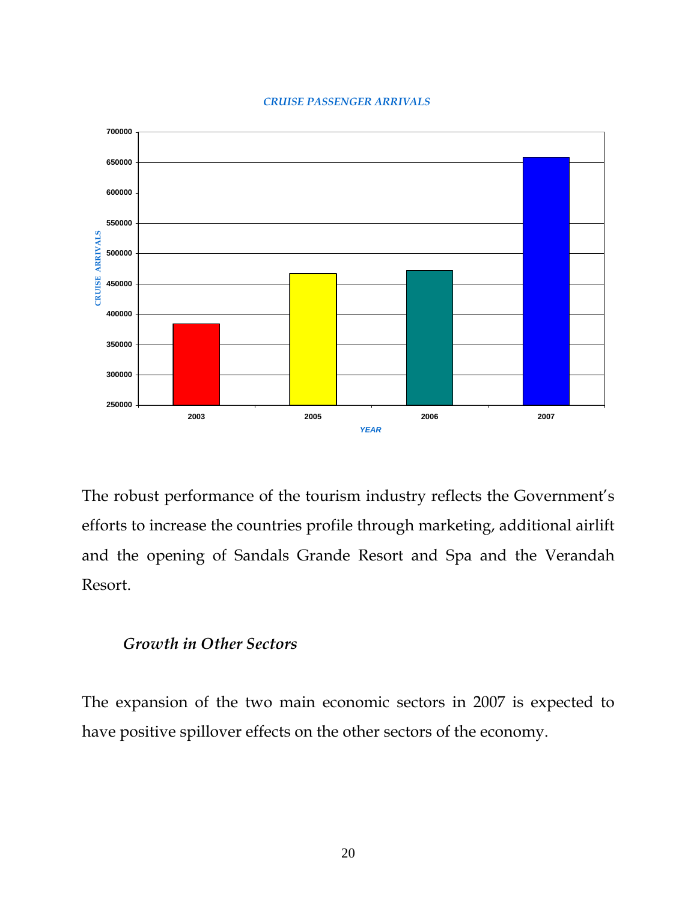*CRUISE PASSENGER ARRIVALS*

The robust performance of the tourism industry reflects the Government's efforts to increase the countries profile through marketing, additional airlift and the opening of Sandals Grande Resort and Spa and the Verandah Resort.

### *Growth in Other Sectors*

The expansion of the two main economic sectors in 2007 is expected to have positive spillover effects on the other sectors of the economy.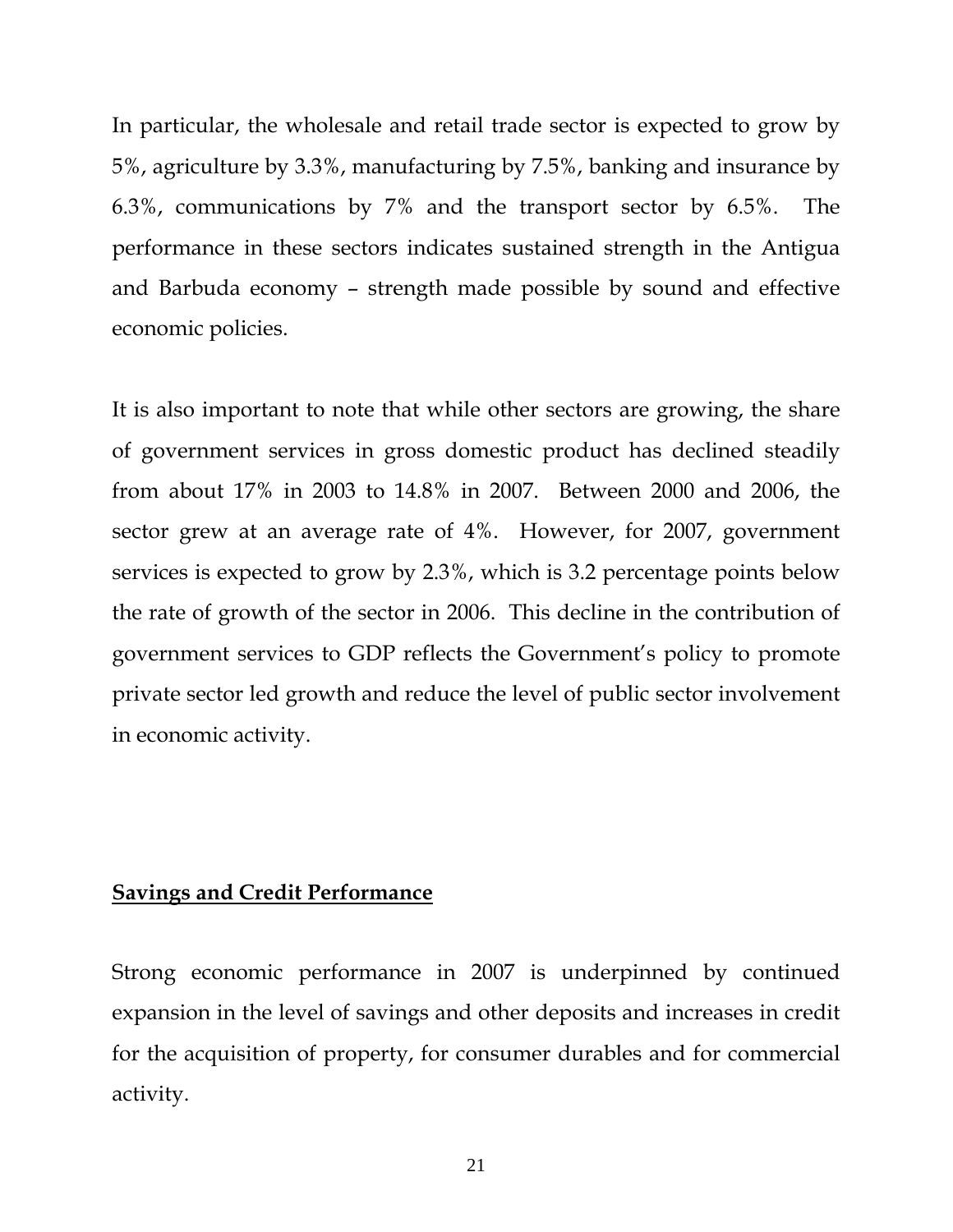In particular, the wholesale and retail trade sector is expected to grow by 5%, agriculture by 3.3%, manufacturing by 7.5%, banking and insurance by 6.3%, communications by 7% and the transport sector by 6.5%. The performance in these sectors indicates sustained strength in the Antigua and Barbuda economy – strength made possible by sound and effective economic policies.

It is also important to note that while other sectors are growing, the share of government services in gross domestic product has declined steadily from about 17% in 2003 to 14.8% in 2007. Between 2000 and 2006, the sector grew at an average rate of 4%. However, for 2007, government services is expected to grow by 2.3%, which is 3.2 percentage points below the rate of growth of the sector in 2006. This decline in the contribution of government services to GDP reflects the Government's policy to promote private sector led growth and reduce the level of public sector involvement in economic activity.

## Savings and Credit Performance

Strong economic performance in 2007 is underpinned by continued expansion in the level of savings and other deposits and increases in credit for the acquisition of property, for consumer durables and for commercial activity.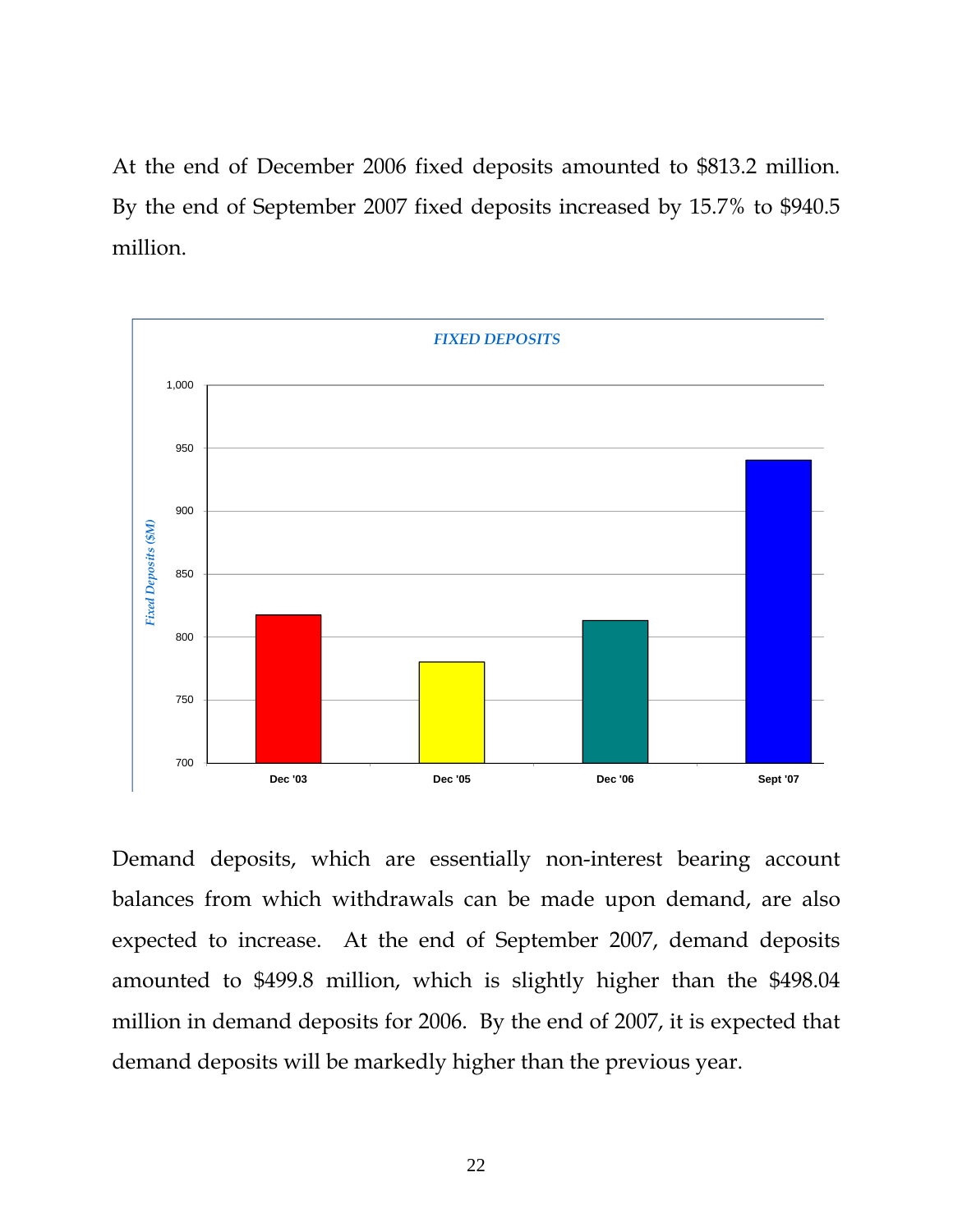At the end of December 2006 fixed deposits amounted to $813.2 million. By the end of September 2007 fixed deposits increased by 15.7% to $940.5 million.

**FIXED DEPOSITS**

Fixed Deposits ($M)

1,000
950
900
850
800
750
700

Dec '03 | Dec '05 | Dec '06 | Sept '07

Demand deposits, which are essentially non-interest bearing account balances from which withdrawals can be made upon demand, are also expected to increase. At the end of September 2007, demand deposits amounted to $499.8 million, which is slightly higher than the $498.04 million in demand deposits for 2006. By the end of 2007, it is expected that demand deposits will be markedly higher than the previous year.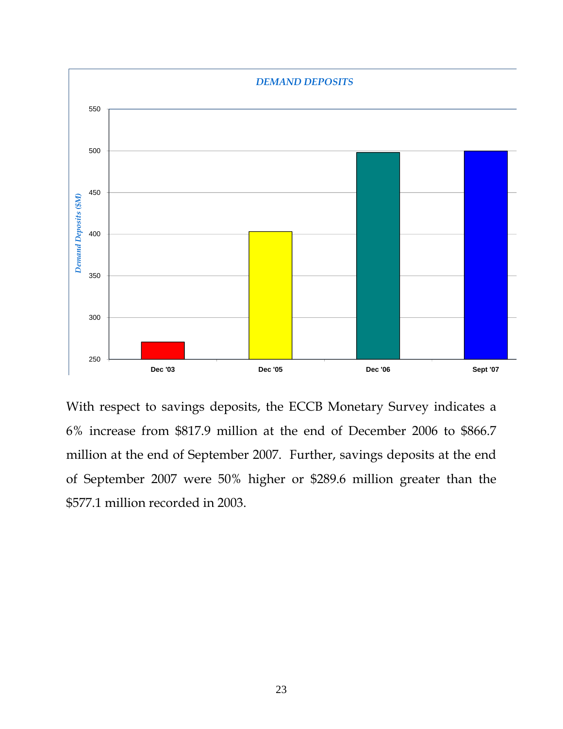DEMAND DEPOSITS

With respect to savings deposits, the ECCB Monetary Survey indicates a 6% increase from $817.9 million at the end of December 2006 to $866.7 million at the end of September 2007. Further, savings deposits at the end of September 2007 were 50% higher or $289.6 million greater than the $577.1 million recorded in 2003.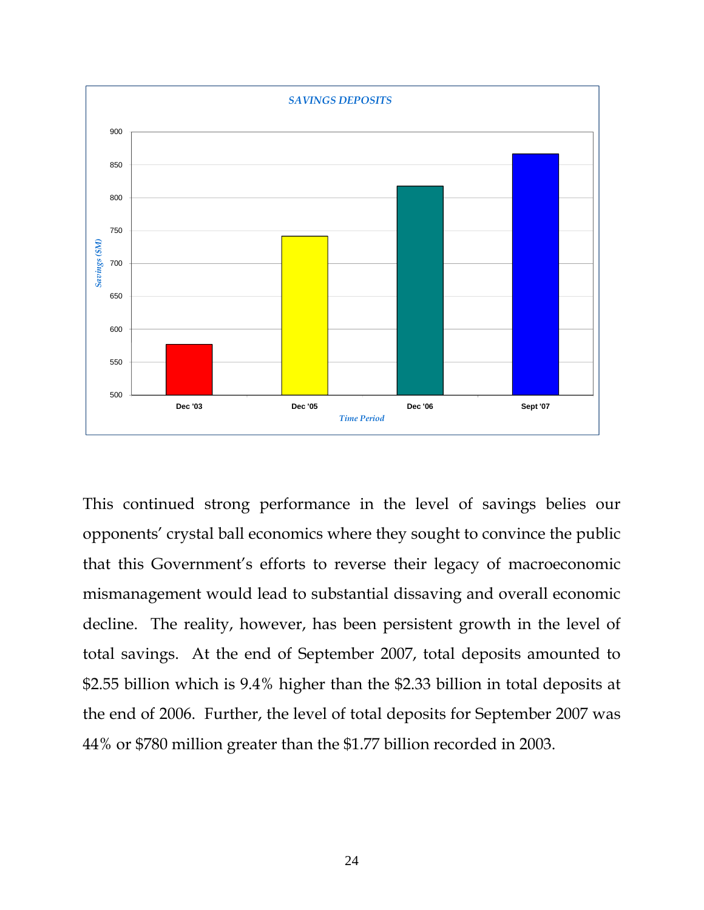**SAVINGS DEPOSITS**

This continued strong performance in the level of savings belies our opponents' crystal ball economics where they sought to convince the public that this Government's efforts to reverse their legacy of macroeconomic mismanagement would lead to substantial dissaving and overall economic decline. The reality, however, has been persistent growth in the level of total savings. At the end of September 2007, total deposits amounted to $2.55 billion which is 9.4% higher than the $2.33 billion in total deposits at the end of 2006. Further, the level of total deposits for September 2007 was 44% or $780 million greater than the $1.77 billion recorded in 2003.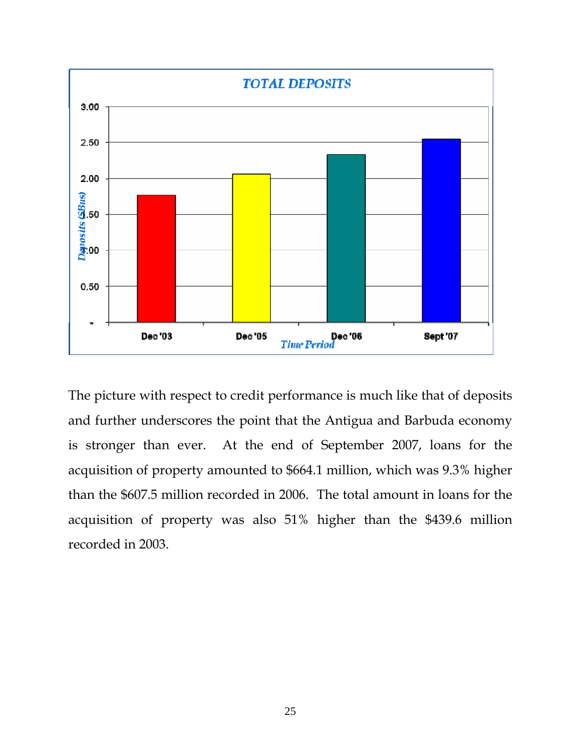The picture with respect to credit performance is much like that of deposits and further underscores the point that the Antigua and Barbuda economy is stronger than ever. At the end of September 2007, loans for the acquisition of property amounted to $664.1 million, which was 9.3% higher than the $607.5 million recorded in 2006. The total amount in loans for the acquisition of property was also 51% higher than the $439.6 million recorded in 2003.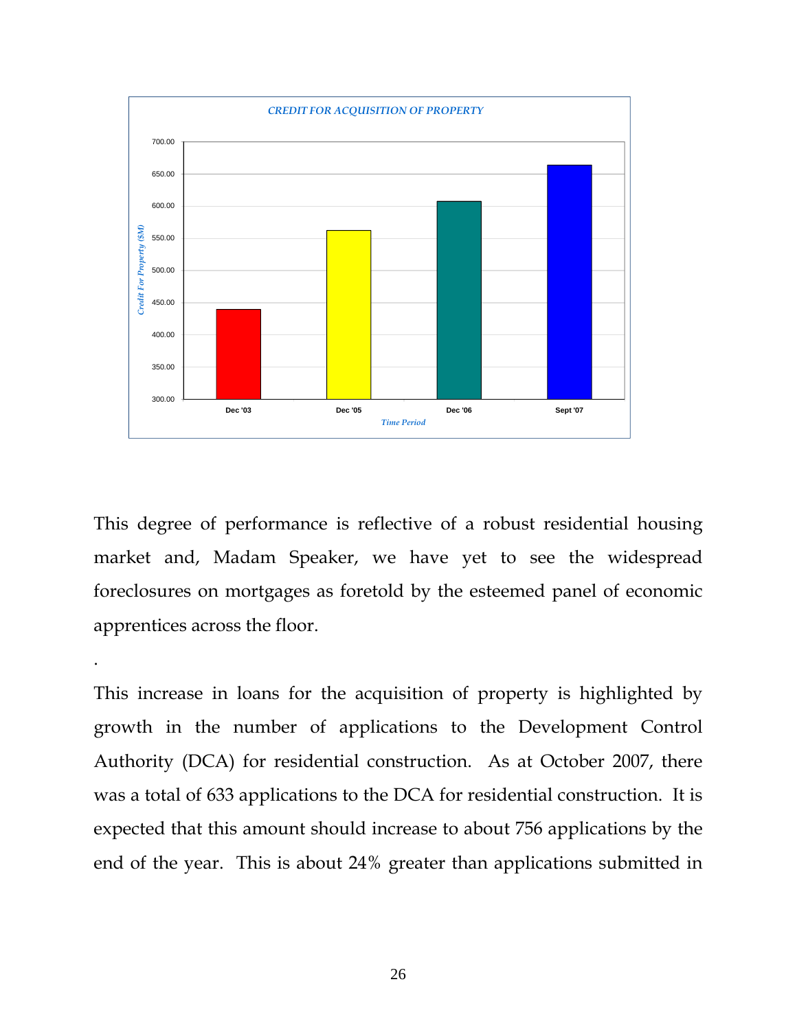*CREDIT FOR ACQUISITION OF PROPERTY*

This degree of performance is reflective of a robust residential housing market and, Madam Speaker, we have yet to see the widespread foreclosures on mortgages as foretold by the esteemed panel of economic apprentices across the floor.

This increase in loans for the acquisition of property is highlighted by growth in the number of applications to the Development Control Authority (DCA) for residential construction. As at October 2007, there was a total of 633 applications to the DCA for residential construction. It is expected that this amount should increase to about 756 applications by the end of the year. This is about 24% greater than applications submitted in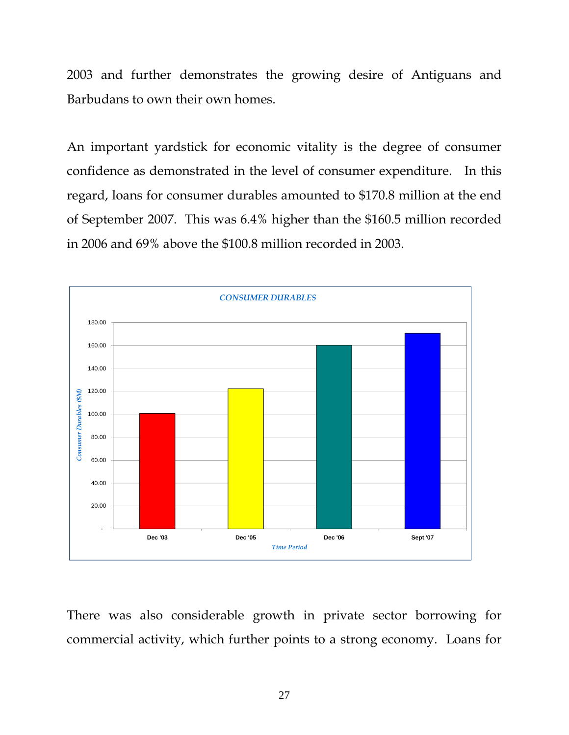2003 and further demonstrates the growing desire of Antiguans and Barbudans to own their own homes.

An important yardstick for economic vitality is the degree of consumer confidence as demonstrated in the level of consumer expenditure. In this regard, loans for consumer durables amounted to $170.8 million at the end of September 2007. This was 6.4% higher than the $160.5 million recorded in 2006 and 69% above the $100.8 million recorded in 2003.

*CONSUMER DURABLES*

There was also considerable growth in private sector borrowing for commercial activity, which further points to a strong economy. Loans for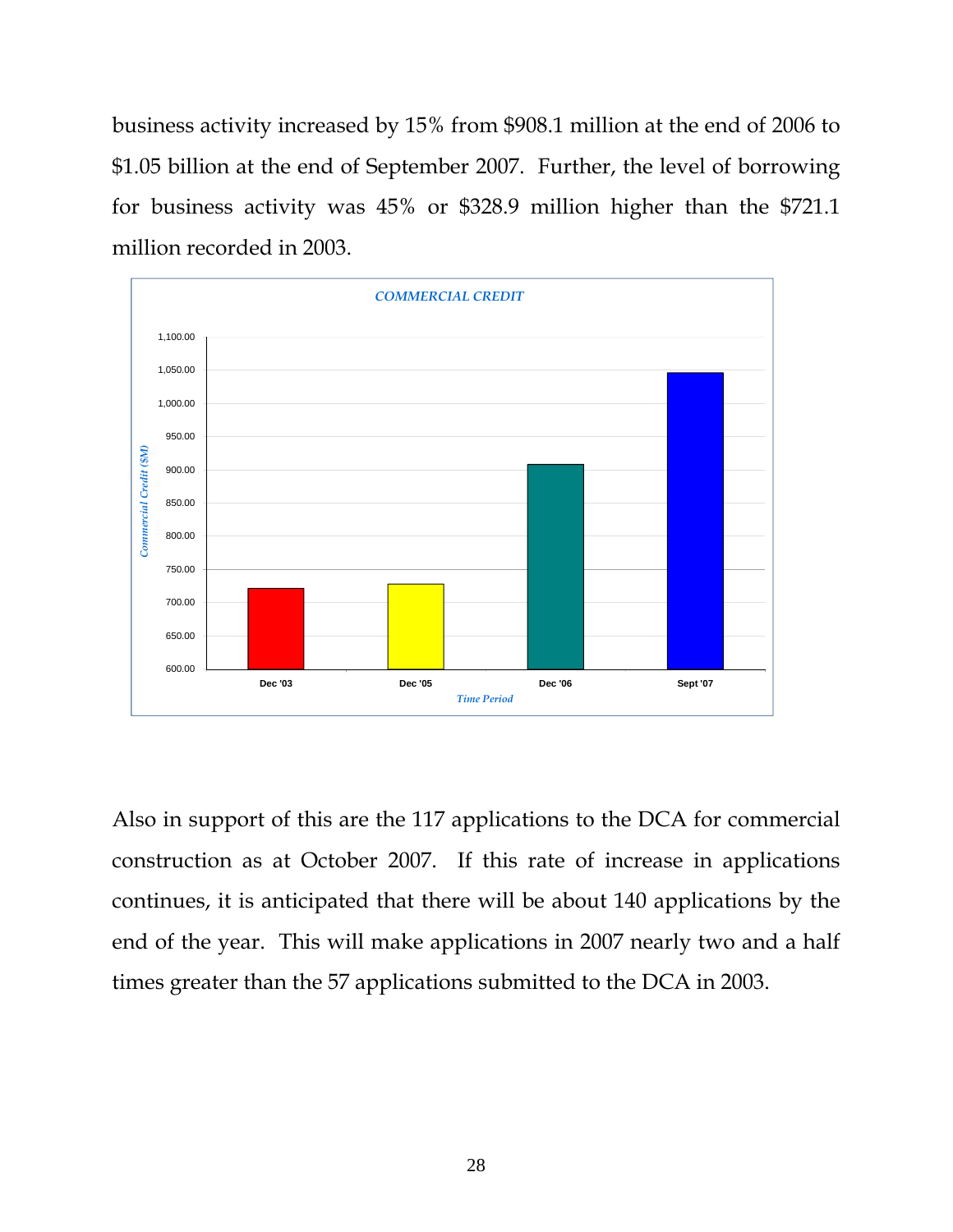business activity increased by 15% from $908.1 million at the end of 2006 to $1.05 billion at the end of September 2007. Further, the level of borrowing for business activity was 45% or $328.9 million higher than the $721.1 million recorded in 2003.

*COMMERCIAL CREDIT*

Also in support of this are the 117 applications to the DCA for commercial construction as at October 2007. If this rate of increase in applications continues, it is anticipated that there will be about 140 applications by the end of the year. This will make applications in 2007 nearly two and a half times greater than the 57 applications submitted to the DCA in 2003.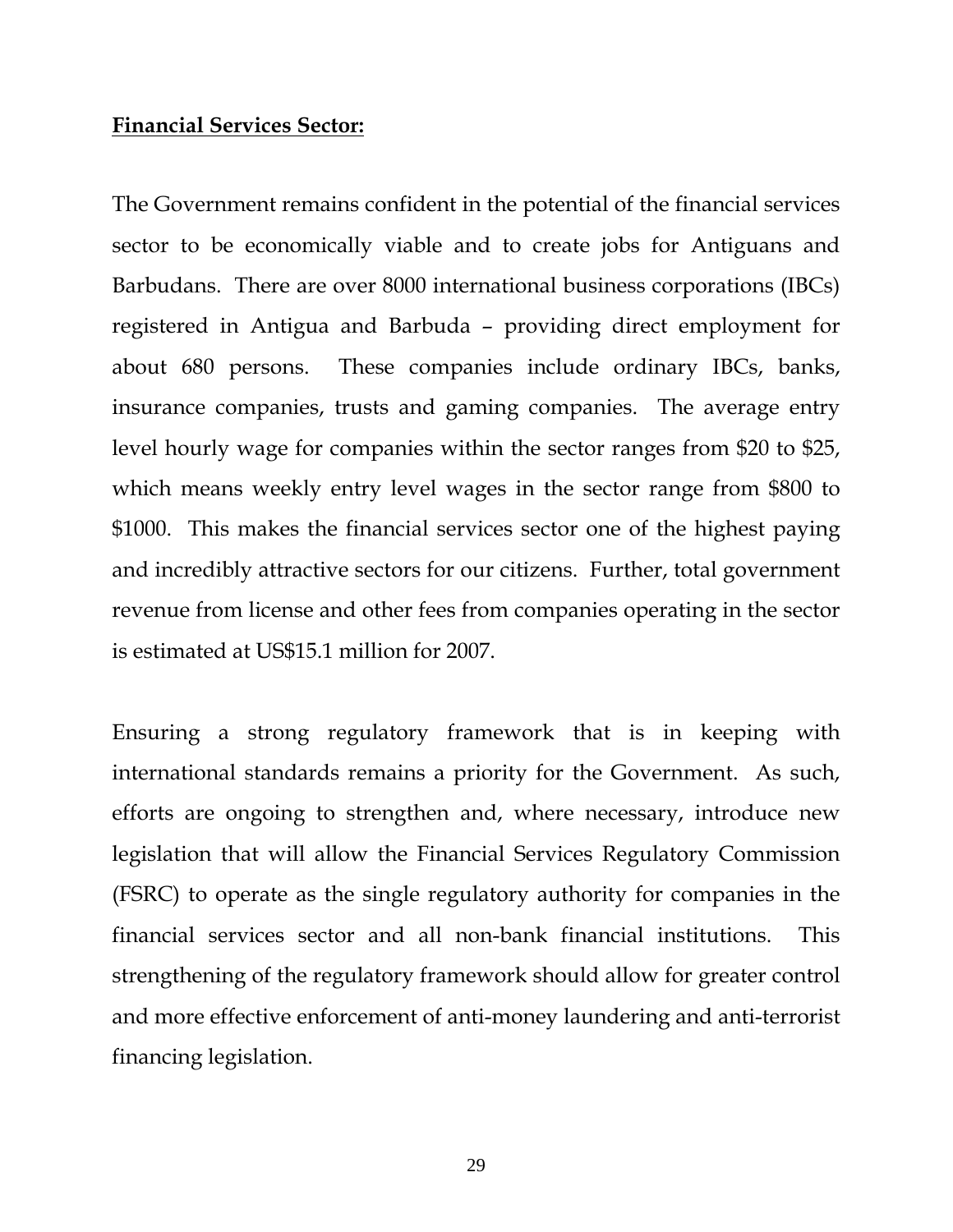**Financial Services Sector:**

The Government remains confident in the potential of the financial services sector to be economically viable and to create jobs for Antiguans and Barbudans. There are over 8000 international business corporations (IBCs) registered in Antigua and Barbuda – providing direct employment for about 680 persons. These companies include ordinary IBCs, banks, insurance companies, trusts and gaming companies. The average entry level hourly wage for companies within the sector ranges from $20 to $25, which means weekly entry level wages in the sector range from $800 to $1000. This makes the financial services sector one of the highest paying and incredibly attractive sectors for our citizens. Further, total government revenue from license and other fees from companies operating in the sector is estimated at US$15.1 million for 2007.

Ensuring a strong regulatory framework that is in keeping with international standards remains a priority for the Government. As such, efforts are ongoing to strengthen and, where necessary, introduce new legislation that will allow the Financial Services Regulatory Commission (FSRC) to operate as the single regulatory authority for companies in the financial services sector and all non-bank financial institutions. This strengthening of the regulatory framework should allow for greater control and more effective enforcement of anti-money laundering and anti-terrorist financing legislation.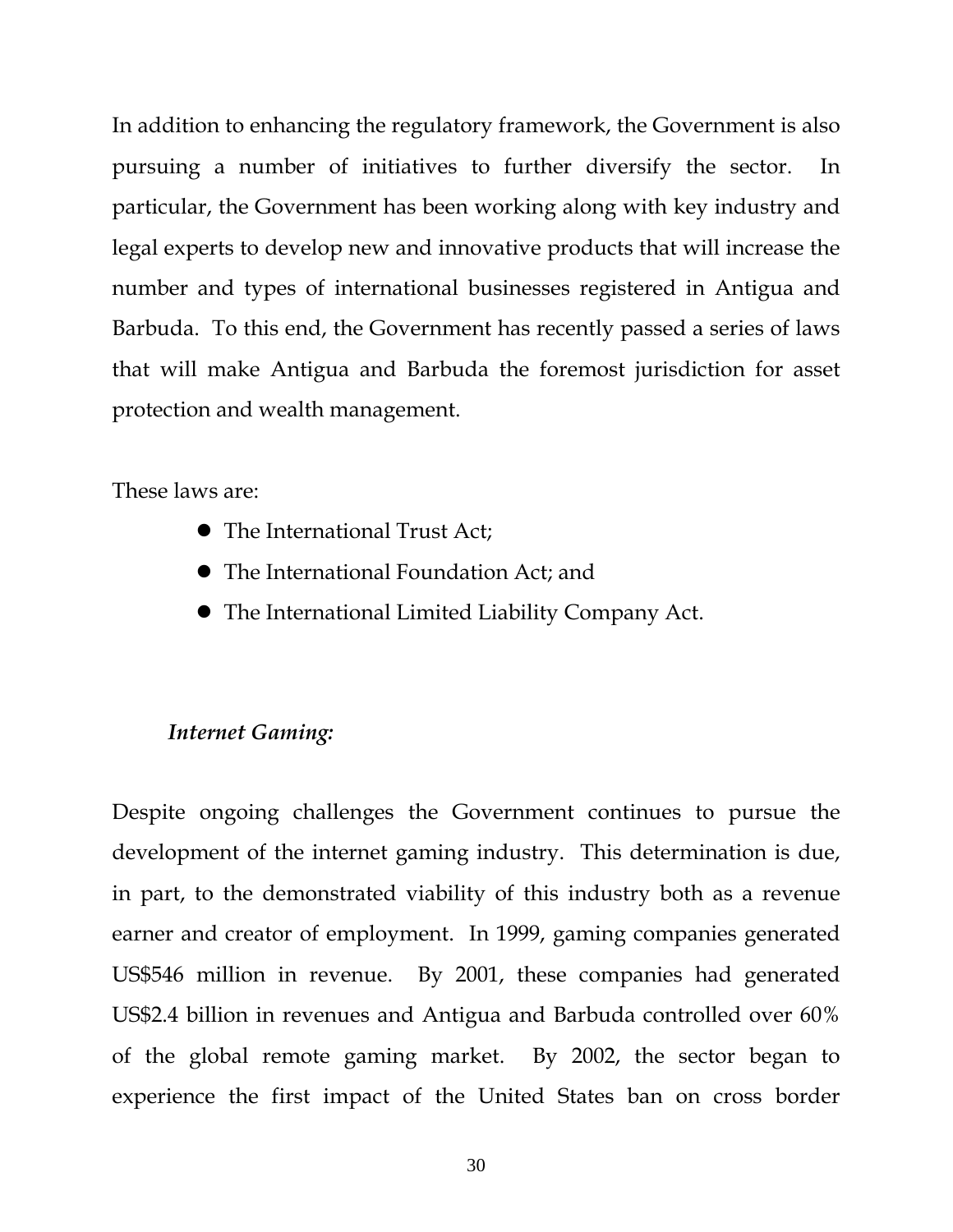In addition to enhancing the regulatory framework, the Government is also pursuing a number of initiatives to further diversify the sector. In particular, the Government has been working along with key industry and legal experts to develop new and innovative products that will increase the number and types of international businesses registered in Antigua and Barbuda. To this end, the Government has recently passed a series of laws that will make Antigua and Barbuda the foremost jurisdiction for asset protection and wealth management.

These laws are:

- The International Trust Act;
- The International Foundation Act; and
- The International Limited Liability Company Act.

***Internet Gaming:***

Despite ongoing challenges the Government continues to pursue the development of the internet gaming industry. This determination is due, in part, to the demonstrated viability of this industry both as a revenue earner and creator of employment. In 1999, gaming companies generated US$546 million in revenue. By 2001, these companies had generated US$2.4 billion in revenues and Antigua and Barbuda controlled over 60% of the global remote gaming market. By 2002, the sector began to experience the first impact of the United States ban on cross border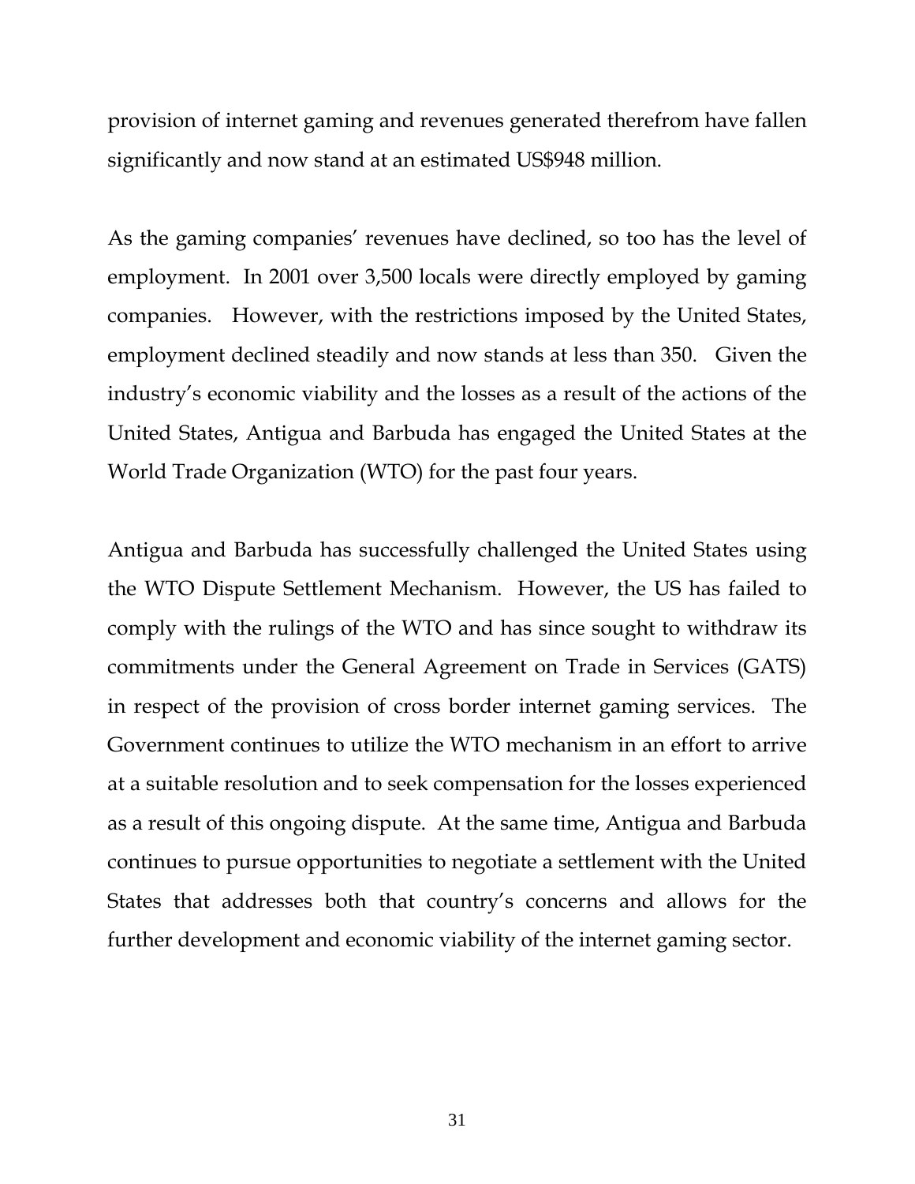provision of internet gaming and revenues generated therefrom have fallen significantly and now stand at an estimated US$948 million.

As the gaming companies' revenues have declined, so too has the level of employment. In 2001 over 3,500 locals were directly employed by gaming companies. However, with the restrictions imposed by the United States, employment declined steadily and now stands at less than 350. Given the industry's economic viability and the losses as a result of the actions of the United States, Antigua and Barbuda has engaged the United States at the World Trade Organization (WTO) for the past four years.

Antigua and Barbuda has successfully challenged the United States using the WTO Dispute Settlement Mechanism. However, the US has failed to comply with the rulings of the WTO and has since sought to withdraw its commitments under the General Agreement on Trade in Services (GATS) in respect of the provision of cross border internet gaming services. The Government continues to utilize the WTO mechanism in an effort to arrive at a suitable resolution and to seek compensation for the losses experienced as a result of this ongoing dispute. At the same time, Antigua and Barbuda continues to pursue opportunities to negotiate a settlement with the United States that addresses both that country's concerns and allows for the further development and economic viability of the internet gaming sector.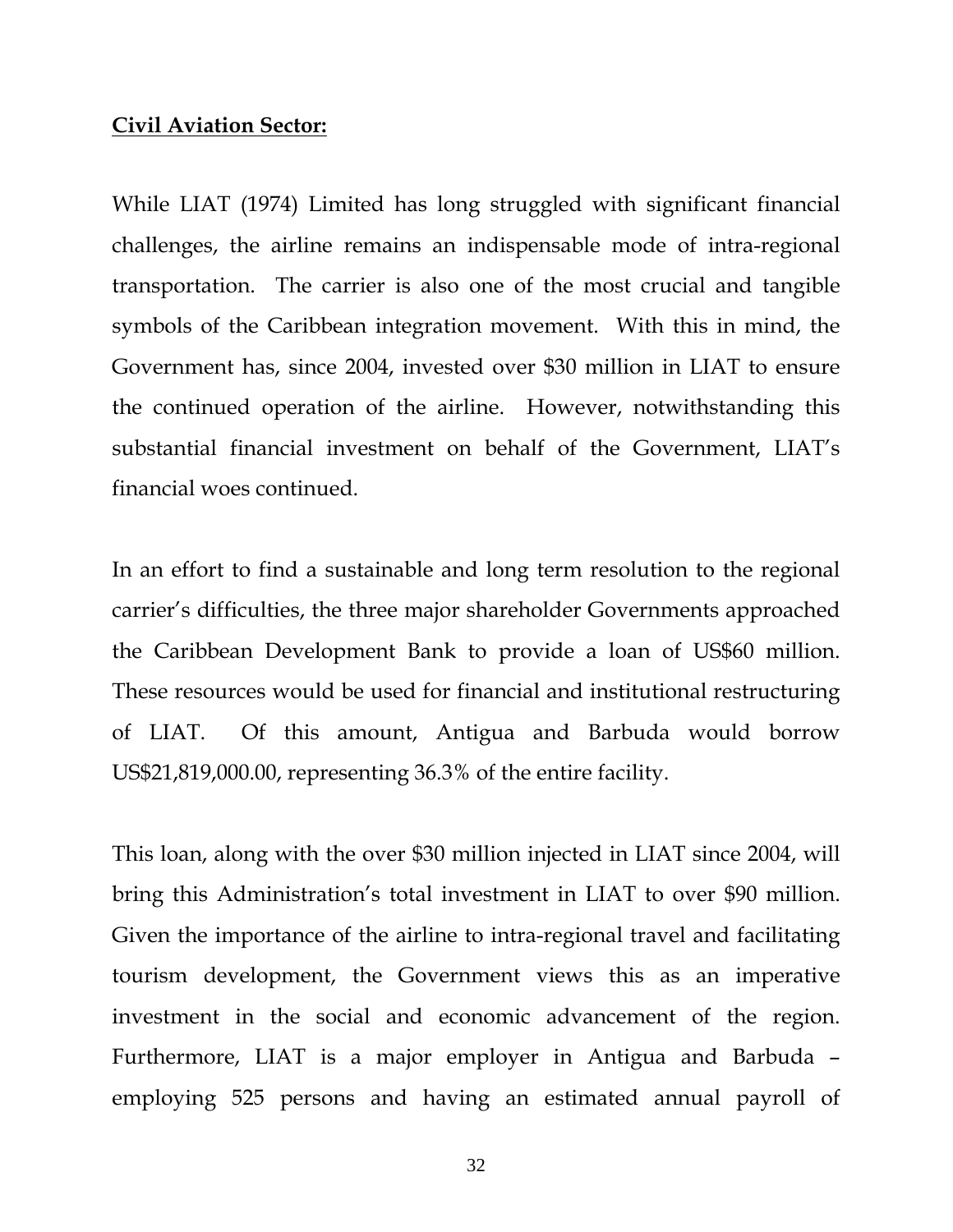**Civil Aviation Sector:**

While LIAT (1974) Limited has long struggled with significant financial challenges, the airline remains an indispensable mode of intra-regional transportation. The carrier is also one of the most crucial and tangible symbols of the Caribbean integration movement. With this in mind, the Government has, since 2004, invested over $30 million in LIAT to ensure the continued operation of the airline. However, notwithstanding this substantial financial investment on behalf of the Government, LIAT's financial woes continued.

In an effort to find a sustainable and long term resolution to the regional carrier's difficulties, the three major shareholder Governments approached the Caribbean Development Bank to provide a loan of US$60 million. These resources would be used for financial and institutional restructuring of LIAT. Of this amount, Antigua and Barbuda would borrow US$21,819,000.00, representing 36.3% of the entire facility.

This loan, along with the over $30 million injected in LIAT since 2004, will bring this Administration's total investment in LIAT to over $90 million. Given the importance of the airline to intra-regional travel and facilitating tourism development, the Government views this as an imperative investment in the social and economic advancement of the region. Furthermore, LIAT is a major employer in Antigua and Barbuda – employing 525 persons and having an estimated annual payroll of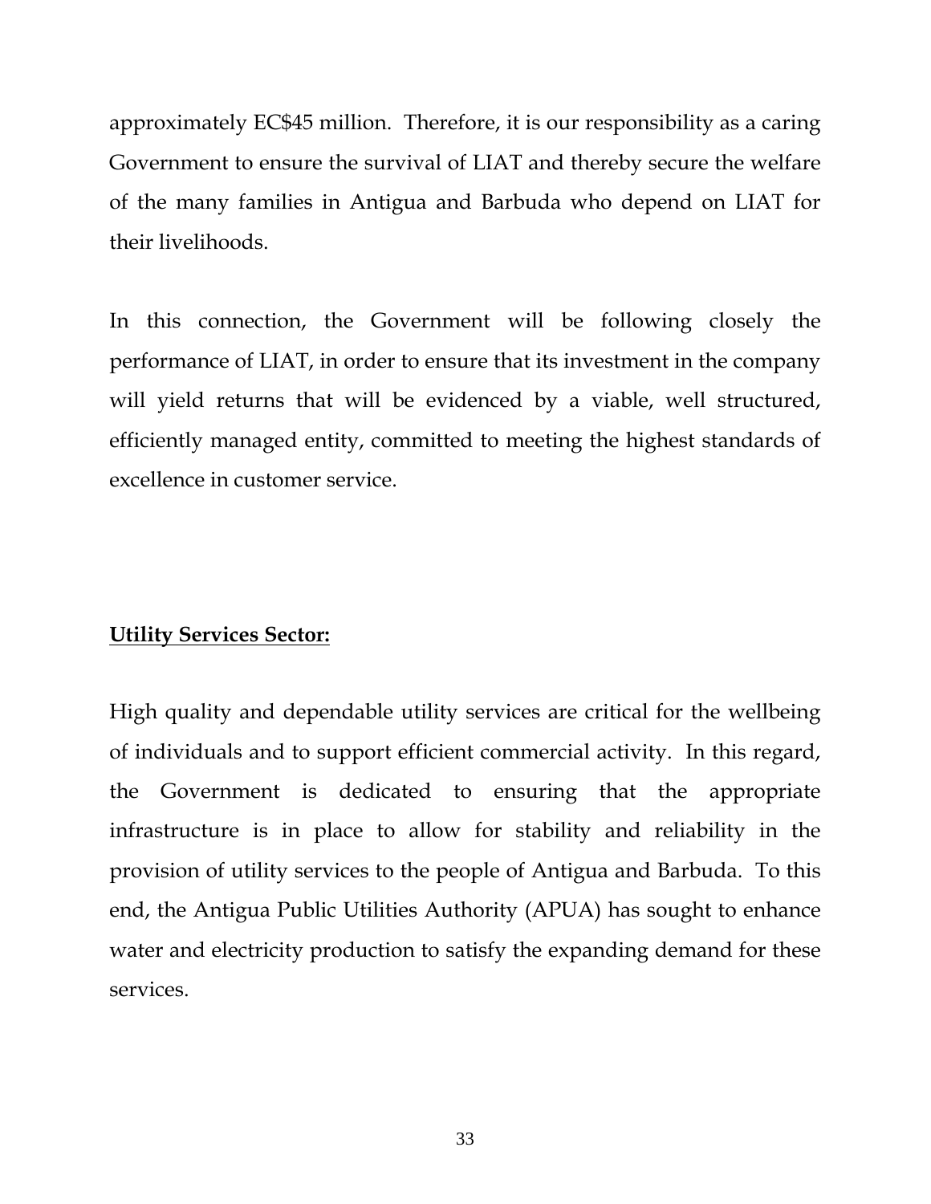approximately EC$45 million. Therefore, it is our responsibility as a caring Government to ensure the survival of LIAT and thereby secure the welfare of the many families in Antigua and Barbuda who depend on LIAT for their livelihoods.

In this connection, the Government will be following closely the performance of LIAT, in order to ensure that its investment in the company will yield returns that will be evidenced by a viable, well structured, efficiently managed entity, committed to meeting the highest standards of excellence in customer service.

**Utility Services Sector:**

High quality and dependable utility services are critical for the wellbeing of individuals and to support efficient commercial activity. In this regard, the Government is dedicated to ensuring that the appropriate infrastructure is in place to allow for stability and reliability in the provision of utility services to the people of Antigua and Barbuda. To this end, the Antigua Public Utilities Authority (APUA) has sought to enhance water and electricity production to satisfy the expanding demand for these services.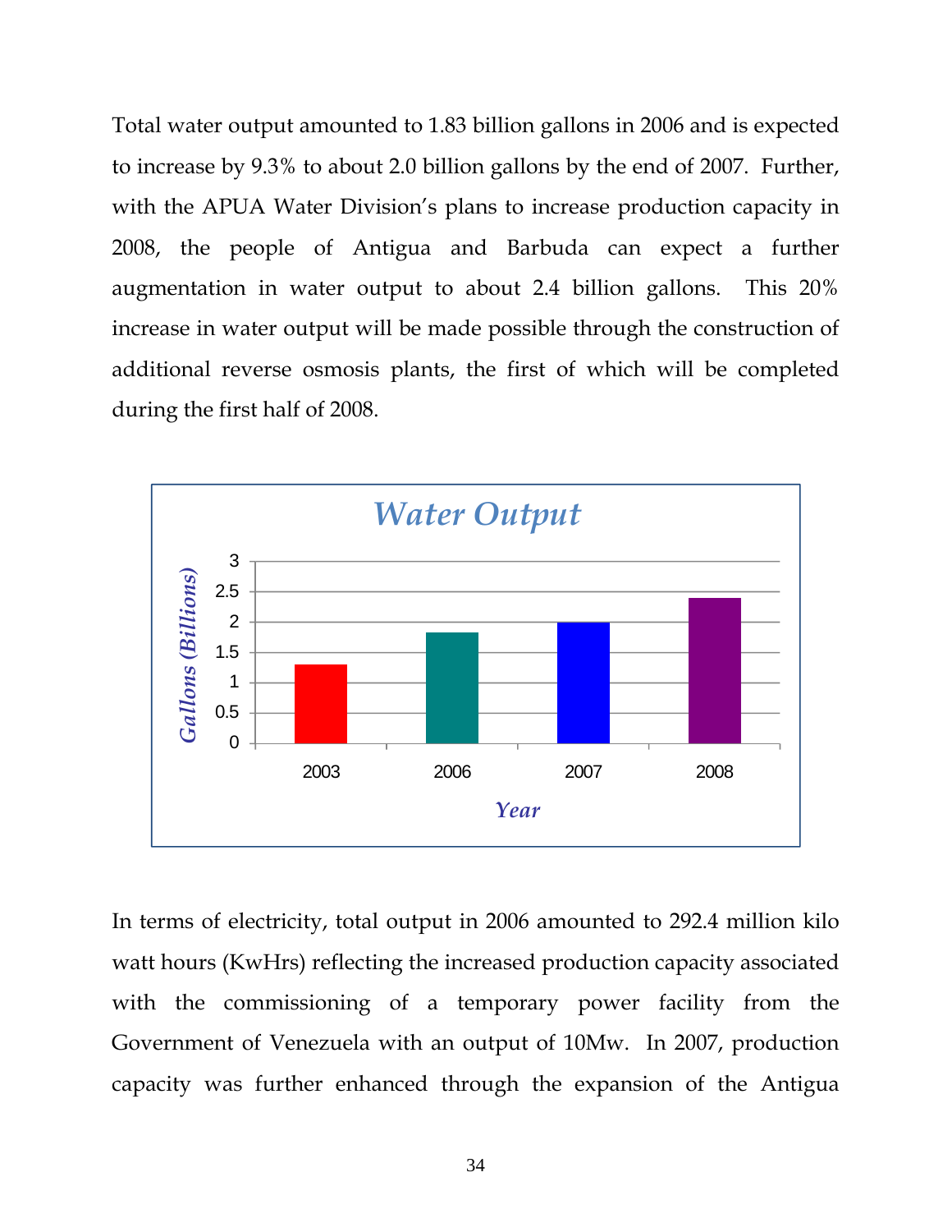Total water output amounted to 1.83 billion gallons in 2006 and is expected to increase by 9.3% to about 2.0 billion gallons by the end of 2007. Further, with the APUA Water Division's plans to increase production capacity in 2008, the people of Antigua and Barbuda can expect a further augmentation in water output to about 2.4 billion gallons. This 20% increase in water output will be made possible through the construction of additional reverse osmosis plants, the first of which will be completed during the first half of 2008.

In terms of electricity, total output in 2006 amounted to 292.4 million kilo watt hours (KwHrs) reflecting the increased production capacity associated with the commissioning of a temporary power facility from the Government of Venezuela with an output of 10Mw. In 2007, production capacity was further enhanced through the expansion of the Antigua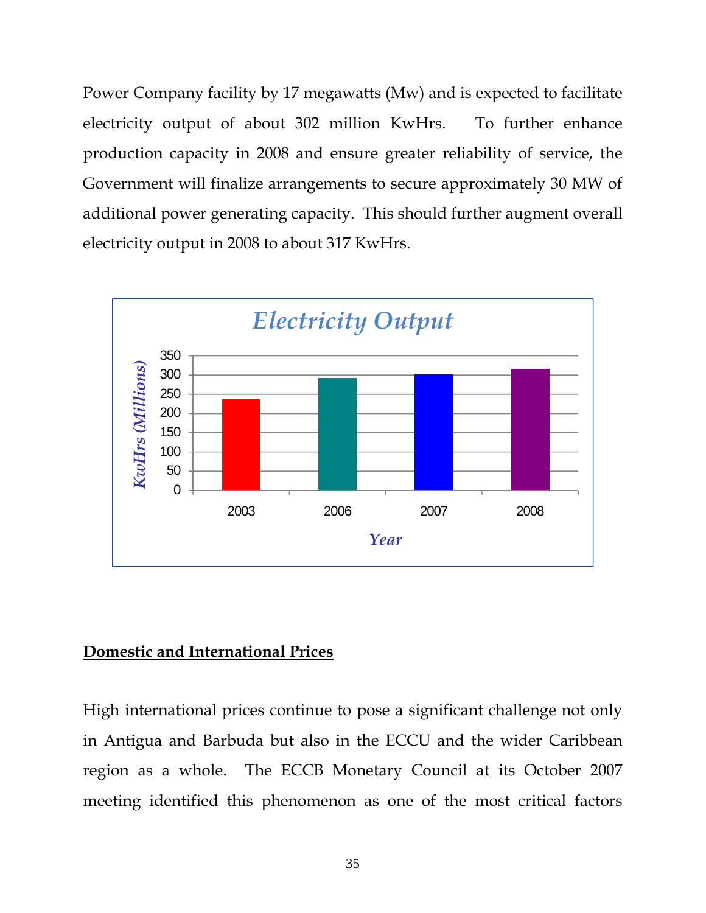Power Company facility by 17 megawatts (Mw) and is expected to facilitate electricity output of about 302 million KwHrs. To further enhance production capacity in 2008 and ensure greater reliability of service, the Government will finalize arrangements to secure approximately 30 MW of additional power generating capacity. This should further augment overall electricity output in 2008 to about 317 KwHrs.

**Electricity Output**

| Year | KwHrs (Millions) |
|---|---|
| 2003 | ~237 |
| 2006 | ~292 |
| 2007 | ~302 |
| 2008 | ~317 |

## Domestic and International Prices

High international prices continue to pose a significant challenge not only in Antigua and Barbuda but also in the ECCU and the wider Caribbean region as a whole. The ECCB Monetary Council at its October 2007 meeting identified this phenomenon as one of the most critical factors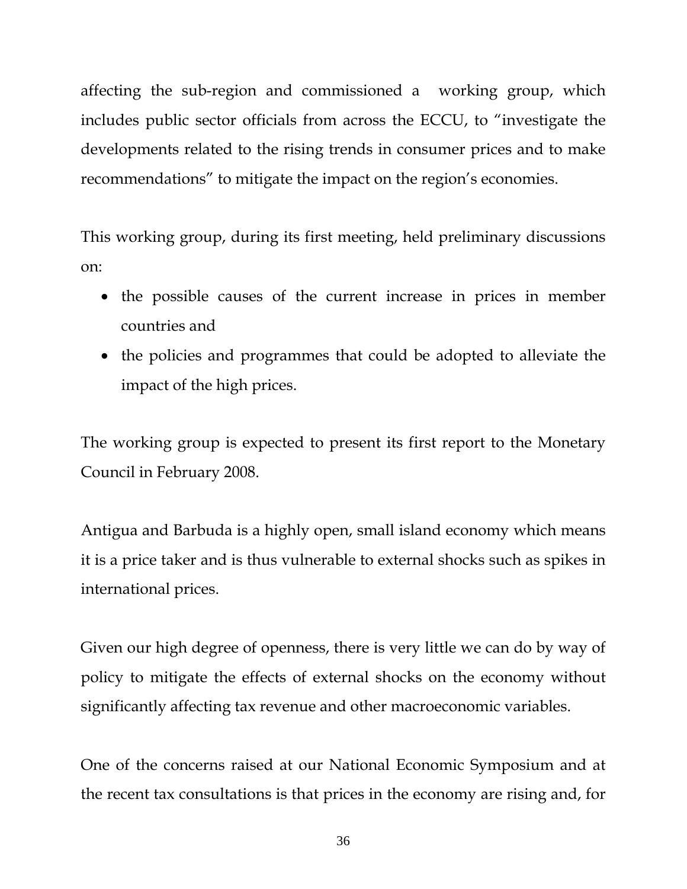affecting the sub-region and commissioned a working group, which includes public sector officials from across the ECCU, to "investigate the developments related to the rising trends in consumer prices and to make recommendations" to mitigate the impact on the region's economies.

This working group, during its first meeting, held preliminary discussions on:

- the possible causes of the current increase in prices in member countries and
- the policies and programmes that could be adopted to alleviate the impact of the high prices.

The working group is expected to present its first report to the Monetary Council in February 2008.

Antigua and Barbuda is a highly open, small island economy which means it is a price taker and is thus vulnerable to external shocks such as spikes in international prices.

Given our high degree of openness, there is very little we can do by way of policy to mitigate the effects of external shocks on the economy without significantly affecting tax revenue and other macroeconomic variables.

One of the concerns raised at our National Economic Symposium and at the recent tax consultations is that prices in the economy are rising and, for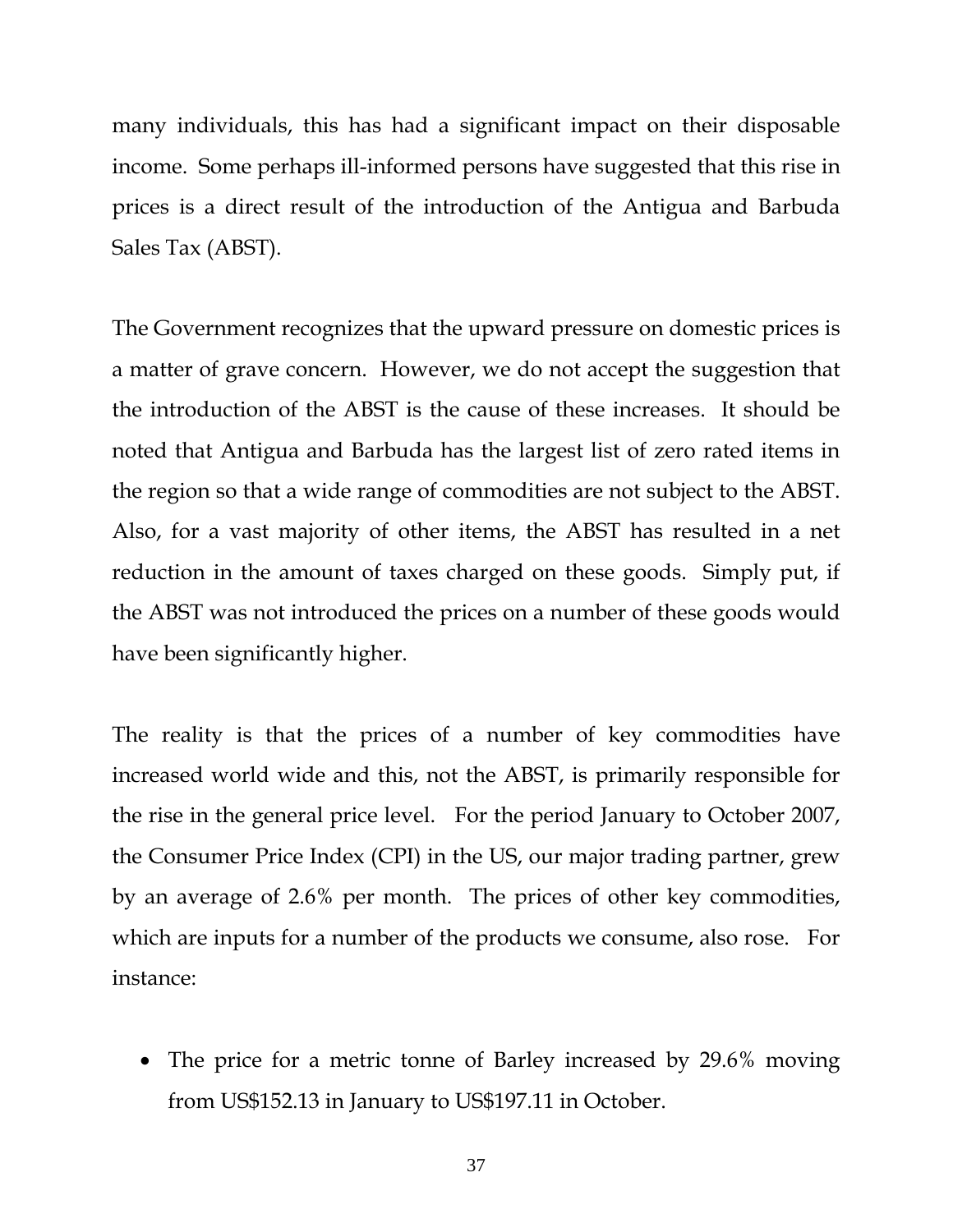many individuals, this has had a significant impact on their disposable income. Some perhaps ill-informed persons have suggested that this rise in prices is a direct result of the introduction of the Antigua and Barbuda Sales Tax (ABST).

The Government recognizes that the upward pressure on domestic prices is a matter of grave concern. However, we do not accept the suggestion that the introduction of the ABST is the cause of these increases. It should be noted that Antigua and Barbuda has the largest list of zero rated items in the region so that a wide range of commodities are not subject to the ABST. Also, for a vast majority of other items, the ABST has resulted in a net reduction in the amount of taxes charged on these goods. Simply put, if the ABST was not introduced the prices on a number of these goods would have been significantly higher.

The reality is that the prices of a number of key commodities have increased world wide and this, not the ABST, is primarily responsible for the rise in the general price level. For the period January to October 2007, the Consumer Price Index (CPI) in the US, our major trading partner, grew by an average of 2.6% per month. The prices of other key commodities, which are inputs for a number of the products we consume, also rose. For instance:

- The price for a metric tonne of Barley increased by 29.6% moving from US$152.13 in January to US$197.11 in October.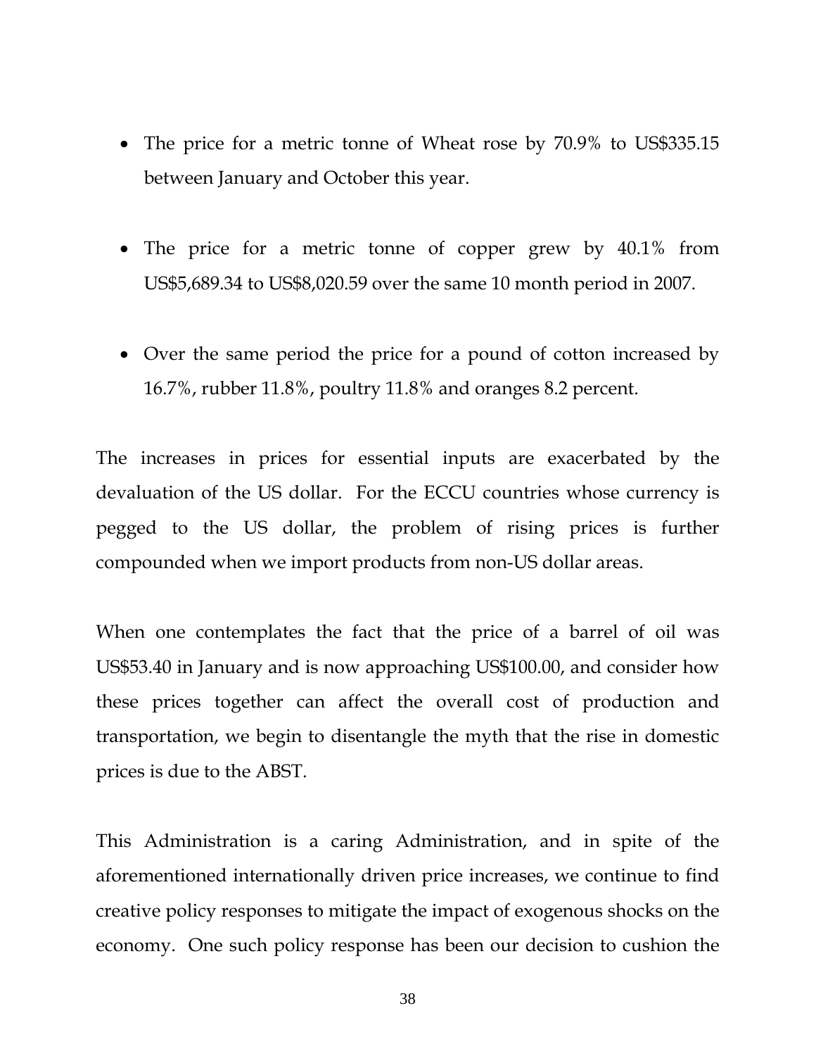- The price for a metric tonne of Wheat rose by 70.9% to US$335.15 between January and October this year.

- The price for a metric tonne of copper grew by 40.1% from US$5,689.34 to US$8,020.59 over the same 10 month period in 2007.

- Over the same period the price for a pound of cotton increased by 16.7%, rubber 11.8%, poultry 11.8% and oranges 8.2 percent.

The increases in prices for essential inputs are exacerbated by the devaluation of the US dollar. For the ECCU countries whose currency is pegged to the US dollar, the problem of rising prices is further compounded when we import products from non-US dollar areas.

When one contemplates the fact that the price of a barrel of oil was US$53.40 in January and is now approaching US$100.00, and consider how these prices together can affect the overall cost of production and transportation, we begin to disentangle the myth that the rise in domestic prices is due to the ABST.

This Administration is a caring Administration, and in spite of the aforementioned internationally driven price increases, we continue to find creative policy responses to mitigate the impact of exogenous shocks on the economy. One such policy response has been our decision to cushion the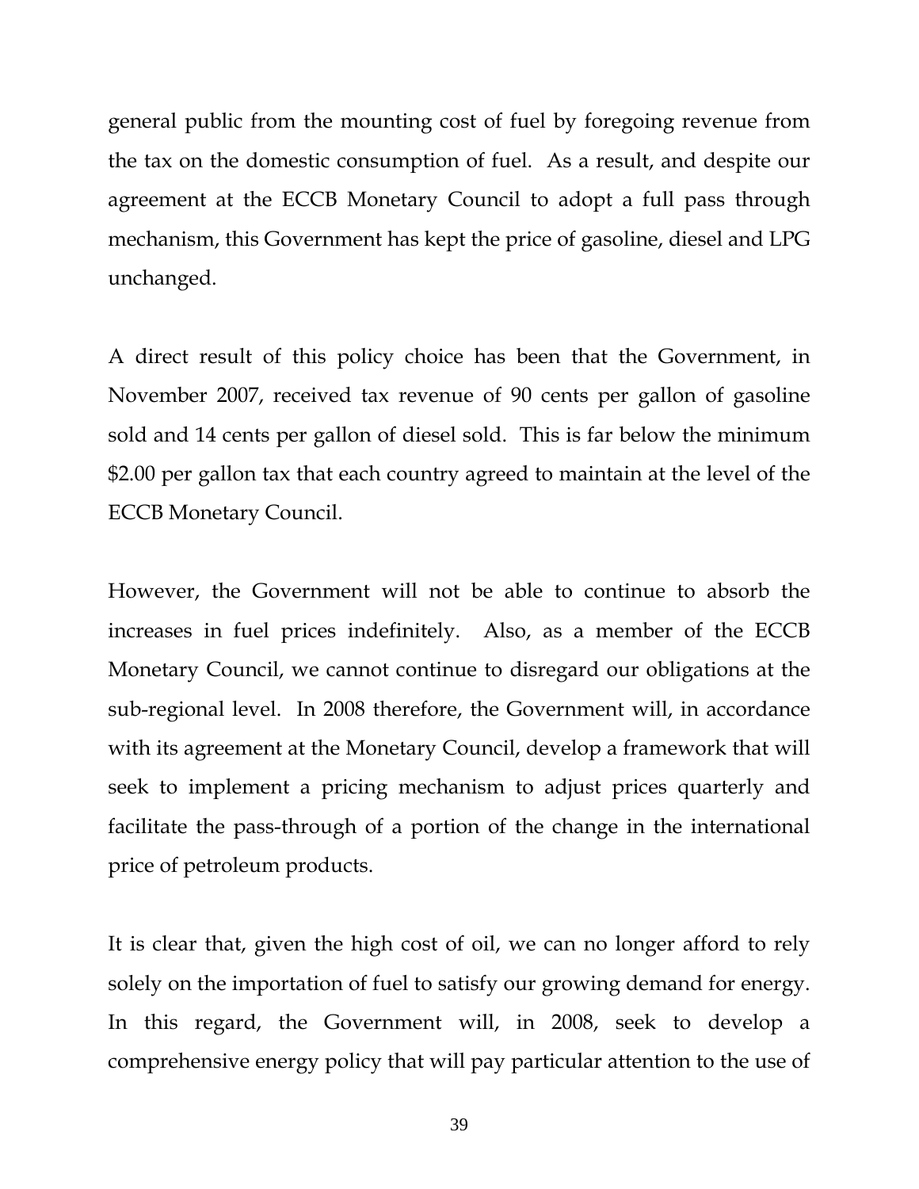general public from the mounting cost of fuel by foregoing revenue from the tax on the domestic consumption of fuel. As a result, and despite our agreement at the ECCB Monetary Council to adopt a full pass through mechanism, this Government has kept the price of gasoline, diesel and LPG unchanged.

A direct result of this policy choice has been that the Government, in November 2007, received tax revenue of 90 cents per gallon of gasoline sold and 14 cents per gallon of diesel sold. This is far below the minimum $2.00 per gallon tax that each country agreed to maintain at the level of the ECCB Monetary Council.

However, the Government will not be able to continue to absorb the increases in fuel prices indefinitely. Also, as a member of the ECCB Monetary Council, we cannot continue to disregard our obligations at the sub-regional level. In 2008 therefore, the Government will, in accordance with its agreement at the Monetary Council, develop a framework that will seek to implement a pricing mechanism to adjust prices quarterly and facilitate the pass-through of a portion of the change in the international price of petroleum products.

It is clear that, given the high cost of oil, we can no longer afford to rely solely on the importation of fuel to satisfy our growing demand for energy. In this regard, the Government will, in 2008, seek to develop a comprehensive energy policy that will pay particular attention to the use of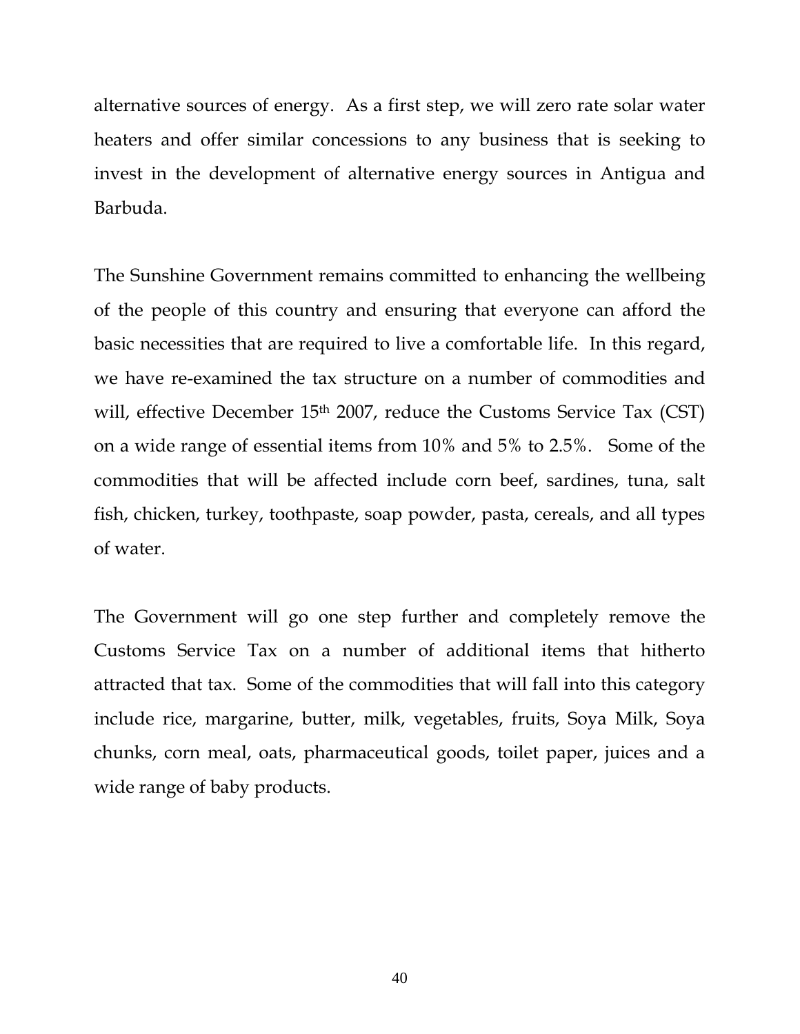alternative sources of energy. As a first step, we will zero rate solar water heaters and offer similar concessions to any business that is seeking to invest in the development of alternative energy sources in Antigua and Barbuda.

The Sunshine Government remains committed to enhancing the wellbeing of the people of this country and ensuring that everyone can afford the basic necessities that are required to live a comfortable life. In this regard, we have re-examined the tax structure on a number of commodities and will, effective December 15th 2007, reduce the Customs Service Tax (CST) on a wide range of essential items from 10% and 5% to 2.5%. Some of the commodities that will be affected include corn beef, sardines, tuna, salt fish, chicken, turkey, toothpaste, soap powder, pasta, cereals, and all types of water.

The Government will go one step further and completely remove the Customs Service Tax on a number of additional items that hitherto attracted that tax. Some of the commodities that will fall into this category include rice, margarine, butter, milk, vegetables, fruits, Soya Milk, Soya chunks, corn meal, oats, pharmaceutical goods, toilet paper, juices and a wide range of baby products.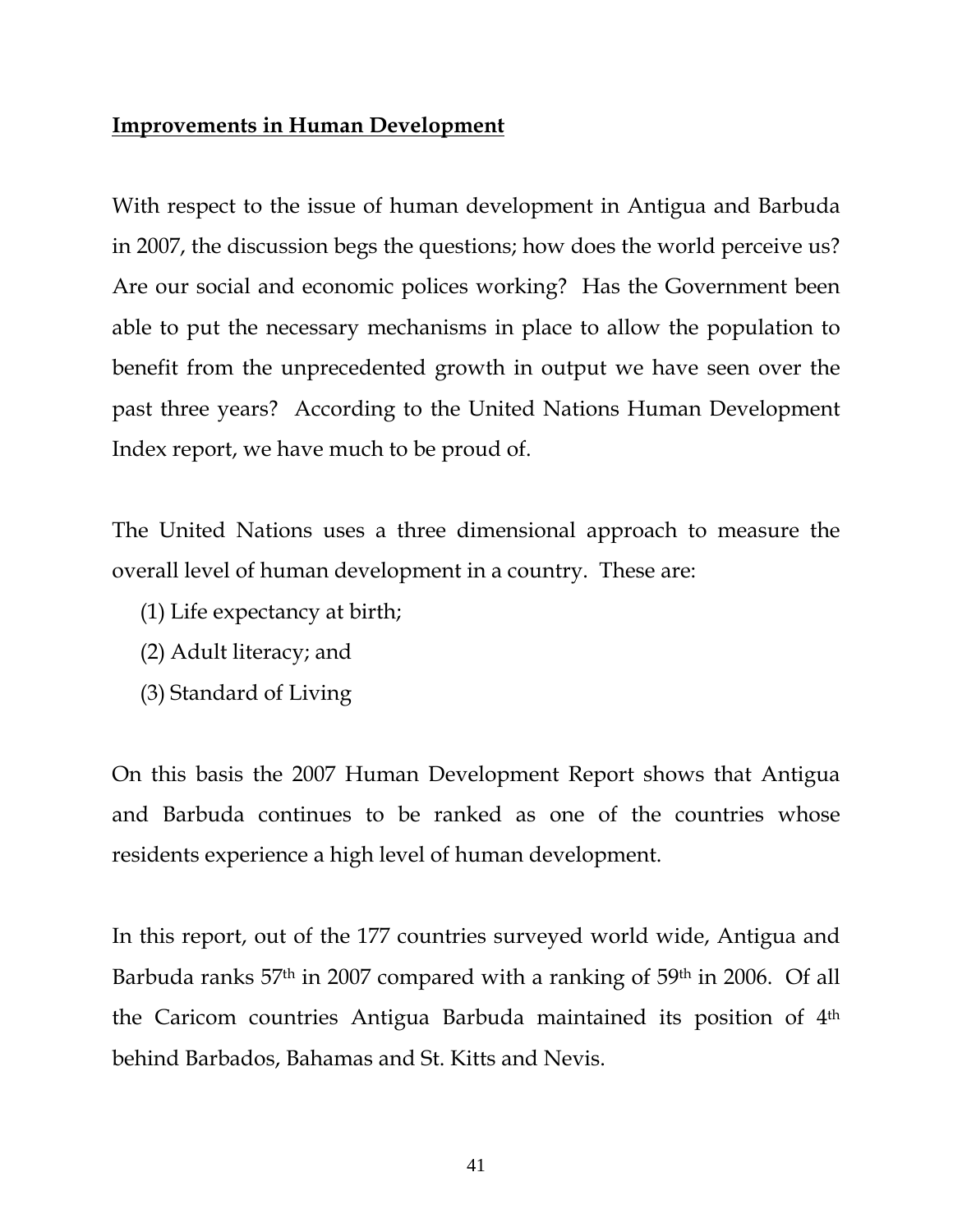**Improvements in Human Development**

With respect to the issue of human development in Antigua and Barbuda in 2007, the discussion begs the questions; how does the world perceive us? Are our social and economic polices working? Has the Government been able to put the necessary mechanisms in place to allow the population to benefit from the unprecedented growth in output we have seen over the past three years? According to the United Nations Human Development Index report, we have much to be proud of.

The United Nations uses a three dimensional approach to measure the overall level of human development in a country. These are:

(1) Life expectancy at birth;
(2) Adult literacy; and
(3) Standard of Living

On this basis the 2007 Human Development Report shows that Antigua and Barbuda continues to be ranked as one of the countries whose residents experience a high level of human development.

In this report, out of the 177 countries surveyed world wide, Antigua and Barbuda ranks 57th in 2007 compared with a ranking of 59th in 2006. Of all the Caricom countries Antigua Barbuda maintained its position of 4th behind Barbados, Bahamas and St. Kitts and Nevis.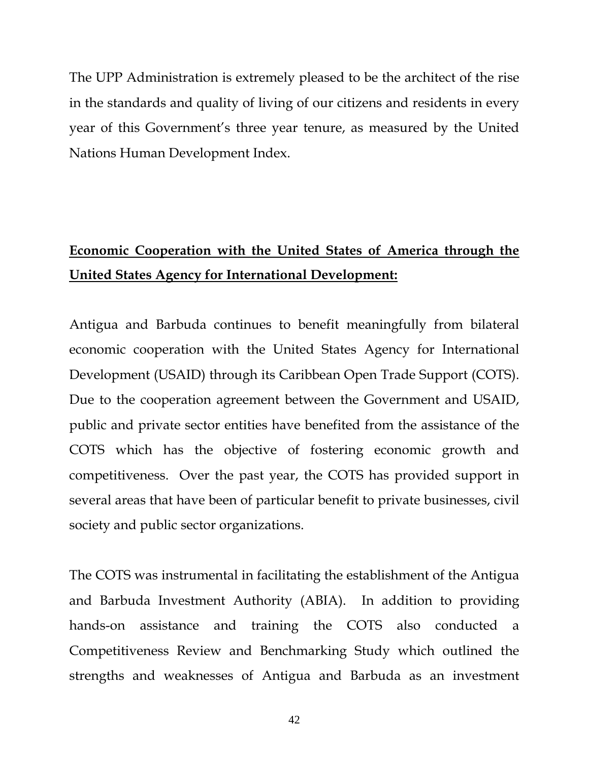The UPP Administration is extremely pleased to be the architect of the rise in the standards and quality of living of our citizens and residents in every year of this Government's three year tenure, as measured by the United Nations Human Development Index.

**Economic Cooperation with the United States of America through the United States Agency for International Development:**

Antigua and Barbuda continues to benefit meaningfully from bilateral economic cooperation with the United States Agency for International Development (USAID) through its Caribbean Open Trade Support (COTS). Due to the cooperation agreement between the Government and USAID, public and private sector entities have benefited from the assistance of the COTS which has the objective of fostering economic growth and competitiveness. Over the past year, the COTS has provided support in several areas that have been of particular benefit to private businesses, civil society and public sector organizations.

The COTS was instrumental in facilitating the establishment of the Antigua and Barbuda Investment Authority (ABIA). In addition to providing hands-on assistance and training the COTS also conducted a Competitiveness Review and Benchmarking Study which outlined the strengths and weaknesses of Antigua and Barbuda as an investment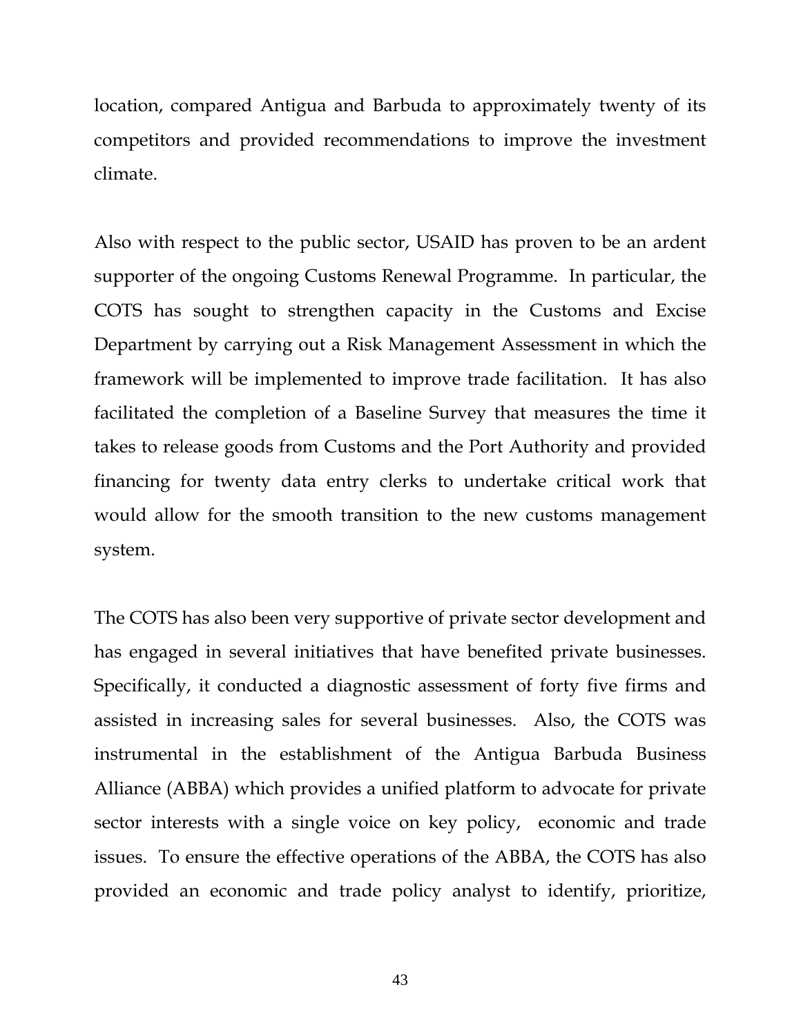location, compared Antigua and Barbuda to approximately twenty of its competitors and provided recommendations to improve the investment climate.

Also with respect to the public sector, USAID has proven to be an ardent supporter of the ongoing Customs Renewal Programme. In particular, the COTS has sought to strengthen capacity in the Customs and Excise Department by carrying out a Risk Management Assessment in which the framework will be implemented to improve trade facilitation. It has also facilitated the completion of a Baseline Survey that measures the time it takes to release goods from Customs and the Port Authority and provided financing for twenty data entry clerks to undertake critical work that would allow for the smooth transition to the new customs management system.

The COTS has also been very supportive of private sector development and has engaged in several initiatives that have benefited private businesses. Specifically, it conducted a diagnostic assessment of forty five firms and assisted in increasing sales for several businesses. Also, the COTS was instrumental in the establishment of the Antigua Barbuda Business Alliance (ABBA) which provides a unified platform to advocate for private sector interests with a single voice on key policy, economic and trade issues. To ensure the effective operations of the ABBA, the COTS has also provided an economic and trade policy analyst to identify, prioritize,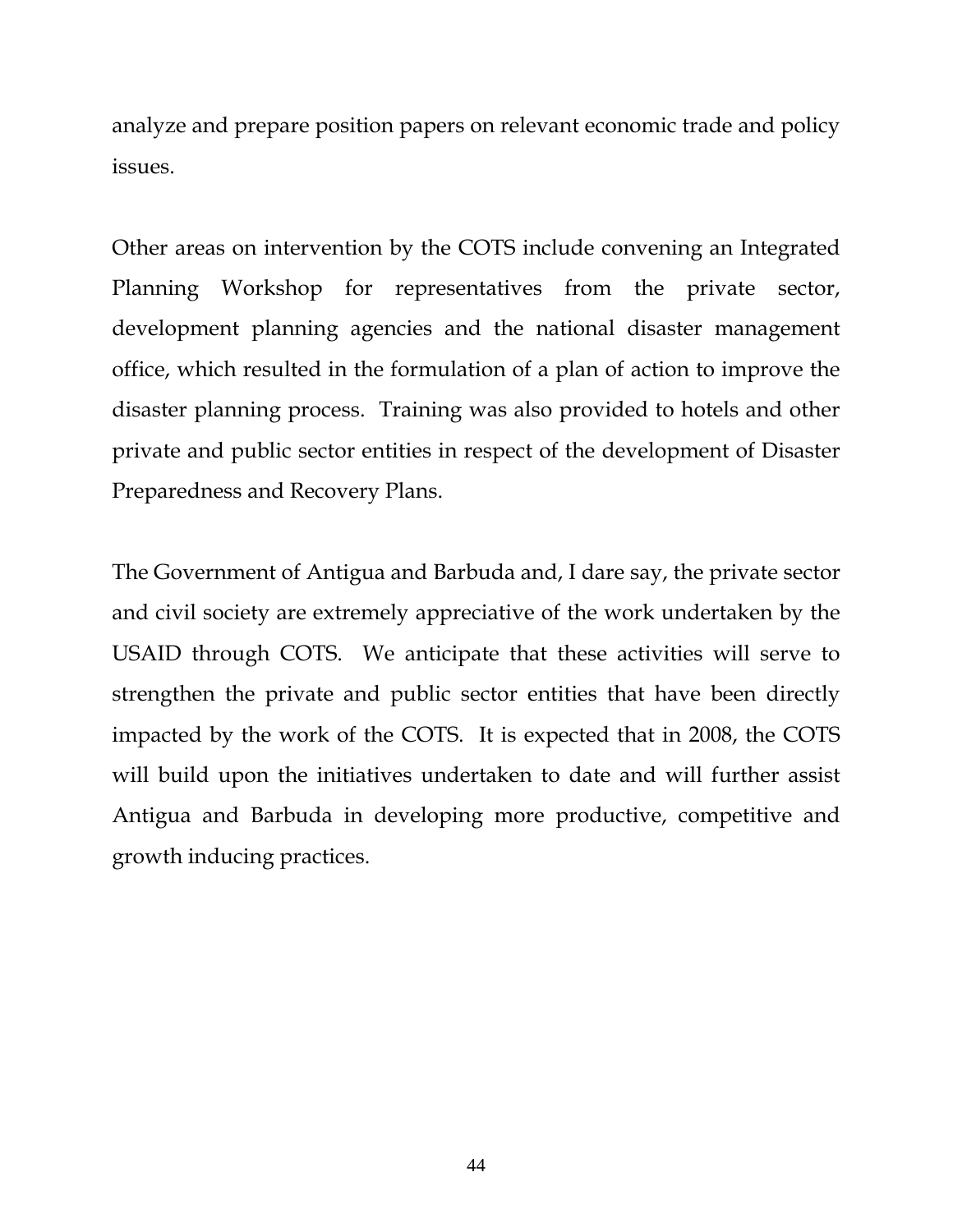analyze and prepare position papers on relevant economic trade and policy issues.

Other areas on intervention by the COTS include convening an Integrated Planning Workshop for representatives from the private sector, development planning agencies and the national disaster management office, which resulted in the formulation of a plan of action to improve the disaster planning process. Training was also provided to hotels and other private and public sector entities in respect of the development of Disaster Preparedness and Recovery Plans.

The Government of Antigua and Barbuda and, I dare say, the private sector and civil society are extremely appreciative of the work undertaken by the USAID through COTS. We anticipate that these activities will serve to strengthen the private and public sector entities that have been directly impacted by the work of the COTS. It is expected that in 2008, the COTS will build upon the initiatives undertaken to date and will further assist Antigua and Barbuda in developing more productive, competitive and growth inducing practices.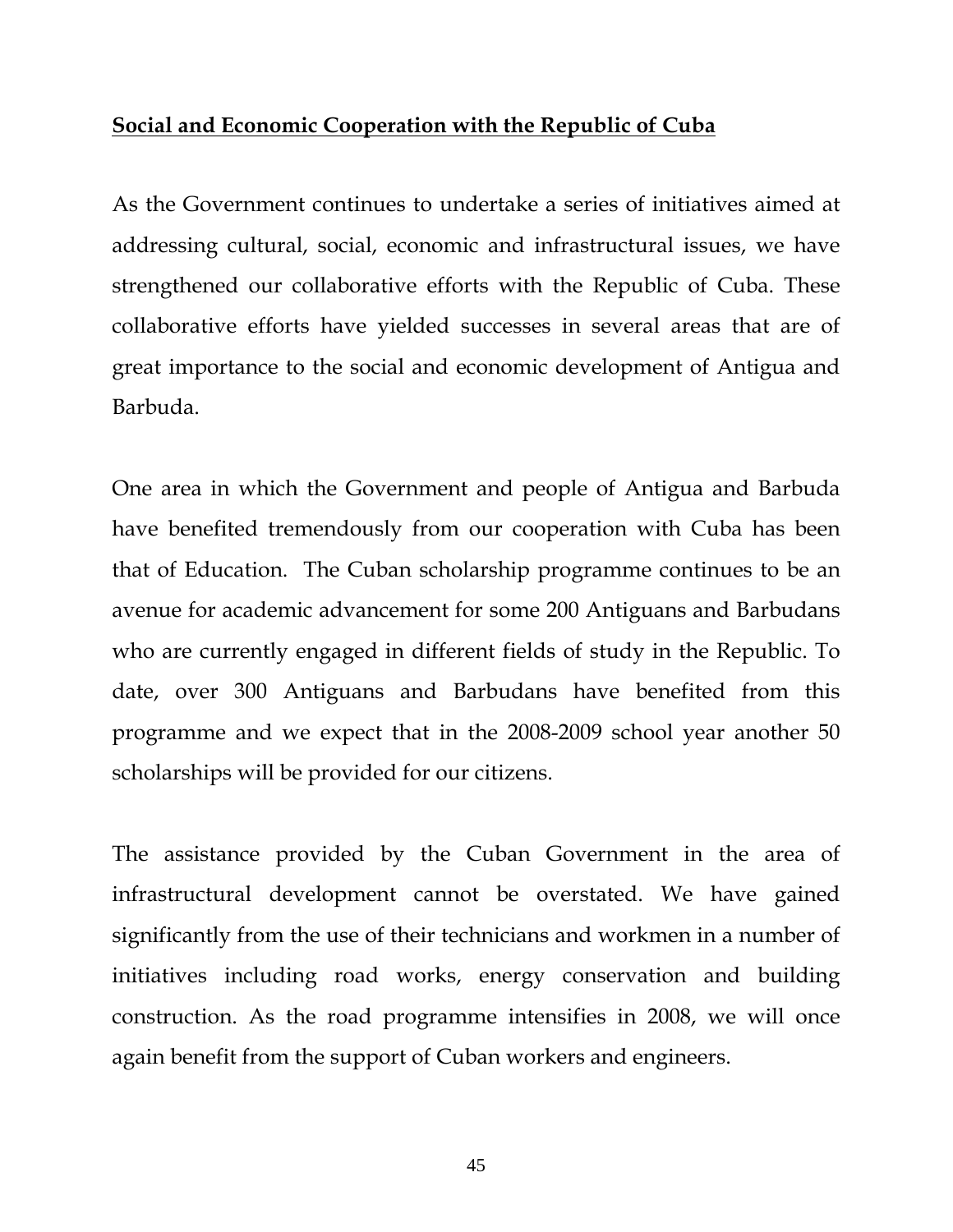**Social and Economic Cooperation with the Republic of Cuba**

As the Government continues to undertake a series of initiatives aimed at addressing cultural, social, economic and infrastructural issues, we have strengthened our collaborative efforts with the Republic of Cuba. These collaborative efforts have yielded successes in several areas that are of great importance to the social and economic development of Antigua and Barbuda.

One area in which the Government and people of Antigua and Barbuda have benefited tremendously from our cooperation with Cuba has been that of Education. The Cuban scholarship programme continues to be an avenue for academic advancement for some 200 Antiguans and Barbudans who are currently engaged in different fields of study in the Republic. To date, over 300 Antiguans and Barbudans have benefited from this programme and we expect that in the 2008-2009 school year another 50 scholarships will be provided for our citizens.

The assistance provided by the Cuban Government in the area of infrastructural development cannot be overstated. We have gained significantly from the use of their technicians and workmen in a number of initiatives including road works, energy conservation and building construction. As the road programme intensifies in 2008, we will once again benefit from the support of Cuban workers and engineers.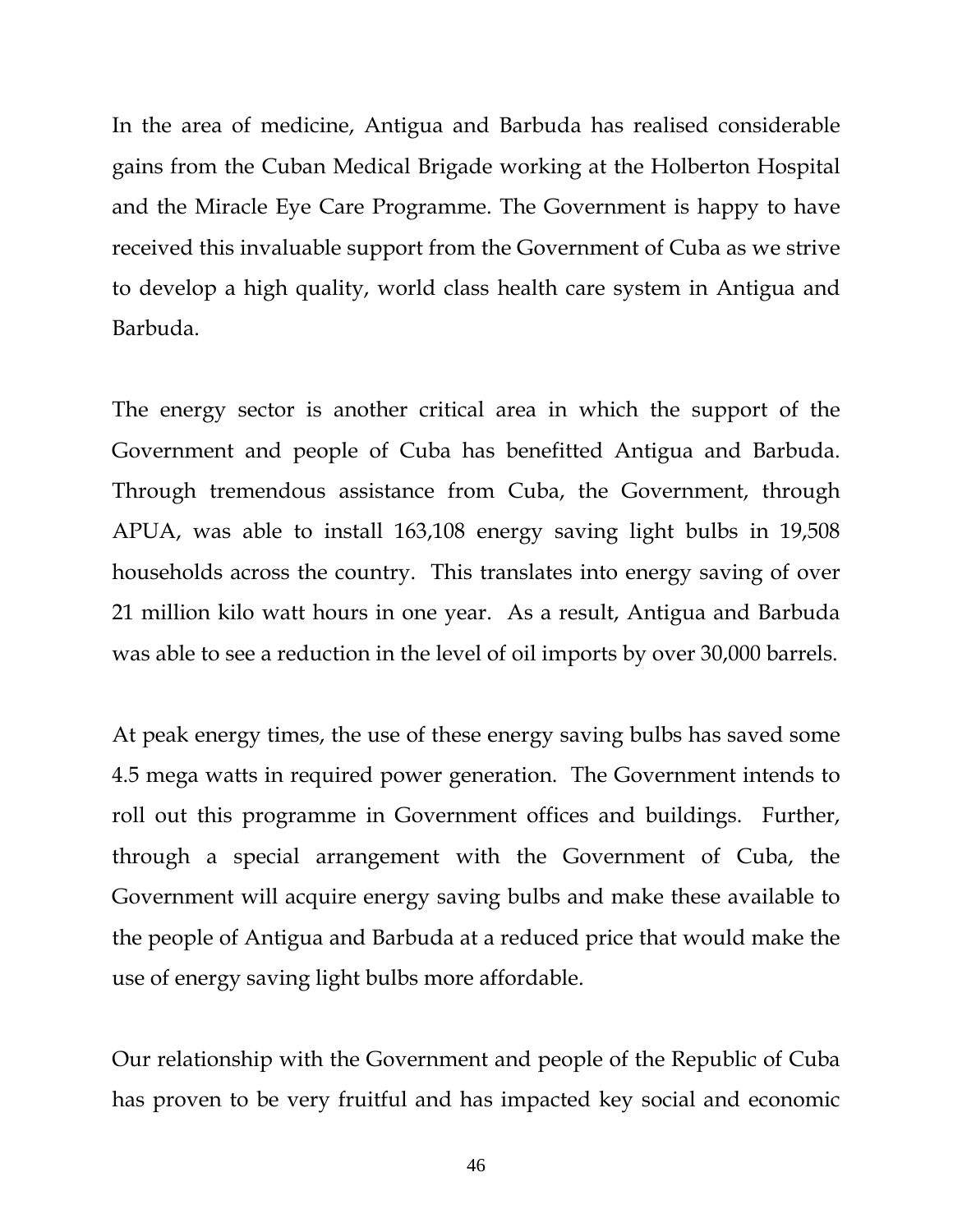In the area of medicine, Antigua and Barbuda has realised considerable gains from the Cuban Medical Brigade working at the Holberton Hospital and the Miracle Eye Care Programme. The Government is happy to have received this invaluable support from the Government of Cuba as we strive to develop a high quality, world class health care system in Antigua and Barbuda.

The energy sector is another critical area in which the support of the Government and people of Cuba has benefitted Antigua and Barbuda. Through tremendous assistance from Cuba, the Government, through APUA, was able to install 163,108 energy saving light bulbs in 19,508 households across the country. This translates into energy saving of over 21 million kilo watt hours in one year. As a result, Antigua and Barbuda was able to see a reduction in the level of oil imports by over 30,000 barrels.

At peak energy times, the use of these energy saving bulbs has saved some 4.5 mega watts in required power generation. The Government intends to roll out this programme in Government offices and buildings. Further, through a special arrangement with the Government of Cuba, the Government will acquire energy saving bulbs and make these available to the people of Antigua and Barbuda at a reduced price that would make the use of energy saving light bulbs more affordable.

Our relationship with the Government and people of the Republic of Cuba has proven to be very fruitful and has impacted key social and economic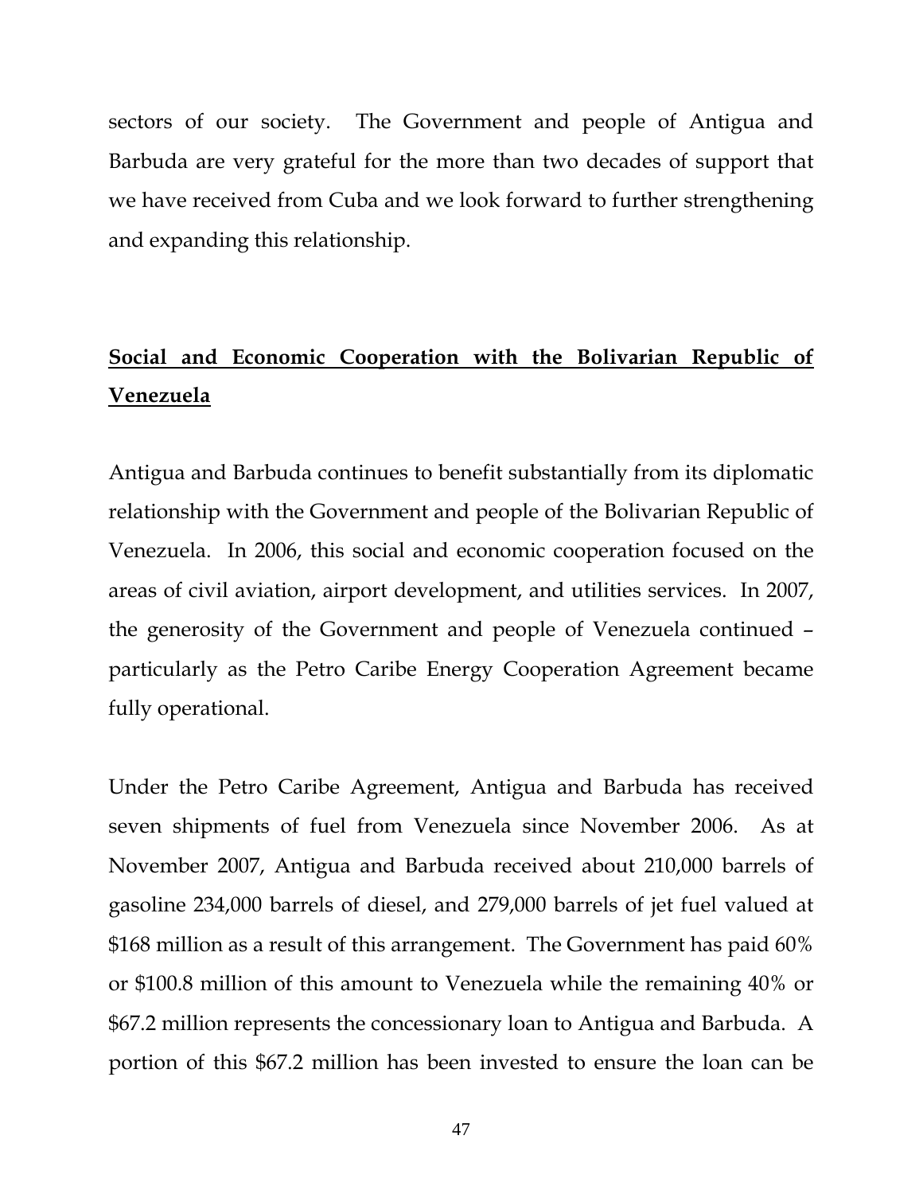sectors of our society. The Government and people of Antigua and Barbuda are very grateful for the more than two decades of support that we have received from Cuba and we look forward to further strengthening and expanding this relationship.

## Social and Economic Cooperation with the Bolivarian Republic of Venezuela

Antigua and Barbuda continues to benefit substantially from its diplomatic relationship with the Government and people of the Bolivarian Republic of Venezuela. In 2006, this social and economic cooperation focused on the areas of civil aviation, airport development, and utilities services. In 2007, the generosity of the Government and people of Venezuela continued – particularly as the Petro Caribe Energy Cooperation Agreement became fully operational.

Under the Petro Caribe Agreement, Antigua and Barbuda has received seven shipments of fuel from Venezuela since November 2006. As at November 2007, Antigua and Barbuda received about 210,000 barrels of gasoline 234,000 barrels of diesel, and 279,000 barrels of jet fuel valued at \$168 million as a result of this arrangement. The Government has paid 60% or \$100.8 million of this amount to Venezuela while the remaining 40% or \$67.2 million represents the concessionary loan to Antigua and Barbuda. A portion of this \$67.2 million has been invested to ensure the loan can be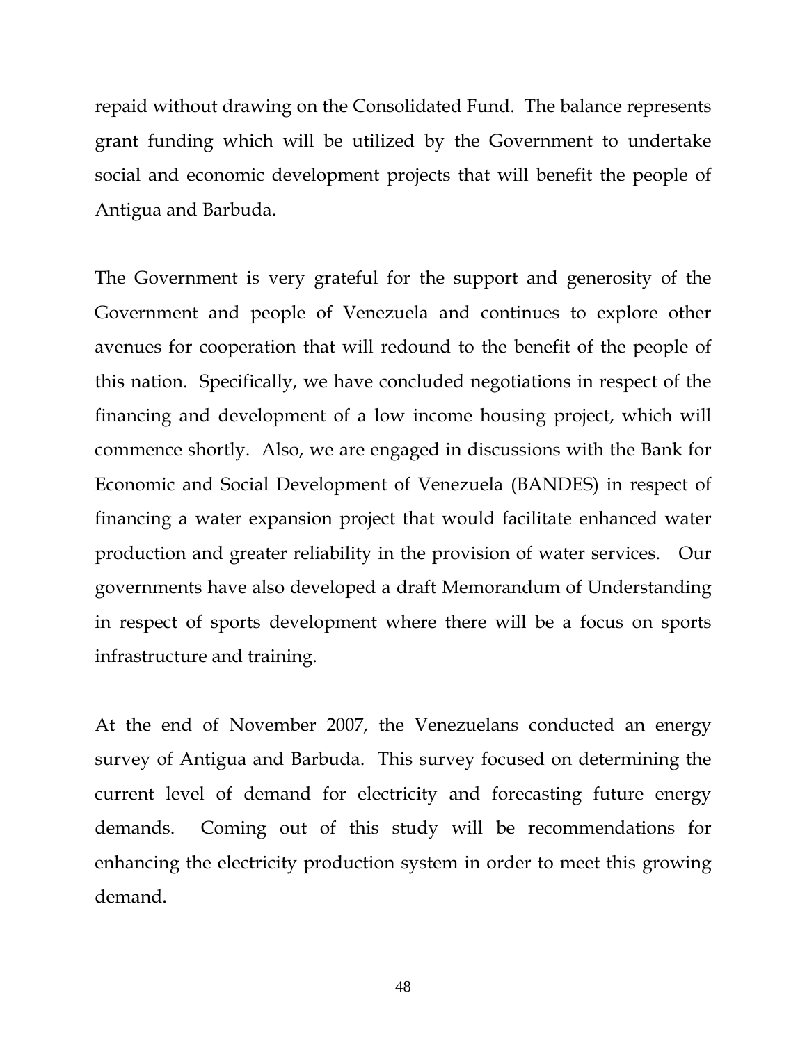repaid without drawing on the Consolidated Fund. The balance represents grant funding which will be utilized by the Government to undertake social and economic development projects that will benefit the people of Antigua and Barbuda.

The Government is very grateful for the support and generosity of the Government and people of Venezuela and continues to explore other avenues for cooperation that will redound to the benefit of the people of this nation. Specifically, we have concluded negotiations in respect of the financing and development of a low income housing project, which will commence shortly. Also, we are engaged in discussions with the Bank for Economic and Social Development of Venezuela (BANDES) in respect of financing a water expansion project that would facilitate enhanced water production and greater reliability in the provision of water services. Our governments have also developed a draft Memorandum of Understanding in respect of sports development where there will be a focus on sports infrastructure and training.

At the end of November 2007, the Venezuelans conducted an energy survey of Antigua and Barbuda. This survey focused on determining the current level of demand for electricity and forecasting future energy demands. Coming out of this study will be recommendations for enhancing the electricity production system in order to meet this growing demand.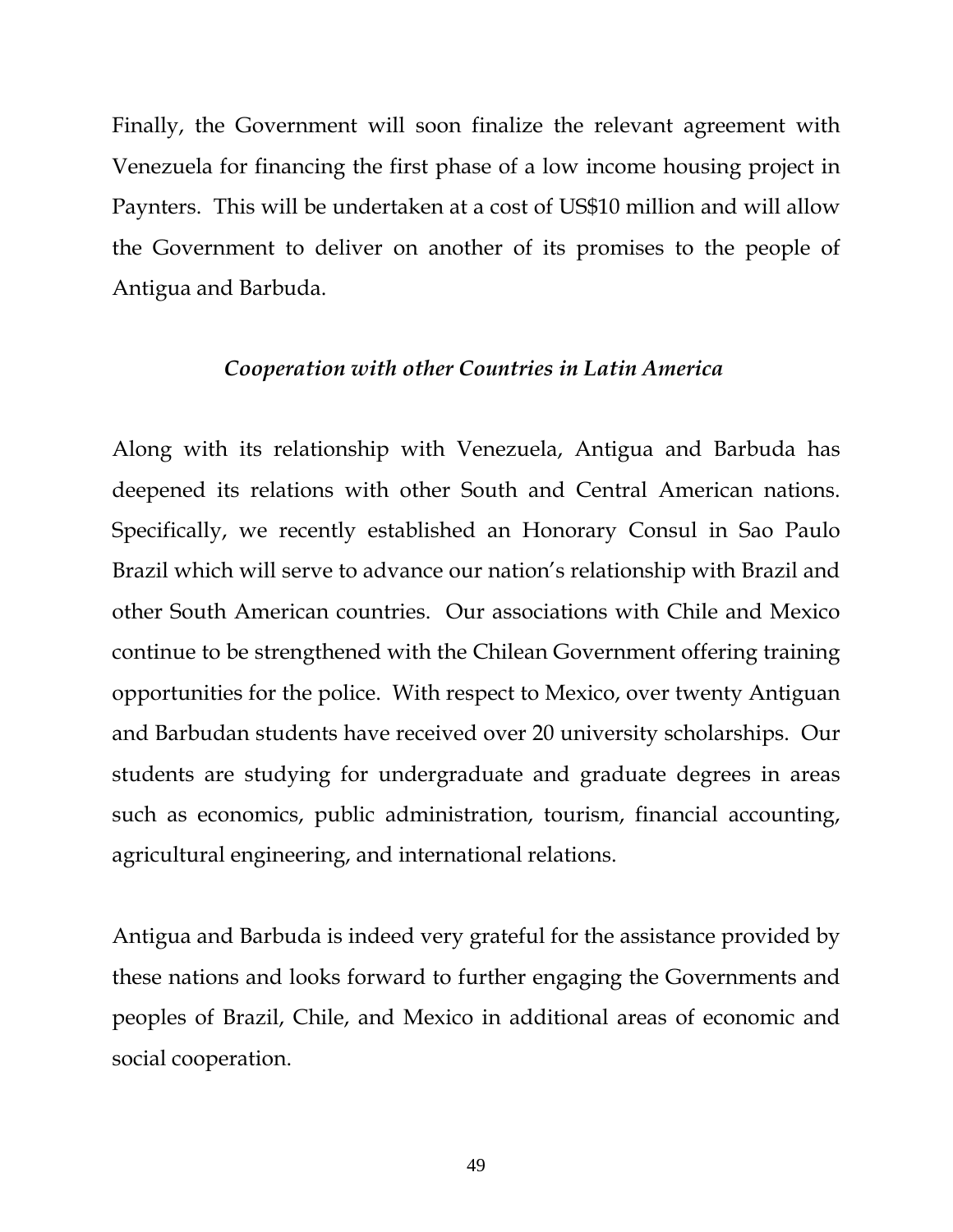Finally, the Government will soon finalize the relevant agreement with Venezuela for financing the first phase of a low income housing project in Paynters. This will be undertaken at a cost of US$10 million and will allow the Government to deliver on another of its promises to the people of Antigua and Barbuda.

### *Cooperation with other Countries in Latin America*

Along with its relationship with Venezuela, Antigua and Barbuda has deepened its relations with other South and Central American nations. Specifically, we recently established an Honorary Consul in Sao Paulo Brazil which will serve to advance our nation's relationship with Brazil and other South American countries. Our associations with Chile and Mexico continue to be strengthened with the Chilean Government offering training opportunities for the police. With respect to Mexico, over twenty Antiguan and Barbudan students have received over 20 university scholarships. Our students are studying for undergraduate and graduate degrees in areas such as economics, public administration, tourism, financial accounting, agricultural engineering, and international relations.

Antigua and Barbuda is indeed very grateful for the assistance provided by these nations and looks forward to further engaging the Governments and peoples of Brazil, Chile, and Mexico in additional areas of economic and social cooperation.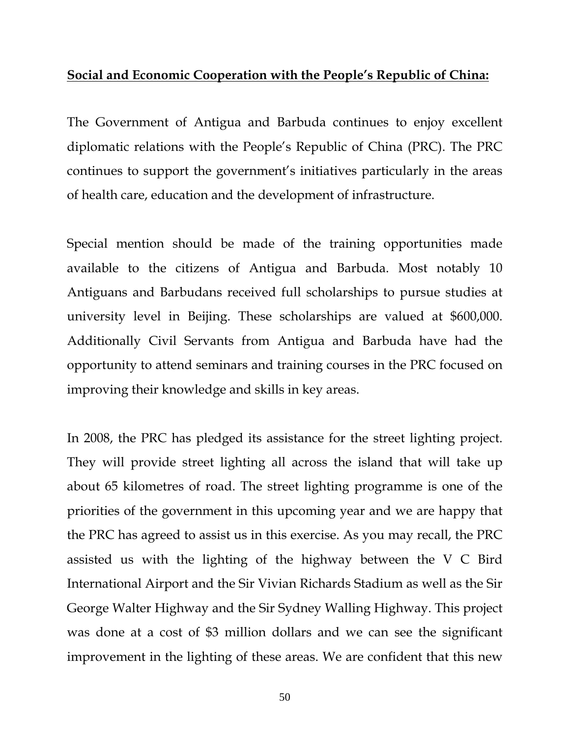**Social and Economic Cooperation with the People's Republic of China:**

The Government of Antigua and Barbuda continues to enjoy excellent diplomatic relations with the People's Republic of China (PRC). The PRC continues to support the government's initiatives particularly in the areas of health care, education and the development of infrastructure.

Special mention should be made of the training opportunities made available to the citizens of Antigua and Barbuda. Most notably 10 Antiguans and Barbudans received full scholarships to pursue studies at university level in Beijing. These scholarships are valued at $600,000. Additionally Civil Servants from Antigua and Barbuda have had the opportunity to attend seminars and training courses in the PRC focused on improving their knowledge and skills in key areas.

In 2008, the PRC has pledged its assistance for the street lighting project. They will provide street lighting all across the island that will take up about 65 kilometres of road. The street lighting programme is one of the priorities of the government in this upcoming year and we are happy that the PRC has agreed to assist us in this exercise. As you may recall, the PRC assisted us with the lighting of the highway between the V C Bird International Airport and the Sir Vivian Richards Stadium as well as the Sir George Walter Highway and the Sir Sydney Walling Highway. This project was done at a cost of $3 million dollars and we can see the significant improvement in the lighting of these areas. We are confident that this new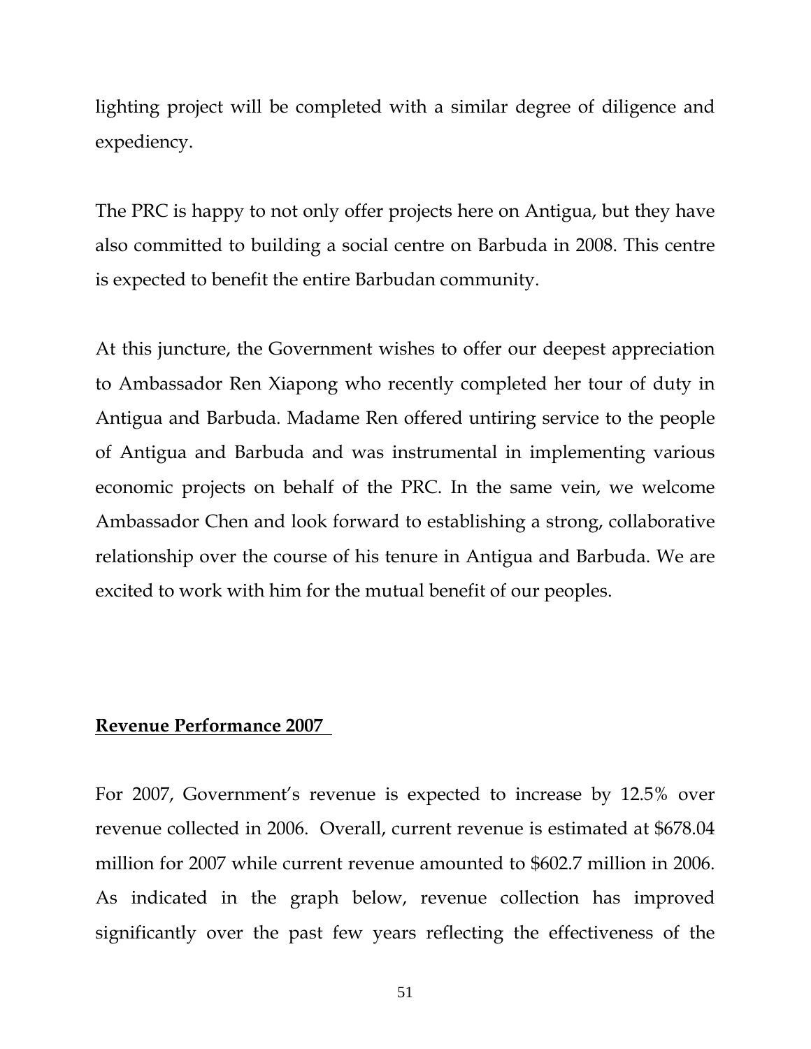lighting project will be completed with a similar degree of diligence and expediency.

The PRC is happy to not only offer projects here on Antigua, but they have also committed to building a social centre on Barbuda in 2008. This centre is expected to benefit the entire Barbudan community.

At this juncture, the Government wishes to offer our deepest appreciation to Ambassador Ren Xiapong who recently completed her tour of duty in Antigua and Barbuda. Madame Ren offered untiring service to the people of Antigua and Barbuda and was instrumental in implementing various economic projects on behalf of the PRC. In the same vein, we welcome Ambassador Chen and look forward to establishing a strong, collaborative relationship over the course of his tenure in Antigua and Barbuda. We are excited to work with him for the mutual benefit of our peoples.

## Revenue Performance 2007

For 2007, Government's revenue is expected to increase by 12.5% over revenue collected in 2006. Overall, current revenue is estimated at $678.04 million for 2007 while current revenue amounted to $602.7 million in 2006. As indicated in the graph below, revenue collection has improved significantly over the past few years reflecting the effectiveness of the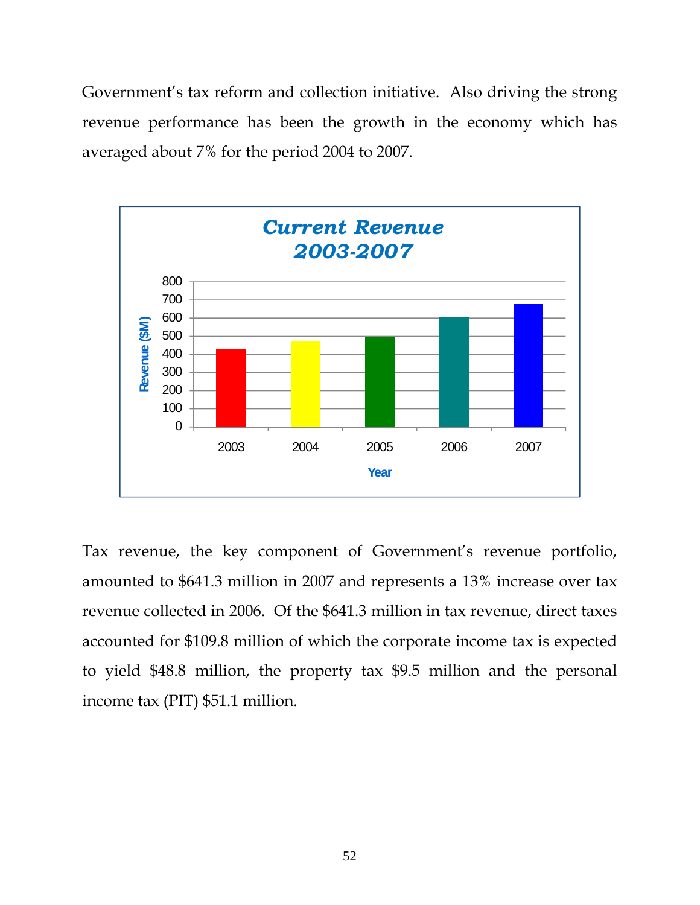Government's tax reform and collection initiative. Also driving the strong revenue performance has been the growth in the economy which has averaged about 7% for the period 2004 to 2007.

**Current Revenue 2003-2007**

Tax revenue, the key component of Government's revenue portfolio, amounted to $641.3 million in 2007 and represents a 13% increase over tax revenue collected in 2006. Of the $641.3 million in tax revenue, direct taxes accounted for $109.8 million of which the corporate income tax is expected to yield $48.8 million, the property tax $9.5 million and the personal income tax (PIT) $51.1 million.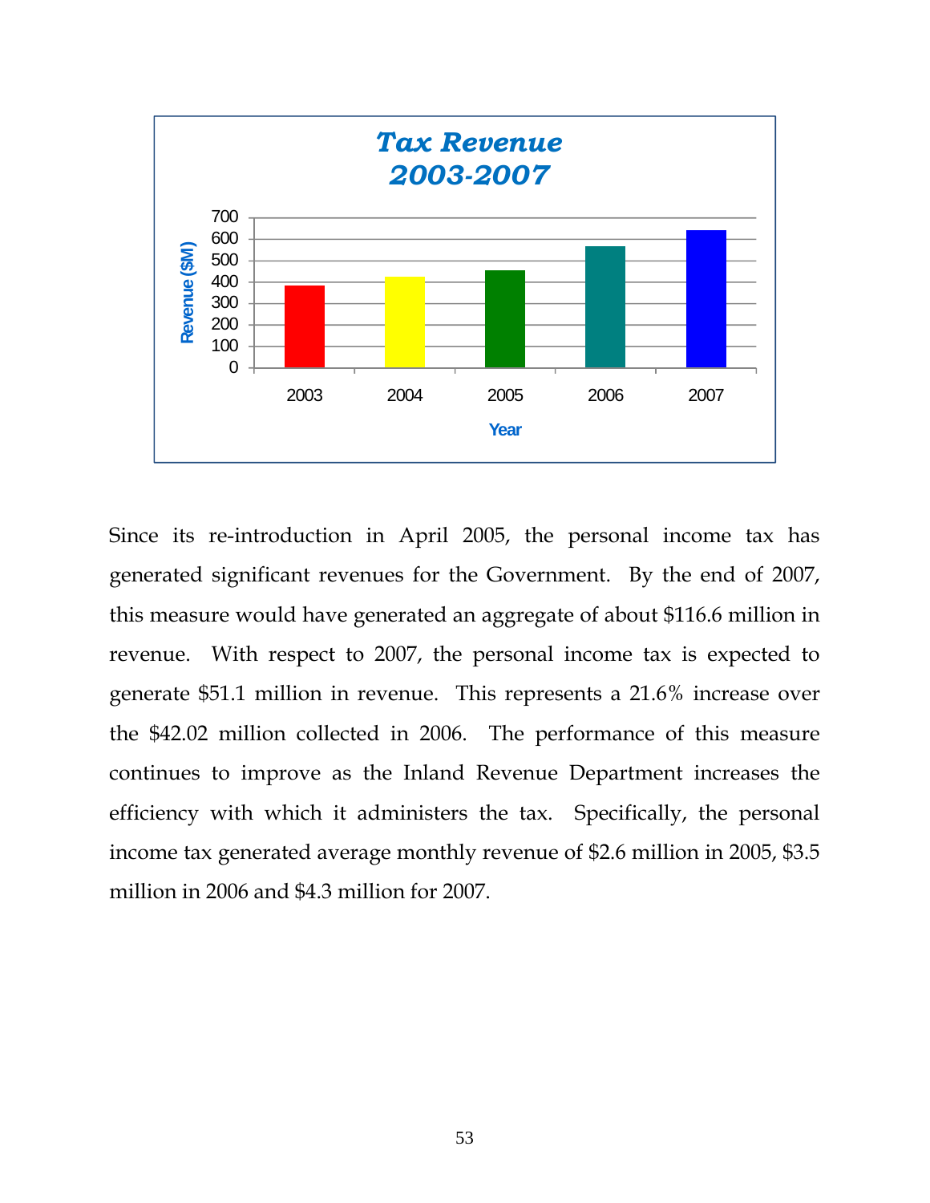Since its re-introduction in April 2005, the personal income tax has generated significant revenues for the Government. By the end of 2007, this measure would have generated an aggregate of about $116.6 million in revenue. With respect to 2007, the personal income tax is expected to generate $51.1 million in revenue. This represents a 21.6% increase over the $42.02 million collected in 2006. The performance of this measure continues to improve as the Inland Revenue Department increases the efficiency with which it administers the tax. Specifically, the personal income tax generated average monthly revenue of $2.6 million in 2005, $3.5 million in 2006 and $4.3 million for 2007.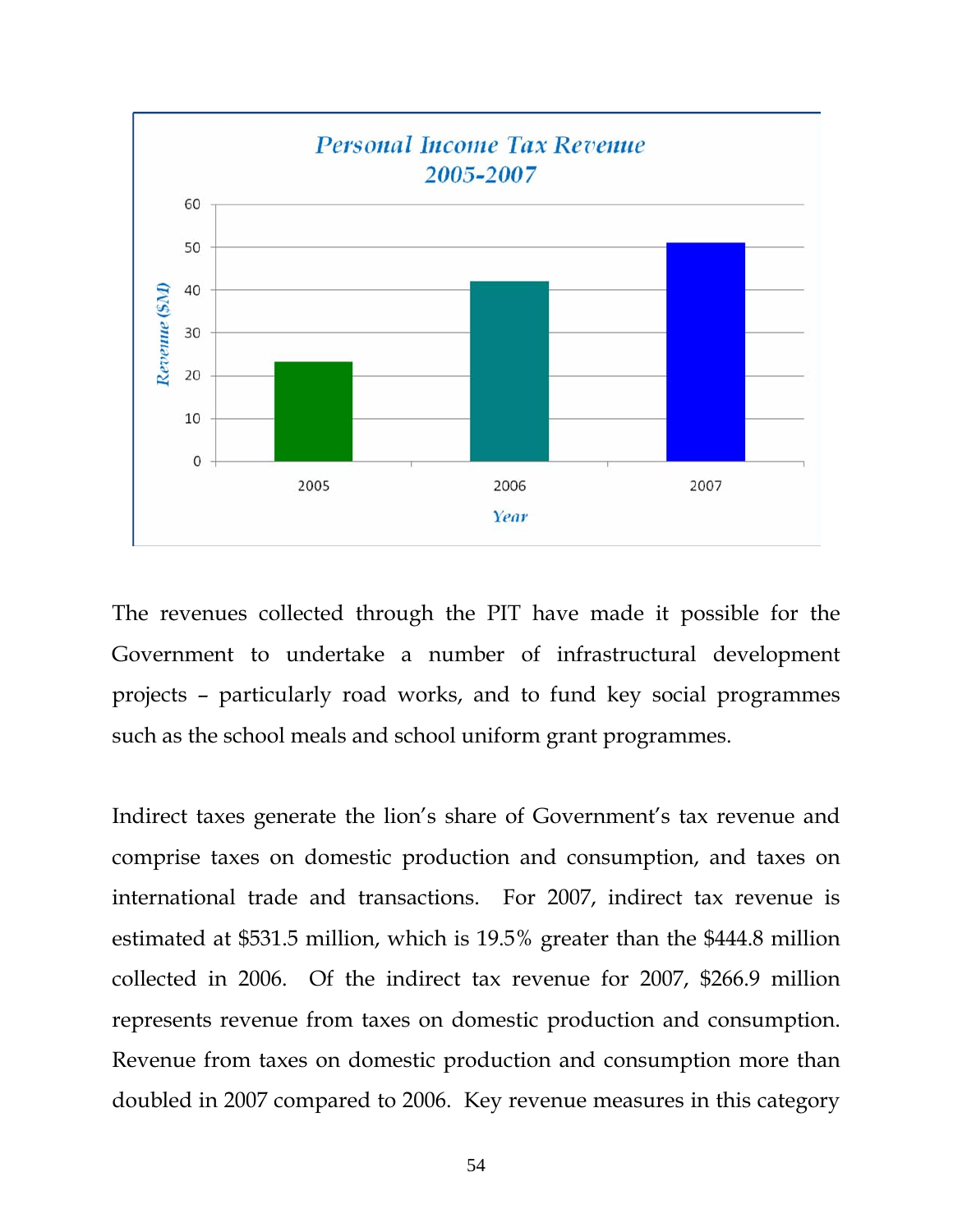**Personal Income Tax Revenue 2005-2007**

The revenues collected through the PIT have made it possible for the Government to undertake a number of infrastructural development projects – particularly road works, and to fund key social programmes such as the school meals and school uniform grant programmes.

Indirect taxes generate the lion's share of Government's tax revenue and comprise taxes on domestic production and consumption, and taxes on international trade and transactions. For 2007, indirect tax revenue is estimated at $531.5 million, which is 19.5% greater than the $444.8 million collected in 2006. Of the indirect tax revenue for 2007, $266.9 million represents revenue from taxes on domestic production and consumption. Revenue from taxes on domestic production and consumption more than doubled in 2007 compared to 2006. Key revenue measures in this category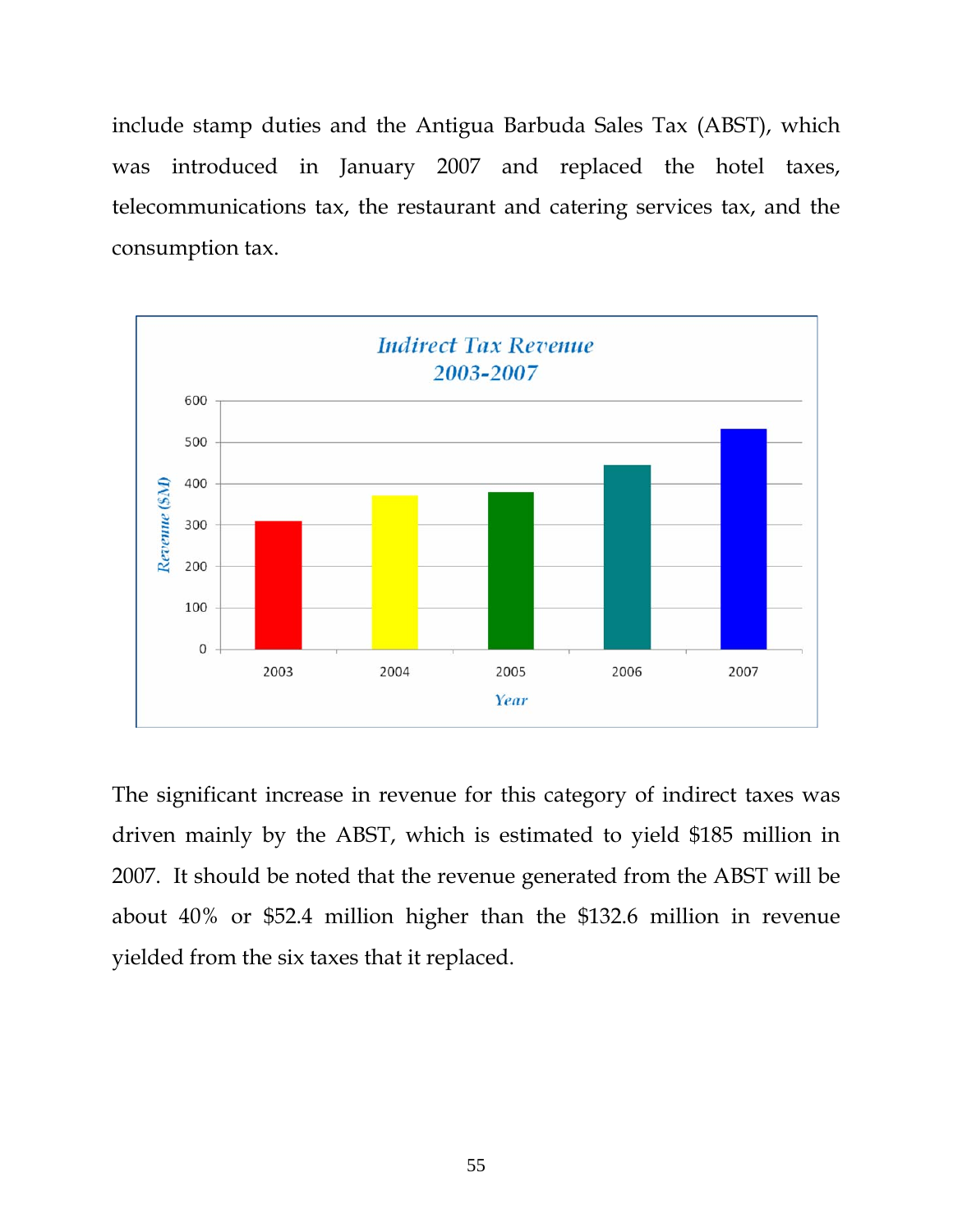include stamp duties and the Antigua Barbuda Sales Tax (ABST), which was introduced in January 2007 and replaced the hotel taxes, telecommunications tax, the restaurant and catering services tax, and the consumption tax.

The significant increase in revenue for this category of indirect taxes was driven mainly by the ABST, which is estimated to yield $185 million in 2007. It should be noted that the revenue generated from the ABST will be about 40% or $52.4 million higher than the $132.6 million in revenue yielded from the six taxes that it replaced.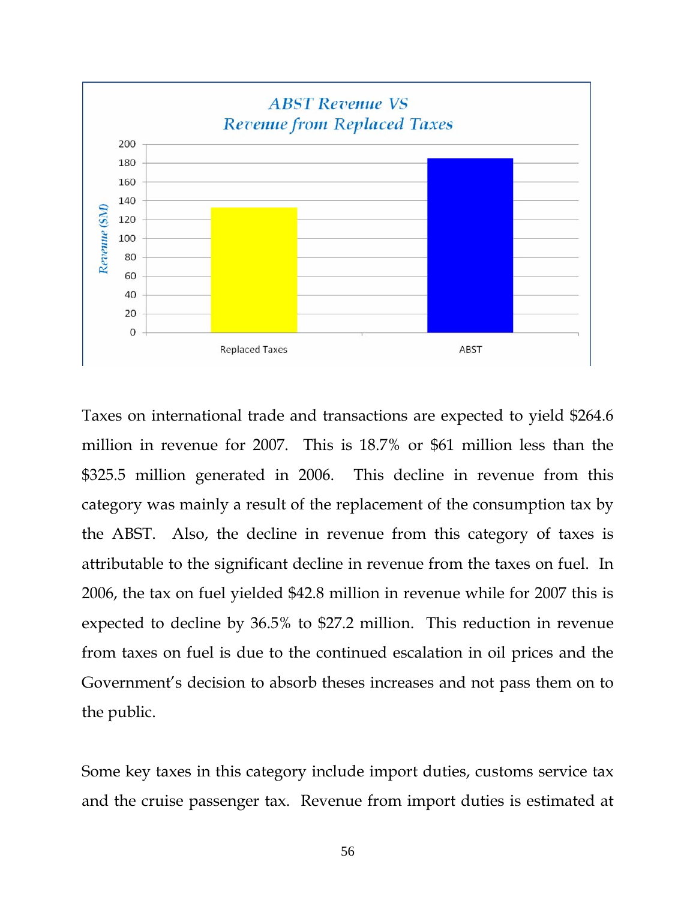**ABST Revenue VS Revenue from Replaced Taxes**

Taxes on international trade and transactions are expected to yield $264.6 million in revenue for 2007. This is 18.7% or $61 million less than the $325.5 million generated in 2006. This decline in revenue from this category was mainly a result of the replacement of the consumption tax by the ABST. Also, the decline in revenue from this category of taxes is attributable to the significant decline in revenue from the taxes on fuel. In 2006, the tax on fuel yielded $42.8 million in revenue while for 2007 this is expected to decline by 36.5% to $27.2 million. This reduction in revenue from taxes on fuel is due to the continued escalation in oil prices and the Government's decision to absorb theses increases and not pass them on to the public.

Some key taxes in this category include import duties, customs service tax and the cruise passenger tax. Revenue from import duties is estimated at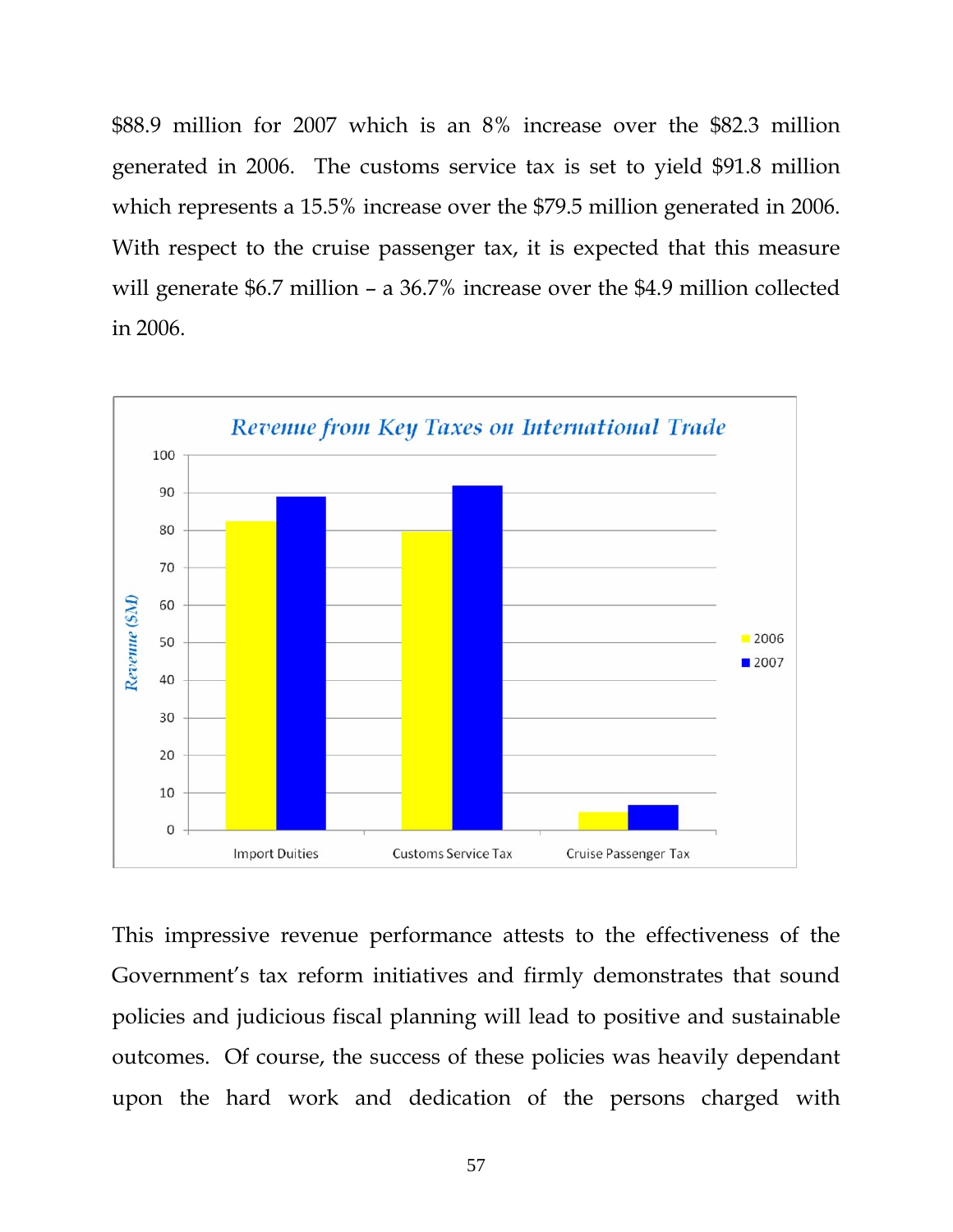$88.9 million for 2007 which is an 8% increase over the $82.3 million generated in 2006. The customs service tax is set to yield $91.8 million which represents a 15.5% increase over the $79.5 million generated in 2006. With respect to the cruise passenger tax, it is expected that this measure will generate $6.7 million – a 36.7% increase over the $4.9 million collected in 2006.

**Revenue from Key Taxes on International Trade**

| Revenue ($M) | 2006 | 2007 |
|---|---|---|
| Import Duities | 82.3 | 88.9 |
| Customs Service Tax | 79.5 | 91.8 |
| Cruise Passenger Tax | 4.9 | 6.7 |

This impressive revenue performance attests to the effectiveness of the Government's tax reform initiatives and firmly demonstrates that sound policies and judicious fiscal planning will lead to positive and sustainable outcomes. Of course, the success of these policies was heavily dependant upon the hard work and dedication of the persons charged with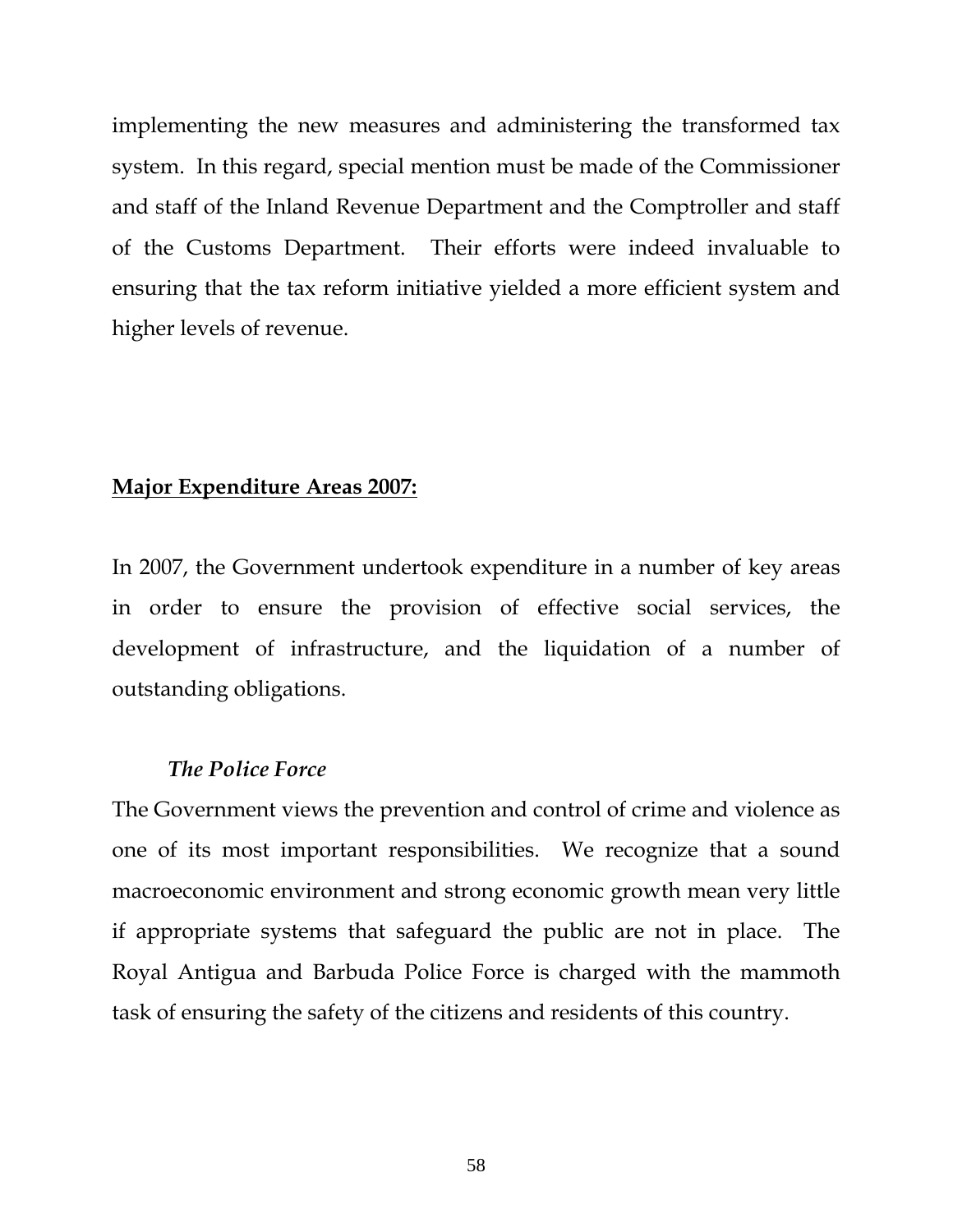implementing the new measures and administering the transformed tax system. In this regard, special mention must be made of the Commissioner and staff of the Inland Revenue Department and the Comptroller and staff of the Customs Department. Their efforts were indeed invaluable to ensuring that the tax reform initiative yielded a more efficient system and higher levels of revenue.

**Major Expenditure Areas 2007:**

In 2007, the Government undertook expenditure in a number of key areas in order to ensure the provision of effective social services, the development of infrastructure, and the liquidation of a number of outstanding obligations.

***The Police Force***

The Government views the prevention and control of crime and violence as one of its most important responsibilities. We recognize that a sound macroeconomic environment and strong economic growth mean very little if appropriate systems that safeguard the public are not in place. The Royal Antigua and Barbuda Police Force is charged with the mammoth task of ensuring the safety of the citizens and residents of this country.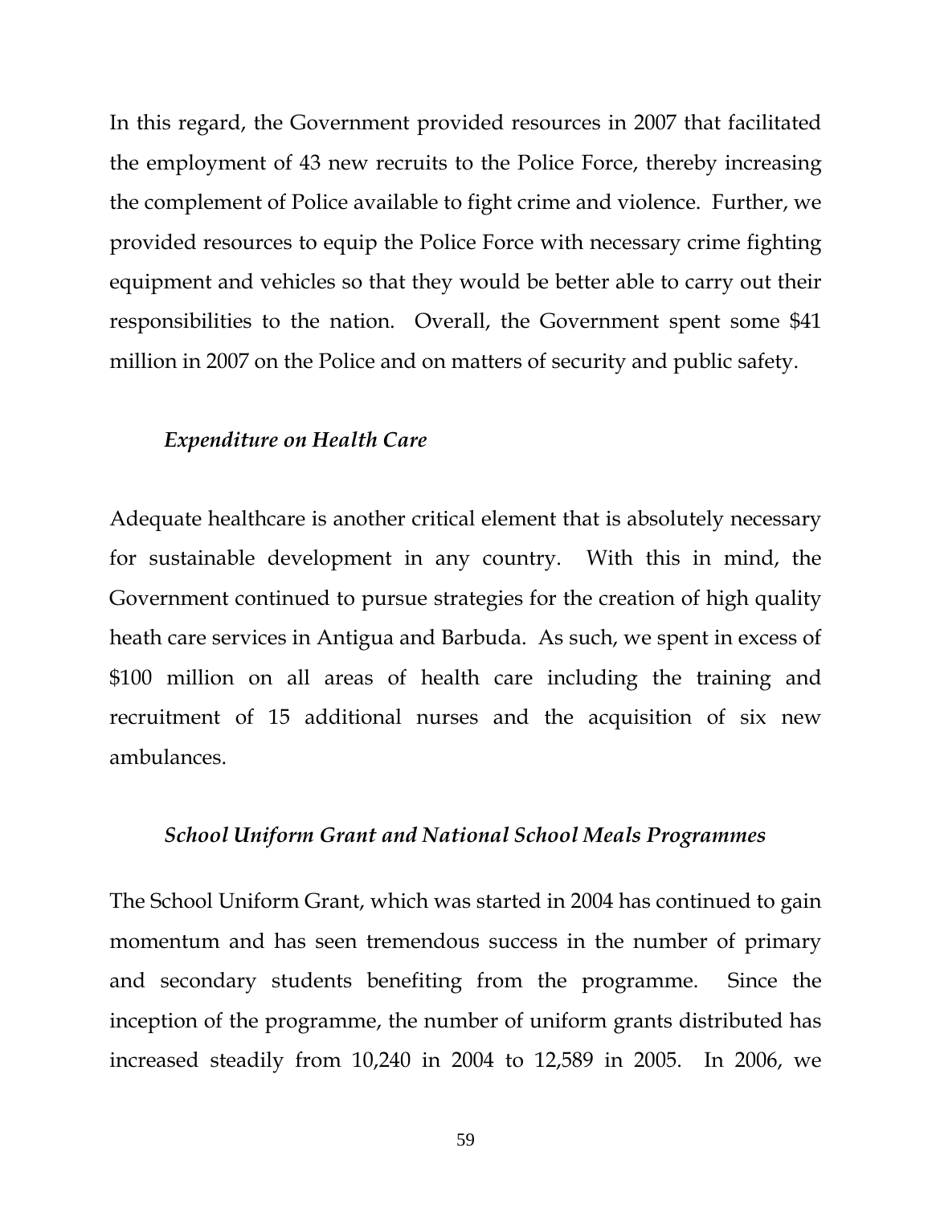In this regard, the Government provided resources in 2007 that facilitated the employment of 43 new recruits to the Police Force, thereby increasing the complement of Police available to fight crime and violence. Further, we provided resources to equip the Police Force with necessary crime fighting equipment and vehicles so that they would be better able to carry out their responsibilities to the nation. Overall, the Government spent some $41 million in 2007 on the Police and on matters of security and public safety.

### *Expenditure on Health Care*

Adequate healthcare is another critical element that is absolutely necessary for sustainable development in any country. With this in mind, the Government continued to pursue strategies for the creation of high quality heath care services in Antigua and Barbuda. As such, we spent in excess of $100 million on all areas of health care including the training and recruitment of 15 additional nurses and the acquisition of six new ambulances.

### *School Uniform Grant and National School Meals Programmes*

The School Uniform Grant, which was started in 2004 has continued to gain momentum and has seen tremendous success in the number of primary and secondary students benefiting from the programme. Since the inception of the programme, the number of uniform grants distributed has increased steadily from 10,240 in 2004 to 12,589 in 2005. In 2006, we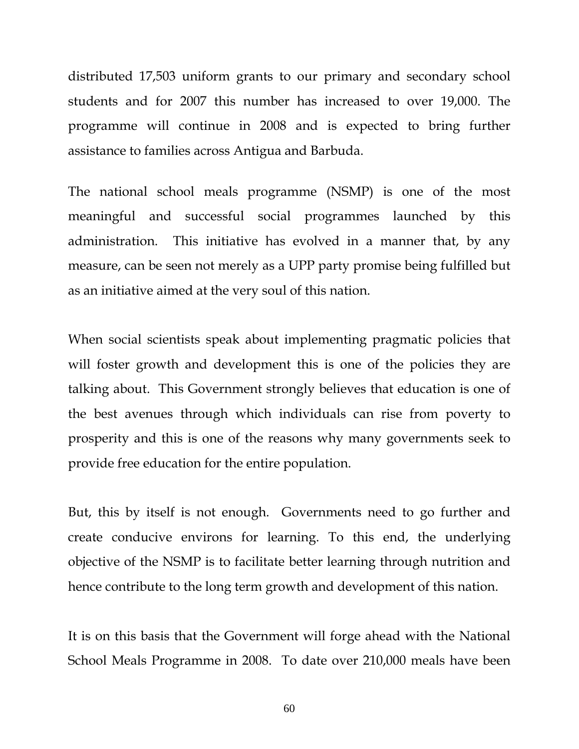distributed 17,503 uniform grants to our primary and secondary school students and for 2007 this number has increased to over 19,000. The programme will continue in 2008 and is expected to bring further assistance to families across Antigua and Barbuda.

The national school meals programme (NSMP) is one of the most meaningful and successful social programmes launched by this administration. This initiative has evolved in a manner that, by any measure, can be seen not merely as a UPP party promise being fulfilled but as an initiative aimed at the very soul of this nation.

When social scientists speak about implementing pragmatic policies that will foster growth and development this is one of the policies they are talking about. This Government strongly believes that education is one of the best avenues through which individuals can rise from poverty to prosperity and this is one of the reasons why many governments seek to provide free education for the entire population.

But, this by itself is not enough. Governments need to go further and create conducive environs for learning. To this end, the underlying objective of the NSMP is to facilitate better learning through nutrition and hence contribute to the long term growth and development of this nation.

It is on this basis that the Government will forge ahead with the National School Meals Programme in 2008. To date over 210,000 meals have been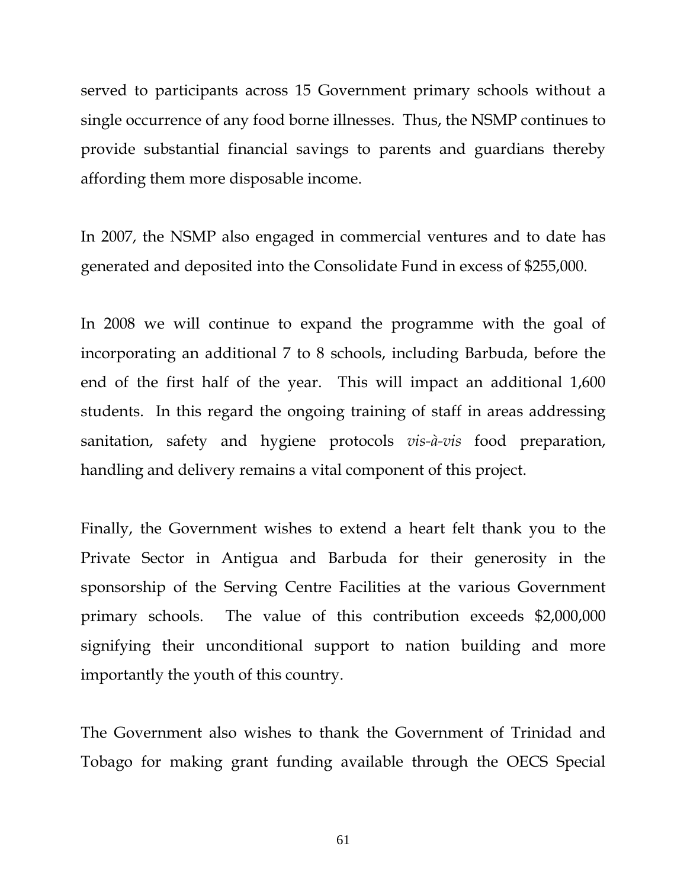served to participants across 15 Government primary schools without a single occurrence of any food borne illnesses. Thus, the NSMP continues to provide substantial financial savings to parents and guardians thereby affording them more disposable income.

In 2007, the NSMP also engaged in commercial ventures and to date has generated and deposited into the Consolidate Fund in excess of $255,000.

In 2008 we will continue to expand the programme with the goal of incorporating an additional 7 to 8 schools, including Barbuda, before the end of the first half of the year. This will impact an additional 1,600 students. In this regard the ongoing training of staff in areas addressing sanitation, safety and hygiene protocols *vis-à-vis* food preparation, handling and delivery remains a vital component of this project.

Finally, the Government wishes to extend a heart felt thank you to the Private Sector in Antigua and Barbuda for their generosity in the sponsorship of the Serving Centre Facilities at the various Government primary schools. The value of this contribution exceeds $2,000,000 signifying their unconditional support to nation building and more importantly the youth of this country.

The Government also wishes to thank the Government of Trinidad and Tobago for making grant funding available through the OECS Special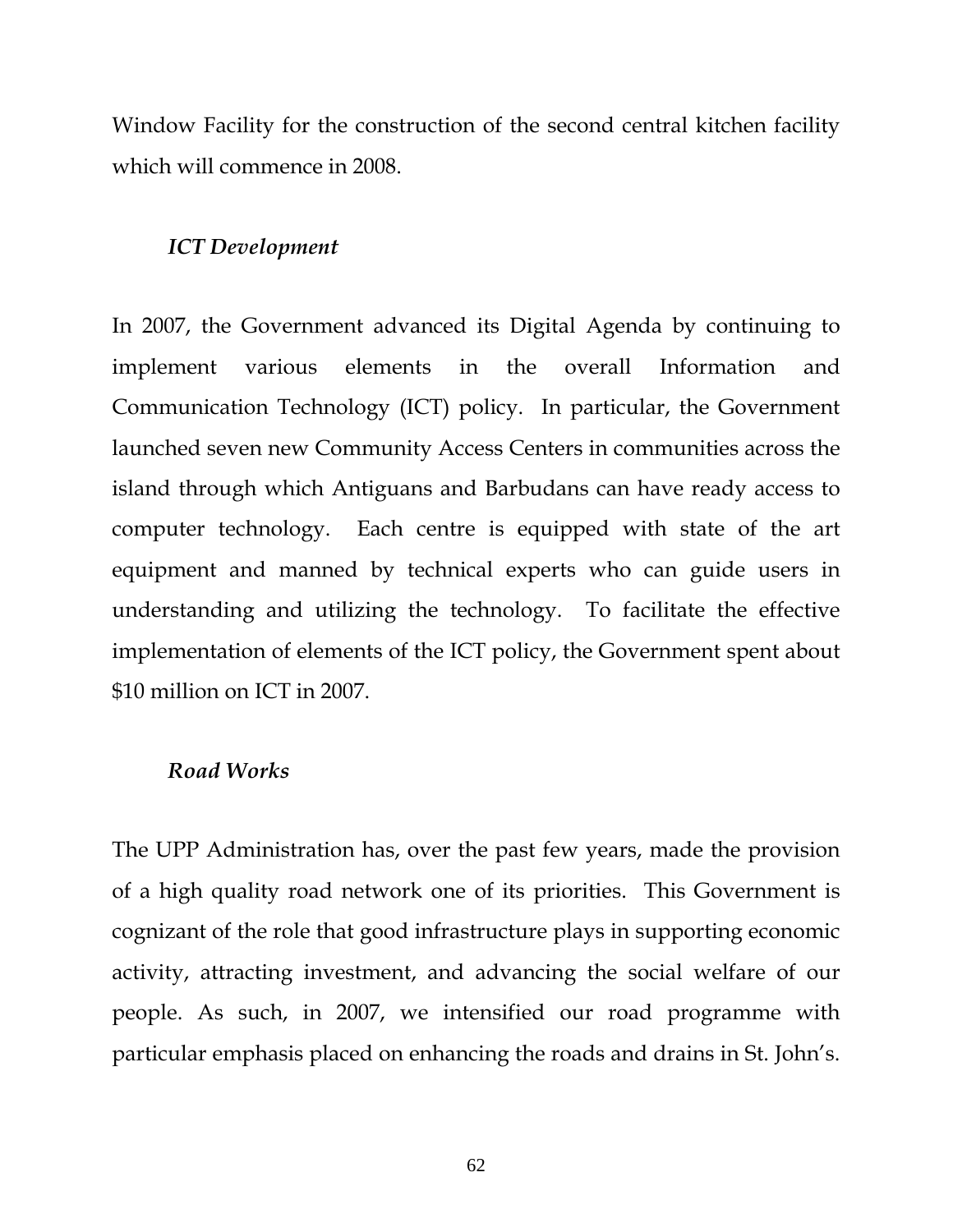Window Facility for the construction of the second central kitchen facility which will commence in 2008.

### *ICT Development*

In 2007, the Government advanced its Digital Agenda by continuing to implement various elements in the overall Information and Communication Technology (ICT) policy. In particular, the Government launched seven new Community Access Centers in communities across the island through which Antiguans and Barbudans can have ready access to computer technology. Each centre is equipped with state of the art equipment and manned by technical experts who can guide users in understanding and utilizing the technology. To facilitate the effective implementation of elements of the ICT policy, the Government spent about $10 million on ICT in 2007.

### *Road Works*

The UPP Administration has, over the past few years, made the provision of a high quality road network one of its priorities. This Government is cognizant of the role that good infrastructure plays in supporting economic activity, attracting investment, and advancing the social welfare of our people. As such, in 2007, we intensified our road programme with particular emphasis placed on enhancing the roads and drains in St. John's.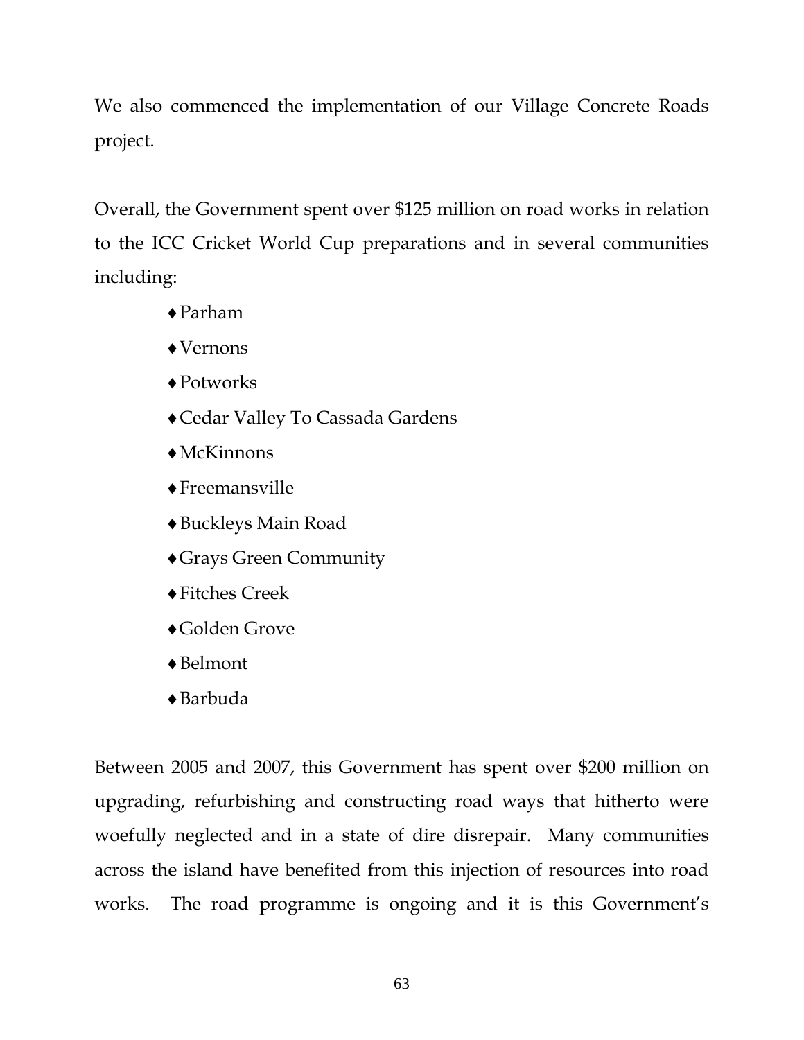We also commenced the implementation of our Village Concrete Roads project.

Overall, the Government spent over $125 million on road works in relation to the ICC Cricket World Cup preparations and in several communities including:

- Parham
- Vernons
- Potworks
- Cedar Valley To Cassada Gardens
- McKinnons
- Freemansville
- Buckleys Main Road
- Grays Green Community
- Fitches Creek
- Golden Grove
- Belmont
- Barbuda

Between 2005 and 2007, this Government has spent over $200 million on upgrading, refurbishing and constructing road ways that hitherto were woefully neglected and in a state of dire disrepair. Many communities across the island have benefited from this injection of resources into road works. The road programme is ongoing and it is this Government's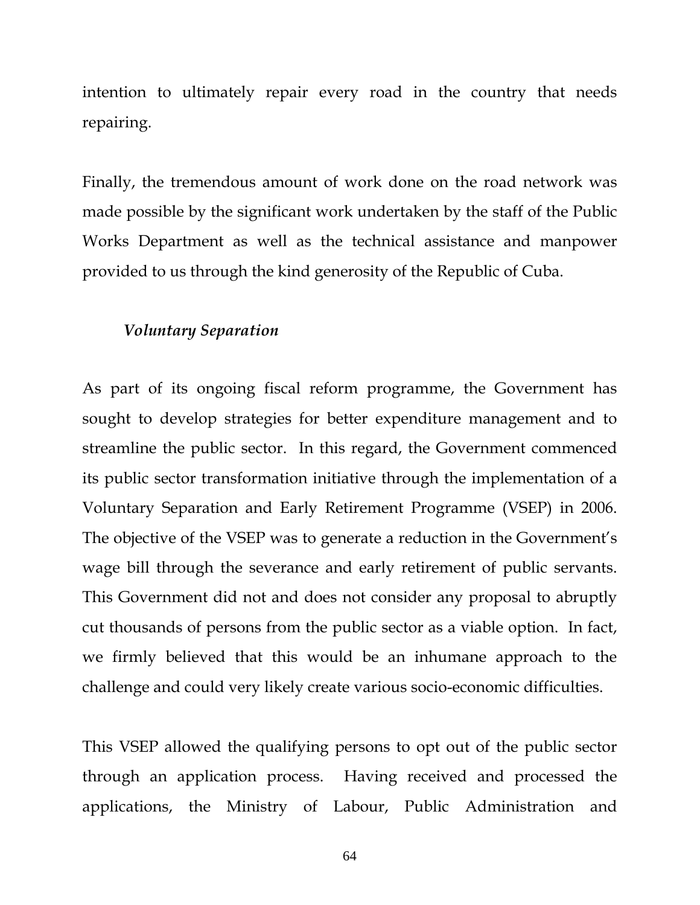intention to ultimately repair every road in the country that needs repairing.

Finally, the tremendous amount of work done on the road network was made possible by the significant work undertaken by the staff of the Public Works Department as well as the technical assistance and manpower provided to us through the kind generosity of the Republic of Cuba.

### *Voluntary Separation*

As part of its ongoing fiscal reform programme, the Government has sought to develop strategies for better expenditure management and to streamline the public sector. In this regard, the Government commenced its public sector transformation initiative through the implementation of a Voluntary Separation and Early Retirement Programme (VSEP) in 2006. The objective of the VSEP was to generate a reduction in the Government's wage bill through the severance and early retirement of public servants. This Government did not and does not consider any proposal to abruptly cut thousands of persons from the public sector as a viable option. In fact, we firmly believed that this would be an inhumane approach to the challenge and could very likely create various socio-economic difficulties.

This VSEP allowed the qualifying persons to opt out of the public sector through an application process. Having received and processed the applications, the Ministry of Labour, Public Administration and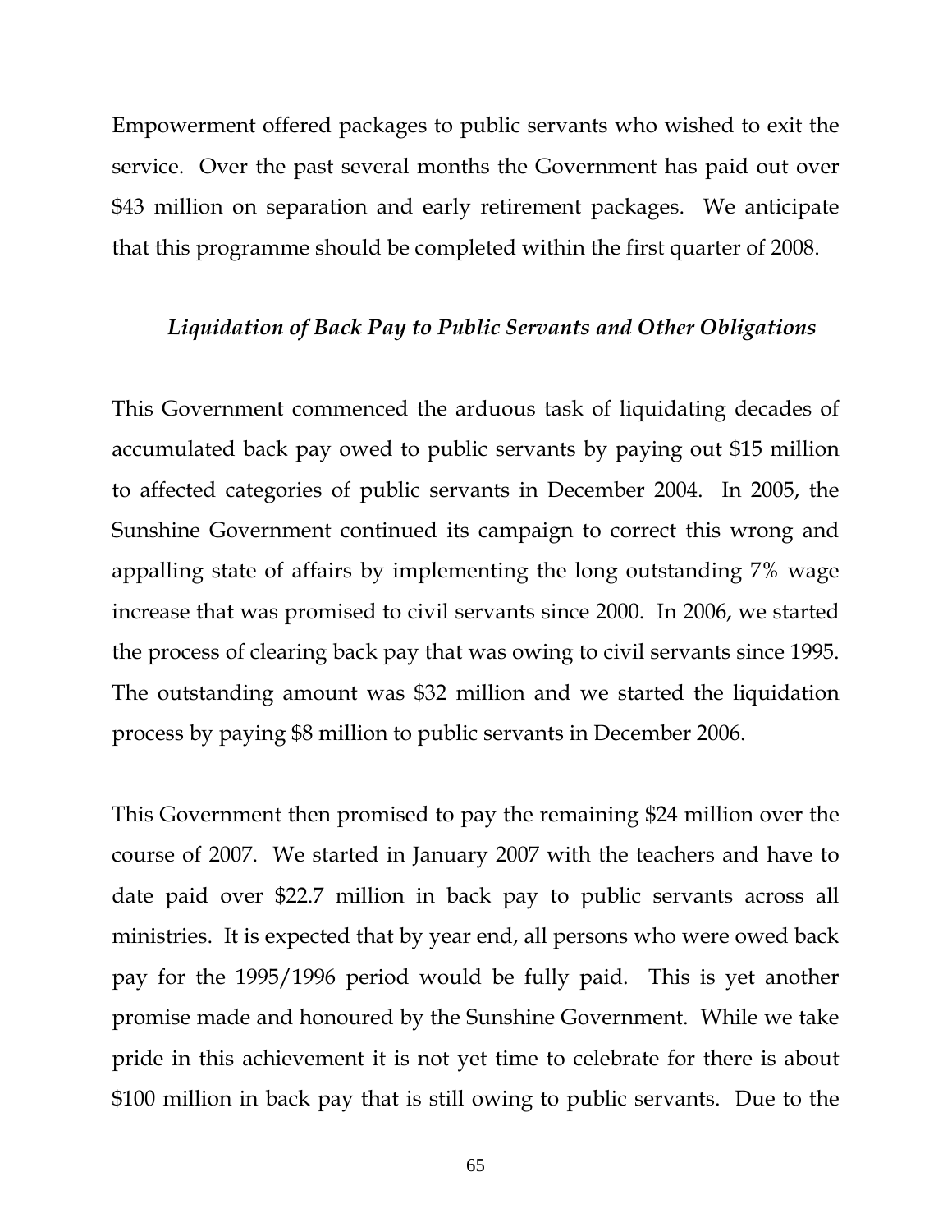Empowerment offered packages to public servants who wished to exit the service. Over the past several months the Government has paid out over $43 million on separation and early retirement packages. We anticipate that this programme should be completed within the first quarter of 2008.

### *Liquidation of Back Pay to Public Servants and Other Obligations*

This Government commenced the arduous task of liquidating decades of accumulated back pay owed to public servants by paying out $15 million to affected categories of public servants in December 2004. In 2005, the Sunshine Government continued its campaign to correct this wrong and appalling state of affairs by implementing the long outstanding 7% wage increase that was promised to civil servants since 2000. In 2006, we started the process of clearing back pay that was owing to civil servants since 1995. The outstanding amount was $32 million and we started the liquidation process by paying $8 million to public servants in December 2006.

This Government then promised to pay the remaining $24 million over the course of 2007. We started in January 2007 with the teachers and have to date paid over $22.7 million in back pay to public servants across all ministries. It is expected that by year end, all persons who were owed back pay for the 1995/1996 period would be fully paid. This is yet another promise made and honoured by the Sunshine Government. While we take pride in this achievement it is not yet time to celebrate for there is about $100 million in back pay that is still owing to public servants. Due to the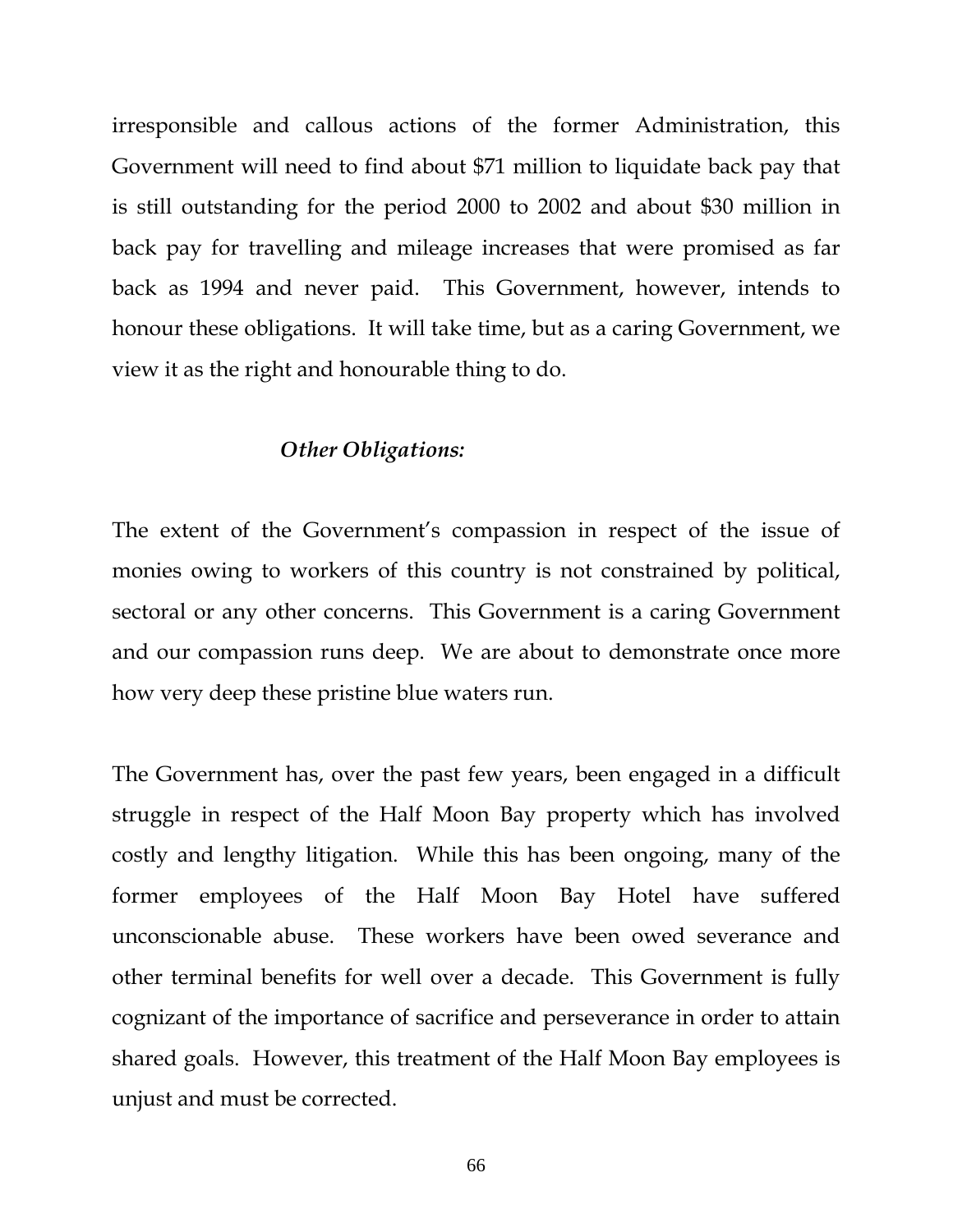irresponsible and callous actions of the former Administration, this Government will need to find about $71 million to liquidate back pay that is still outstanding for the period 2000 to 2002 and about $30 million in back pay for travelling and mileage increases that were promised as far back as 1994 and never paid. This Government, however, intends to honour these obligations. It will take time, but as a caring Government, we view it as the right and honourable thing to do.

### *Other Obligations:*

The extent of the Government's compassion in respect of the issue of monies owing to workers of this country is not constrained by political, sectoral or any other concerns. This Government is a caring Government and our compassion runs deep. We are about to demonstrate once more how very deep these pristine blue waters run.

The Government has, over the past few years, been engaged in a difficult struggle in respect of the Half Moon Bay property which has involved costly and lengthy litigation. While this has been ongoing, many of the former employees of the Half Moon Bay Hotel have suffered unconscionable abuse. These workers have been owed severance and other terminal benefits for well over a decade. This Government is fully cognizant of the importance of sacrifice and perseverance in order to attain shared goals. However, this treatment of the Half Moon Bay employees is unjust and must be corrected.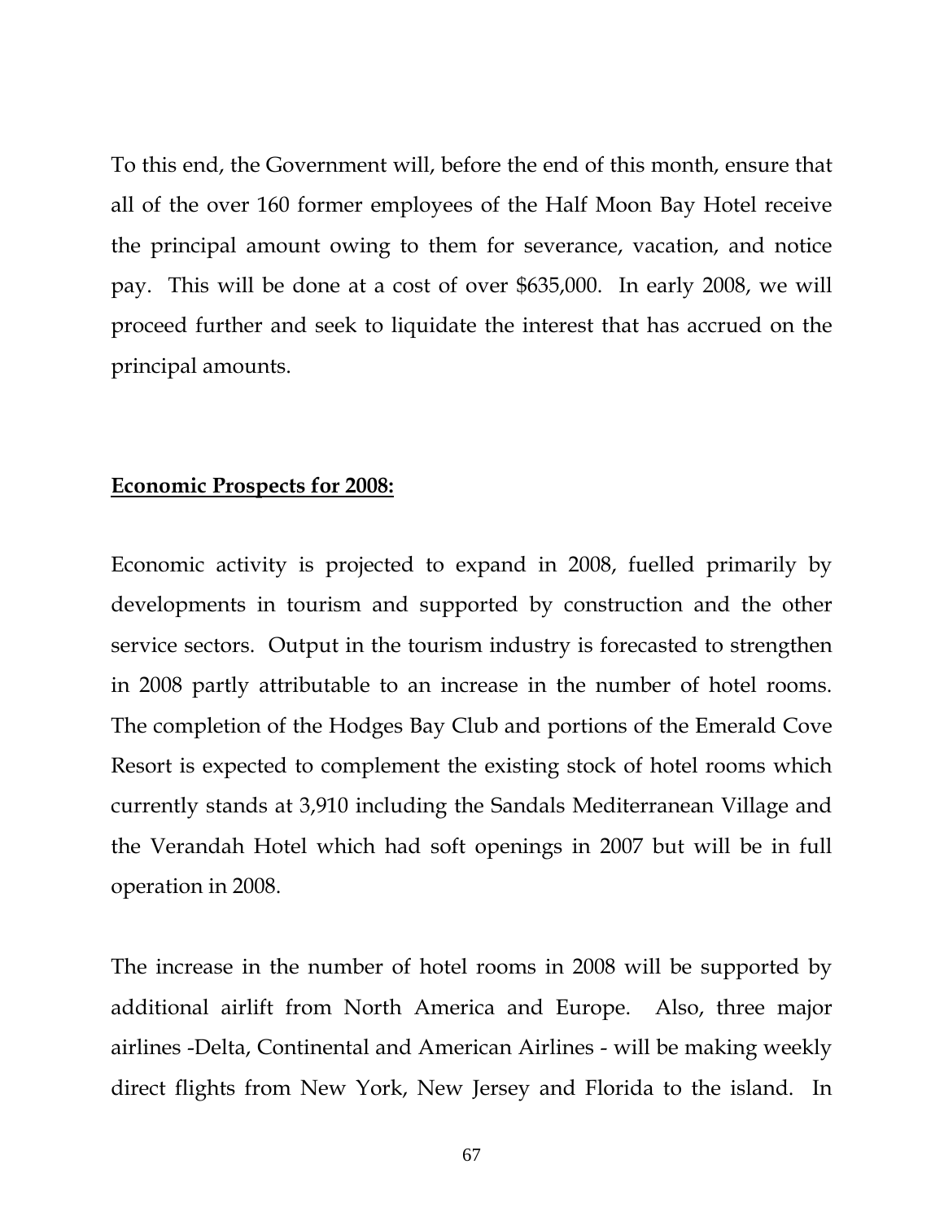To this end, the Government will, before the end of this month, ensure that all of the over 160 former employees of the Half Moon Bay Hotel receive the principal amount owing to them for severance, vacation, and notice pay. This will be done at a cost of over $635,000. In early 2008, we will proceed further and seek to liquidate the interest that has accrued on the principal amounts.

**Economic Prospects for 2008:**

Economic activity is projected to expand in 2008, fuelled primarily by developments in tourism and supported by construction and the other service sectors. Output in the tourism industry is forecasted to strengthen in 2008 partly attributable to an increase in the number of hotel rooms. The completion of the Hodges Bay Club and portions of the Emerald Cove Resort is expected to complement the existing stock of hotel rooms which currently stands at 3,910 including the Sandals Mediterranean Village and the Verandah Hotel which had soft openings in 2007 but will be in full operation in 2008.

The increase in the number of hotel rooms in 2008 will be supported by additional airlift from North America and Europe. Also, three major airlines -Delta, Continental and American Airlines - will be making weekly direct flights from New York, New Jersey and Florida to the island. In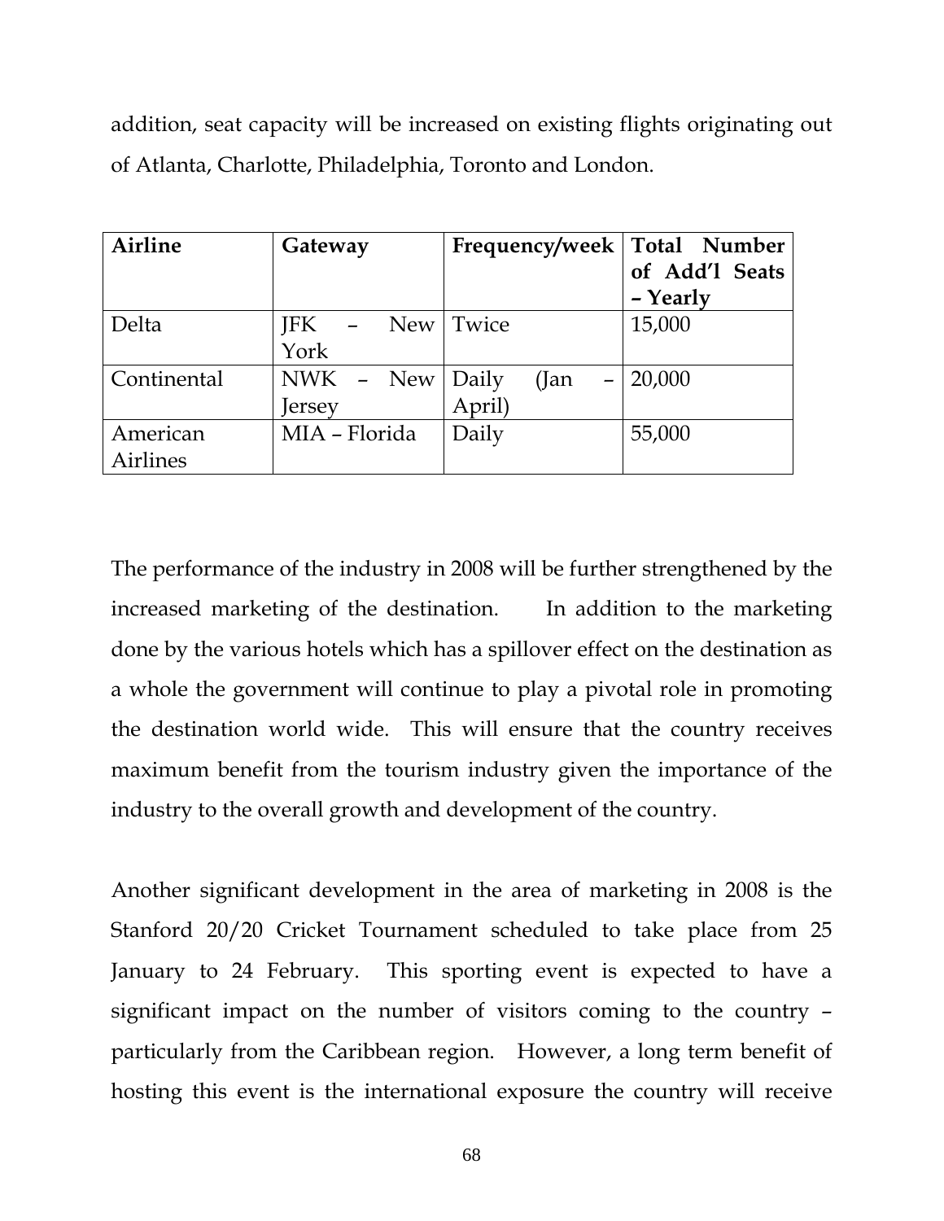addition, seat capacity will be increased on existing flights originating out of Atlanta, Charlotte, Philadelphia, Toronto and London.

| Airline | Gateway | Frequency/week | Total Number of Add'l Seats – Yearly |
|---|---|---|---|
| Delta | JFK – New York | Twice | 15,000 |
| Continental | NWK – New Jersey | Daily (Jan – April) | 20,000 |
| American Airlines | MIA – Florida | Daily | 55,000 |

The performance of the industry in 2008 will be further strengthened by the increased marketing of the destination. In addition to the marketing done by the various hotels which has a spillover effect on the destination as a whole the government will continue to play a pivotal role in promoting the destination world wide. This will ensure that the country receives maximum benefit from the tourism industry given the importance of the industry to the overall growth and development of the country.

Another significant development in the area of marketing in 2008 is the Stanford 20/20 Cricket Tournament scheduled to take place from 25 January to 24 February. This sporting event is expected to have a significant impact on the number of visitors coming to the country – particularly from the Caribbean region. However, a long term benefit of hosting this event is the international exposure the country will receive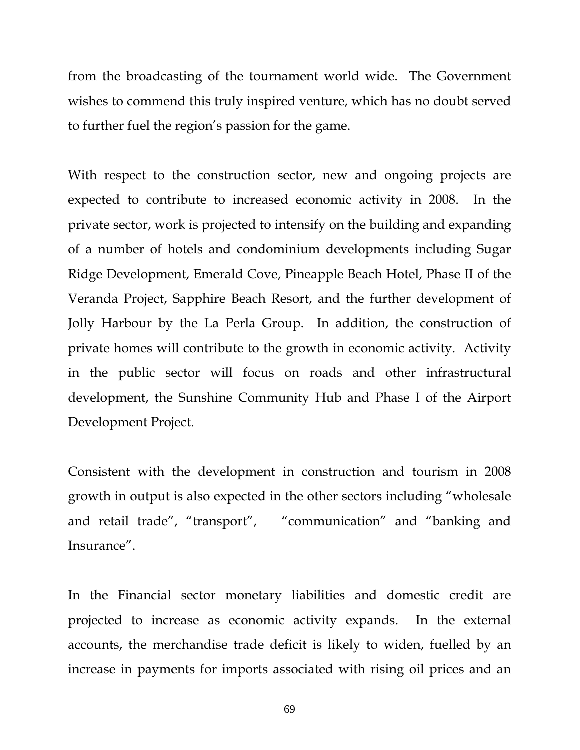from the broadcasting of the tournament world wide. The Government wishes to commend this truly inspired venture, which has no doubt served to further fuel the region's passion for the game.

With respect to the construction sector, new and ongoing projects are expected to contribute to increased economic activity in 2008. In the private sector, work is projected to intensify on the building and expanding of a number of hotels and condominium developments including Sugar Ridge Development, Emerald Cove, Pineapple Beach Hotel, Phase II of the Veranda Project, Sapphire Beach Resort, and the further development of Jolly Harbour by the La Perla Group. In addition, the construction of private homes will contribute to the growth in economic activity. Activity in the public sector will focus on roads and other infrastructural development, the Sunshine Community Hub and Phase I of the Airport Development Project.

Consistent with the development in construction and tourism in 2008 growth in output is also expected in the other sectors including "wholesale and retail trade", "transport", "communication" and "banking and Insurance".

In the Financial sector monetary liabilities and domestic credit are projected to increase as economic activity expands. In the external accounts, the merchandise trade deficit is likely to widen, fuelled by an increase in payments for imports associated with rising oil prices and an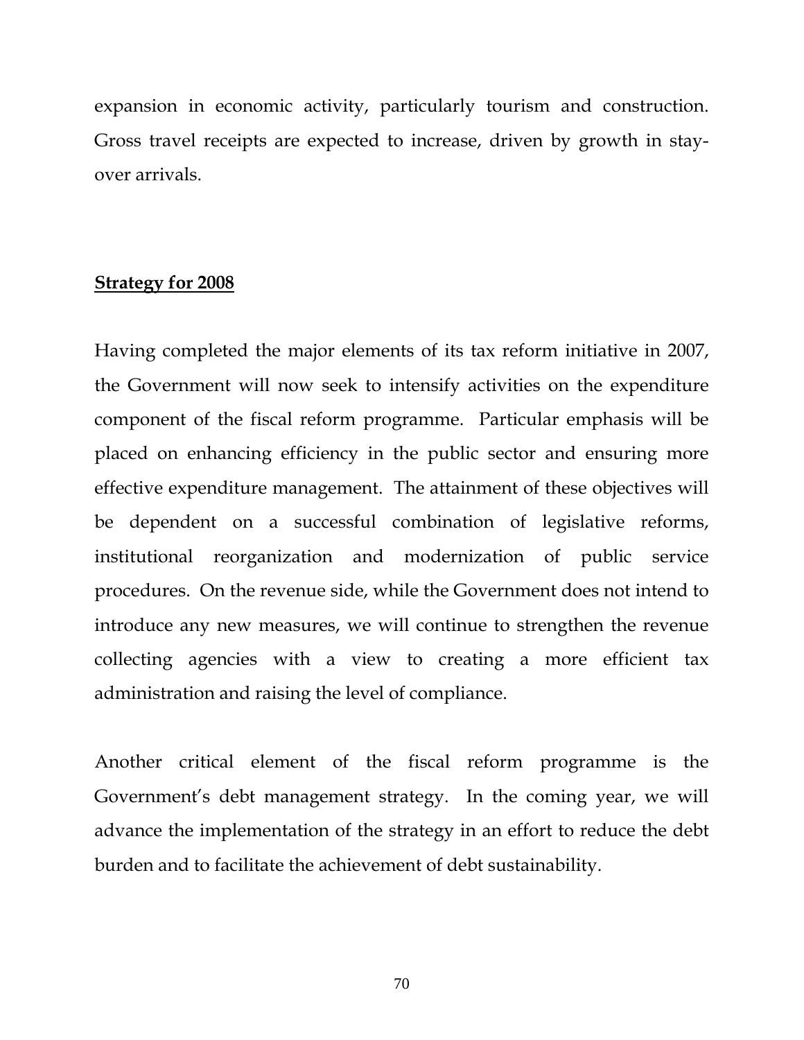expansion in economic activity, particularly tourism and construction. Gross travel receipts are expected to increase, driven by growth in stay-over arrivals.

## Strategy for 2008

Having completed the major elements of its tax reform initiative in 2007, the Government will now seek to intensify activities on the expenditure component of the fiscal reform programme. Particular emphasis will be placed on enhancing efficiency in the public sector and ensuring more effective expenditure management. The attainment of these objectives will be dependent on a successful combination of legislative reforms, institutional reorganization and modernization of public service procedures. On the revenue side, while the Government does not intend to introduce any new measures, we will continue to strengthen the revenue collecting agencies with a view to creating a more efficient tax administration and raising the level of compliance.

Another critical element of the fiscal reform programme is the Government's debt management strategy. In the coming year, we will advance the implementation of the strategy in an effort to reduce the debt burden and to facilitate the achievement of debt sustainability.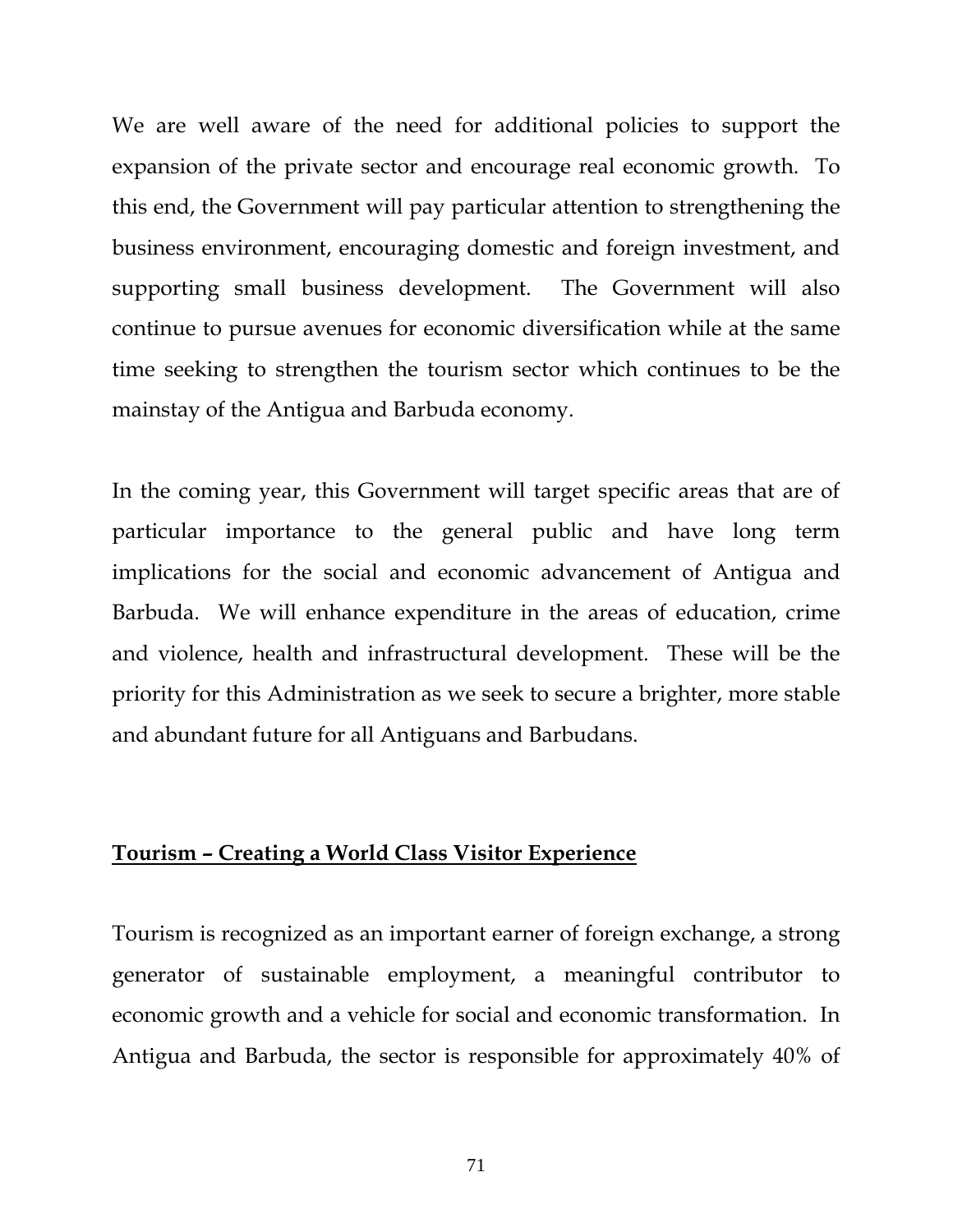We are well aware of the need for additional policies to support the expansion of the private sector and encourage real economic growth. To this end, the Government will pay particular attention to strengthening the business environment, encouraging domestic and foreign investment, and supporting small business development. The Government will also continue to pursue avenues for economic diversification while at the same time seeking to strengthen the tourism sector which continues to be the mainstay of the Antigua and Barbuda economy.

In the coming year, this Government will target specific areas that are of particular importance to the general public and have long term implications for the social and economic advancement of Antigua and Barbuda. We will enhance expenditure in the areas of education, crime and violence, health and infrastructural development. These will be the priority for this Administration as we seek to secure a brighter, more stable and abundant future for all Antiguans and Barbudans.

## Tourism – Creating a World Class Visitor Experience

Tourism is recognized as an important earner of foreign exchange, a strong generator of sustainable employment, a meaningful contributor to economic growth and a vehicle for social and economic transformation. In Antigua and Barbuda, the sector is responsible for approximately 40% of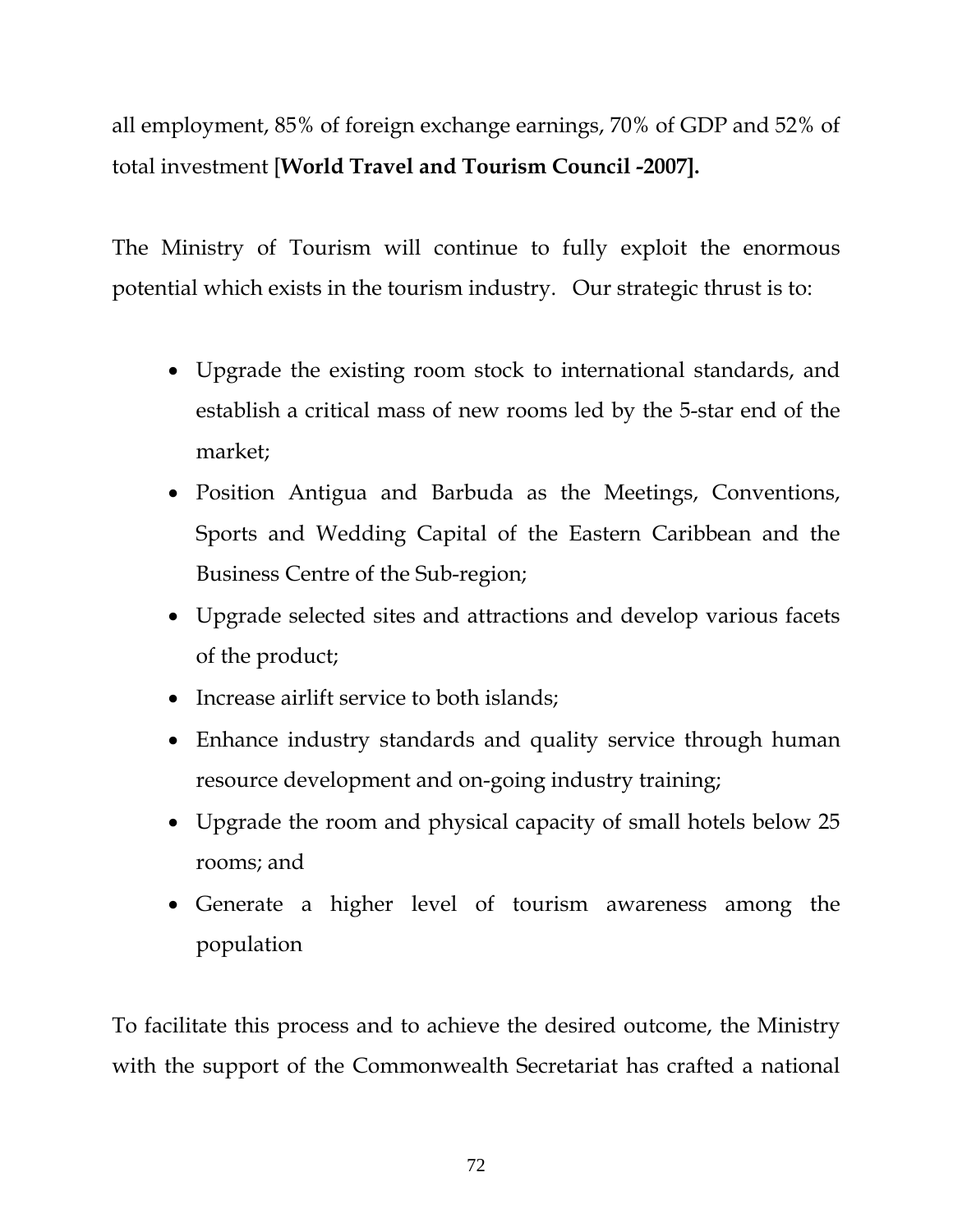all employment, 85% of foreign exchange earnings, 70% of GDP and 52% of total investment [**World Travel and Tourism Council -2007].**

The Ministry of Tourism will continue to fully exploit the enormous potential which exists in the tourism industry. Our strategic thrust is to:

- Upgrade the existing room stock to international standards, and establish a critical mass of new rooms led by the 5-star end of the market;
- Position Antigua and Barbuda as the Meetings, Conventions, Sports and Wedding Capital of the Eastern Caribbean and the Business Centre of the Sub-region;
- Upgrade selected sites and attractions and develop various facets of the product;
- Increase airlift service to both islands;
- Enhance industry standards and quality service through human resource development and on-going industry training;
- Upgrade the room and physical capacity of small hotels below 25 rooms; and
- Generate a higher level of tourism awareness among the population

To facilitate this process and to achieve the desired outcome, the Ministry with the support of the Commonwealth Secretariat has crafted a national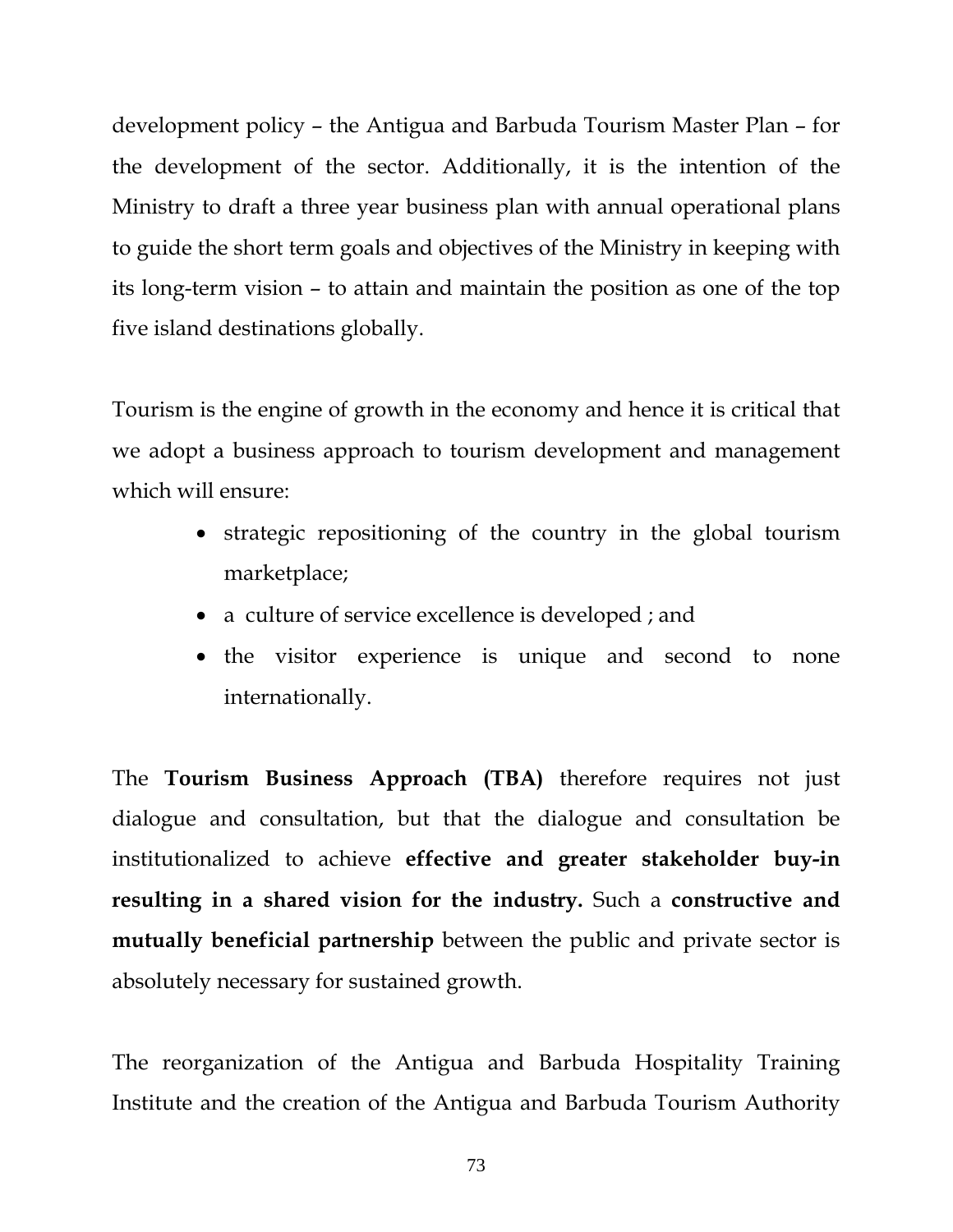development policy – the Antigua and Barbuda Tourism Master Plan – for the development of the sector. Additionally, it is the intention of the Ministry to draft a three year business plan with annual operational plans to guide the short term goals and objectives of the Ministry in keeping with its long-term vision – to attain and maintain the position as one of the top five island destinations globally.

Tourism is the engine of growth in the economy and hence it is critical that we adopt a business approach to tourism development and management which will ensure:

- strategic repositioning of the country in the global tourism marketplace;
- a culture of service excellence is developed ; and
- the visitor experience is unique and second to none internationally.

The **Tourism Business Approach (TBA)** therefore requires not just dialogue and consultation, but that the dialogue and consultation be institutionalized to achieve **effective and greater stakeholder buy-in resulting in a shared vision for the industry.** Such a **constructive and mutually beneficial partnership** between the public and private sector is absolutely necessary for sustained growth.

The reorganization of the Antigua and Barbuda Hospitality Training Institute and the creation of the Antigua and Barbuda Tourism Authority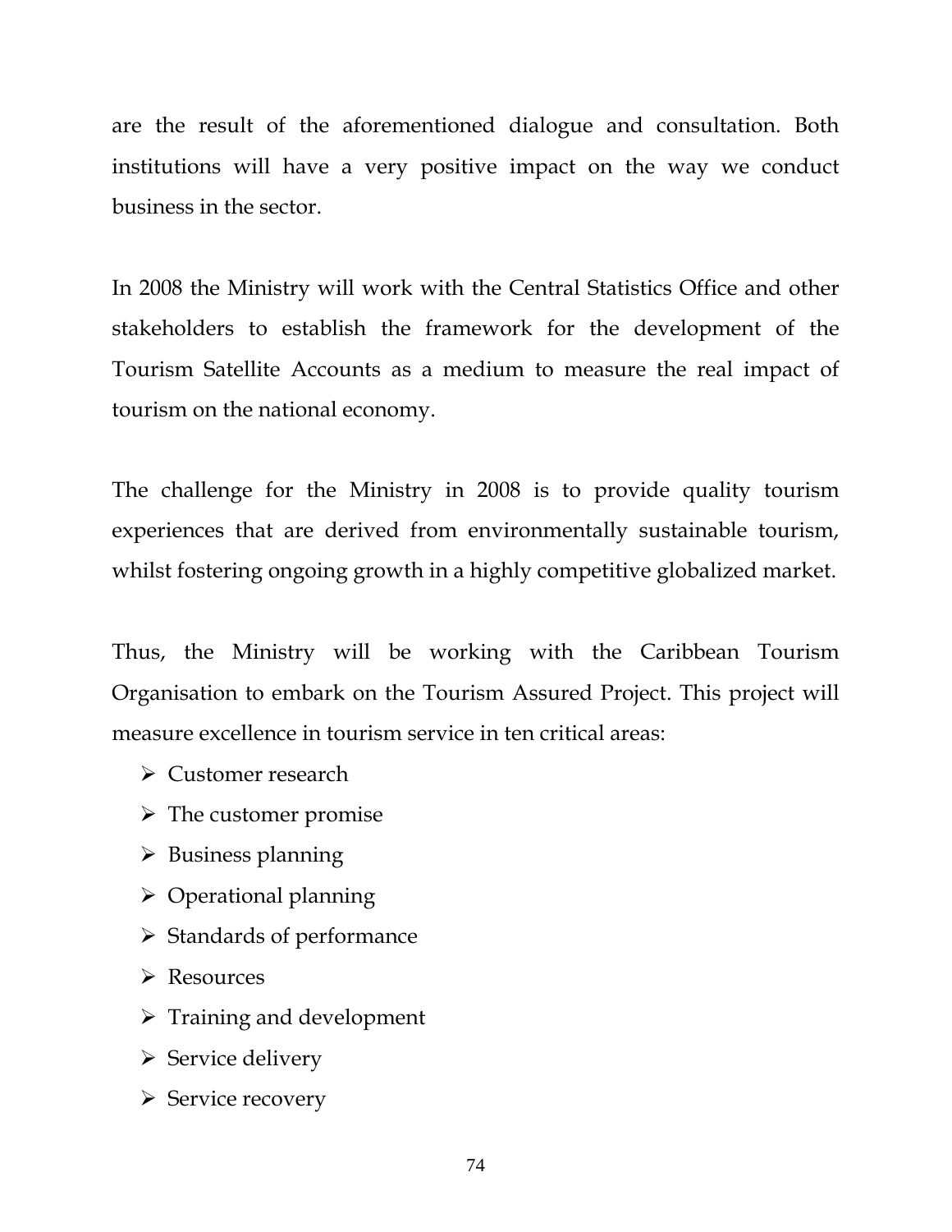are the result of the aforementioned dialogue and consultation. Both institutions will have a very positive impact on the way we conduct business in the sector.

In 2008 the Ministry will work with the Central Statistics Office and other stakeholders to establish the framework for the development of the Tourism Satellite Accounts as a medium to measure the real impact of tourism on the national economy.

The challenge for the Ministry in 2008 is to provide quality tourism experiences that are derived from environmentally sustainable tourism, whilst fostering ongoing growth in a highly competitive globalized market.

Thus, the Ministry will be working with the Caribbean Tourism Organisation to embark on the Tourism Assured Project. This project will measure excellence in tourism service in ten critical areas:

- Customer research
- The customer promise
- Business planning
- Operational planning
- Standards of performance
- Resources
- Training and development
- Service delivery
- Service recovery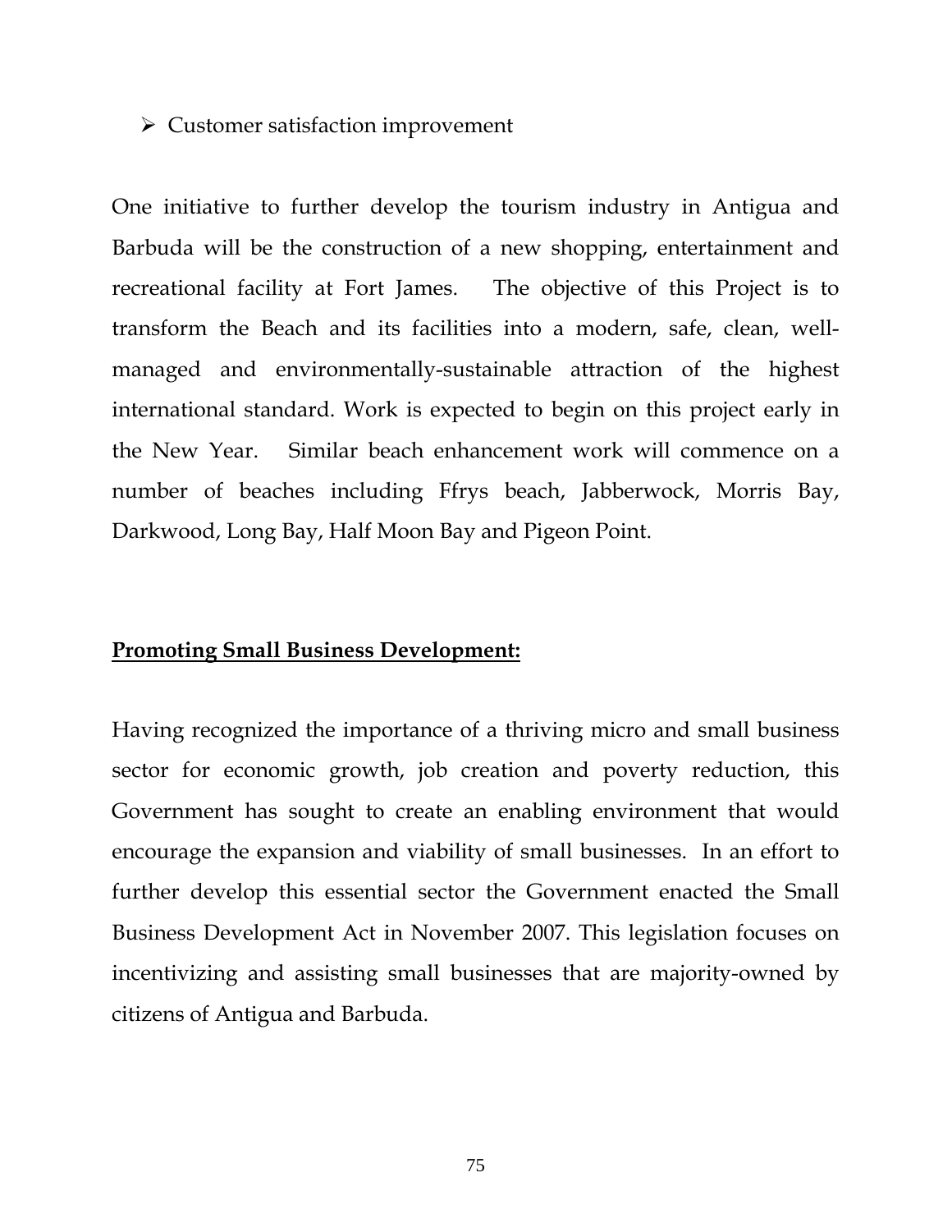- Customer satisfaction improvement

One initiative to further develop the tourism industry in Antigua and Barbuda will be the construction of a new shopping, entertainment and recreational facility at Fort James. The objective of this Project is to transform the Beach and its facilities into a modern, safe, clean, well-managed and environmentally-sustainable attraction of the highest international standard. Work is expected to begin on this project early in the New Year. Similar beach enhancement work will commence on a number of beaches including Ffrys beach, Jabberwock, Morris Bay, Darkwood, Long Bay, Half Moon Bay and Pigeon Point.

**Promoting Small Business Development:**

Having recognized the importance of a thriving micro and small business sector for economic growth, job creation and poverty reduction, this Government has sought to create an enabling environment that would encourage the expansion and viability of small businesses. In an effort to further develop this essential sector the Government enacted the Small Business Development Act in November 2007. This legislation focuses on incentivizing and assisting small businesses that are majority-owned by citizens of Antigua and Barbuda.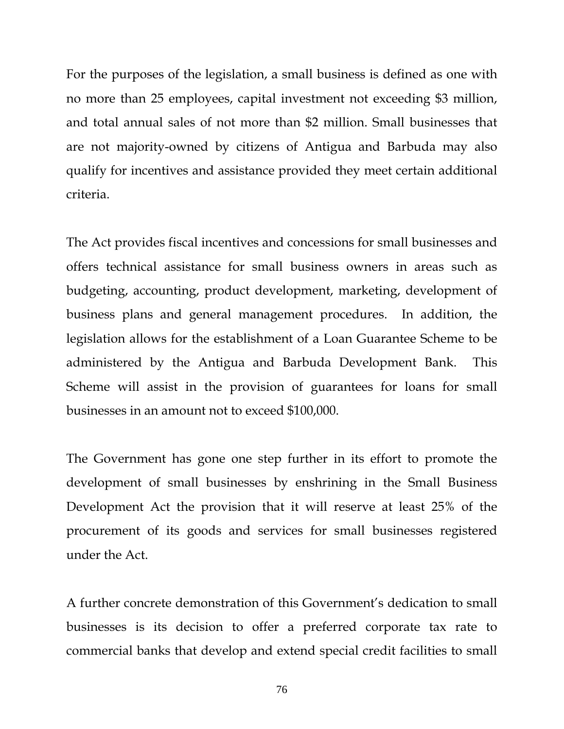For the purposes of the legislation, a small business is defined as one with no more than 25 employees, capital investment not exceeding $3 million, and total annual sales of not more than $2 million. Small businesses that are not majority-owned by citizens of Antigua and Barbuda may also qualify for incentives and assistance provided they meet certain additional criteria.

The Act provides fiscal incentives and concessions for small businesses and offers technical assistance for small business owners in areas such as budgeting, accounting, product development, marketing, development of business plans and general management procedures. In addition, the legislation allows for the establishment of a Loan Guarantee Scheme to be administered by the Antigua and Barbuda Development Bank. This Scheme will assist in the provision of guarantees for loans for small businesses in an amount not to exceed $100,000.

The Government has gone one step further in its effort to promote the development of small businesses by enshrining in the Small Business Development Act the provision that it will reserve at least 25% of the procurement of its goods and services for small businesses registered under the Act.

A further concrete demonstration of this Government's dedication to small businesses is its decision to offer a preferred corporate tax rate to commercial banks that develop and extend special credit facilities to small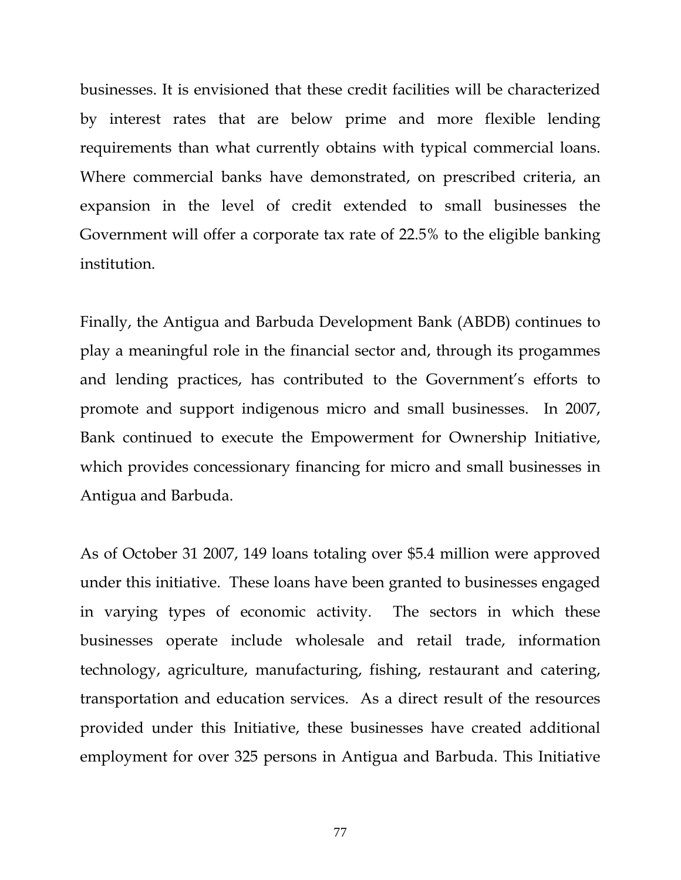businesses. It is envisioned that these credit facilities will be characterized by interest rates that are below prime and more flexible lending requirements than what currently obtains with typical commercial loans. Where commercial banks have demonstrated, on prescribed criteria, an expansion in the level of credit extended to small businesses the Government will offer a corporate tax rate of 22.5% to the eligible banking institution.

Finally, the Antigua and Barbuda Development Bank (ABDB) continues to play a meaningful role in the financial sector and, through its progammes and lending practices, has contributed to the Government's efforts to promote and support indigenous micro and small businesses. In 2007, Bank continued to execute the Empowerment for Ownership Initiative, which provides concessionary financing for micro and small businesses in Antigua and Barbuda.

As of October 31 2007, 149 loans totaling over $5.4 million were approved under this initiative. These loans have been granted to businesses engaged in varying types of economic activity. The sectors in which these businesses operate include wholesale and retail trade, information technology, agriculture, manufacturing, fishing, restaurant and catering, transportation and education services. As a direct result of the resources provided under this Initiative, these businesses have created additional employment for over 325 persons in Antigua and Barbuda. This Initiative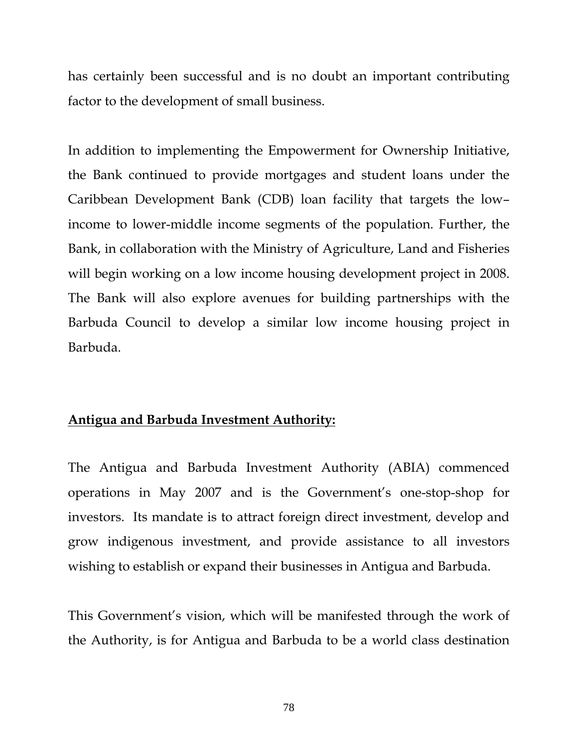has certainly been successful and is no doubt an important contributing factor to the development of small business.

In addition to implementing the Empowerment for Ownership Initiative, the Bank continued to provide mortgages and student loans under the Caribbean Development Bank (CDB) loan facility that targets the low–income to lower-middle income segments of the population. Further, the Bank, in collaboration with the Ministry of Agriculture, Land and Fisheries will begin working on a low income housing development project in 2008. The Bank will also explore avenues for building partnerships with the Barbuda Council to develop a similar low income housing project in Barbuda.

**Antigua and Barbuda Investment Authority:**

The Antigua and Barbuda Investment Authority (ABIA) commenced operations in May 2007 and is the Government's one-stop-shop for investors. Its mandate is to attract foreign direct investment, develop and grow indigenous investment, and provide assistance to all investors wishing to establish or expand their businesses in Antigua and Barbuda.

This Government's vision, which will be manifested through the work of the Authority, is for Antigua and Barbuda to be a world class destination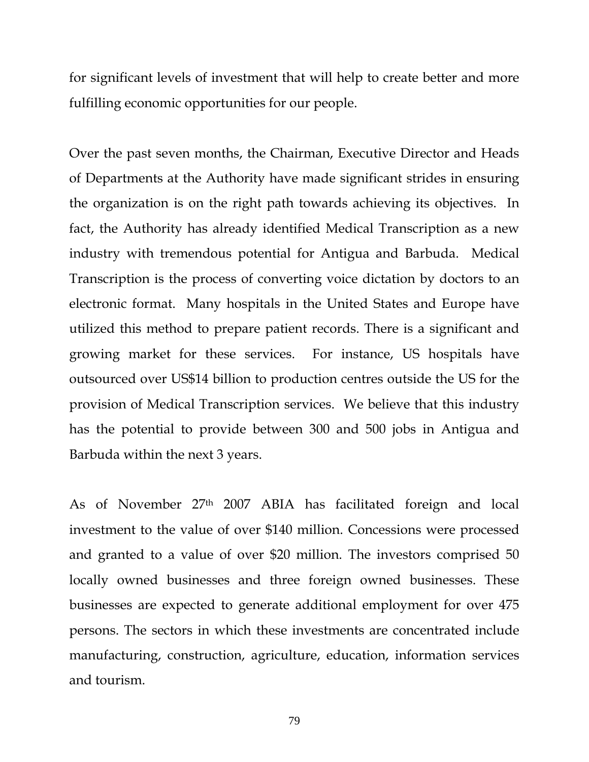for significant levels of investment that will help to create better and more fulfilling economic opportunities for our people.

Over the past seven months, the Chairman, Executive Director and Heads of Departments at the Authority have made significant strides in ensuring the organization is on the right path towards achieving its objectives. In fact, the Authority has already identified Medical Transcription as a new industry with tremendous potential for Antigua and Barbuda. Medical Transcription is the process of converting voice dictation by doctors to an electronic format. Many hospitals in the United States and Europe have utilized this method to prepare patient records. There is a significant and growing market for these services. For instance, US hospitals have outsourced over US$14 billion to production centres outside the US for the provision of Medical Transcription services. We believe that this industry has the potential to provide between 300 and 500 jobs in Antigua and Barbuda within the next 3 years.

As of November 27th 2007 ABIA has facilitated foreign and local investment to the value of over $140 million. Concessions were processed and granted to a value of over $20 million. The investors comprised 50 locally owned businesses and three foreign owned businesses. These businesses are expected to generate additional employment for over 475 persons. The sectors in which these investments are concentrated include manufacturing, construction, agriculture, education, information services and tourism.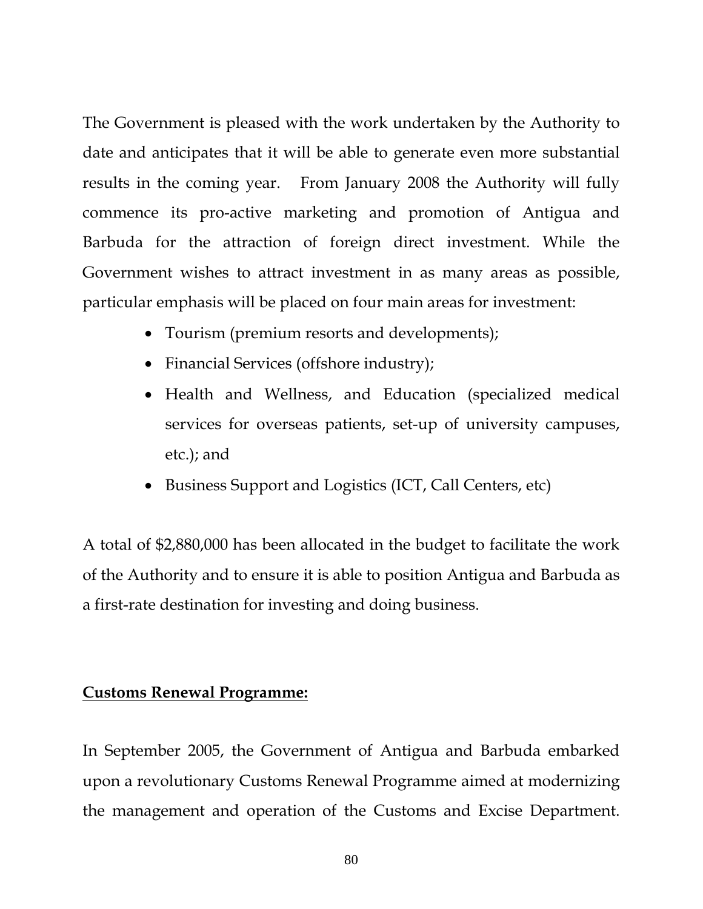The Government is pleased with the work undertaken by the Authority to date and anticipates that it will be able to generate even more substantial results in the coming year. From January 2008 the Authority will fully commence its pro-active marketing and promotion of Antigua and Barbuda for the attraction of foreign direct investment. While the Government wishes to attract investment in as many areas as possible, particular emphasis will be placed on four main areas for investment:

- Tourism (premium resorts and developments);
- Financial Services (offshore industry);
- Health and Wellness, and Education (specialized medical services for overseas patients, set-up of university campuses, etc.); and
- Business Support and Logistics (ICT, Call Centers, etc)

A total of $2,880,000 has been allocated in the budget to facilitate the work of the Authority and to ensure it is able to position Antigua and Barbuda as a first-rate destination for investing and doing business.

**Customs Renewal Programme:**

In September 2005, the Government of Antigua and Barbuda embarked upon a revolutionary Customs Renewal Programme aimed at modernizing the management and operation of the Customs and Excise Department.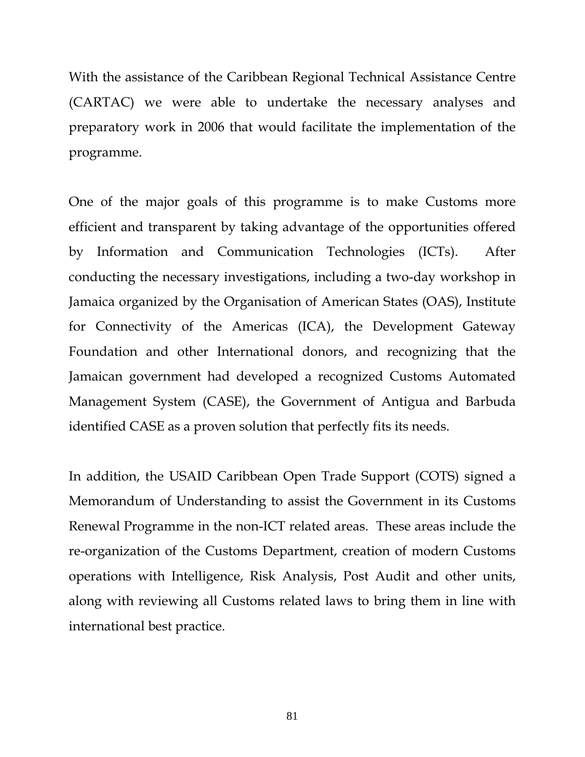With the assistance of the Caribbean Regional Technical Assistance Centre (CARTAC) we were able to undertake the necessary analyses and preparatory work in 2006 that would facilitate the implementation of the programme.

One of the major goals of this programme is to make Customs more efficient and transparent by taking advantage of the opportunities offered by Information and Communication Technologies (ICTs). After conducting the necessary investigations, including a two-day workshop in Jamaica organized by the Organisation of American States (OAS), Institute for Connectivity of the Americas (ICA), the Development Gateway Foundation and other International donors, and recognizing that the Jamaican government had developed a recognized Customs Automated Management System (CASE), the Government of Antigua and Barbuda identified CASE as a proven solution that perfectly fits its needs.

In addition, the USAID Caribbean Open Trade Support (COTS) signed a Memorandum of Understanding to assist the Government in its Customs Renewal Programme in the non-ICT related areas. These areas include the re-organization of the Customs Department, creation of modern Customs operations with Intelligence, Risk Analysis, Post Audit and other units, along with reviewing all Customs related laws to bring them in line with international best practice.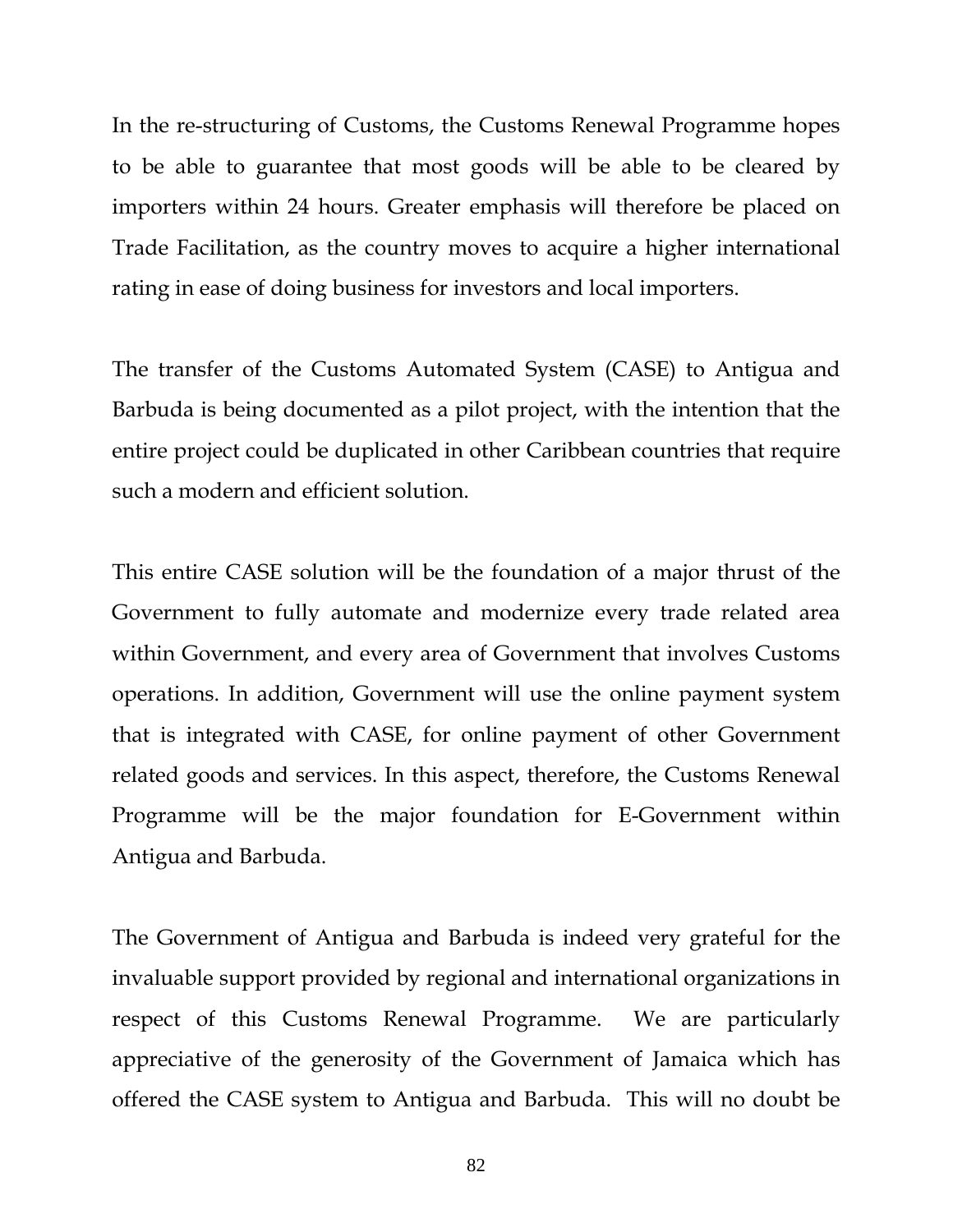In the re-structuring of Customs, the Customs Renewal Programme hopes to be able to guarantee that most goods will be able to be cleared by importers within 24 hours. Greater emphasis will therefore be placed on Trade Facilitation, as the country moves to acquire a higher international rating in ease of doing business for investors and local importers.

The transfer of the Customs Automated System (CASE) to Antigua and Barbuda is being documented as a pilot project, with the intention that the entire project could be duplicated in other Caribbean countries that require such a modern and efficient solution.

This entire CASE solution will be the foundation of a major thrust of the Government to fully automate and modernize every trade related area within Government, and every area of Government that involves Customs operations. In addition, Government will use the online payment system that is integrated with CASE, for online payment of other Government related goods and services. In this aspect, therefore, the Customs Renewal Programme will be the major foundation for E-Government within Antigua and Barbuda.

The Government of Antigua and Barbuda is indeed very grateful for the invaluable support provided by regional and international organizations in respect of this Customs Renewal Programme. We are particularly appreciative of the generosity of the Government of Jamaica which has offered the CASE system to Antigua and Barbuda. This will no doubt be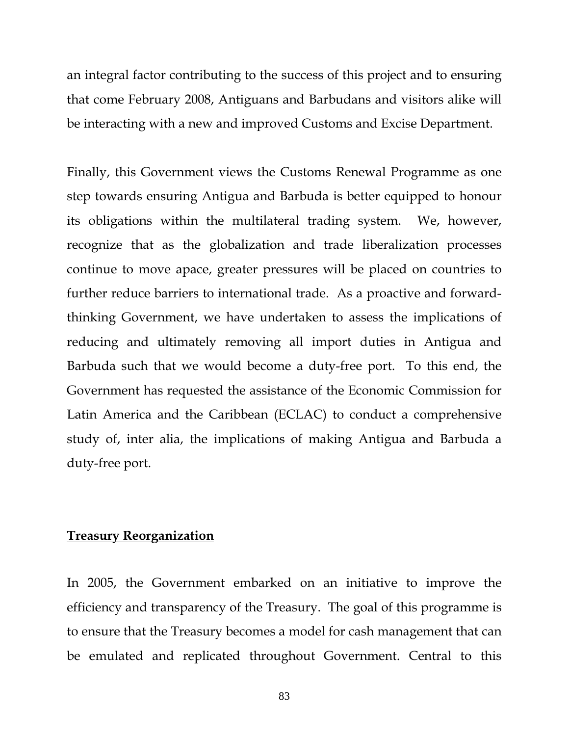an integral factor contributing to the success of this project and to ensuring that come February 2008, Antiguans and Barbudans and visitors alike will be interacting with a new and improved Customs and Excise Department.

Finally, this Government views the Customs Renewal Programme as one step towards ensuring Antigua and Barbuda is better equipped to honour its obligations within the multilateral trading system. We, however, recognize that as the globalization and trade liberalization processes continue to move apace, greater pressures will be placed on countries to further reduce barriers to international trade. As a proactive and forward-thinking Government, we have undertaken to assess the implications of reducing and ultimately removing all import duties in Antigua and Barbuda such that we would become a duty-free port. To this end, the Government has requested the assistance of the Economic Commission for Latin America and the Caribbean (ECLAC) to conduct a comprehensive study of, inter alia, the implications of making Antigua and Barbuda a duty-free port.

**Treasury Reorganization**

In 2005, the Government embarked on an initiative to improve the efficiency and transparency of the Treasury. The goal of this programme is to ensure that the Treasury becomes a model for cash management that can be emulated and replicated throughout Government. Central to this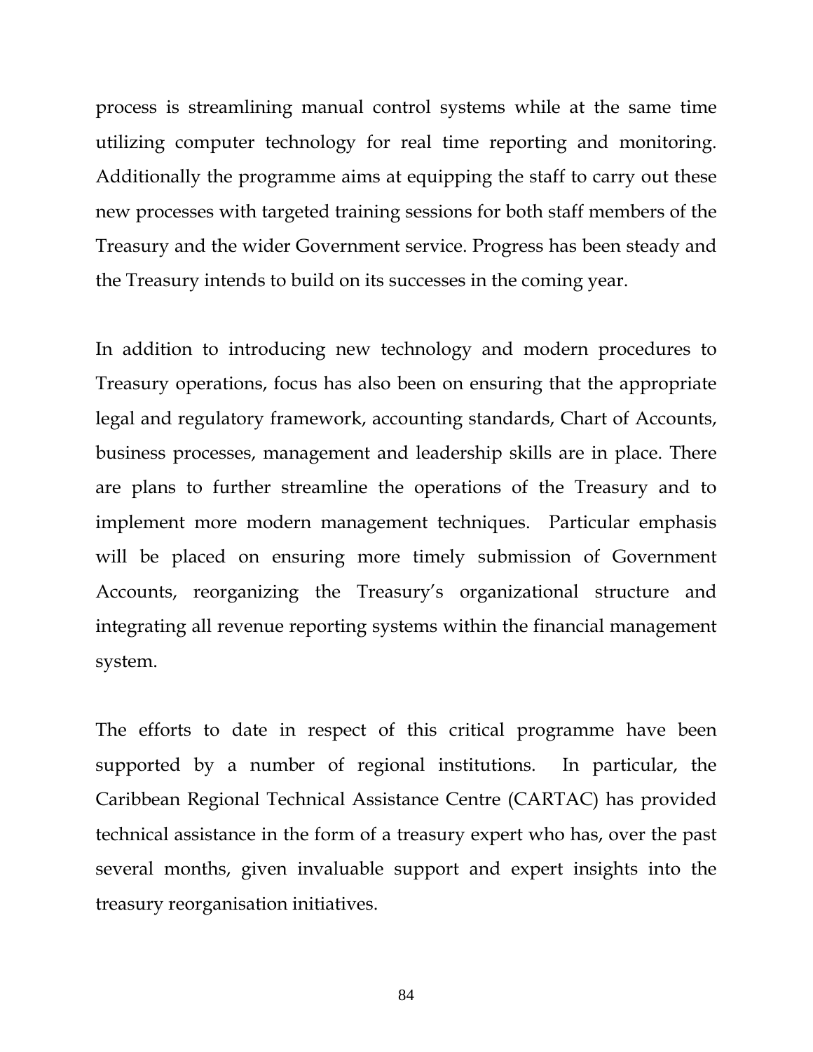process is streamlining manual control systems while at the same time utilizing computer technology for real time reporting and monitoring. Additionally the programme aims at equipping the staff to carry out these new processes with targeted training sessions for both staff members of the Treasury and the wider Government service. Progress has been steady and the Treasury intends to build on its successes in the coming year.

In addition to introducing new technology and modern procedures to Treasury operations, focus has also been on ensuring that the appropriate legal and regulatory framework, accounting standards, Chart of Accounts, business processes, management and leadership skills are in place. There are plans to further streamline the operations of the Treasury and to implement more modern management techniques. Particular emphasis will be placed on ensuring more timely submission of Government Accounts, reorganizing the Treasury's organizational structure and integrating all revenue reporting systems within the financial management system.

The efforts to date in respect of this critical programme have been supported by a number of regional institutions. In particular, the Caribbean Regional Technical Assistance Centre (CARTAC) has provided technical assistance in the form of a treasury expert who has, over the past several months, given invaluable support and expert insights into the treasury reorganisation initiatives.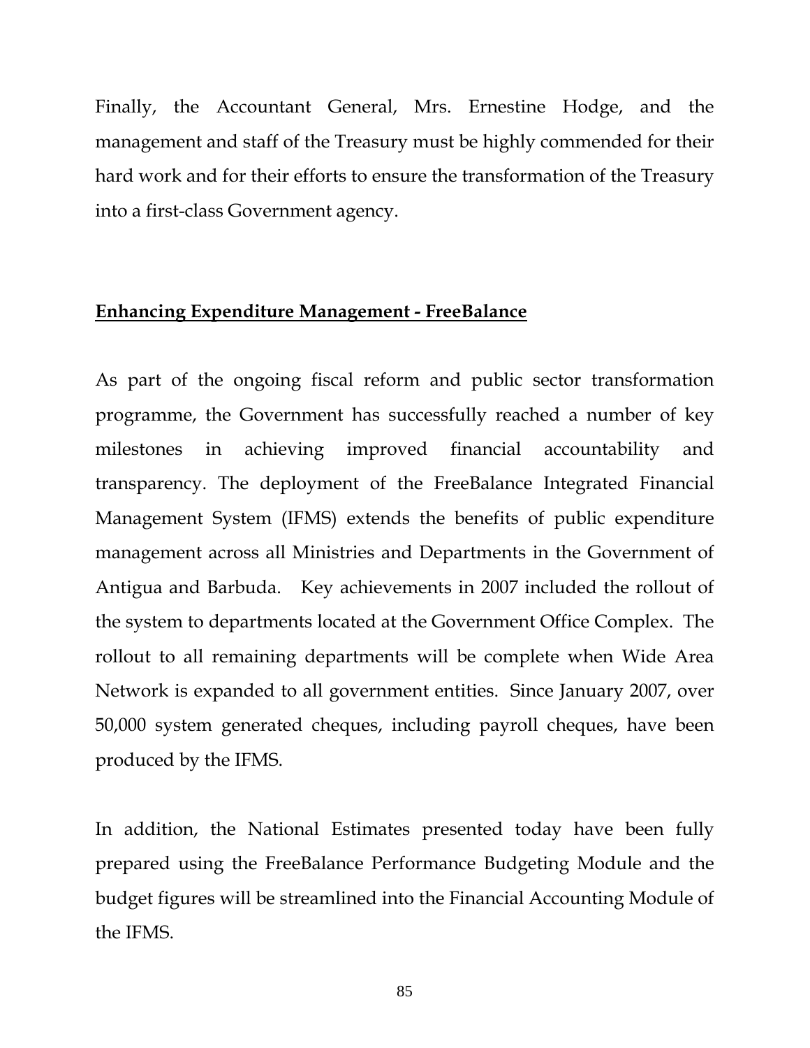Finally, the Accountant General, Mrs. Ernestine Hodge, and the management and staff of the Treasury must be highly commended for their hard work and for their efforts to ensure the transformation of the Treasury into a first-class Government agency.

## Enhancing Expenditure Management - FreeBalance

As part of the ongoing fiscal reform and public sector transformation programme, the Government has successfully reached a number of key milestones in achieving improved financial accountability and transparency. The deployment of the FreeBalance Integrated Financial Management System (IFMS) extends the benefits of public expenditure management across all Ministries and Departments in the Government of Antigua and Barbuda. Key achievements in 2007 included the rollout of the system to departments located at the Government Office Complex. The rollout to all remaining departments will be complete when Wide Area Network is expanded to all government entities. Since January 2007, over 50,000 system generated cheques, including payroll cheques, have been produced by the IFMS.

In addition, the National Estimates presented today have been fully prepared using the FreeBalance Performance Budgeting Module and the budget figures will be streamlined into the Financial Accounting Module of the IFMS.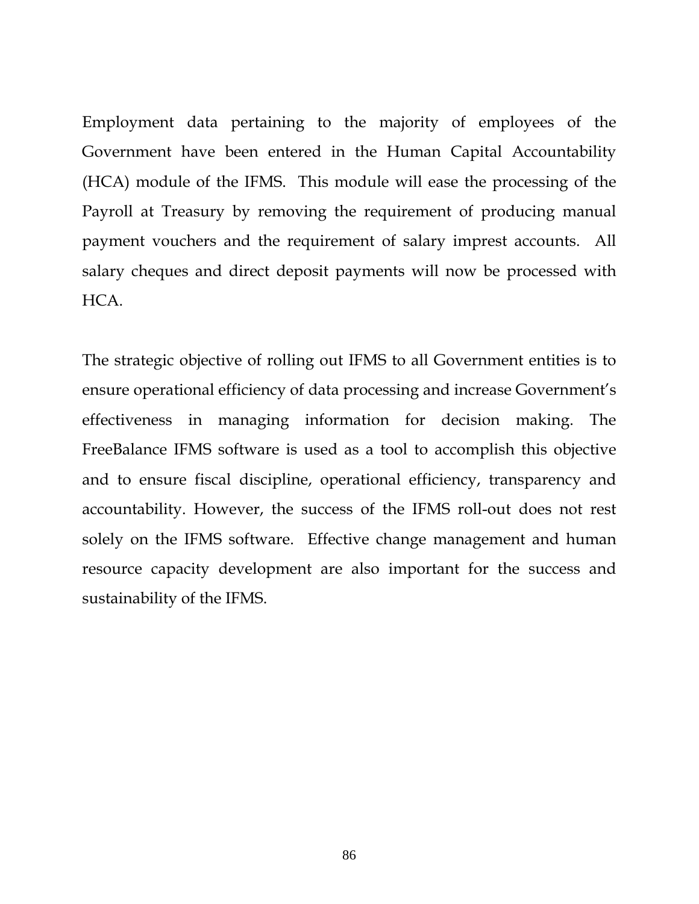Employment data pertaining to the majority of employees of the Government have been entered in the Human Capital Accountability (HCA) module of the IFMS. This module will ease the processing of the Payroll at Treasury by removing the requirement of producing manual payment vouchers and the requirement of salary imprest accounts. All salary cheques and direct deposit payments will now be processed with HCA.

The strategic objective of rolling out IFMS to all Government entities is to ensure operational efficiency of data processing and increase Government's effectiveness in managing information for decision making. The FreeBalance IFMS software is used as a tool to accomplish this objective and to ensure fiscal discipline, operational efficiency, transparency and accountability. However, the success of the IFMS roll-out does not rest solely on the IFMS software. Effective change management and human resource capacity development are also important for the success and sustainability of the IFMS.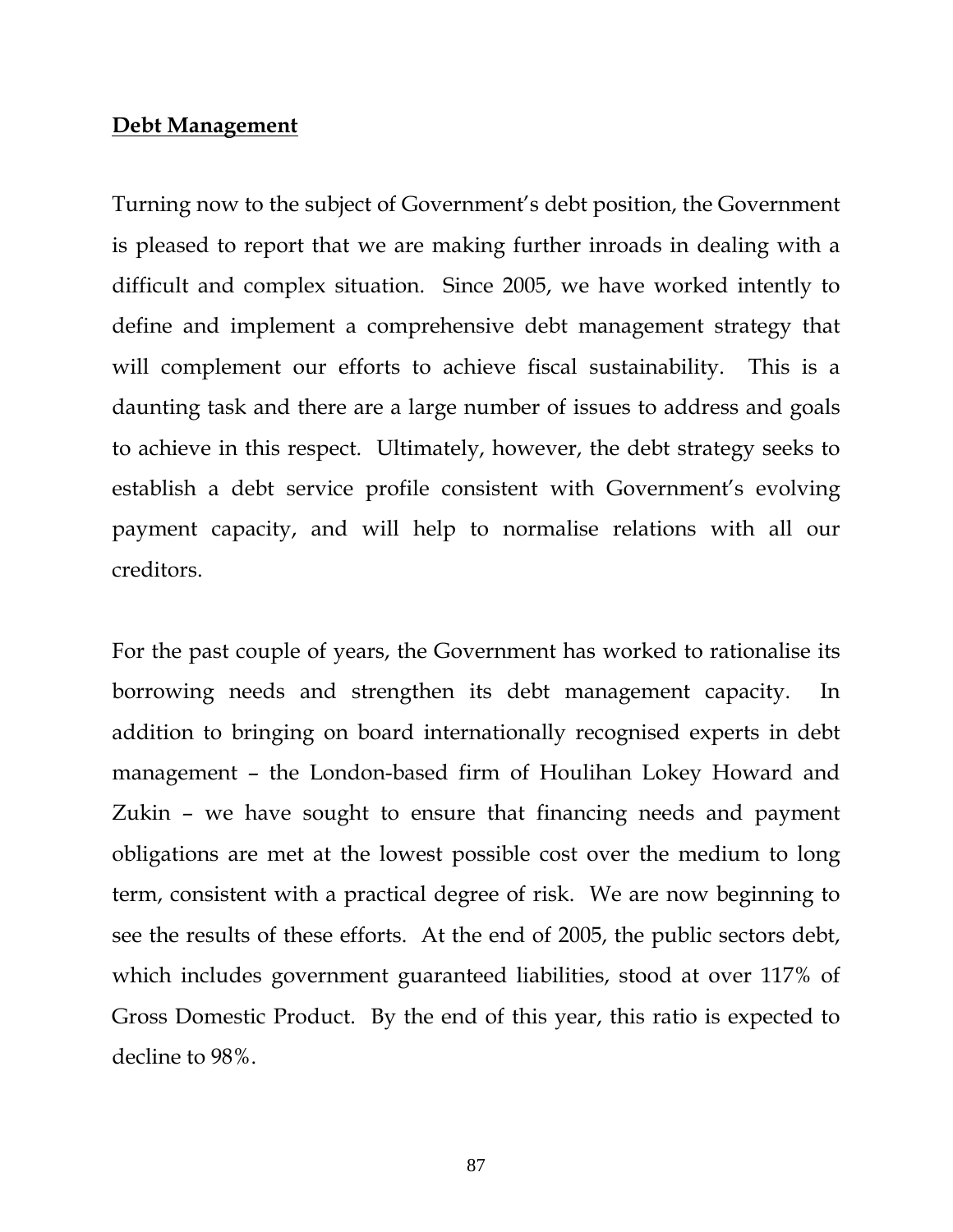## Debt Management

Turning now to the subject of Government's debt position, the Government is pleased to report that we are making further inroads in dealing with a difficult and complex situation. Since 2005, we have worked intently to define and implement a comprehensive debt management strategy that will complement our efforts to achieve fiscal sustainability. This is a daunting task and there are a large number of issues to address and goals to achieve in this respect. Ultimately, however, the debt strategy seeks to establish a debt service profile consistent with Government's evolving payment capacity, and will help to normalise relations with all our creditors.

For the past couple of years, the Government has worked to rationalise its borrowing needs and strengthen its debt management capacity. In addition to bringing on board internationally recognised experts in debt management – the London-based firm of Houlihan Lokey Howard and Zukin – we have sought to ensure that financing needs and payment obligations are met at the lowest possible cost over the medium to long term, consistent with a practical degree of risk. We are now beginning to see the results of these efforts. At the end of 2005, the public sectors debt, which includes government guaranteed liabilities, stood at over 117% of Gross Domestic Product. By the end of this year, this ratio is expected to decline to 98%.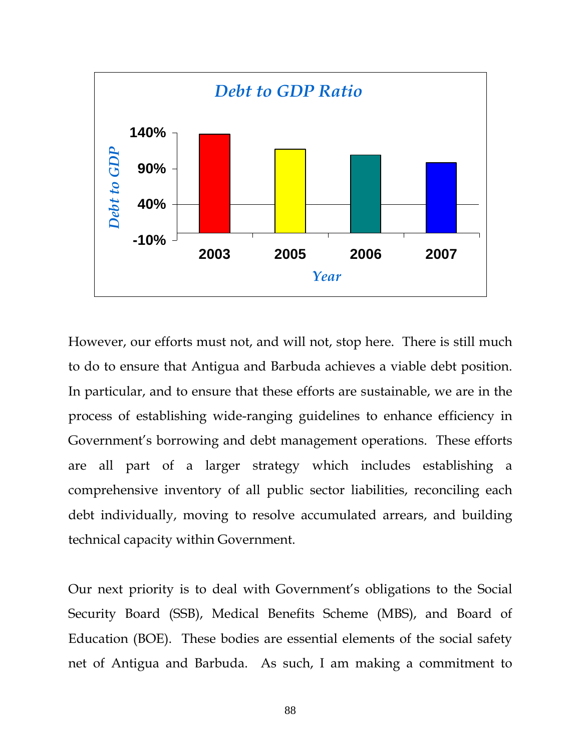**Debt to GDP Ratio**

However, our efforts must not, and will not, stop here. There is still much to do to ensure that Antigua and Barbuda achieves a viable debt position. In particular, and to ensure that these efforts are sustainable, we are in the process of establishing wide-ranging guidelines to enhance efficiency in Government's borrowing and debt management operations. These efforts are all part of a larger strategy which includes establishing a comprehensive inventory of all public sector liabilities, reconciling each debt individually, moving to resolve accumulated arrears, and building technical capacity within Government.

Our next priority is to deal with Government's obligations to the Social Security Board (SSB), Medical Benefits Scheme (MBS), and Board of Education (BOE). These bodies are essential elements of the social safety net of Antigua and Barbuda. As such, I am making a commitment to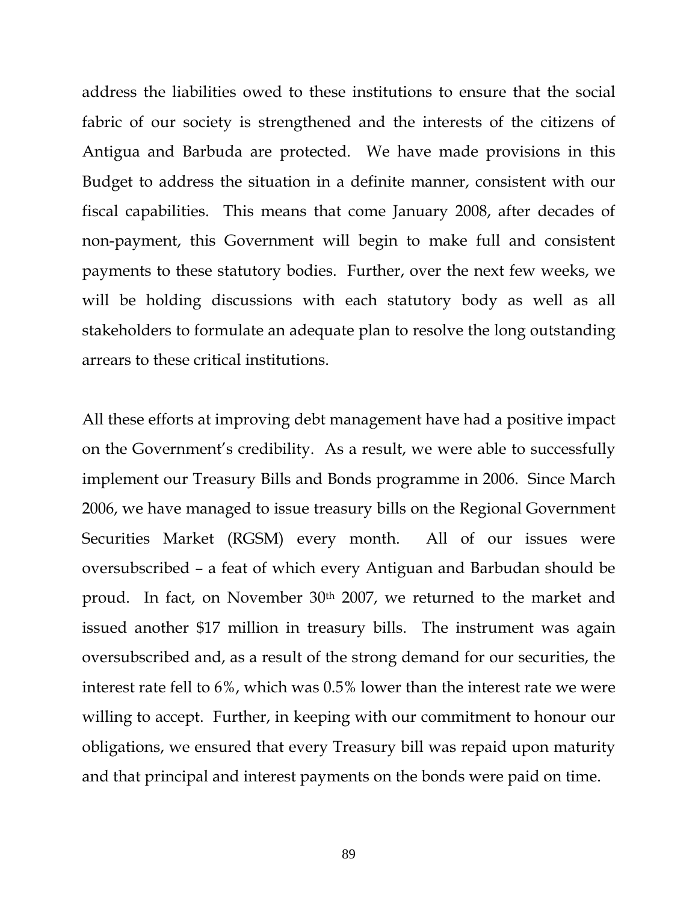address the liabilities owed to these institutions to ensure that the social fabric of our society is strengthened and the interests of the citizens of Antigua and Barbuda are protected. We have made provisions in this Budget to address the situation in a definite manner, consistent with our fiscal capabilities. This means that come January 2008, after decades of non-payment, this Government will begin to make full and consistent payments to these statutory bodies. Further, over the next few weeks, we will be holding discussions with each statutory body as well as all stakeholders to formulate an adequate plan to resolve the long outstanding arrears to these critical institutions.

All these efforts at improving debt management have had a positive impact on the Government's credibility. As a result, we were able to successfully implement our Treasury Bills and Bonds programme in 2006. Since March 2006, we have managed to issue treasury bills on the Regional Government Securities Market (RGSM) every month. All of our issues were oversubscribed – a feat of which every Antiguan and Barbudan should be proud. In fact, on November 30th 2007, we returned to the market and issued another $17 million in treasury bills. The instrument was again oversubscribed and, as a result of the strong demand for our securities, the interest rate fell to 6%, which was 0.5% lower than the interest rate we were willing to accept. Further, in keeping with our commitment to honour our obligations, we ensured that every Treasury bill was repaid upon maturity and that principal and interest payments on the bonds were paid on time.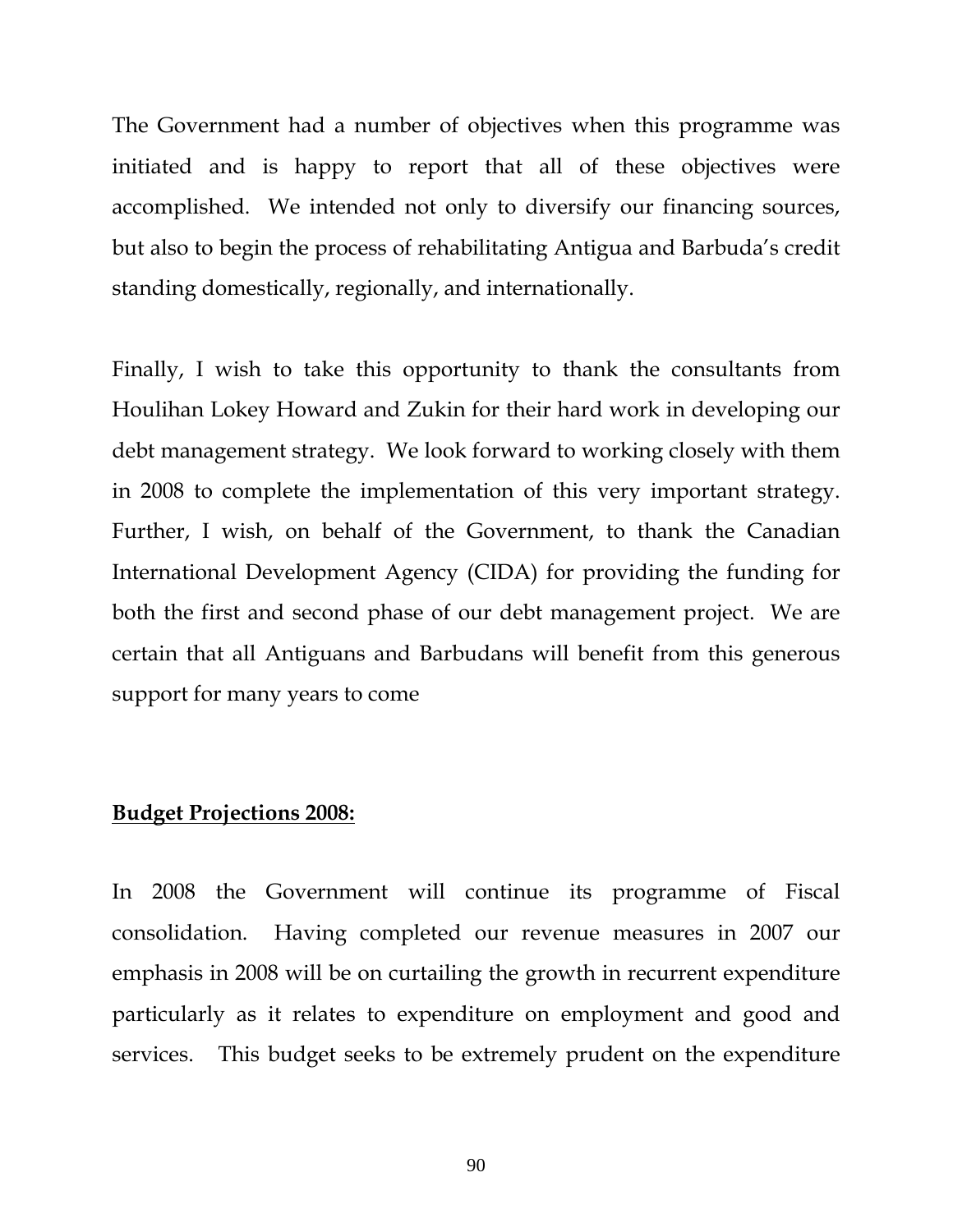The Government had a number of objectives when this programme was initiated and is happy to report that all of these objectives were accomplished. We intended not only to diversify our financing sources, but also to begin the process of rehabilitating Antigua and Barbuda's credit standing domestically, regionally, and internationally.

Finally, I wish to take this opportunity to thank the consultants from Houlihan Lokey Howard and Zukin for their hard work in developing our debt management strategy. We look forward to working closely with them in 2008 to complete the implementation of this very important strategy. Further, I wish, on behalf of the Government, to thank the Canadian International Development Agency (CIDA) for providing the funding for both the first and second phase of our debt management project. We are certain that all Antiguans and Barbudans will benefit from this generous support for many years to come

**<u>Budget Projections 2008:</u>**

In 2008 the Government will continue its programme of Fiscal consolidation. Having completed our revenue measures in 2007 our emphasis in 2008 will be on curtailing the growth in recurrent expenditure particularly as it relates to expenditure on employment and good and services. This budget seeks to be extremely prudent on the expenditure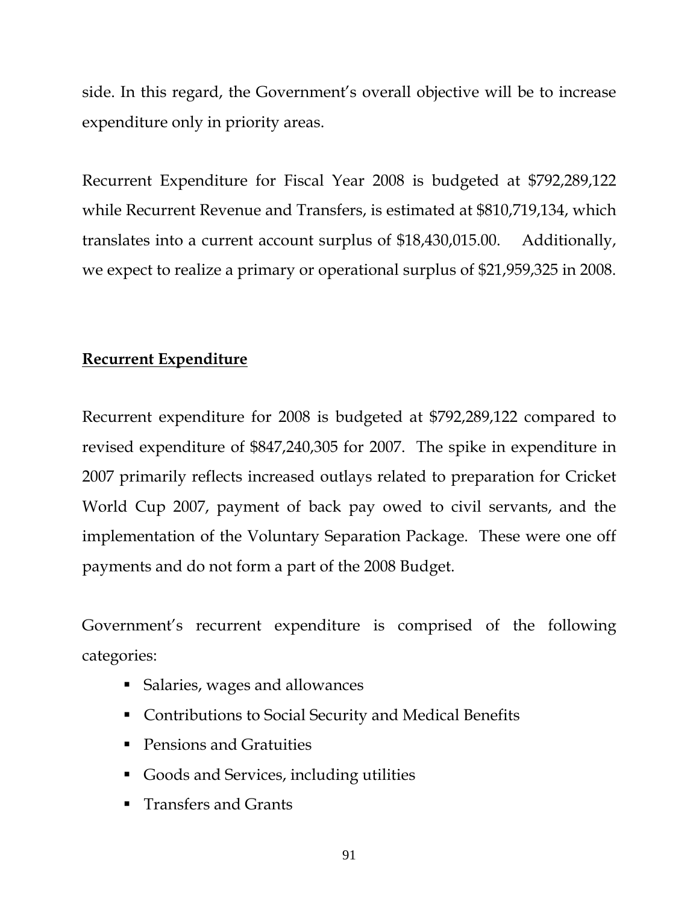side. In this regard, the Government's overall objective will be to increase expenditure only in priority areas.

Recurrent Expenditure for Fiscal Year 2008 is budgeted at $792,289,122 while Recurrent Revenue and Transfers, is estimated at $810,719,134, which translates into a current account surplus of $18,430,015.00. Additionally, we expect to realize a primary or operational surplus of $21,959,325 in 2008.

## Recurrent Expenditure

Recurrent expenditure for 2008 is budgeted at $792,289,122 compared to revised expenditure of $847,240,305 for 2007. The spike in expenditure in 2007 primarily reflects increased outlays related to preparation for Cricket World Cup 2007, payment of back pay owed to civil servants, and the implementation of the Voluntary Separation Package. These were one off payments and do not form a part of the 2008 Budget.

Government's recurrent expenditure is comprised of the following categories:

- Salaries, wages and allowances
- Contributions to Social Security and Medical Benefits
- Pensions and Gratuities
- Goods and Services, including utilities
- Transfers and Grants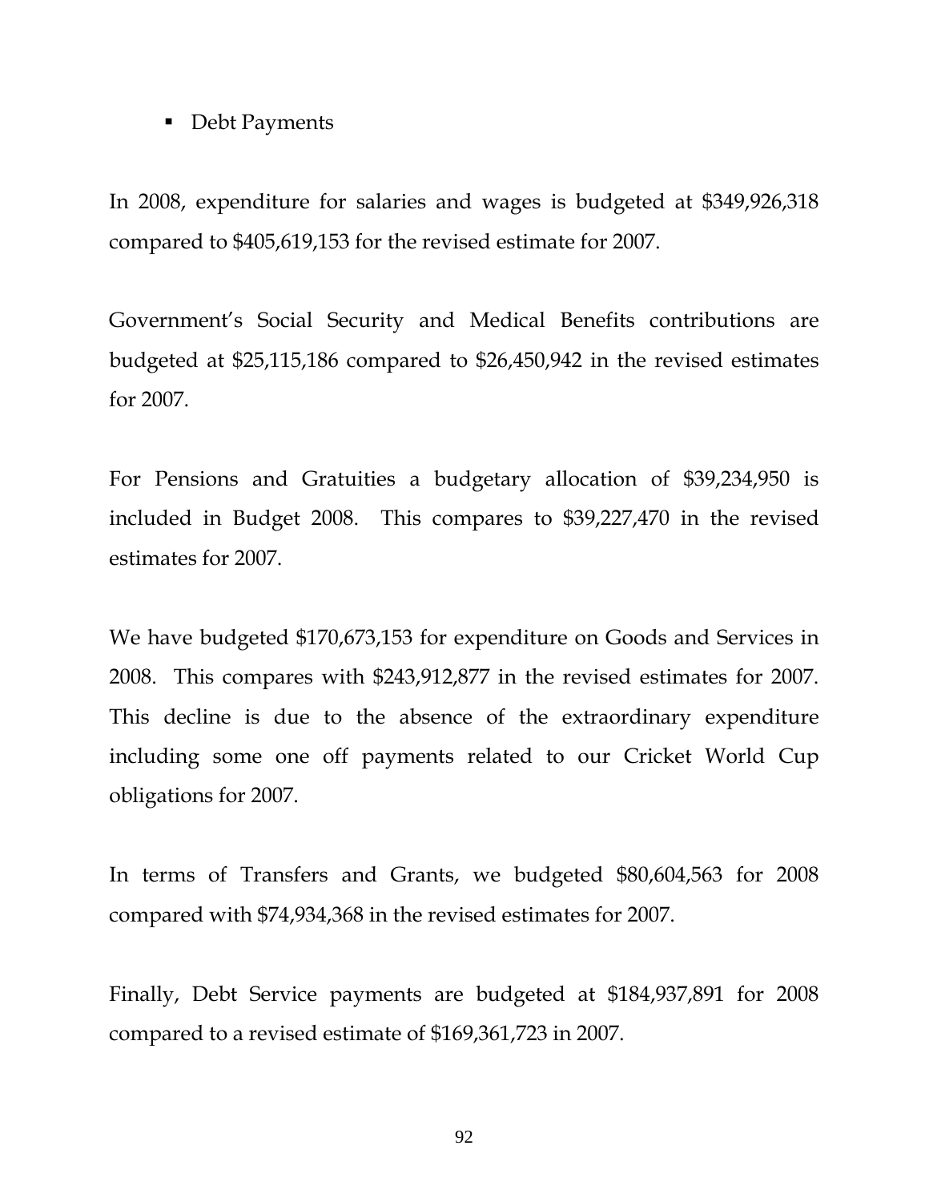- Debt Payments

In 2008, expenditure for salaries and wages is budgeted at $349,926,318 compared to $405,619,153 for the revised estimate for 2007.

Government's Social Security and Medical Benefits contributions are budgeted at $25,115,186 compared to $26,450,942 in the revised estimates for 2007.

For Pensions and Gratuities a budgetary allocation of $39,234,950 is included in Budget 2008. This compares to $39,227,470 in the revised estimates for 2007.

We have budgeted $170,673,153 for expenditure on Goods and Services in 2008. This compares with $243,912,877 in the revised estimates for 2007. This decline is due to the absence of the extraordinary expenditure including some one off payments related to our Cricket World Cup obligations for 2007.

In terms of Transfers and Grants, we budgeted $80,604,563 for 2008 compared with $74,934,368 in the revised estimates for 2007.

Finally, Debt Service payments are budgeted at $184,937,891 for 2008 compared to a revised estimate of $169,361,723 in 2007.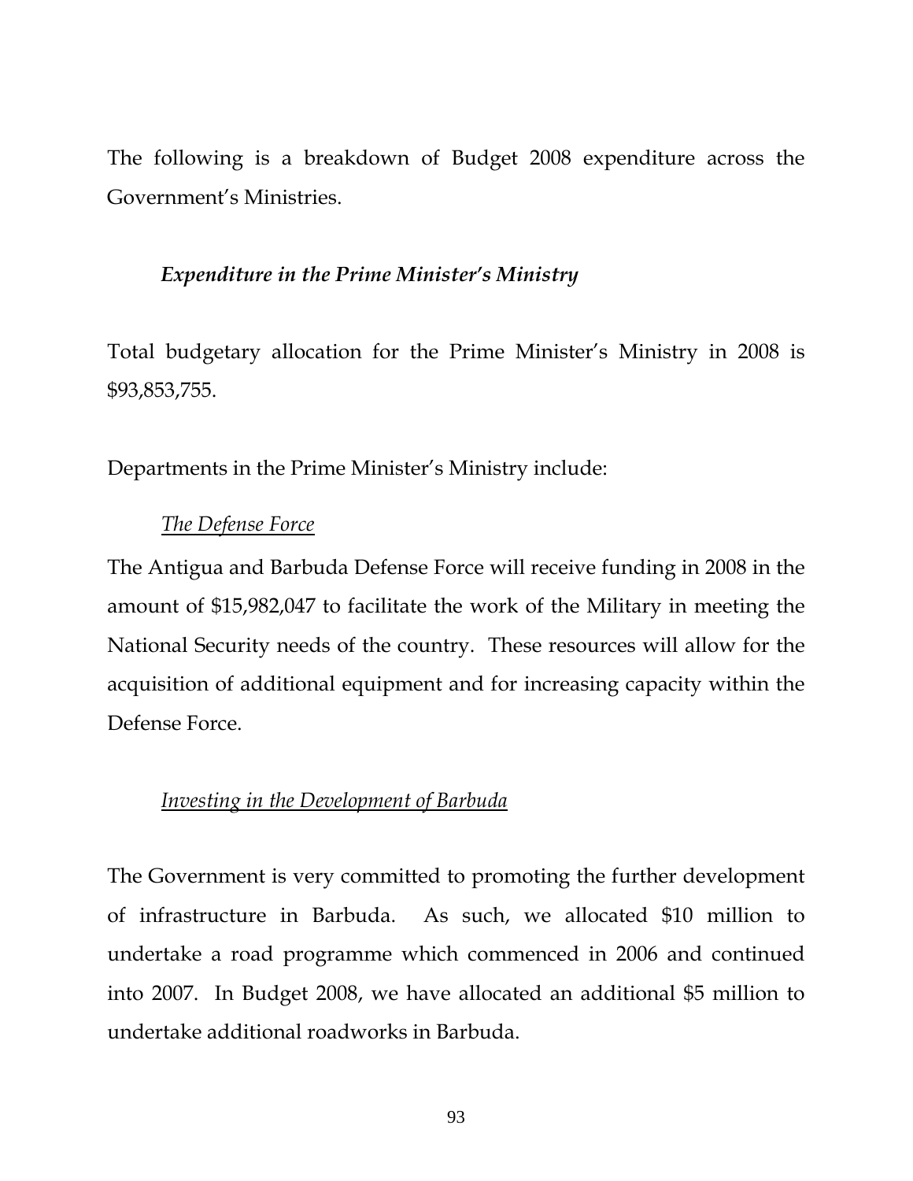The following is a breakdown of Budget 2008 expenditure across the Government's Ministries.

### *Expenditure in the Prime Minister's Ministry*

Total budgetary allocation for the Prime Minister's Ministry in 2008 is $93,853,755.

Departments in the Prime Minister's Ministry include:

#### *The Defense Force*

The Antigua and Barbuda Defense Force will receive funding in 2008 in the amount of $15,982,047 to facilitate the work of the Military in meeting the National Security needs of the country. These resources will allow for the acquisition of additional equipment and for increasing capacity within the Defense Force.

#### *Investing in the Development of Barbuda*

The Government is very committed to promoting the further development of infrastructure in Barbuda. As such, we allocated $10 million to undertake a road programme which commenced in 2006 and continued into 2007. In Budget 2008, we have allocated an additional $5 million to undertake additional roadworks in Barbuda.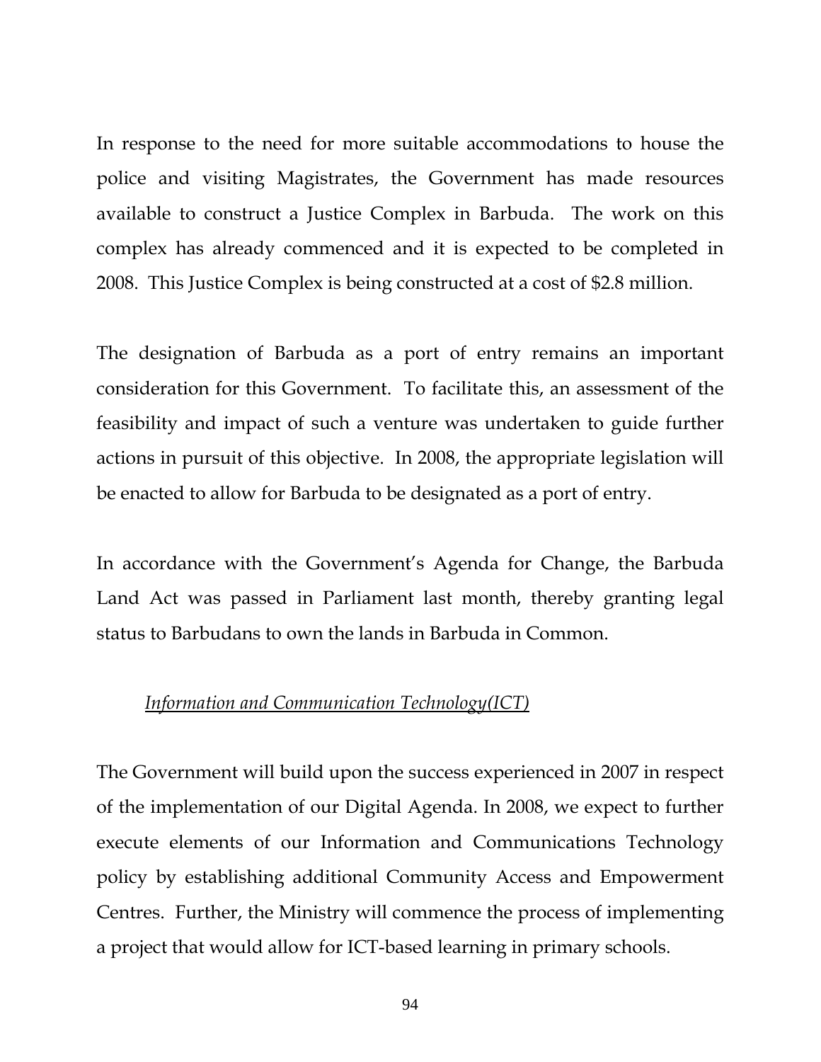In response to the need for more suitable accommodations to house the police and visiting Magistrates, the Government has made resources available to construct a Justice Complex in Barbuda. The work on this complex has already commenced and it is expected to be completed in 2008. This Justice Complex is being constructed at a cost of $2.8 million.

The designation of Barbuda as a port of entry remains an important consideration for this Government. To facilitate this, an assessment of the feasibility and impact of such a venture was undertaken to guide further actions in pursuit of this objective. In 2008, the appropriate legislation will be enacted to allow for Barbuda to be designated as a port of entry.

In accordance with the Government's Agenda for Change, the Barbuda Land Act was passed in Parliament last month, thereby granting legal status to Barbudans to own the lands in Barbuda in Common.

### *Information and Communication Technology(ICT)*

The Government will build upon the success experienced in 2007 in respect of the implementation of our Digital Agenda. In 2008, we expect to further execute elements of our Information and Communications Technology policy by establishing additional Community Access and Empowerment Centres. Further, the Ministry will commence the process of implementing a project that would allow for ICT-based learning in primary schools.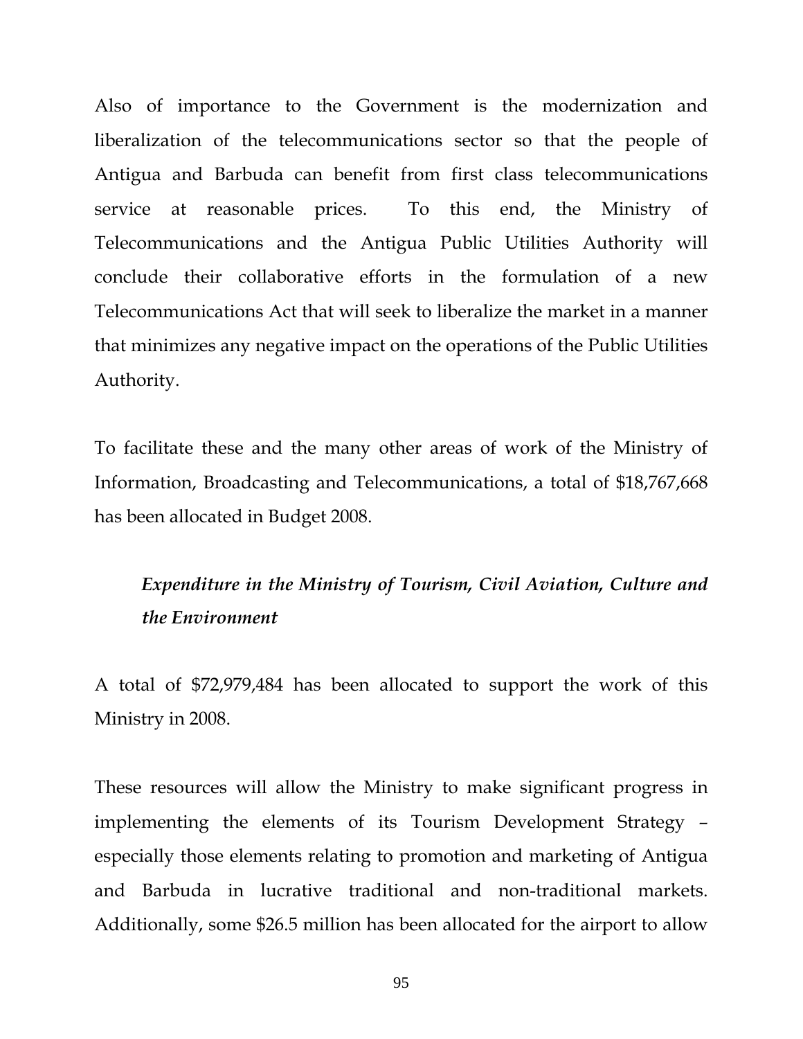Also of importance to the Government is the modernization and liberalization of the telecommunications sector so that the people of Antigua and Barbuda can benefit from first class telecommunications service at reasonable prices. To this end, the Ministry of Telecommunications and the Antigua Public Utilities Authority will conclude their collaborative efforts in the formulation of a new Telecommunications Act that will seek to liberalize the market in a manner that minimizes any negative impact on the operations of the Public Utilities Authority.

To facilitate these and the many other areas of work of the Ministry of Information, Broadcasting and Telecommunications, a total of $18,767,668 has been allocated in Budget 2008.

***Expenditure in the Ministry of Tourism, Civil Aviation, Culture and the Environment***

A total of $72,979,484 has been allocated to support the work of this Ministry in 2008.

These resources will allow the Ministry to make significant progress in implementing the elements of its Tourism Development Strategy – especially those elements relating to promotion and marketing of Antigua and Barbuda in lucrative traditional and non-traditional markets. Additionally, some $26.5 million has been allocated for the airport to allow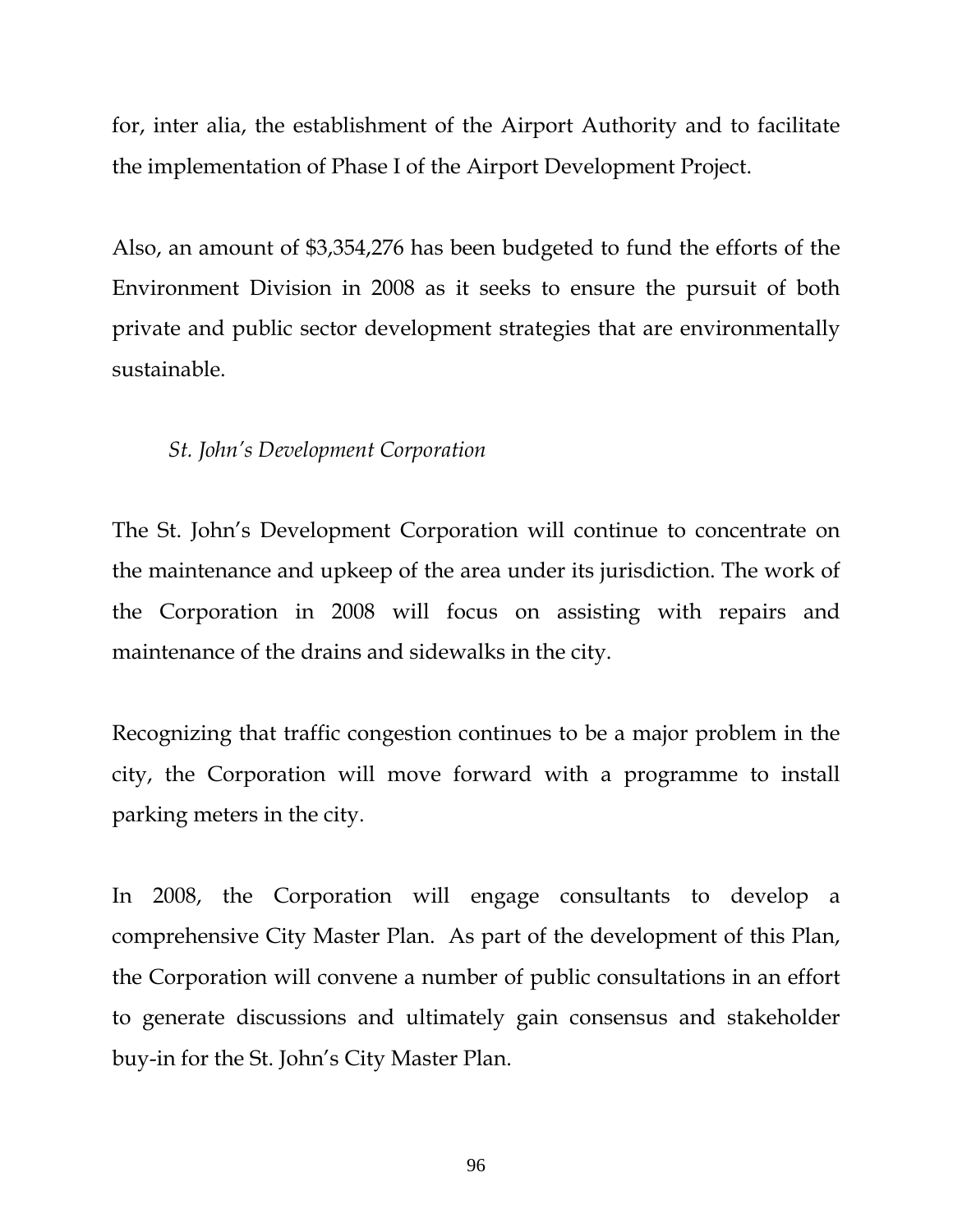for, inter alia, the establishment of the Airport Authority and to facilitate the implementation of Phase I of the Airport Development Project.

Also, an amount of $3,354,276 has been budgeted to fund the efforts of the Environment Division in 2008 as it seeks to ensure the pursuit of both private and public sector development strategies that are environmentally sustainable.

*St. John's Development Corporation*

The St. John's Development Corporation will continue to concentrate on the maintenance and upkeep of the area under its jurisdiction. The work of the Corporation in 2008 will focus on assisting with repairs and maintenance of the drains and sidewalks in the city.

Recognizing that traffic congestion continues to be a major problem in the city, the Corporation will move forward with a programme to install parking meters in the city.

In 2008, the Corporation will engage consultants to develop a comprehensive City Master Plan. As part of the development of this Plan, the Corporation will convene a number of public consultations in an effort to generate discussions and ultimately gain consensus and stakeholder buy-in for the St. John's City Master Plan.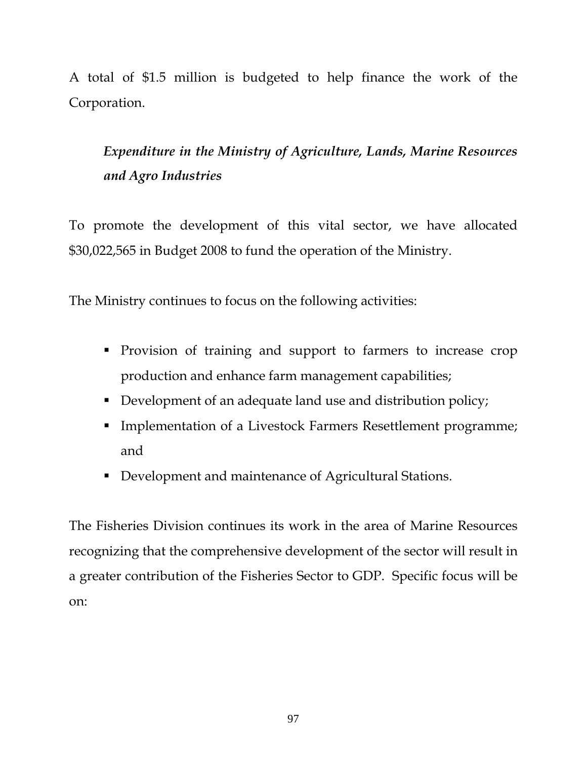A total of $1.5 million is budgeted to help finance the work of the Corporation.

### *Expenditure in the Ministry of Agriculture, Lands, Marine Resources and Agro Industries*

To promote the development of this vital sector, we have allocated $30,022,565 in Budget 2008 to fund the operation of the Ministry.

The Ministry continues to focus on the following activities:

- Provision of training and support to farmers to increase crop production and enhance farm management capabilities;
- Development of an adequate land use and distribution policy;
- Implementation of a Livestock Farmers Resettlement programme; and
- Development and maintenance of Agricultural Stations.

The Fisheries Division continues its work in the area of Marine Resources recognizing that the comprehensive development of the sector will result in a greater contribution of the Fisheries Sector to GDP. Specific focus will be on: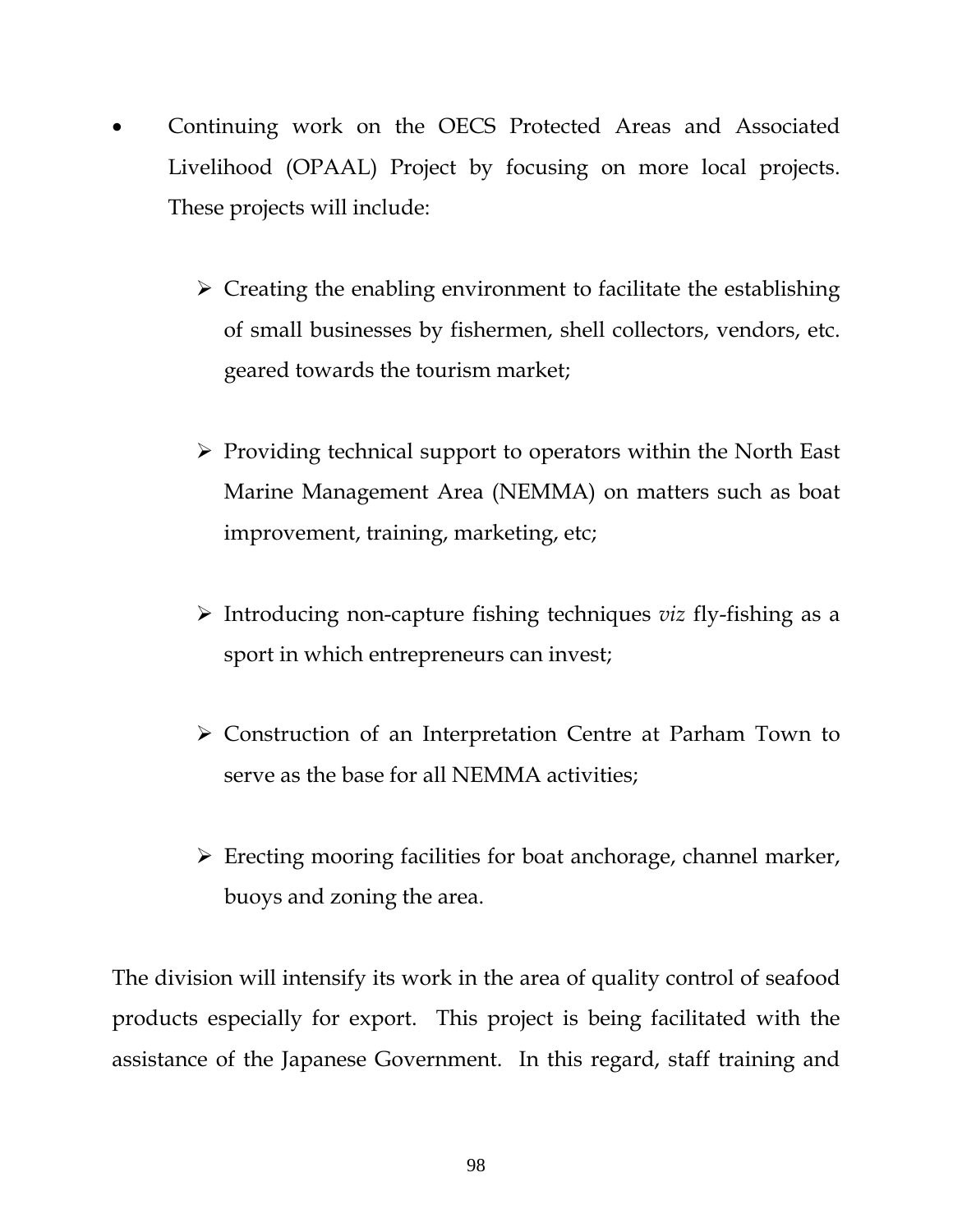- Continuing work on the OECS Protected Areas and Associated Livelihood (OPAAL) Project by focusing on more local projects. These projects will include:

  - Creating the enabling environment to facilitate the establishing of small businesses by fishermen, shell collectors, vendors, etc. geared towards the tourism market;

  - Providing technical support to operators within the North East Marine Management Area (NEMMA) on matters such as boat improvement, training, marketing, etc;

  - Introducing non-capture fishing techniques *viz* fly-fishing as a sport in which entrepreneurs can invest;

  - Construction of an Interpretation Centre at Parham Town to serve as the base for all NEMMA activities;

  - Erecting mooring facilities for boat anchorage, channel marker, buoys and zoning the area.

The division will intensify its work in the area of quality control of seafood products especially for export. This project is being facilitated with the assistance of the Japanese Government. In this regard, staff training and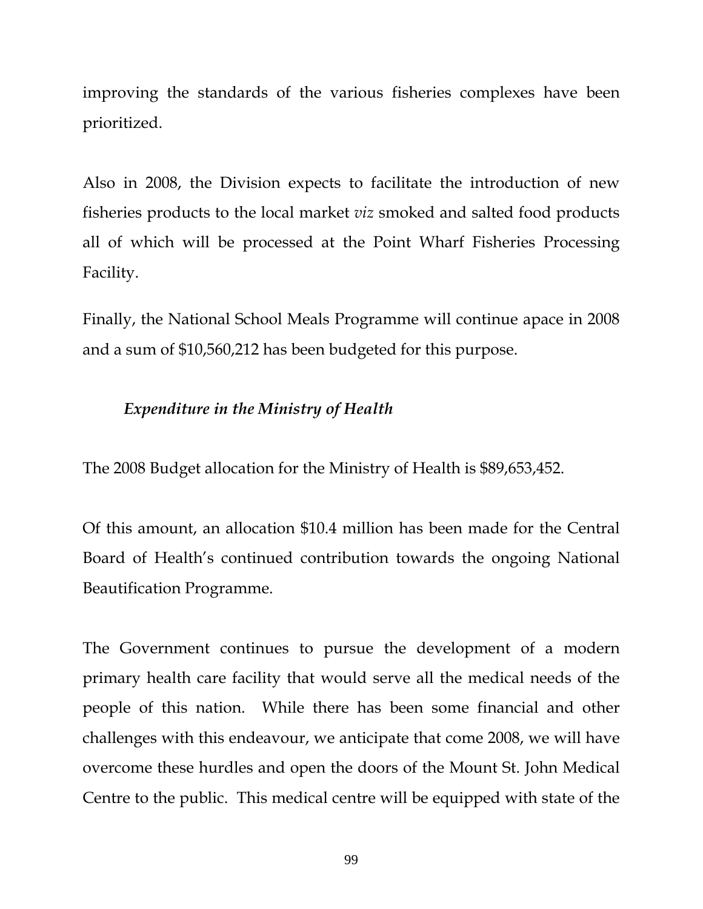improving the standards of the various fisheries complexes have been prioritized.

Also in 2008, the Division expects to facilitate the introduction of new fisheries products to the local market *viz* smoked and salted food products all of which will be processed at the Point Wharf Fisheries Processing Facility.

Finally, the National School Meals Programme will continue apace in 2008 and a sum of $10,560,212 has been budgeted for this purpose.

### *Expenditure in the Ministry of Health*

The 2008 Budget allocation for the Ministry of Health is $89,653,452.

Of this amount, an allocation $10.4 million has been made for the Central Board of Health's continued contribution towards the ongoing National Beautification Programme.

The Government continues to pursue the development of a modern primary health care facility that would serve all the medical needs of the people of this nation. While there has been some financial and other challenges with this endeavour, we anticipate that come 2008, we will have overcome these hurdles and open the doors of the Mount St. John Medical Centre to the public. This medical centre will be equipped with state of the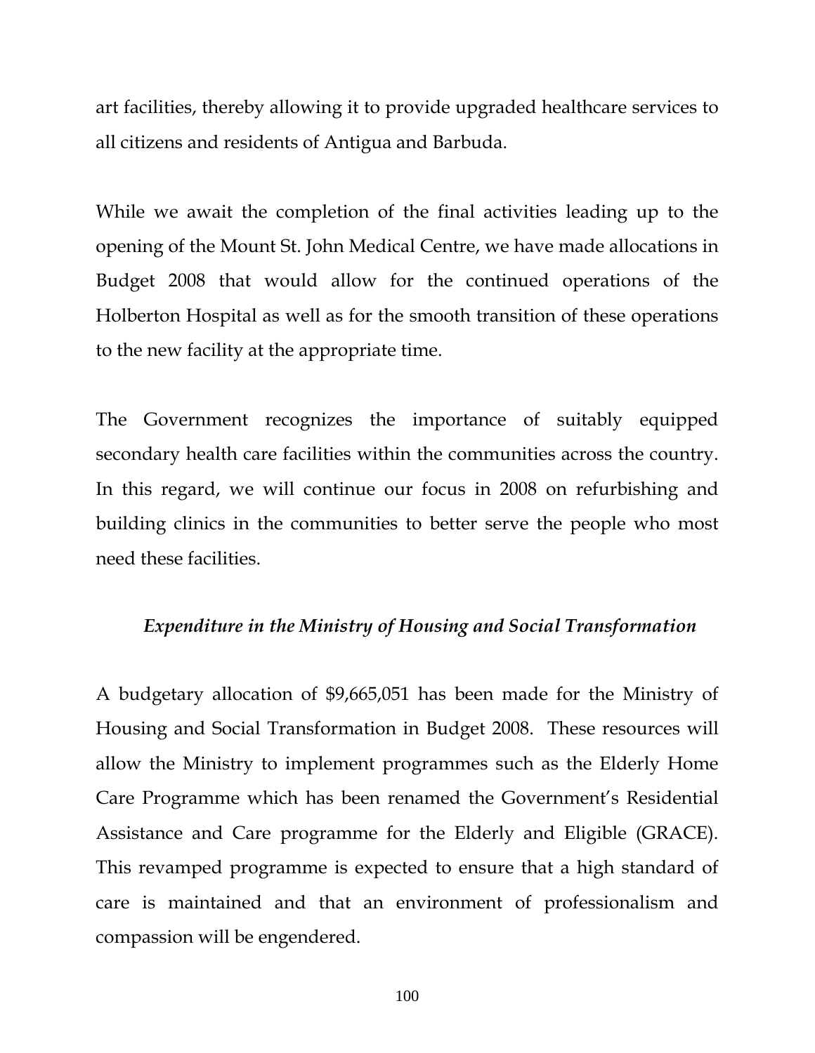art facilities, thereby allowing it to provide upgraded healthcare services to all citizens and residents of Antigua and Barbuda.

While we await the completion of the final activities leading up to the opening of the Mount St. John Medical Centre, we have made allocations in Budget 2008 that would allow for the continued operations of the Holberton Hospital as well as for the smooth transition of these operations to the new facility at the appropriate time.

The Government recognizes the importance of suitably equipped secondary health care facilities within the communities across the country. In this regard, we will continue our focus in 2008 on refurbishing and building clinics in the communities to better serve the people who most need these facilities.

### *Expenditure in the Ministry of Housing and Social Transformation*

A budgetary allocation of $9,665,051 has been made for the Ministry of Housing and Social Transformation in Budget 2008. These resources will allow the Ministry to implement programmes such as the Elderly Home Care Programme which has been renamed the Government's Residential Assistance and Care programme for the Elderly and Eligible (GRACE). This revamped programme is expected to ensure that a high standard of care is maintained and that an environment of professionalism and compassion will be engendered.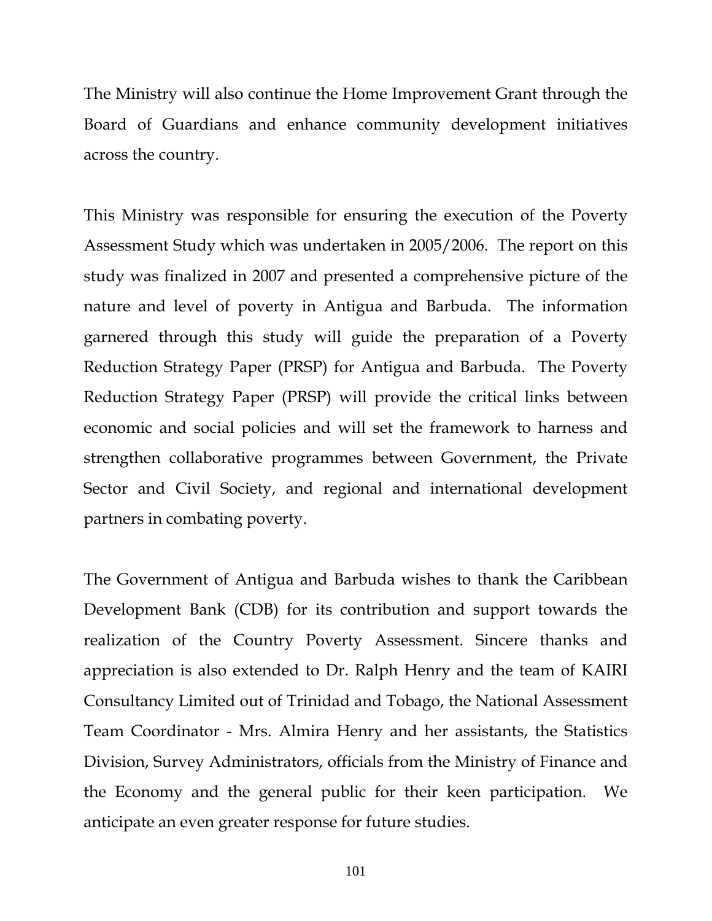The Ministry will also continue the Home Improvement Grant through the Board of Guardians and enhance community development initiatives across the country.

This Ministry was responsible for ensuring the execution of the Poverty Assessment Study which was undertaken in 2005/2006. The report on this study was finalized in 2007 and presented a comprehensive picture of the nature and level of poverty in Antigua and Barbuda. The information garnered through this study will guide the preparation of a Poverty Reduction Strategy Paper (PRSP) for Antigua and Barbuda. The Poverty Reduction Strategy Paper (PRSP) will provide the critical links between economic and social policies and will set the framework to harness and strengthen collaborative programmes between Government, the Private Sector and Civil Society, and regional and international development partners in combating poverty.

The Government of Antigua and Barbuda wishes to thank the Caribbean Development Bank (CDB) for its contribution and support towards the realization of the Country Poverty Assessment. Sincere thanks and appreciation is also extended to Dr. Ralph Henry and the team of KAIRI Consultancy Limited out of Trinidad and Tobago, the National Assessment Team Coordinator - Mrs. Almira Henry and her assistants, the Statistics Division, Survey Administrators, officials from the Ministry of Finance and the Economy and the general public for their keen participation. We anticipate an even greater response for future studies.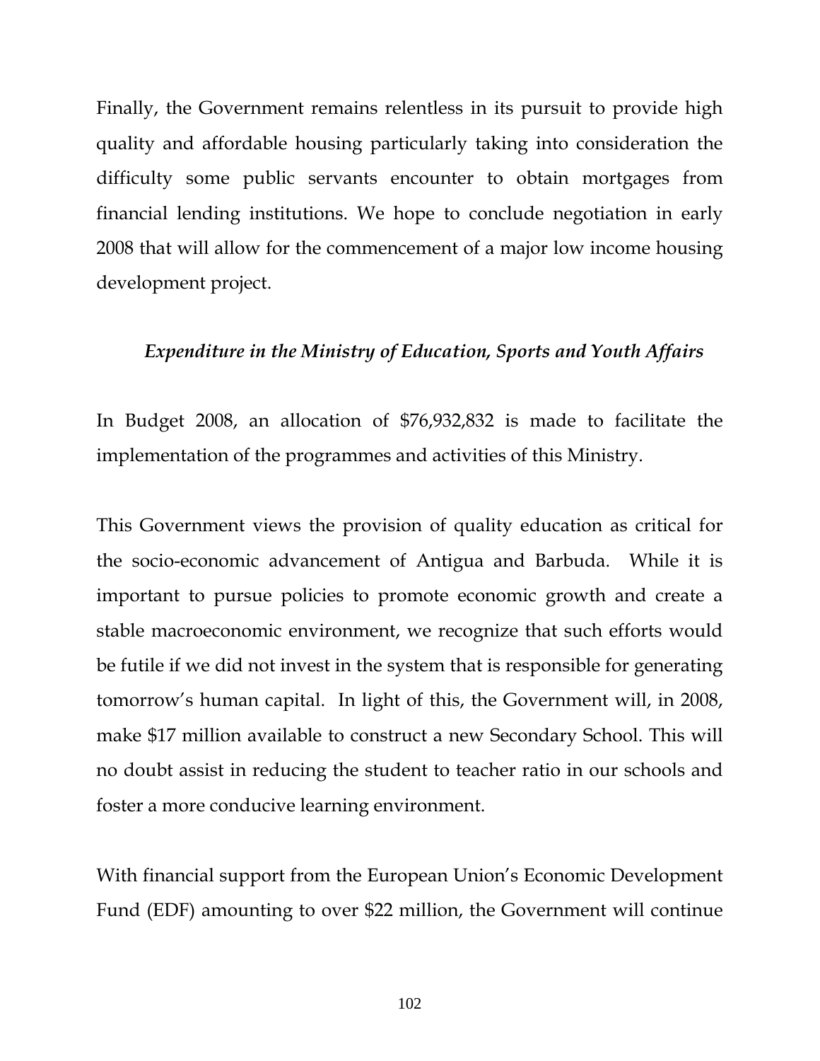Finally, the Government remains relentless in its pursuit to provide high quality and affordable housing particularly taking into consideration the difficulty some public servants encounter to obtain mortgages from financial lending institutions. We hope to conclude negotiation in early 2008 that will allow for the commencement of a major low income housing development project.

### *Expenditure in the Ministry of Education, Sports and Youth Affairs*

In Budget 2008, an allocation of $76,932,832 is made to facilitate the implementation of the programmes and activities of this Ministry.

This Government views the provision of quality education as critical for the socio-economic advancement of Antigua and Barbuda. While it is important to pursue policies to promote economic growth and create a stable macroeconomic environment, we recognize that such efforts would be futile if we did not invest in the system that is responsible for generating tomorrow's human capital. In light of this, the Government will, in 2008, make $17 million available to construct a new Secondary School. This will no doubt assist in reducing the student to teacher ratio in our schools and foster a more conducive learning environment.

With financial support from the European Union's Economic Development Fund (EDF) amounting to over $22 million, the Government will continue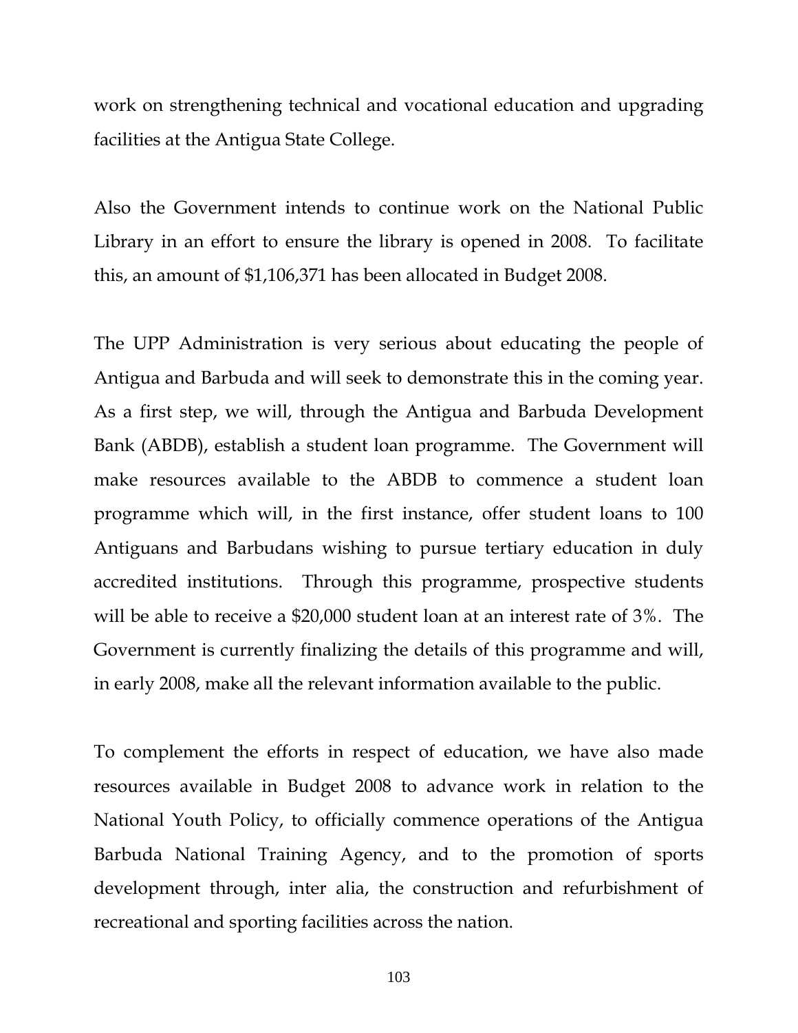work on strengthening technical and vocational education and upgrading facilities at the Antigua State College.

Also the Government intends to continue work on the National Public Library in an effort to ensure the library is opened in 2008. To facilitate this, an amount of $1,106,371 has been allocated in Budget 2008.

The UPP Administration is very serious about educating the people of Antigua and Barbuda and will seek to demonstrate this in the coming year. As a first step, we will, through the Antigua and Barbuda Development Bank (ABDB), establish a student loan programme. The Government will make resources available to the ABDB to commence a student loan programme which will, in the first instance, offer student loans to 100 Antiguans and Barbudans wishing to pursue tertiary education in duly accredited institutions. Through this programme, prospective students will be able to receive a $20,000 student loan at an interest rate of 3%. The Government is currently finalizing the details of this programme and will, in early 2008, make all the relevant information available to the public.

To complement the efforts in respect of education, we have also made resources available in Budget 2008 to advance work in relation to the National Youth Policy, to officially commence operations of the Antigua Barbuda National Training Agency, and to the promotion of sports development through, inter alia, the construction and refurbishment of recreational and sporting facilities across the nation.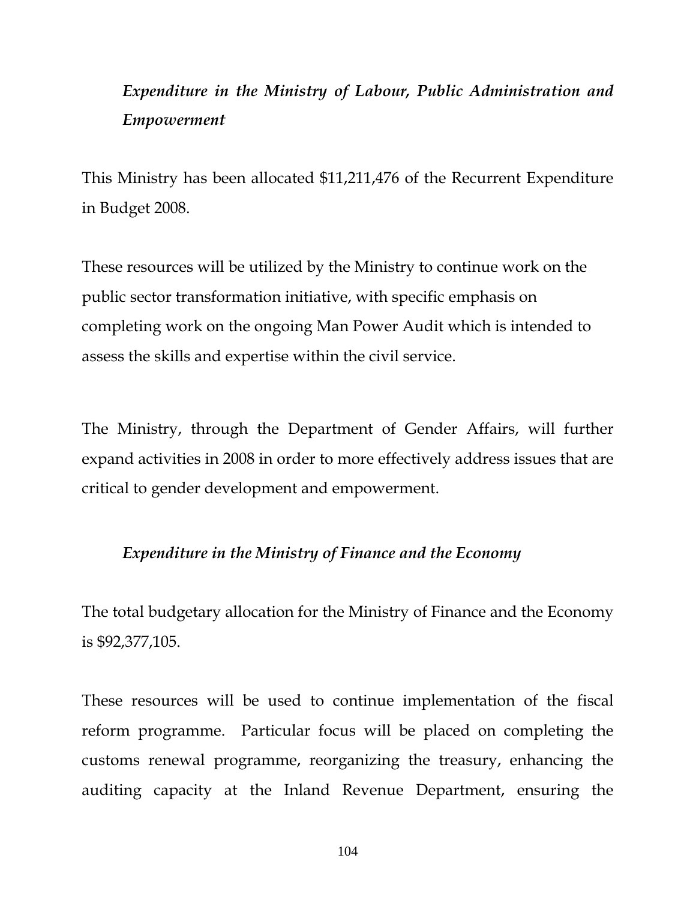### *Expenditure in the Ministry of Labour, Public Administration and Empowerment*

This Ministry has been allocated $11,211,476 of the Recurrent Expenditure in Budget 2008.

These resources will be utilized by the Ministry to continue work on the public sector transformation initiative, with specific emphasis on completing work on the ongoing Man Power Audit which is intended to assess the skills and expertise within the civil service.

The Ministry, through the Department of Gender Affairs, will further expand activities in 2008 in order to more effectively address issues that are critical to gender development and empowerment.

### *Expenditure in the Ministry of Finance and the Economy*

The total budgetary allocation for the Ministry of Finance and the Economy is $92,377,105.

These resources will be used to continue implementation of the fiscal reform programme. Particular focus will be placed on completing the customs renewal programme, reorganizing the treasury, enhancing the auditing capacity at the Inland Revenue Department, ensuring the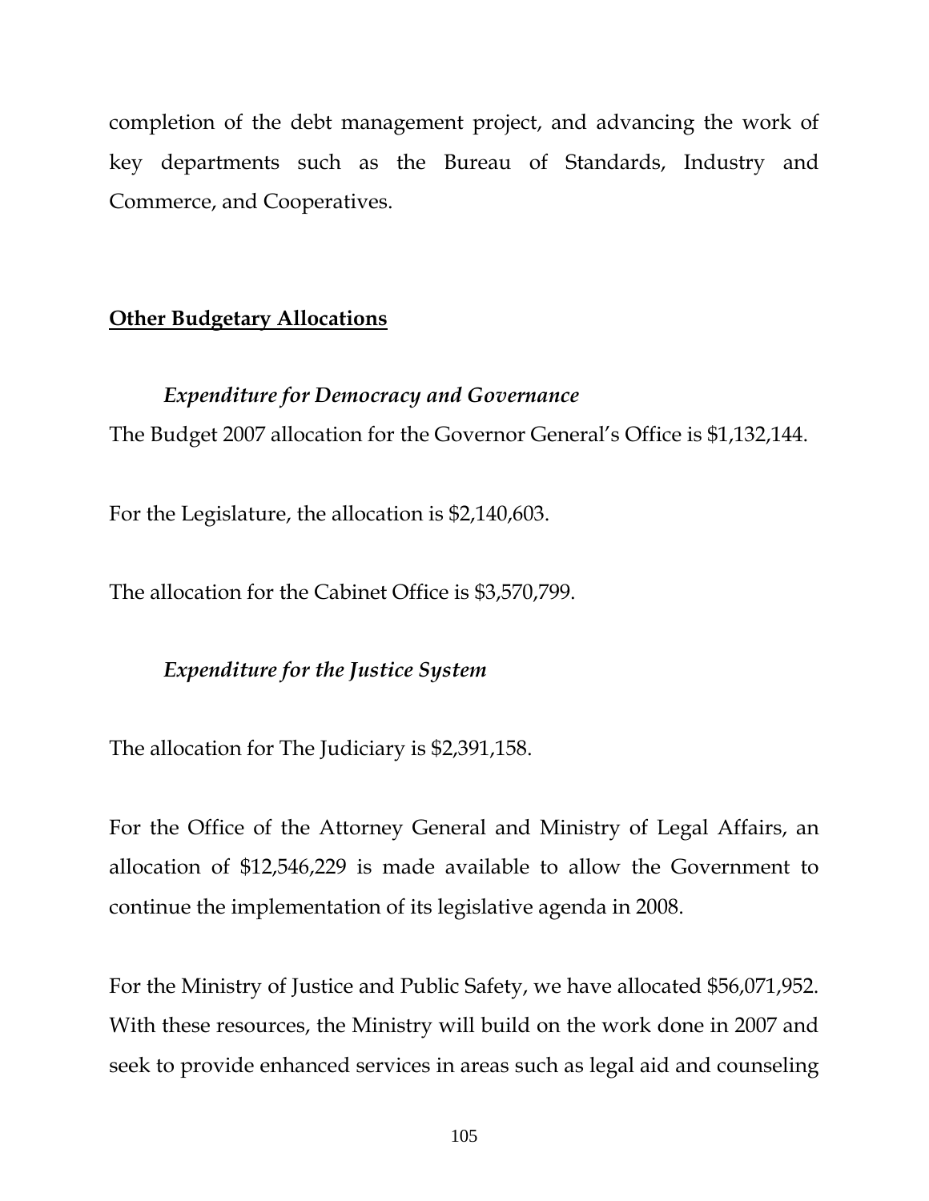completion of the debt management project, and advancing the work of key departments such as the Bureau of Standards, Industry and Commerce, and Cooperatives.

## <u>Other Budgetary Allocations</u>

### *Expenditure for Democracy and Governance*

The Budget 2007 allocation for the Governor General's Office is $1,132,144.

For the Legislature, the allocation is $2,140,603.

The allocation for the Cabinet Office is $3,570,799.

### *Expenditure for the Justice System*

The allocation for The Judiciary is $2,391,158.

For the Office of the Attorney General and Ministry of Legal Affairs, an allocation of $12,546,229 is made available to allow the Government to continue the implementation of its legislative agenda in 2008.

For the Ministry of Justice and Public Safety, we have allocated $56,071,952. With these resources, the Ministry will build on the work done in 2007 and seek to provide enhanced services in areas such as legal aid and counseling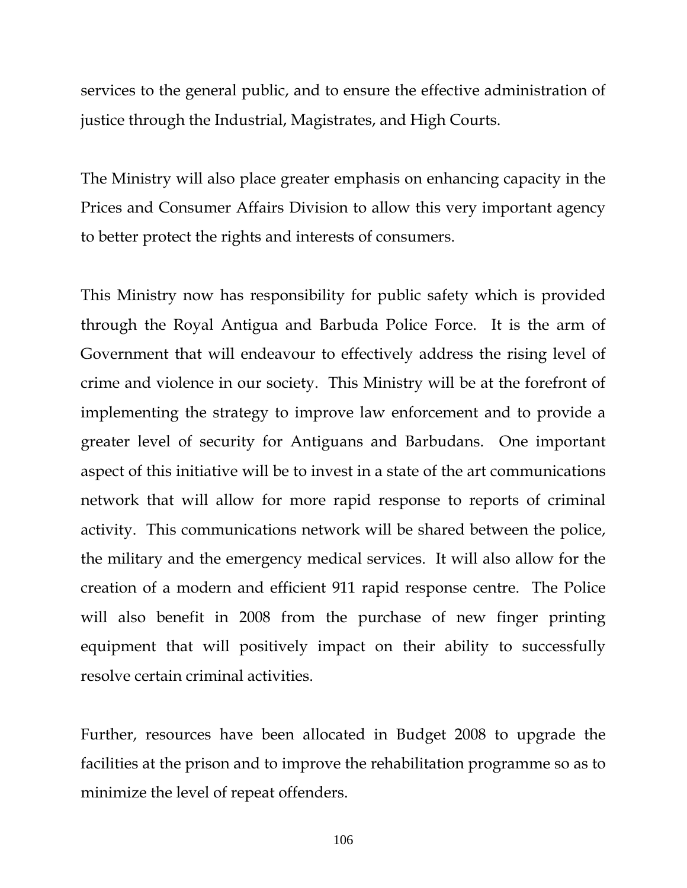services to the general public, and to ensure the effective administration of justice through the Industrial, Magistrates, and High Courts.

The Ministry will also place greater emphasis on enhancing capacity in the Prices and Consumer Affairs Division to allow this very important agency to better protect the rights and interests of consumers.

This Ministry now has responsibility for public safety which is provided through the Royal Antigua and Barbuda Police Force. It is the arm of Government that will endeavour to effectively address the rising level of crime and violence in our society. This Ministry will be at the forefront of implementing the strategy to improve law enforcement and to provide a greater level of security for Antiguans and Barbudans. One important aspect of this initiative will be to invest in a state of the art communications network that will allow for more rapid response to reports of criminal activity. This communications network will be shared between the police, the military and the emergency medical services. It will also allow for the creation of a modern and efficient 911 rapid response centre. The Police will also benefit in 2008 from the purchase of new finger printing equipment that will positively impact on their ability to successfully resolve certain criminal activities.

Further, resources have been allocated in Budget 2008 to upgrade the facilities at the prison and to improve the rehabilitation programme so as to minimize the level of repeat offenders.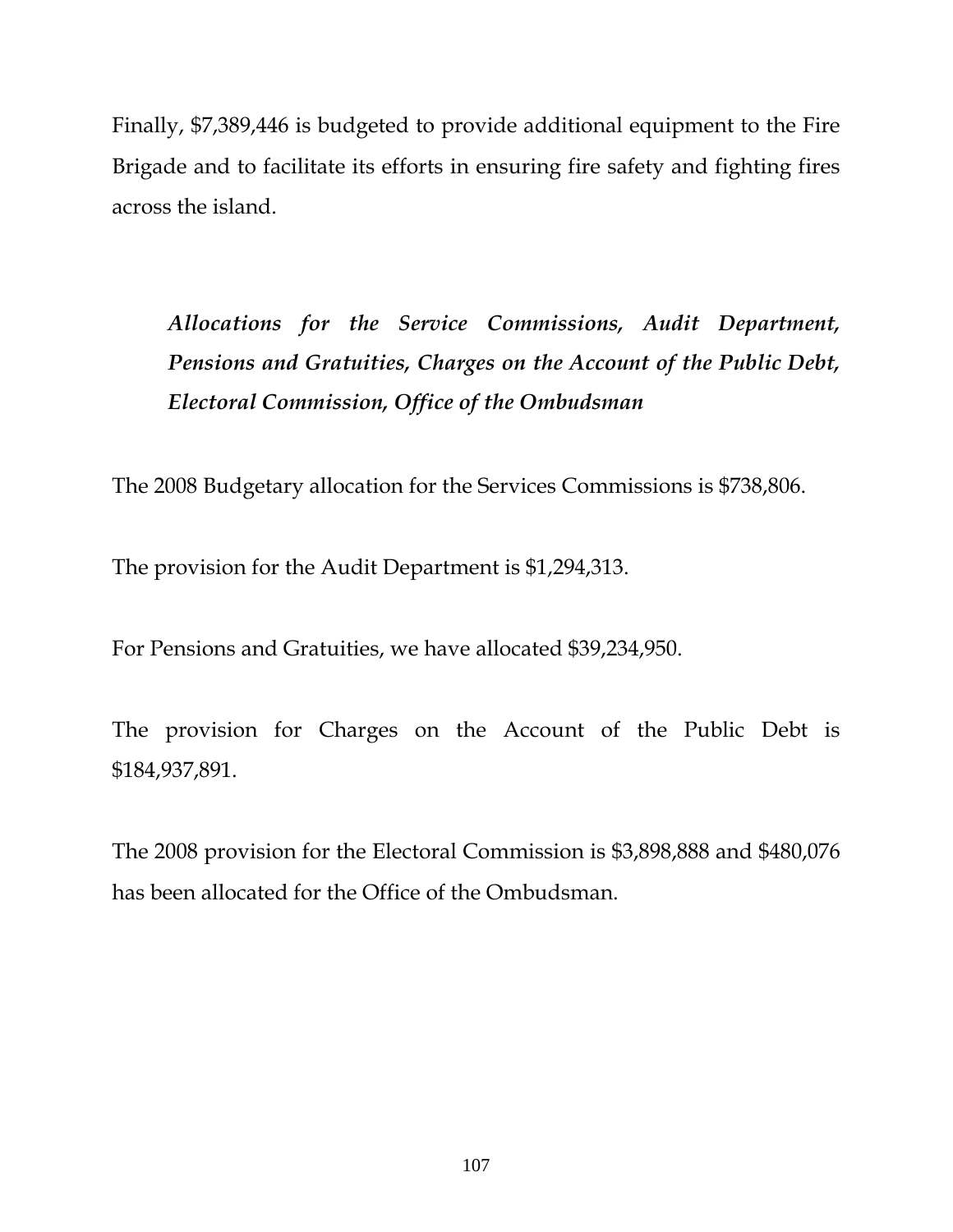Finally, $7,389,446 is budgeted to provide additional equipment to the Fire Brigade and to facilitate its efforts in ensuring fire safety and fighting fires across the island.

***Allocations for the Service Commissions, Audit Department, Pensions and Gratuities, Charges on the Account of the Public Debt, Electoral Commission, Office of the Ombudsman***

The 2008 Budgetary allocation for the Services Commissions is $738,806.

The provision for the Audit Department is $1,294,313.

For Pensions and Gratuities, we have allocated $39,234,950.

The provision for Charges on the Account of the Public Debt is $184,937,891.

The 2008 provision for the Electoral Commission is $3,898,888 and $480,076 has been allocated for the Office of the Ombudsman.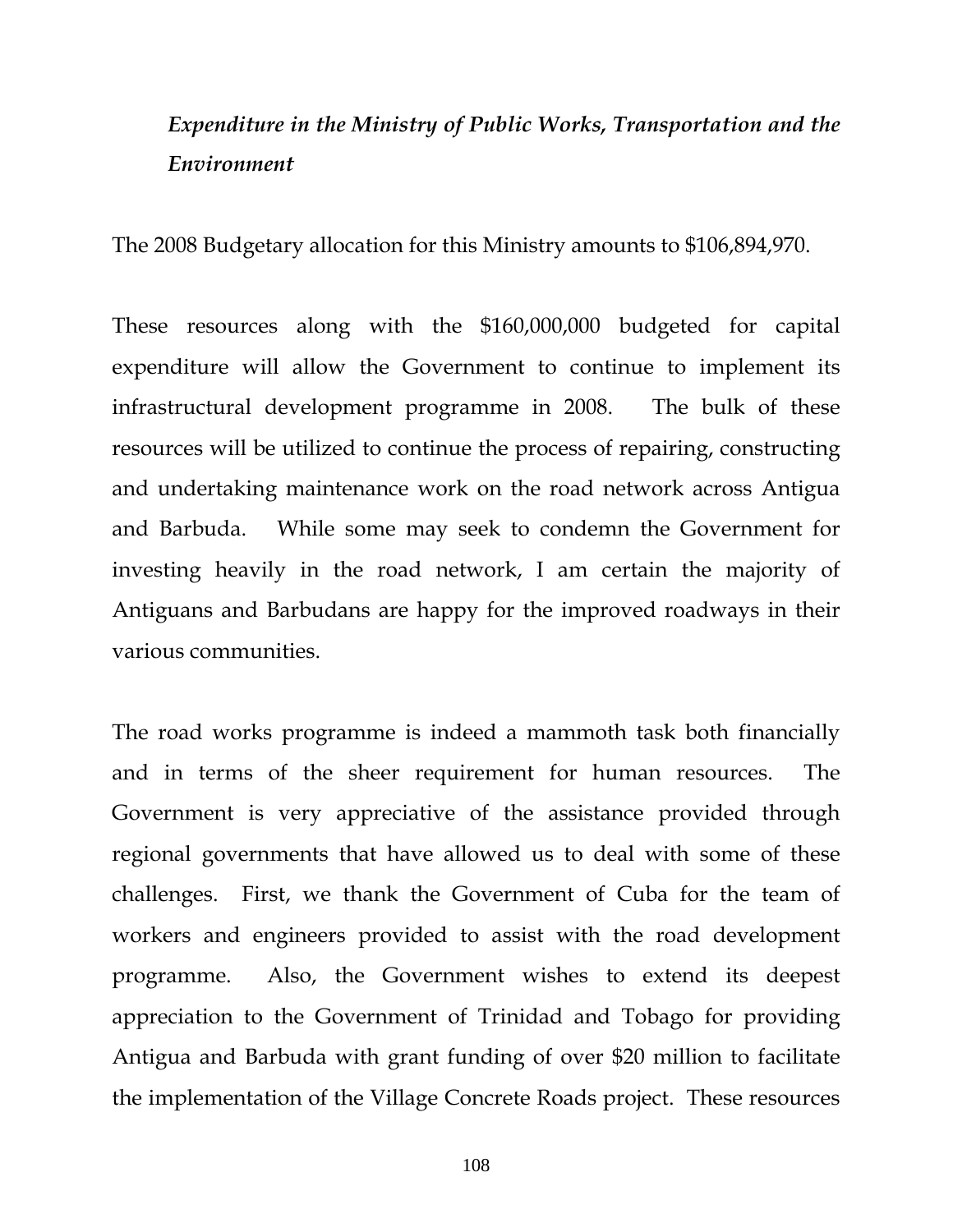### *Expenditure in the Ministry of Public Works, Transportation and the Environment*

The 2008 Budgetary allocation for this Ministry amounts to $106,894,970.

These resources along with the $160,000,000 budgeted for capital expenditure will allow the Government to continue to implement its infrastructural development programme in 2008. The bulk of these resources will be utilized to continue the process of repairing, constructing and undertaking maintenance work on the road network across Antigua and Barbuda. While some may seek to condemn the Government for investing heavily in the road network, I am certain the majority of Antiguans and Barbudans are happy for the improved roadways in their various communities.

The road works programme is indeed a mammoth task both financially and in terms of the sheer requirement for human resources. The Government is very appreciative of the assistance provided through regional governments that have allowed us to deal with some of these challenges. First, we thank the Government of Cuba for the team of workers and engineers provided to assist with the road development programme. Also, the Government wishes to extend its deepest appreciation to the Government of Trinidad and Tobago for providing Antigua and Barbuda with grant funding of over $20 million to facilitate the implementation of the Village Concrete Roads project. These resources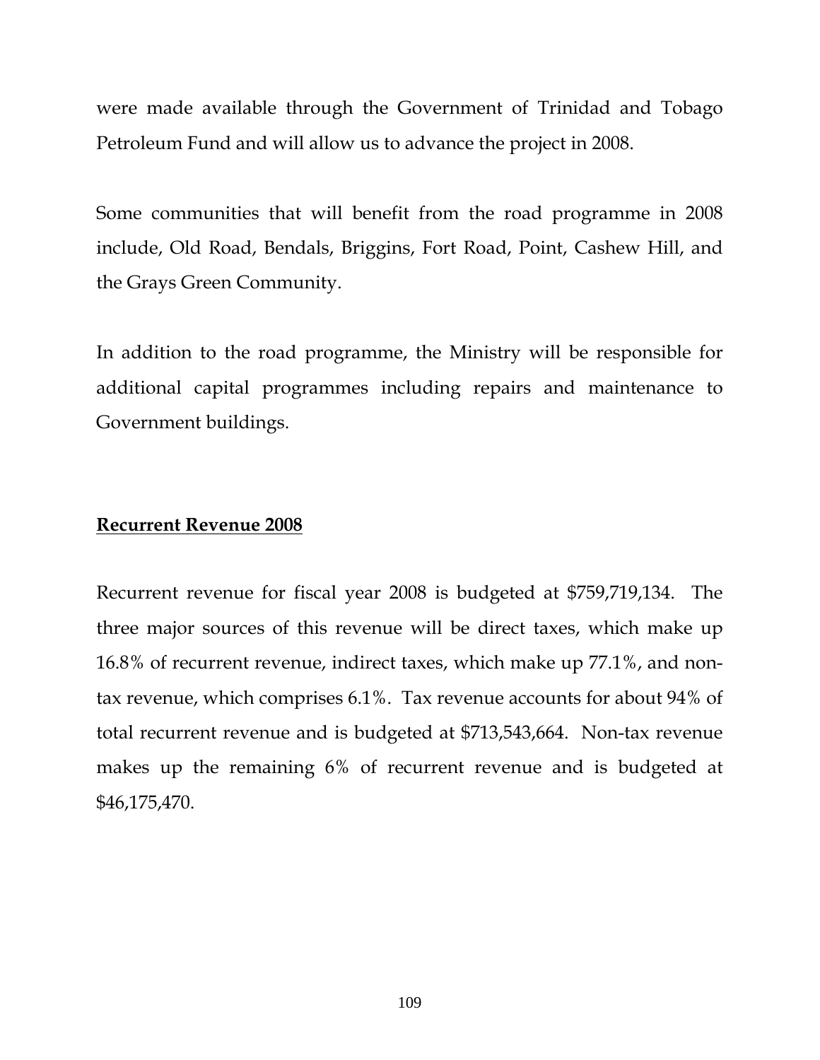were made available through the Government of Trinidad and Tobago Petroleum Fund and will allow us to advance the project in 2008.

Some communities that will benefit from the road programme in 2008 include, Old Road, Bendals, Briggins, Fort Road, Point, Cashew Hill, and the Grays Green Community.

In addition to the road programme, the Ministry will be responsible for additional capital programmes including repairs and maintenance to Government buildings.

## **Recurrent Revenue 2008**

Recurrent revenue for fiscal year 2008 is budgeted at $759,719,134. The three major sources of this revenue will be direct taxes, which make up 16.8% of recurrent revenue, indirect taxes, which make up 77.1%, and non-tax revenue, which comprises 6.1%. Tax revenue accounts for about 94% of total recurrent revenue and is budgeted at $713,543,664. Non-tax revenue makes up the remaining 6% of recurrent revenue and is budgeted at $46,175,470.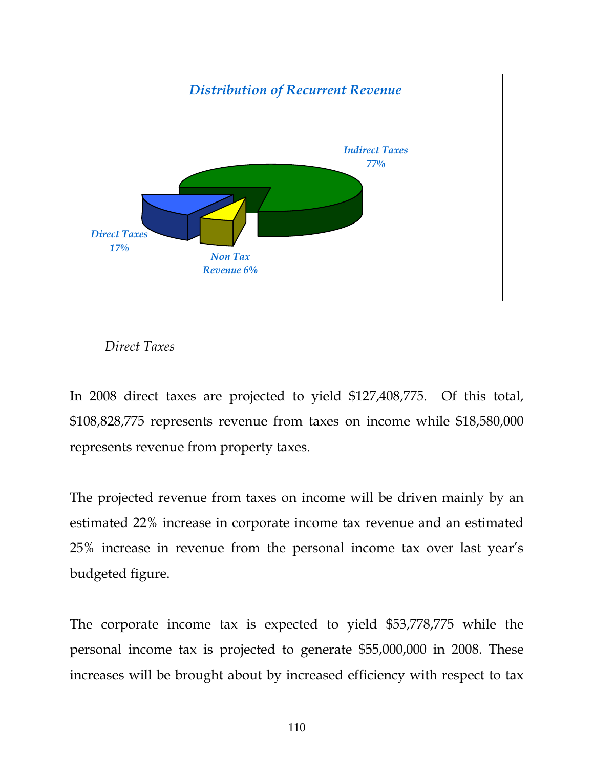*Distribution of Recurrent Revenue*

*Indirect Taxes 77%*

*Direct Taxes 17%*

*Non Tax Revenue 6%*

*Direct Taxes*

In 2008 direct taxes are projected to yield $127,408,775. Of this total, $108,828,775 represents revenue from taxes on income while $18,580,000 represents revenue from property taxes.

The projected revenue from taxes on income will be driven mainly by an estimated 22% increase in corporate income tax revenue and an estimated 25% increase in revenue from the personal income tax over last year's budgeted figure.

The corporate income tax is expected to yield $53,778,775 while the personal income tax is projected to generate $55,000,000 in 2008. These increases will be brought about by increased efficiency with respect to tax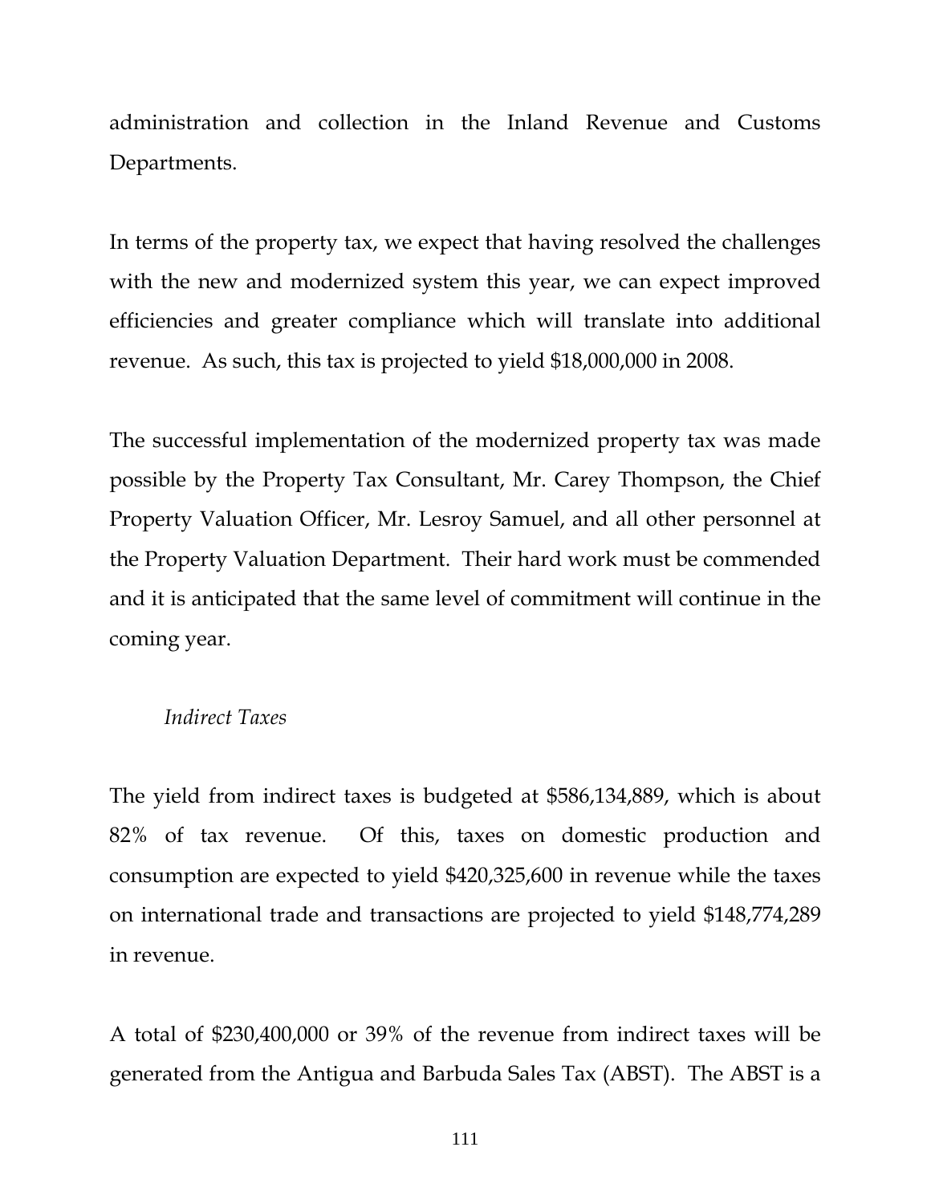administration and collection in the Inland Revenue and Customs Departments.

In terms of the property tax, we expect that having resolved the challenges with the new and modernized system this year, we can expect improved efficiencies and greater compliance which will translate into additional revenue. As such, this tax is projected to yield $18,000,000 in 2008.

The successful implementation of the modernized property tax was made possible by the Property Tax Consultant, Mr. Carey Thompson, the Chief Property Valuation Officer, Mr. Lesroy Samuel, and all other personnel at the Property Valuation Department. Their hard work must be commended and it is anticipated that the same level of commitment will continue in the coming year.

*Indirect Taxes*

The yield from indirect taxes is budgeted at $586,134,889, which is about 82% of tax revenue. Of this, taxes on domestic production and consumption are expected to yield $420,325,600 in revenue while the taxes on international trade and transactions are projected to yield $148,774,289 in revenue.

A total of $230,400,000 or 39% of the revenue from indirect taxes will be generated from the Antigua and Barbuda Sales Tax (ABST). The ABST is a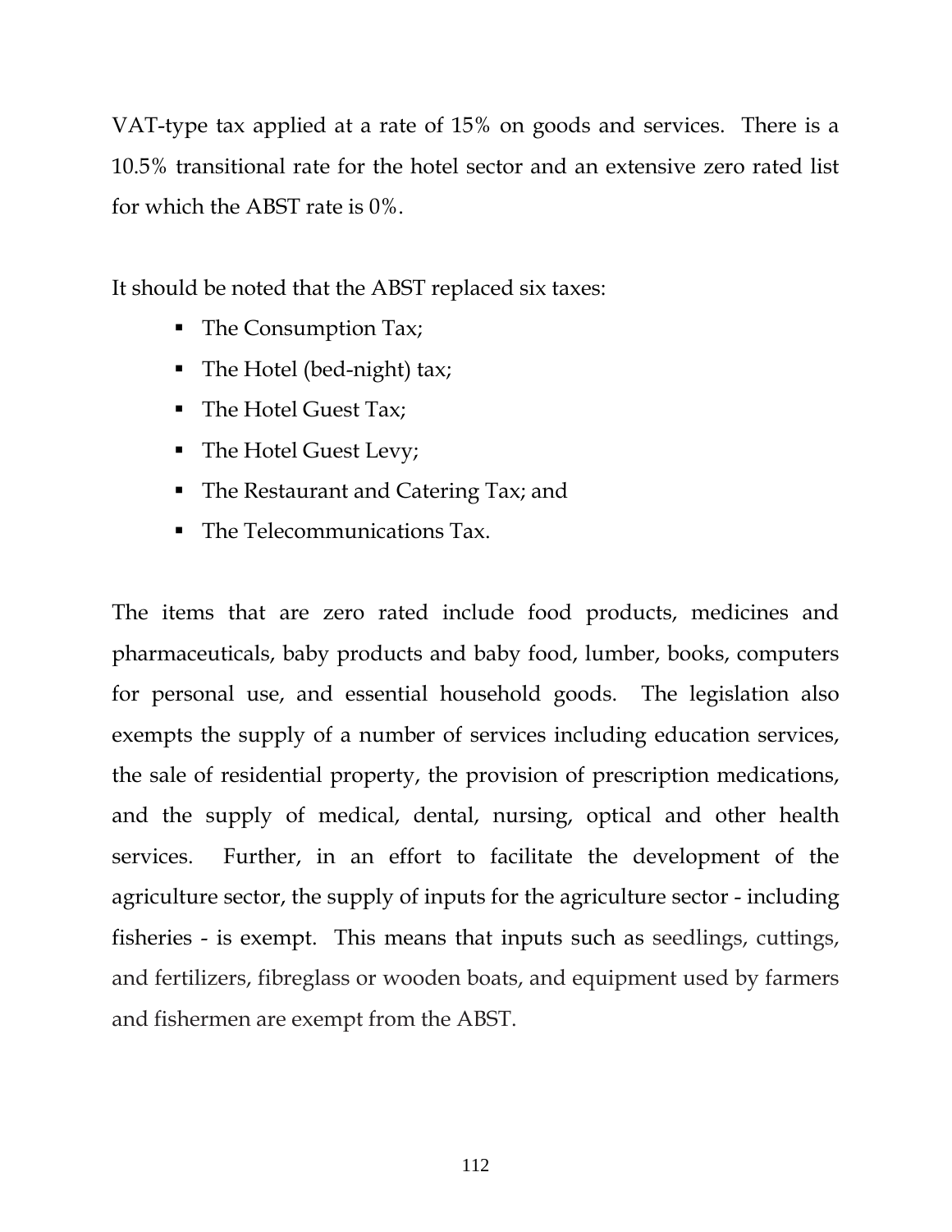VAT-type tax applied at a rate of 15% on goods and services. There is a 10.5% transitional rate for the hotel sector and an extensive zero rated list for which the ABST rate is 0%.

It should be noted that the ABST replaced six taxes:

- The Consumption Tax;
- The Hotel (bed-night) tax;
- The Hotel Guest Tax;
- The Hotel Guest Levy;
- The Restaurant and Catering Tax; and
- The Telecommunications Tax.

The items that are zero rated include food products, medicines and pharmaceuticals, baby products and baby food, lumber, books, computers for personal use, and essential household goods. The legislation also exempts the supply of a number of services including education services, the sale of residential property, the provision of prescription medications, and the supply of medical, dental, nursing, optical and other health services. Further, in an effort to facilitate the development of the agriculture sector, the supply of inputs for the agriculture sector - including fisheries - is exempt. This means that inputs such as seedlings, cuttings, and fertilizers, fibreglass or wooden boats, and equipment used by farmers and fishermen are exempt from the ABST.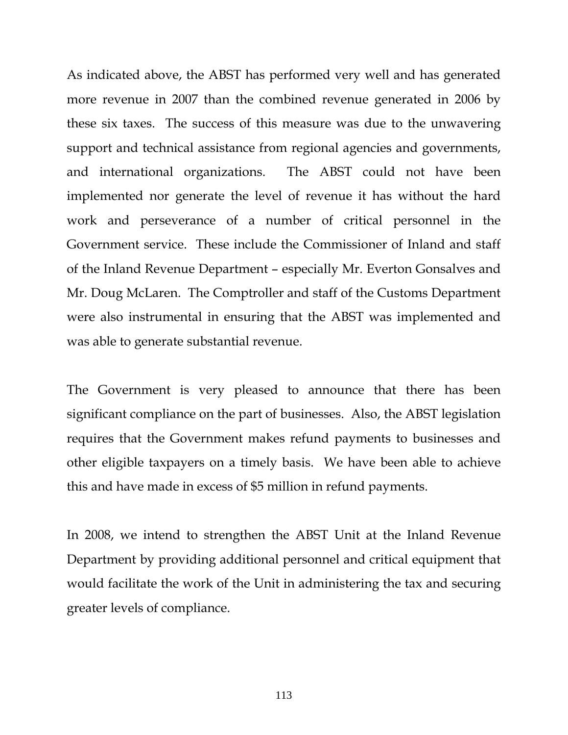As indicated above, the ABST has performed very well and has generated more revenue in 2007 than the combined revenue generated in 2006 by these six taxes. The success of this measure was due to the unwavering support and technical assistance from regional agencies and governments, and international organizations. The ABST could not have been implemented nor generate the level of revenue it has without the hard work and perseverance of a number of critical personnel in the Government service. These include the Commissioner of Inland and staff of the Inland Revenue Department – especially Mr. Everton Gonsalves and Mr. Doug McLaren. The Comptroller and staff of the Customs Department were also instrumental in ensuring that the ABST was implemented and was able to generate substantial revenue.

The Government is very pleased to announce that there has been significant compliance on the part of businesses. Also, the ABST legislation requires that the Government makes refund payments to businesses and other eligible taxpayers on a timely basis. We have been able to achieve this and have made in excess of $5 million in refund payments.

In 2008, we intend to strengthen the ABST Unit at the Inland Revenue Department by providing additional personnel and critical equipment that would facilitate the work of the Unit in administering the tax and securing greater levels of compliance.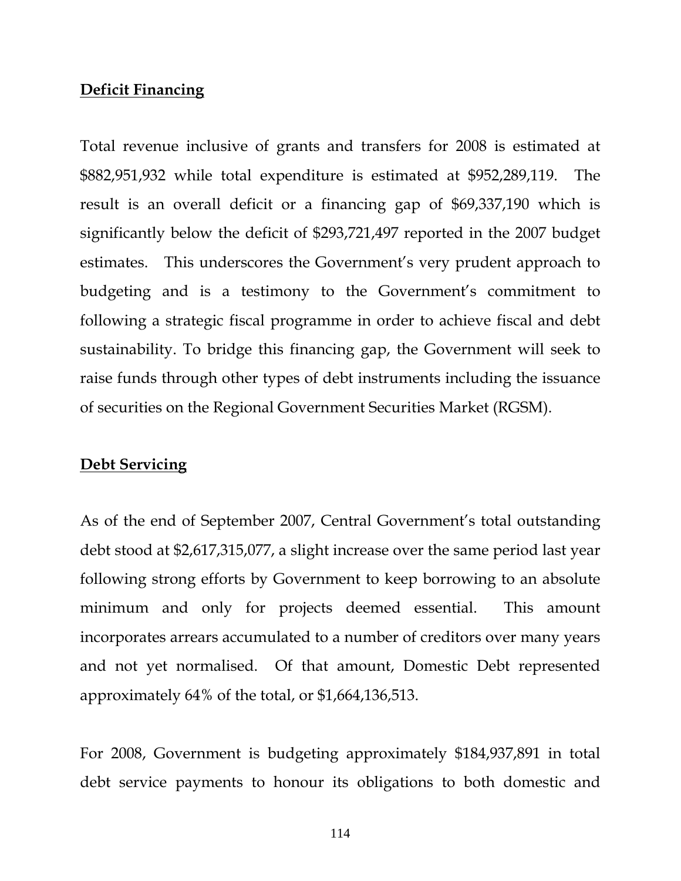**Deficit Financing**

Total revenue inclusive of grants and transfers for 2008 is estimated at $882,951,932 while total expenditure is estimated at $952,289,119. The result is an overall deficit or a financing gap of $69,337,190 which is significantly below the deficit of $293,721,497 reported in the 2007 budget estimates. This underscores the Government's very prudent approach to budgeting and is a testimony to the Government's commitment to following a strategic fiscal programme in order to achieve fiscal and debt sustainability. To bridge this financing gap, the Government will seek to raise funds through other types of debt instruments including the issuance of securities on the Regional Government Securities Market (RGSM).

**Debt Servicing**

As of the end of September 2007, Central Government's total outstanding debt stood at $2,617,315,077, a slight increase over the same period last year following strong efforts by Government to keep borrowing to an absolute minimum and only for projects deemed essential. This amount incorporates arrears accumulated to a number of creditors over many years and not yet normalised. Of that amount, Domestic Debt represented approximately 64% of the total, or $1,664,136,513.

For 2008, Government is budgeting approximately $184,937,891 in total debt service payments to honour its obligations to both domestic and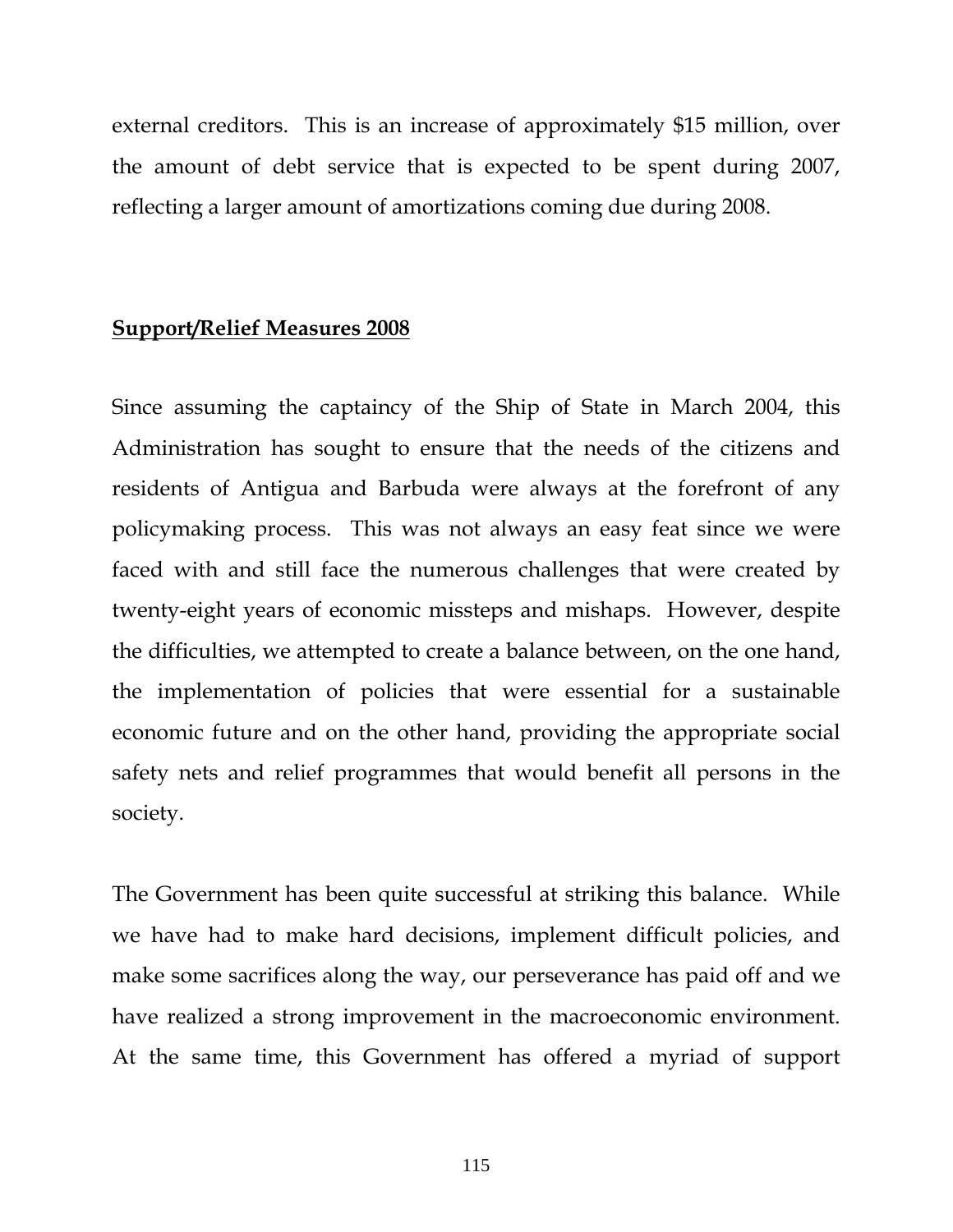external creditors. This is an increase of approximately $15 million, over the amount of debt service that is expected to be spent during 2007, reflecting a larger amount of amortizations coming due during 2008.

**Support/Relief Measures 2008**

Since assuming the captaincy of the Ship of State in March 2004, this Administration has sought to ensure that the needs of the citizens and residents of Antigua and Barbuda were always at the forefront of any policymaking process. This was not always an easy feat since we were faced with and still face the numerous challenges that were created by twenty-eight years of economic missteps and mishaps. However, despite the difficulties, we attempted to create a balance between, on the one hand, the implementation of policies that were essential for a sustainable economic future and on the other hand, providing the appropriate social safety nets and relief programmes that would benefit all persons in the society.

The Government has been quite successful at striking this balance. While we have had to make hard decisions, implement difficult policies, and make some sacrifices along the way, our perseverance has paid off and we have realized a strong improvement in the macroeconomic environment. At the same time, this Government has offered a myriad of support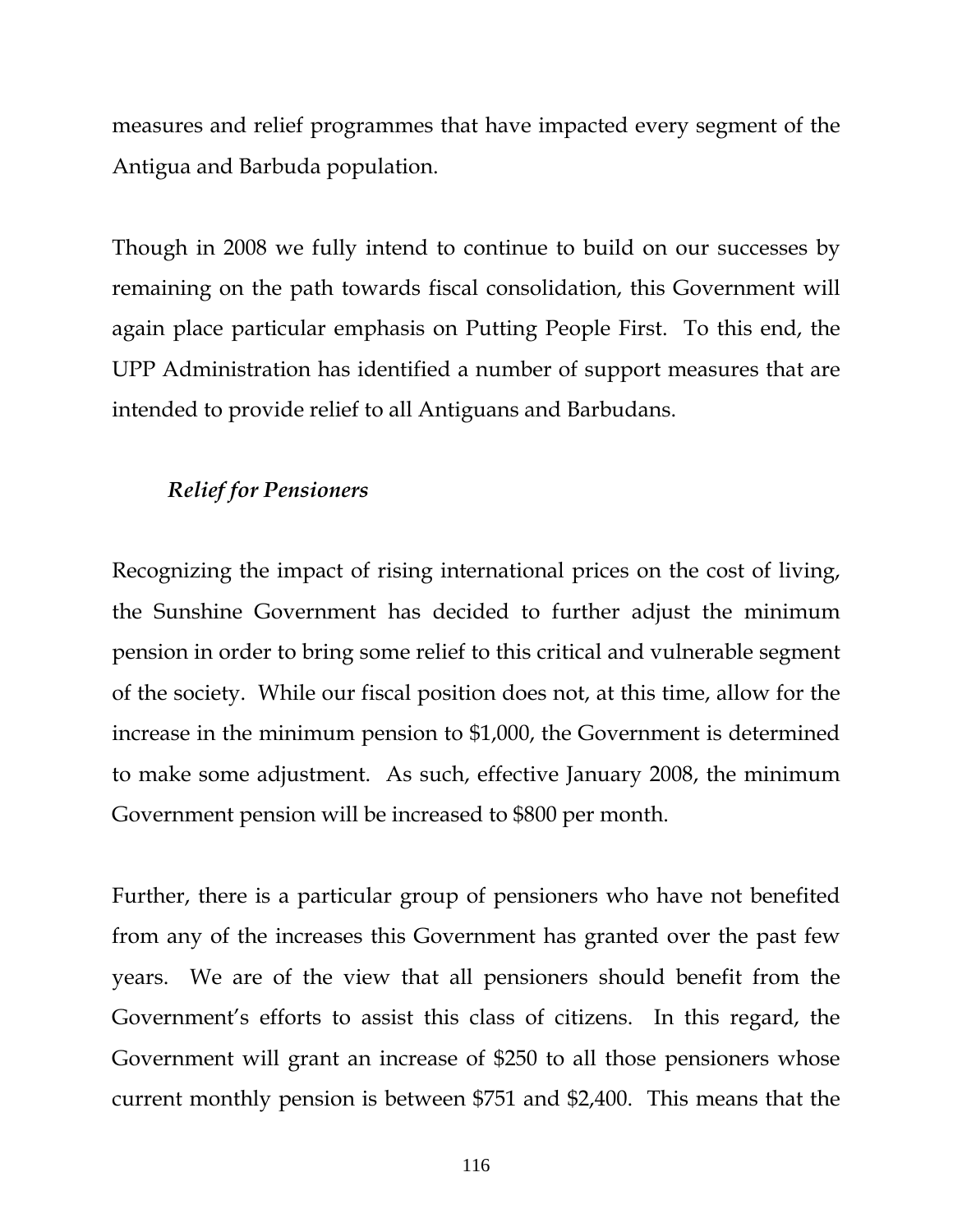measures and relief programmes that have impacted every segment of the Antigua and Barbuda population.

Though in 2008 we fully intend to continue to build on our successes by remaining on the path towards fiscal consolidation, this Government will again place particular emphasis on Putting People First. To this end, the UPP Administration has identified a number of support measures that are intended to provide relief to all Antiguans and Barbudans.

***Relief for Pensioners***

Recognizing the impact of rising international prices on the cost of living, the Sunshine Government has decided to further adjust the minimum pension in order to bring some relief to this critical and vulnerable segment of the society. While our fiscal position does not, at this time, allow for the increase in the minimum pension to $1,000, the Government is determined to make some adjustment. As such, effective January 2008, the minimum Government pension will be increased to $800 per month.

Further, there is a particular group of pensioners who have not benefited from any of the increases this Government has granted over the past few years. We are of the view that all pensioners should benefit from the Government's efforts to assist this class of citizens. In this regard, the Government will grant an increase of $250 to all those pensioners whose current monthly pension is between $751 and $2,400. This means that the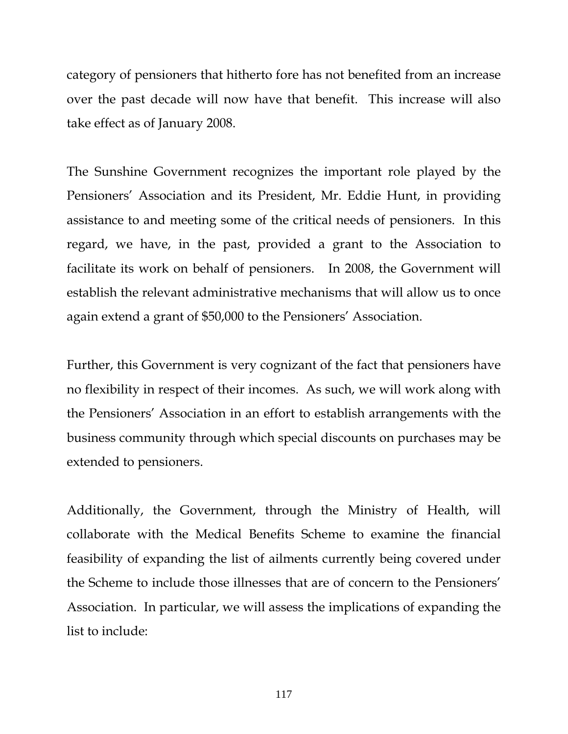category of pensioners that hitherto fore has not benefited from an increase over the past decade will now have that benefit. This increase will also take effect as of January 2008.

The Sunshine Government recognizes the important role played by the Pensioners' Association and its President, Mr. Eddie Hunt, in providing assistance to and meeting some of the critical needs of pensioners. In this regard, we have, in the past, provided a grant to the Association to facilitate its work on behalf of pensioners. In 2008, the Government will establish the relevant administrative mechanisms that will allow us to once again extend a grant of $50,000 to the Pensioners' Association.

Further, this Government is very cognizant of the fact that pensioners have no flexibility in respect of their incomes. As such, we will work along with the Pensioners' Association in an effort to establish arrangements with the business community through which special discounts on purchases may be extended to pensioners.

Additionally, the Government, through the Ministry of Health, will collaborate with the Medical Benefits Scheme to examine the financial feasibility of expanding the list of ailments currently being covered under the Scheme to include those illnesses that are of concern to the Pensioners' Association. In particular, we will assess the implications of expanding the list to include: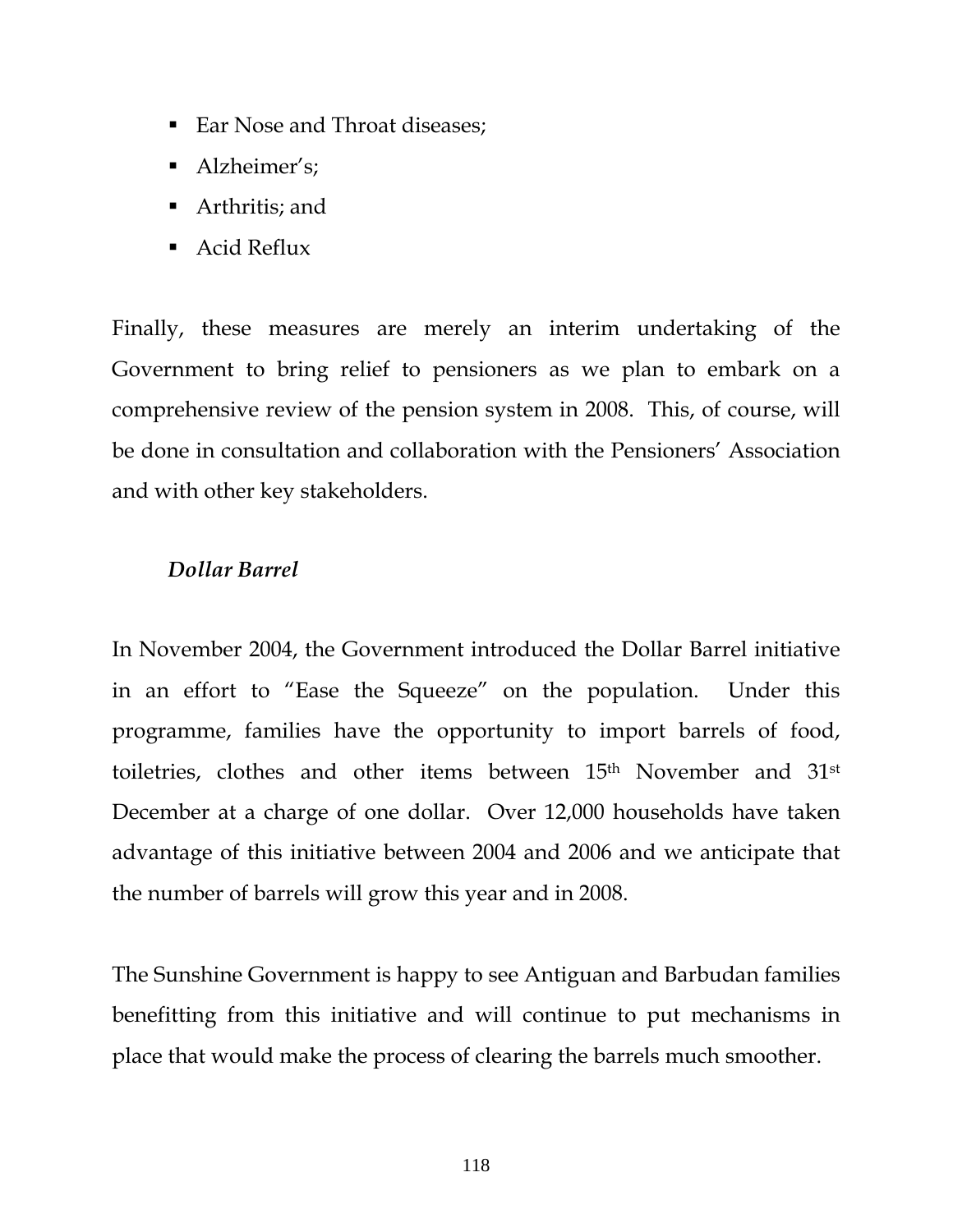- Ear Nose and Throat diseases;
- Alzheimer's;
- Arthritis; and
- Acid Reflux

Finally, these measures are merely an interim undertaking of the Government to bring relief to pensioners as we plan to embark on a comprehensive review of the pension system in 2008. This, of course, will be done in consultation and collaboration with the Pensioners' Association and with other key stakeholders.

***Dollar Barrel***

In November 2004, the Government introduced the Dollar Barrel initiative in an effort to "Ease the Squeeze" on the population. Under this programme, families have the opportunity to import barrels of food, toiletries, clothes and other items between 15th November and 31st December at a charge of one dollar. Over 12,000 households have taken advantage of this initiative between 2004 and 2006 and we anticipate that the number of barrels will grow this year and in 2008.

The Sunshine Government is happy to see Antiguan and Barbudan families benefitting from this initiative and will continue to put mechanisms in place that would make the process of clearing the barrels much smoother.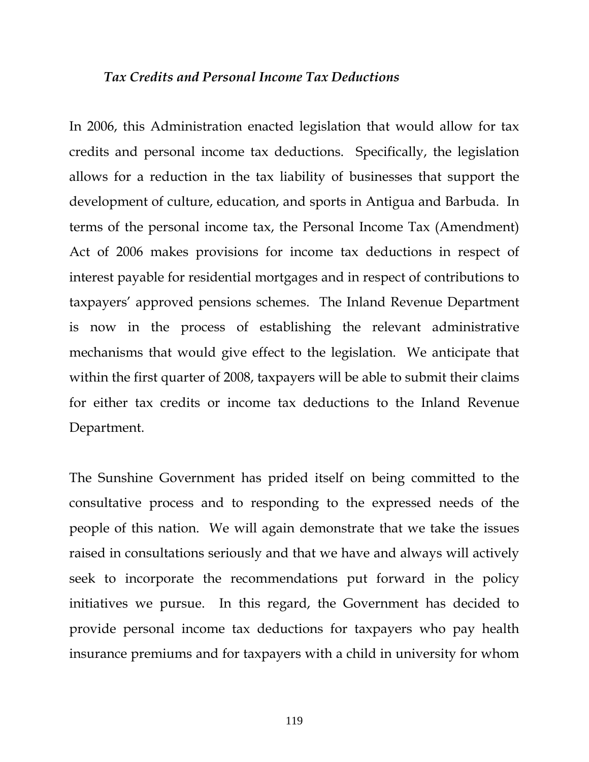### *Tax Credits and Personal Income Tax Deductions*

In 2006, this Administration enacted legislation that would allow for tax credits and personal income tax deductions. Specifically, the legislation allows for a reduction in the tax liability of businesses that support the development of culture, education, and sports in Antigua and Barbuda. In terms of the personal income tax, the Personal Income Tax (Amendment) Act of 2006 makes provisions for income tax deductions in respect of interest payable for residential mortgages and in respect of contributions to taxpayers' approved pensions schemes. The Inland Revenue Department is now in the process of establishing the relevant administrative mechanisms that would give effect to the legislation. We anticipate that within the first quarter of 2008, taxpayers will be able to submit their claims for either tax credits or income tax deductions to the Inland Revenue Department.

The Sunshine Government has prided itself on being committed to the consultative process and to responding to the expressed needs of the people of this nation. We will again demonstrate that we take the issues raised in consultations seriously and that we have and always will actively seek to incorporate the recommendations put forward in the policy initiatives we pursue. In this regard, the Government has decided to provide personal income tax deductions for taxpayers who pay health insurance premiums and for taxpayers with a child in university for whom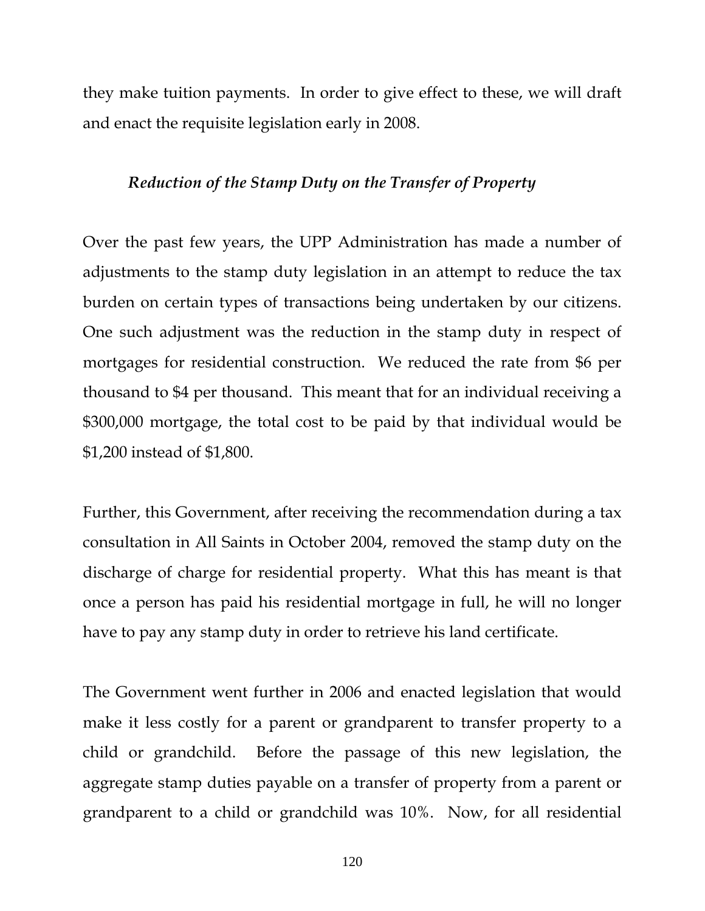they make tuition payments. In order to give effect to these, we will draft and enact the requisite legislation early in 2008.

### *Reduction of the Stamp Duty on the Transfer of Property*

Over the past few years, the UPP Administration has made a number of adjustments to the stamp duty legislation in an attempt to reduce the tax burden on certain types of transactions being undertaken by our citizens. One such adjustment was the reduction in the stamp duty in respect of mortgages for residential construction. We reduced the rate from $6 per thousand to $4 per thousand. This meant that for an individual receiving a $300,000 mortgage, the total cost to be paid by that individual would be $1,200 instead of $1,800.

Further, this Government, after receiving the recommendation during a tax consultation in All Saints in October 2004, removed the stamp duty on the discharge of charge for residential property. What this has meant is that once a person has paid his residential mortgage in full, he will no longer have to pay any stamp duty in order to retrieve his land certificate.

The Government went further in 2006 and enacted legislation that would make it less costly for a parent or grandparent to transfer property to a child or grandchild. Before the passage of this new legislation, the aggregate stamp duties payable on a transfer of property from a parent or grandparent to a child or grandchild was 10%. Now, for all residential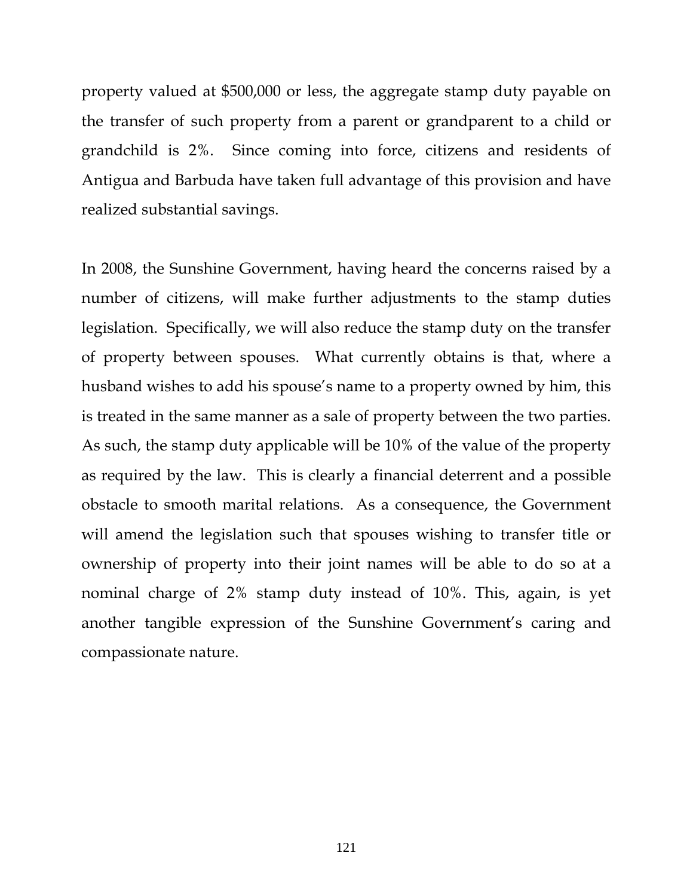property valued at $500,000 or less, the aggregate stamp duty payable on the transfer of such property from a parent or grandparent to a child or grandchild is 2%. Since coming into force, citizens and residents of Antigua and Barbuda have taken full advantage of this provision and have realized substantial savings.

In 2008, the Sunshine Government, having heard the concerns raised by a number of citizens, will make further adjustments to the stamp duties legislation. Specifically, we will also reduce the stamp duty on the transfer of property between spouses. What currently obtains is that, where a husband wishes to add his spouse's name to a property owned by him, this is treated in the same manner as a sale of property between the two parties. As such, the stamp duty applicable will be 10% of the value of the property as required by the law. This is clearly a financial deterrent and a possible obstacle to smooth marital relations. As a consequence, the Government will amend the legislation such that spouses wishing to transfer title or ownership of property into their joint names will be able to do so at a nominal charge of 2% stamp duty instead of 10%. This, again, is yet another tangible expression of the Sunshine Government's caring and compassionate nature.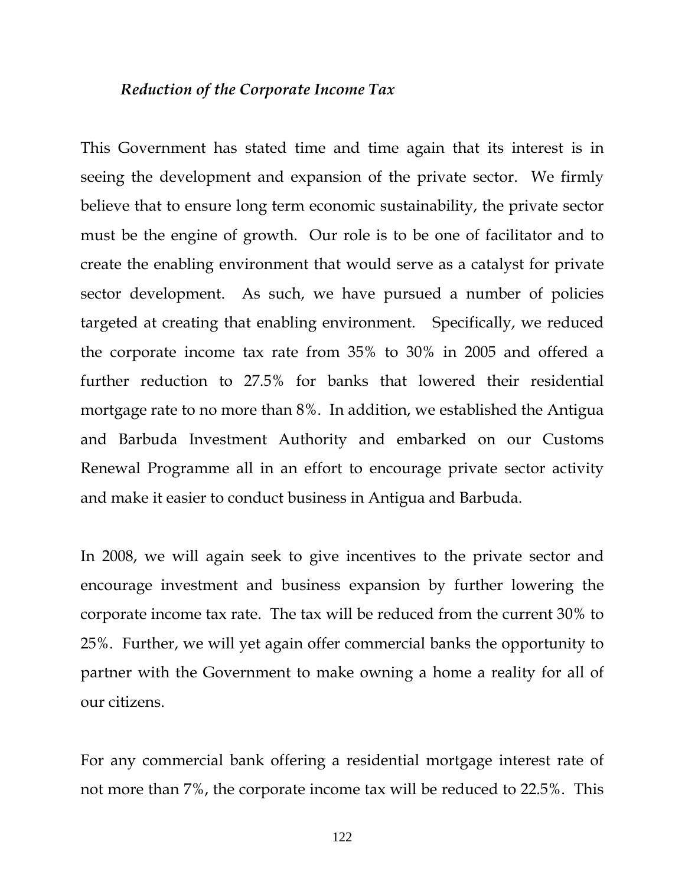### *Reduction of the Corporate Income Tax*

This Government has stated time and time again that its interest is in seeing the development and expansion of the private sector. We firmly believe that to ensure long term economic sustainability, the private sector must be the engine of growth. Our role is to be one of facilitator and to create the enabling environment that would serve as a catalyst for private sector development. As such, we have pursued a number of policies targeted at creating that enabling environment. Specifically, we reduced the corporate income tax rate from 35% to 30% in 2005 and offered a further reduction to 27.5% for banks that lowered their residential mortgage rate to no more than 8%. In addition, we established the Antigua and Barbuda Investment Authority and embarked on our Customs Renewal Programme all in an effort to encourage private sector activity and make it easier to conduct business in Antigua and Barbuda.

In 2008, we will again seek to give incentives to the private sector and encourage investment and business expansion by further lowering the corporate income tax rate. The tax will be reduced from the current 30% to 25%. Further, we will yet again offer commercial banks the opportunity to partner with the Government to make owning a home a reality for all of our citizens.

For any commercial bank offering a residential mortgage interest rate of not more than 7%, the corporate income tax will be reduced to 22.5%. This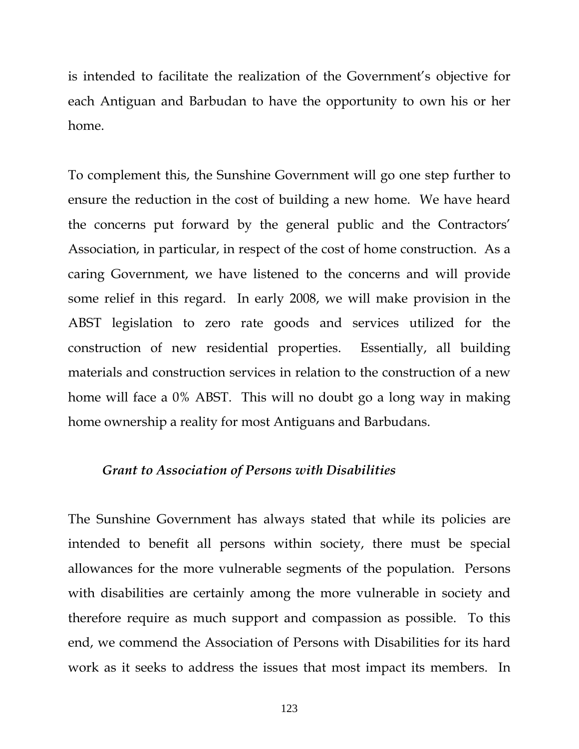is intended to facilitate the realization of the Government's objective for each Antiguan and Barbudan to have the opportunity to own his or her home.

To complement this, the Sunshine Government will go one step further to ensure the reduction in the cost of building a new home. We have heard the concerns put forward by the general public and the Contractors' Association, in particular, in respect of the cost of home construction. As a caring Government, we have listened to the concerns and will provide some relief in this regard. In early 2008, we will make provision in the ABST legislation to zero rate goods and services utilized for the construction of new residential properties. Essentially, all building materials and construction services in relation to the construction of a new home will face a 0% ABST. This will no doubt go a long way in making home ownership a reality for most Antiguans and Barbudans.

### *Grant to Association of Persons with Disabilities*

The Sunshine Government has always stated that while its policies are intended to benefit all persons within society, there must be special allowances for the more vulnerable segments of the population. Persons with disabilities are certainly among the more vulnerable in society and therefore require as much support and compassion as possible. To this end, we commend the Association of Persons with Disabilities for its hard work as it seeks to address the issues that most impact its members. In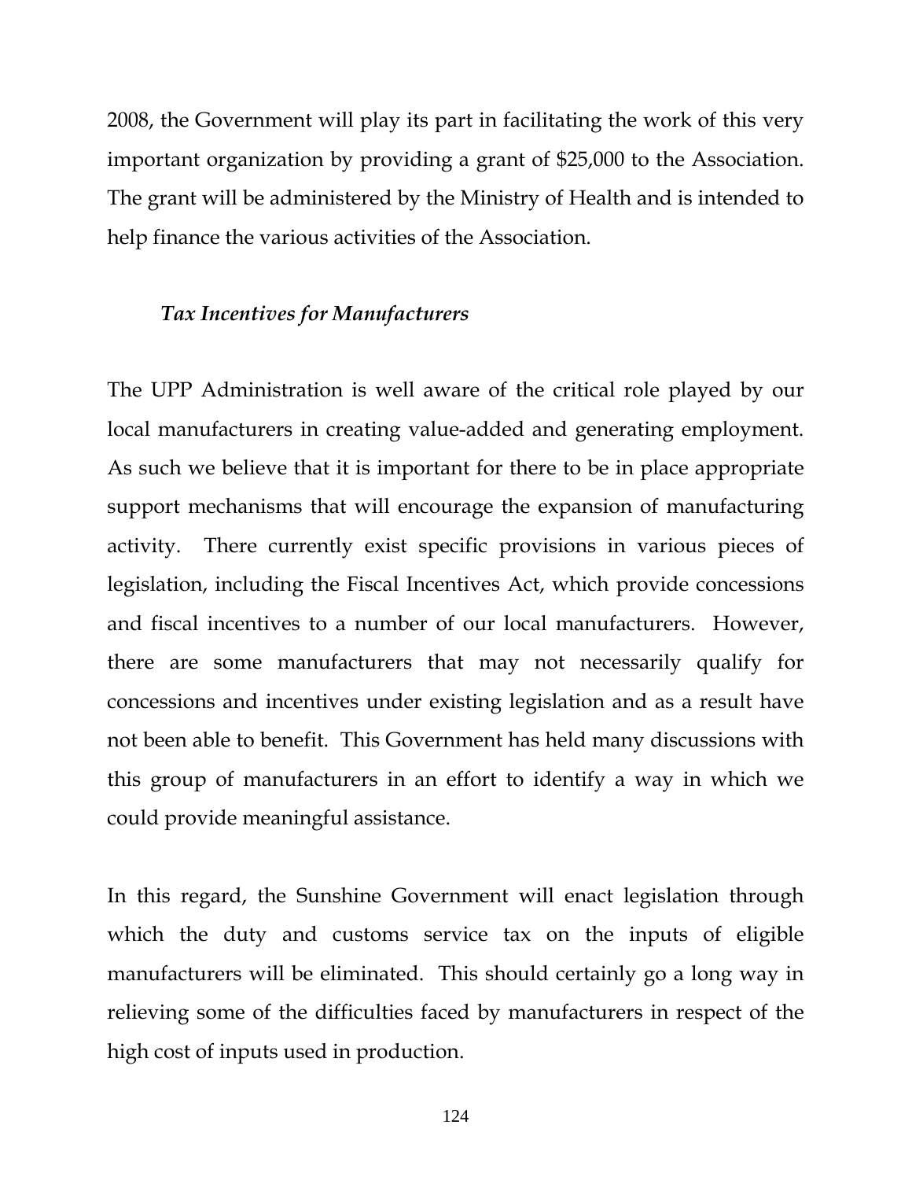2008, the Government will play its part in facilitating the work of this very important organization by providing a grant of $25,000 to the Association. The grant will be administered by the Ministry of Health and is intended to help finance the various activities of the Association.

***Tax Incentives for Manufacturers***

The UPP Administration is well aware of the critical role played by our local manufacturers in creating value-added and generating employment. As such we believe that it is important for there to be in place appropriate support mechanisms that will encourage the expansion of manufacturing activity. There currently exist specific provisions in various pieces of legislation, including the Fiscal Incentives Act, which provide concessions and fiscal incentives to a number of our local manufacturers. However, there are some manufacturers that may not necessarily qualify for concessions and incentives under existing legislation and as a result have not been able to benefit. This Government has held many discussions with this group of manufacturers in an effort to identify a way in which we could provide meaningful assistance.

In this regard, the Sunshine Government will enact legislation through which the duty and customs service tax on the inputs of eligible manufacturers will be eliminated. This should certainly go a long way in relieving some of the difficulties faced by manufacturers in respect of the high cost of inputs used in production.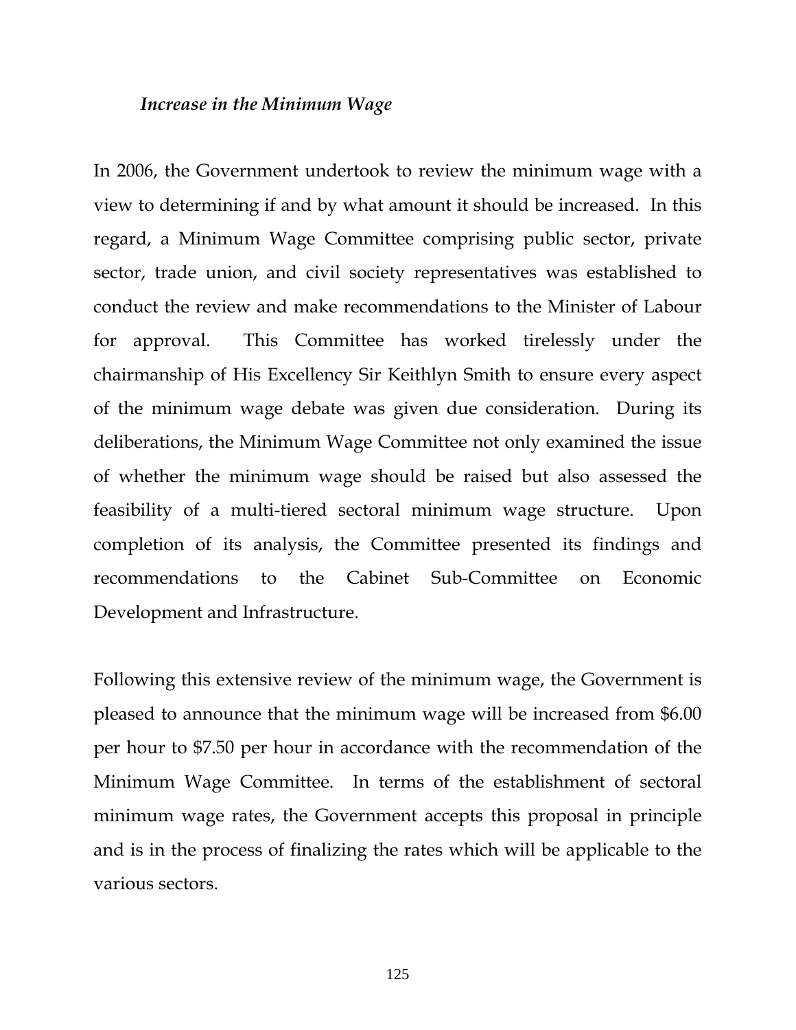### *Increase in the Minimum Wage*

In 2006, the Government undertook to review the minimum wage with a view to determining if and by what amount it should be increased. In this regard, a Minimum Wage Committee comprising public sector, private sector, trade union, and civil society representatives was established to conduct the review and make recommendations to the Minister of Labour for approval. This Committee has worked tirelessly under the chairmanship of His Excellency Sir Keithlyn Smith to ensure every aspect of the minimum wage debate was given due consideration. During its deliberations, the Minimum Wage Committee not only examined the issue of whether the minimum wage should be raised but also assessed the feasibility of a multi-tiered sectoral minimum wage structure. Upon completion of its analysis, the Committee presented its findings and recommendations to the Cabinet Sub-Committee on Economic Development and Infrastructure.

Following this extensive review of the minimum wage, the Government is pleased to announce that the minimum wage will be increased from $6.00 per hour to $7.50 per hour in accordance with the recommendation of the Minimum Wage Committee. In terms of the establishment of sectoral minimum wage rates, the Government accepts this proposal in principle and is in the process of finalizing the rates which will be applicable to the various sectors.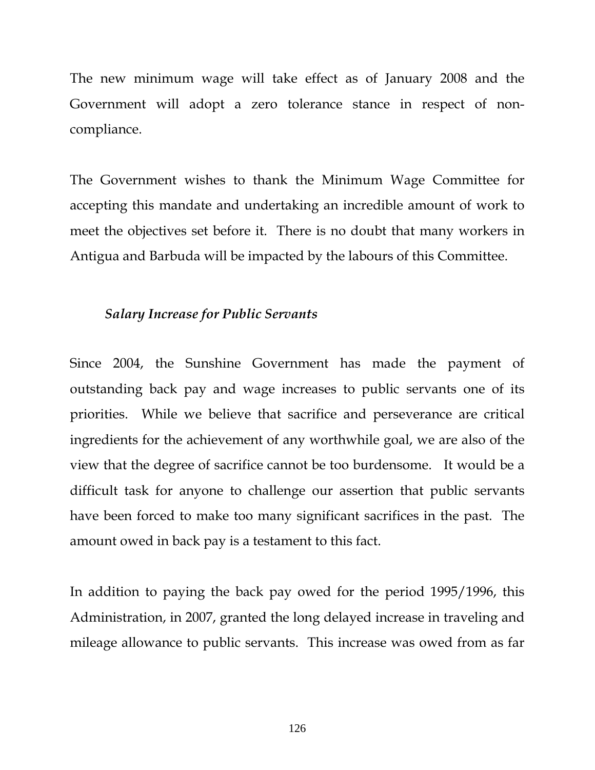The new minimum wage will take effect as of January 2008 and the Government will adopt a zero tolerance stance in respect of non-compliance.

The Government wishes to thank the Minimum Wage Committee for accepting this mandate and undertaking an incredible amount of work to meet the objectives set before it. There is no doubt that many workers in Antigua and Barbuda will be impacted by the labours of this Committee.

### *Salary Increase for Public Servants*

Since 2004, the Sunshine Government has made the payment of outstanding back pay and wage increases to public servants one of its priorities. While we believe that sacrifice and perseverance are critical ingredients for the achievement of any worthwhile goal, we are also of the view that the degree of sacrifice cannot be too burdensome. It would be a difficult task for anyone to challenge our assertion that public servants have been forced to make too many significant sacrifices in the past. The amount owed in back pay is a testament to this fact.

In addition to paying the back pay owed for the period 1995/1996, this Administration, in 2007, granted the long delayed increase in traveling and mileage allowance to public servants. This increase was owed from as far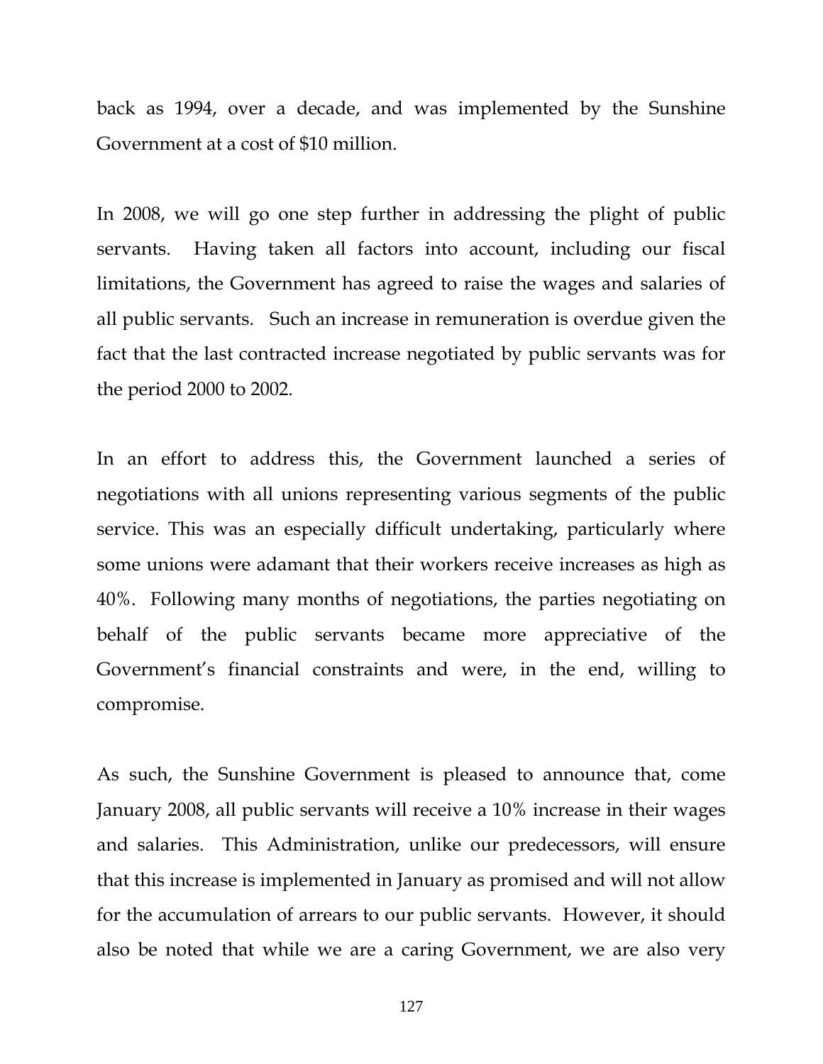back as 1994, over a decade, and was implemented by the Sunshine Government at a cost of $10 million.

In 2008, we will go one step further in addressing the plight of public servants. Having taken all factors into account, including our fiscal limitations, the Government has agreed to raise the wages and salaries of all public servants. Such an increase in remuneration is overdue given the fact that the last contracted increase negotiated by public servants was for the period 2000 to 2002.

In an effort to address this, the Government launched a series of negotiations with all unions representing various segments of the public service. This was an especially difficult undertaking, particularly where some unions were adamant that their workers receive increases as high as 40%. Following many months of negotiations, the parties negotiating on behalf of the public servants became more appreciative of the Government's financial constraints and were, in the end, willing to compromise.

As such, the Sunshine Government is pleased to announce that, come January 2008, all public servants will receive a 10% increase in their wages and salaries. This Administration, unlike our predecessors, will ensure that this increase is implemented in January as promised and will not allow for the accumulation of arrears to our public servants. However, it should also be noted that while we are a caring Government, we are also very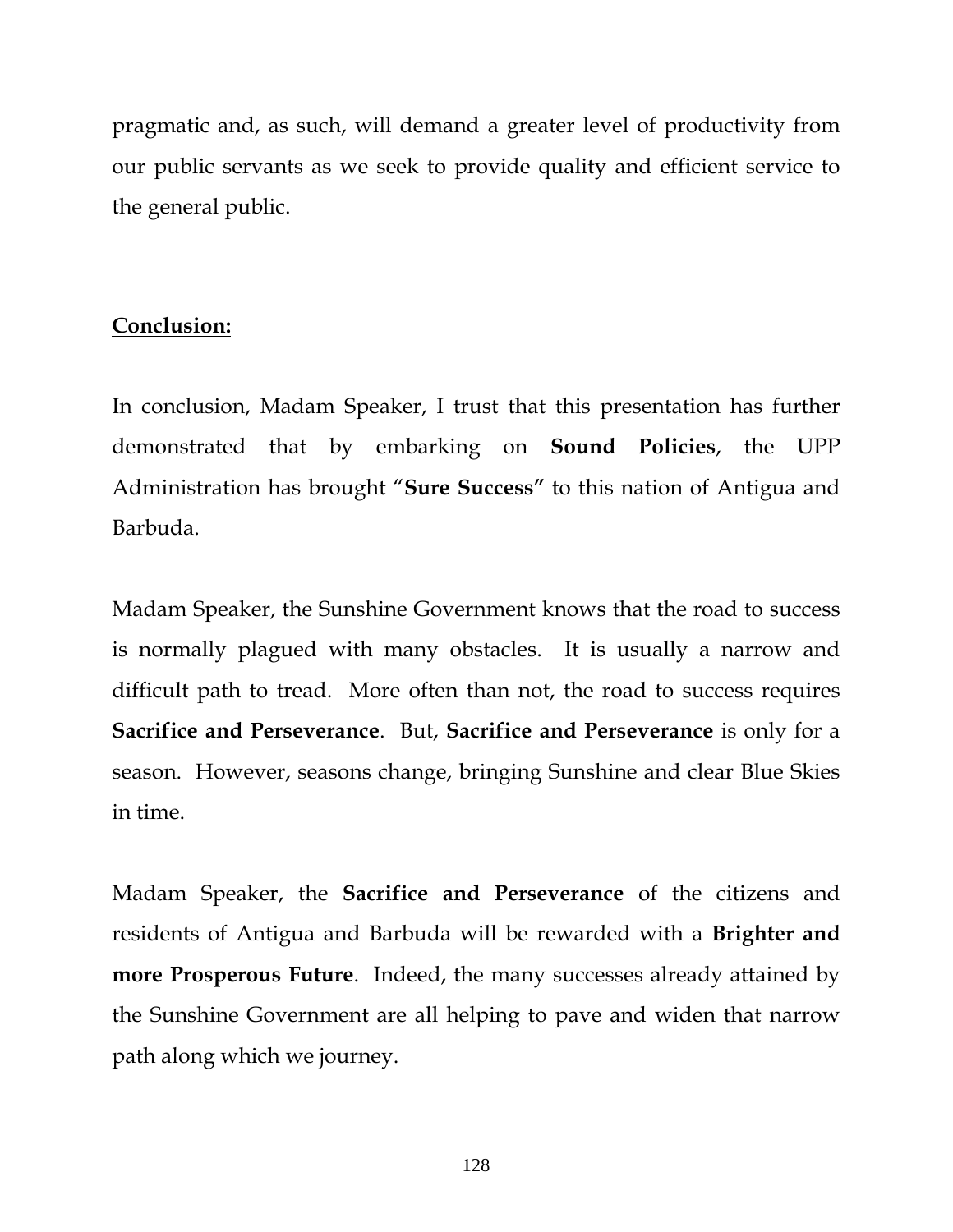pragmatic and, as such, will demand a greater level of productivity from our public servants as we seek to provide quality and efficient service to the general public.

## Conclusion:

In conclusion, Madam Speaker, I trust that this presentation has further demonstrated that by embarking on **Sound Policies**, the UPP Administration has brought "**Sure Success"** to this nation of Antigua and Barbuda.

Madam Speaker, the Sunshine Government knows that the road to success is normally plagued with many obstacles. It is usually a narrow and difficult path to tread. More often than not, the road to success requires **Sacrifice and Perseverance**. But, **Sacrifice and Perseverance** is only for a season. However, seasons change, bringing Sunshine and clear Blue Skies in time.

Madam Speaker, the **Sacrifice and Perseverance** of the citizens and residents of Antigua and Barbuda will be rewarded with a **Brighter and more Prosperous Future**. Indeed, the many successes already attained by the Sunshine Government are all helping to pave and widen that narrow path along which we journey.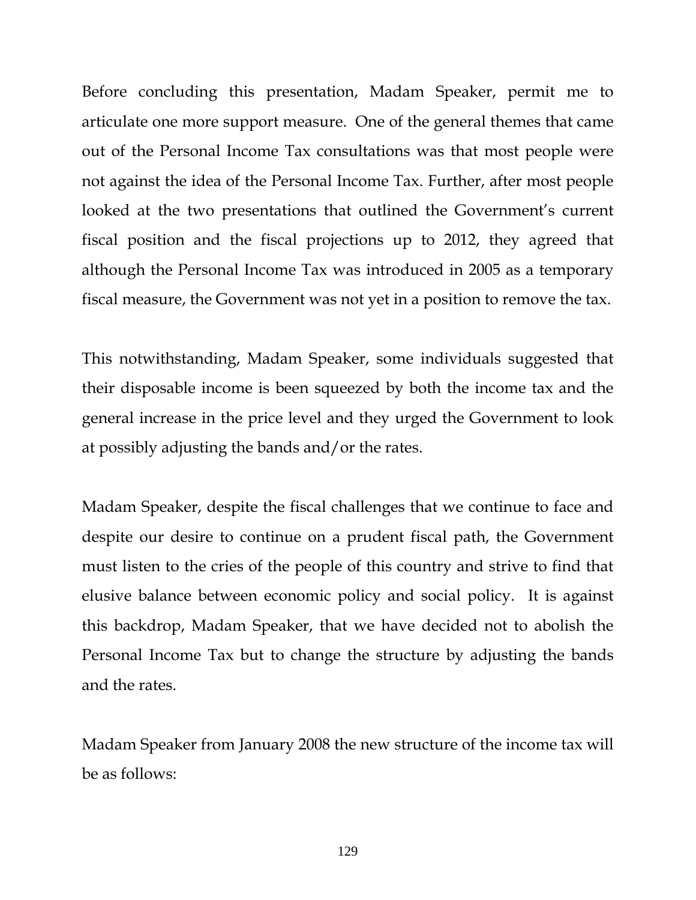Before concluding this presentation, Madam Speaker, permit me to articulate one more support measure. One of the general themes that came out of the Personal Income Tax consultations was that most people were not against the idea of the Personal Income Tax. Further, after most people looked at the two presentations that outlined the Government's current fiscal position and the fiscal projections up to 2012, they agreed that although the Personal Income Tax was introduced in 2005 as a temporary fiscal measure, the Government was not yet in a position to remove the tax.

This notwithstanding, Madam Speaker, some individuals suggested that their disposable income is been squeezed by both the income tax and the general increase in the price level and they urged the Government to look at possibly adjusting the bands and/or the rates.

Madam Speaker, despite the fiscal challenges that we continue to face and despite our desire to continue on a prudent fiscal path, the Government must listen to the cries of the people of this country and strive to find that elusive balance between economic policy and social policy. It is against this backdrop, Madam Speaker, that we have decided not to abolish the Personal Income Tax but to change the structure by adjusting the bands and the rates.

Madam Speaker from January 2008 the new structure of the income tax will be as follows: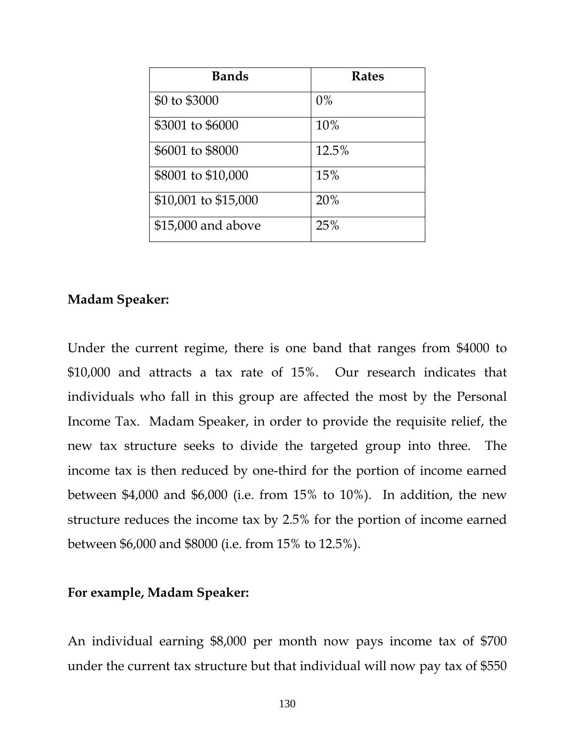| Bands | Rates |
| --- | --- |
| $0 to $3000 | 0% |
| $3001 to $6000 | 10% |
| $6001 to $8000 | 12.5% |
| $8001 to $10,000 | 15% |
| $10,001 to $15,000 | 20% |
| $15,000 and above | 25% |

**Madam Speaker:**

Under the current regime, there is one band that ranges from $4000 to $10,000 and attracts a tax rate of 15%. Our research indicates that individuals who fall in this group are affected the most by the Personal Income Tax. Madam Speaker, in order to provide the requisite relief, the new tax structure seeks to divide the targeted group into three. The income tax is then reduced by one-third for the portion of income earned between $4,000 and $6,000 (i.e. from 15% to 10%). In addition, the new structure reduces the income tax by 2.5% for the portion of income earned between $6,000 and $8000 (i.e. from 15% to 12.5%).

**For example, Madam Speaker:**

An individual earning $8,000 per month now pays income tax of $700 under the current tax structure but that individual will now pay tax of $550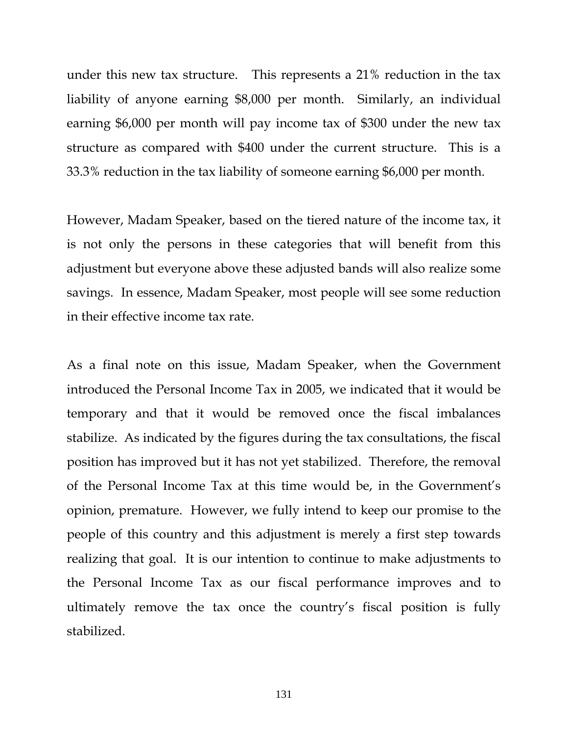under this new tax structure. This represents a 21% reduction in the tax liability of anyone earning $8,000 per month. Similarly, an individual earning $6,000 per month will pay income tax of $300 under the new tax structure as compared with $400 under the current structure. This is a 33.3% reduction in the tax liability of someone earning $6,000 per month.

However, Madam Speaker, based on the tiered nature of the income tax, it is not only the persons in these categories that will benefit from this adjustment but everyone above these adjusted bands will also realize some savings. In essence, Madam Speaker, most people will see some reduction in their effective income tax rate.

As a final note on this issue, Madam Speaker, when the Government introduced the Personal Income Tax in 2005, we indicated that it would be temporary and that it would be removed once the fiscal imbalances stabilize. As indicated by the figures during the tax consultations, the fiscal position has improved but it has not yet stabilized. Therefore, the removal of the Personal Income Tax at this time would be, in the Government's opinion, premature. However, we fully intend to keep our promise to the people of this country and this adjustment is merely a first step towards realizing that goal. It is our intention to continue to make adjustments to the Personal Income Tax as our fiscal performance improves and to ultimately remove the tax once the country's fiscal position is fully stabilized.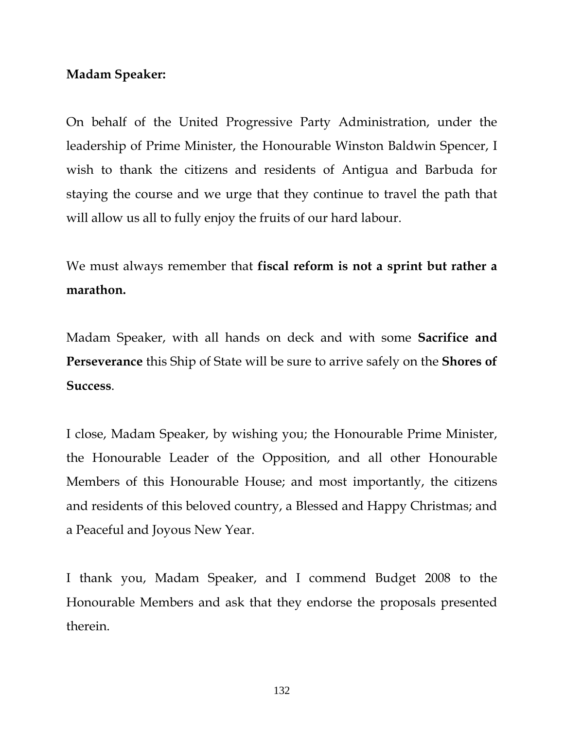**Madam Speaker:**

On behalf of the United Progressive Party Administration, under the leadership of Prime Minister, the Honourable Winston Baldwin Spencer, I wish to thank the citizens and residents of Antigua and Barbuda for staying the course and we urge that they continue to travel the path that will allow us all to fully enjoy the fruits of our hard labour.

We must always remember that **fiscal reform is not a sprint but rather a marathon.**

Madam Speaker, with all hands on deck and with some **Sacrifice and Perseverance** this Ship of State will be sure to arrive safely on the **Shores of Success**.

I close, Madam Speaker, by wishing you; the Honourable Prime Minister, the Honourable Leader of the Opposition, and all other Honourable Members of this Honourable House; and most importantly, the citizens and residents of this beloved country, a Blessed and Happy Christmas; and a Peaceful and Joyous New Year.

I thank you, Madam Speaker, and I commend Budget 2008 to the Honourable Members and ask that they endorse the proposals presented therein.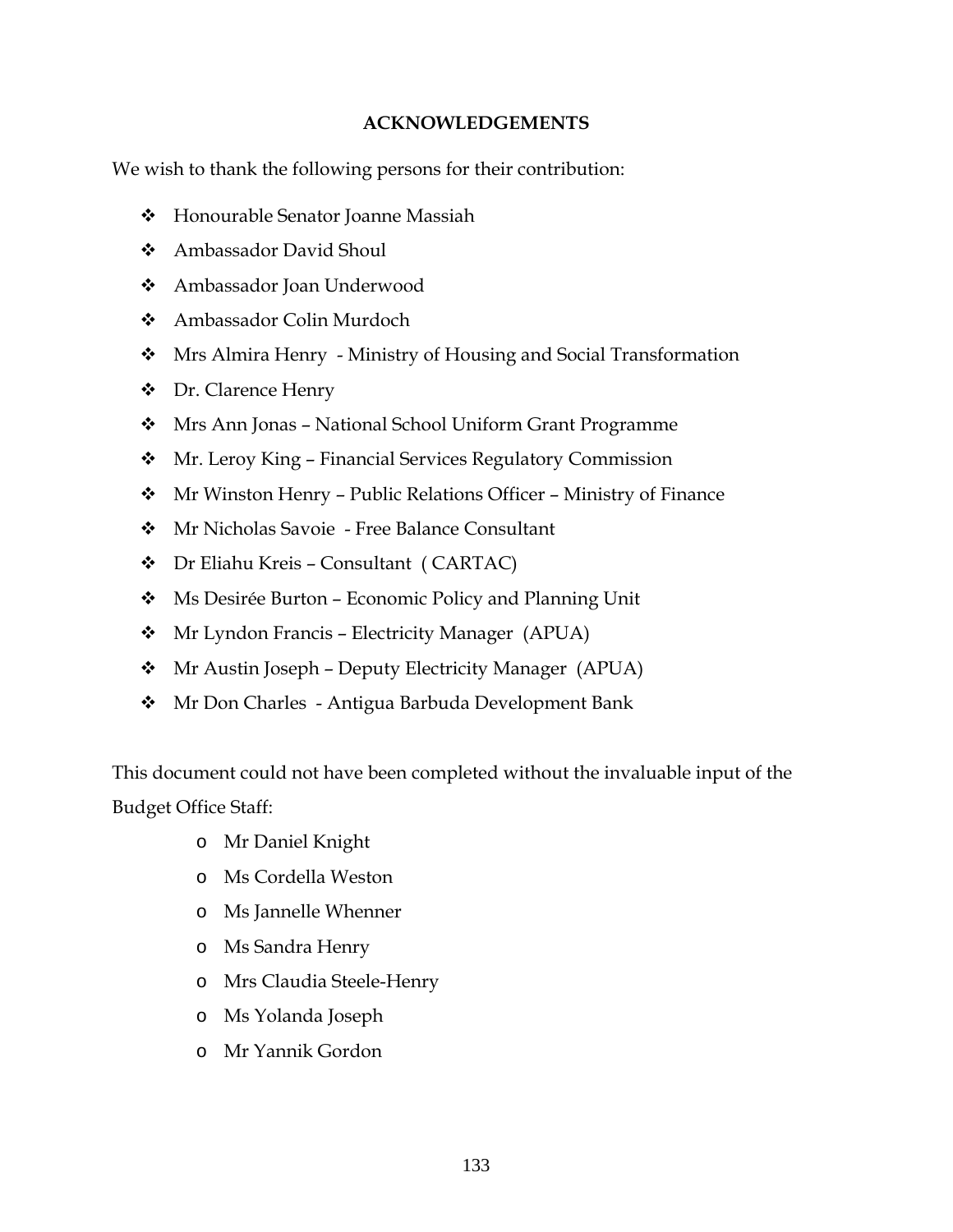## ACKNOWLEDGEMENTS

We wish to thank the following persons for their contribution:

- Honourable Senator Joanne Massiah
- Ambassador David Shoul
- Ambassador Joan Underwood
- Ambassador Colin Murdoch
- Mrs Almira Henry - Ministry of Housing and Social Transformation
- Dr. Clarence Henry
- Mrs Ann Jonas – National School Uniform Grant Programme
- Mr. Leroy King – Financial Services Regulatory Commission
- Mr Winston Henry – Public Relations Officer – Ministry of Finance
- Mr Nicholas Savoie - Free Balance Consultant
- Dr Eliahu Kreis – Consultant ( CARTAC)
- Ms Desirée Burton – Economic Policy and Planning Unit
- Mr Lyndon Francis – Electricity Manager (APUA)
- Mr Austin Joseph – Deputy Electricity Manager (APUA)
- Mr Don Charles - Antigua Barbuda Development Bank

This document could not have been completed without the invaluable input of the Budget Office Staff:

- Mr Daniel Knight
- Ms Cordella Weston
- Ms Jannelle Whenner
- Ms Sandra Henry
- Mrs Claudia Steele-Henry
- Ms Yolanda Joseph
- Mr Yannik Gordon